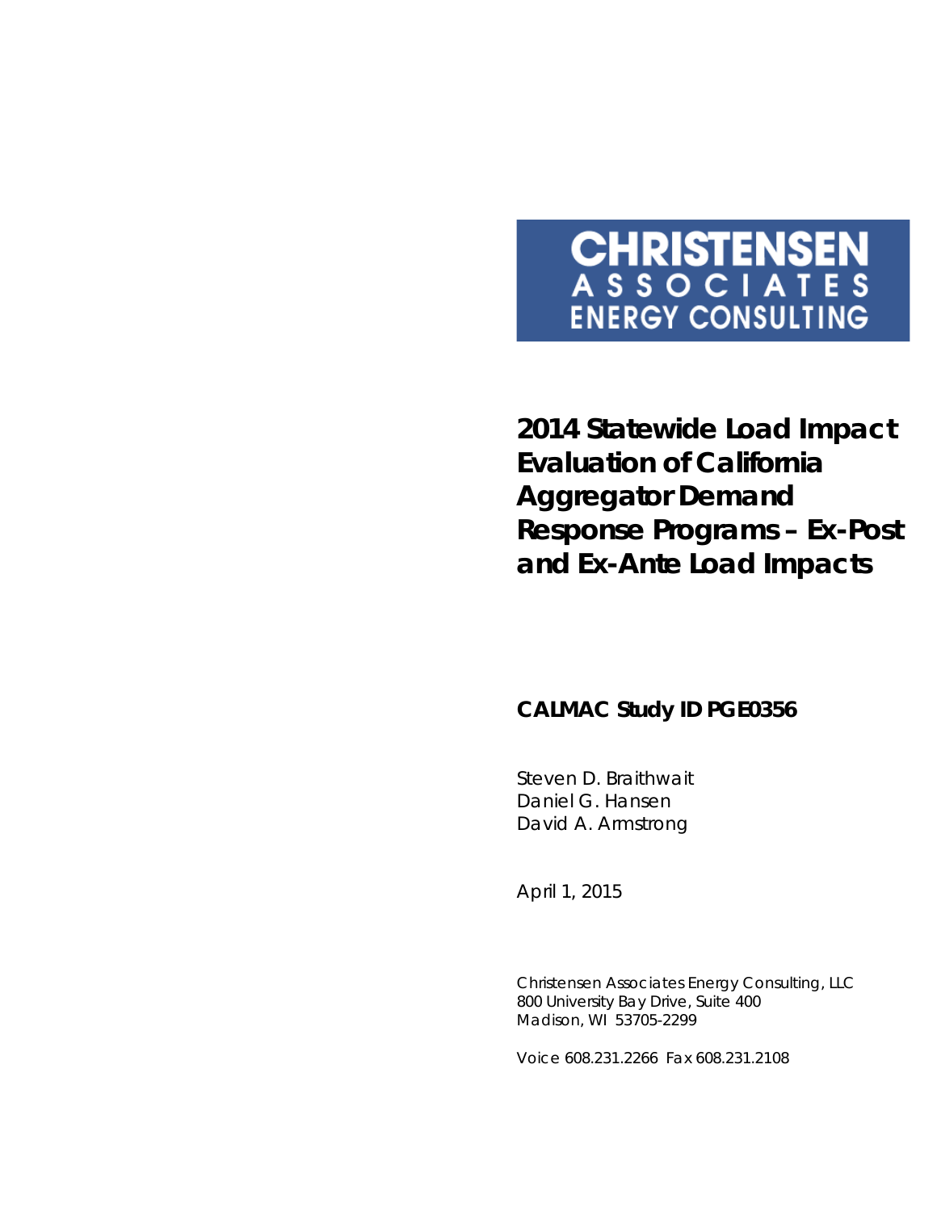**CHRISTENSEN**
**ASSOCIATES**
**ENERGY CONSULTING**

# 2014 Statewide Load Impact Evaluation of California Aggregator Demand Response Programs – Ex-Post and Ex-Ante Load Impacts

## CALMAC Study ID PGE0356

Steven D. Braithwait
Daniel G. Hansen
David A. Armstrong

April 1, 2015

Christensen Associates Energy Consulting, LLC
800 University Bay Drive, Suite 400
Madison, WI 53705-2299

Voice 608.231.2266 Fax 608.231.2108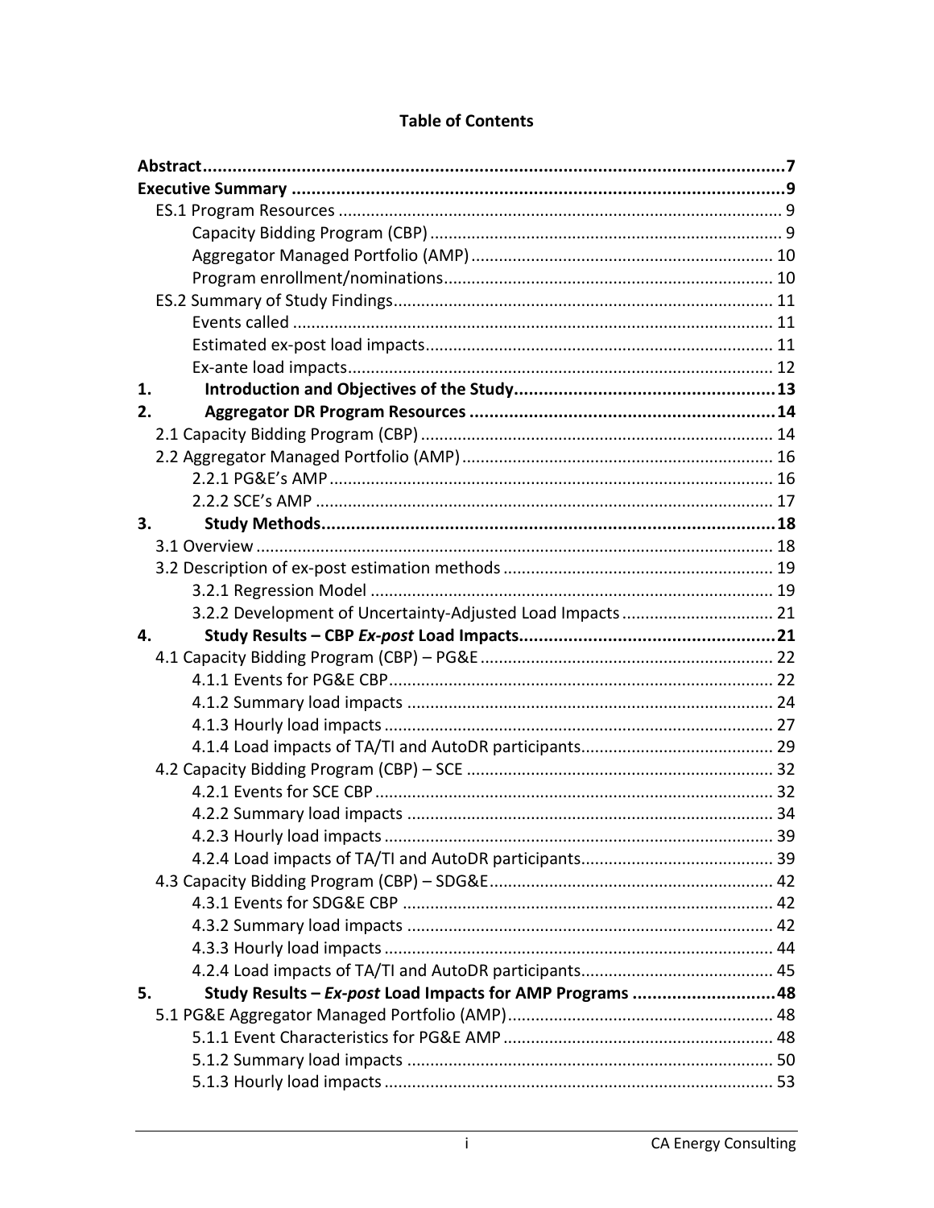# Table of Contents

**Abstract** .......... **7**

**Executive Summary** .......... **9**

- ES.1 Program Resources .......... 9
  - Capacity Bidding Program (CBP) .......... 9
  - Aggregator Managed Portfolio (AMP) .......... 10
  - Program enrollment/nominations .......... 10
- ES.2 Summary of Study Findings .......... 11
  - Events called .......... 11
  - Estimated ex-post load impacts .......... 11
  - Ex-ante load impacts .......... 12

**1. Introduction and Objectives of the Study** .......... **13**

**2. Aggregator DR Program Resources** .......... **14**

- 2.1 Capacity Bidding Program (CBP) .......... 14
- 2.2 Aggregator Managed Portfolio (AMP) .......... 16
  - 2.2.1 PG&E's AMP .......... 16
  - 2.2.2 SCE's AMP .......... 17

**3. Study Methods** .......... **18**

- 3.1 Overview .......... 18
- 3.2 Description of ex-post estimation methods .......... 19
  - 3.2.1 Regression Model .......... 19
  - 3.2.2 Development of Uncertainty-Adjusted Load Impacts .......... 21

**4. Study Results – CBP *Ex-post* Load Impacts** .......... **21**

- 4.1 Capacity Bidding Program (CBP) – PG&E .......... 22
  - 4.1.1 Events for PG&E CBP .......... 22
  - 4.1.2 Summary load impacts .......... 24
  - 4.1.3 Hourly load impacts .......... 27
  - 4.1.4 Load impacts of TA/TI and AutoDR participants .......... 29
- 4.2 Capacity Bidding Program (CBP) – SCE .......... 32
  - 4.2.1 Events for SCE CBP .......... 32
  - 4.2.2 Summary load impacts .......... 34
  - 4.2.3 Hourly load impacts .......... 39
  - 4.2.4 Load impacts of TA/TI and AutoDR participants .......... 39
- 4.3 Capacity Bidding Program (CBP) – SDG&E .......... 42
  - 4.3.1 Events for SDG&E CBP .......... 42
  - 4.3.2 Summary load impacts .......... 42
  - 4.3.3 Hourly load impacts .......... 44
  - 4.2.4 Load impacts of TA/TI and AutoDR participants .......... 45

**5. Study Results – *Ex-post* Load Impacts for AMP Programs** .......... **48**

- 5.1 PG&E Aggregator Managed Portfolio (AMP) .......... 48
  - 5.1.1 Event Characteristics for PG&E AMP .......... 48
  - 5.1.2 Summary load impacts .......... 50
  - 5.1.3 Hourly load impacts .......... 53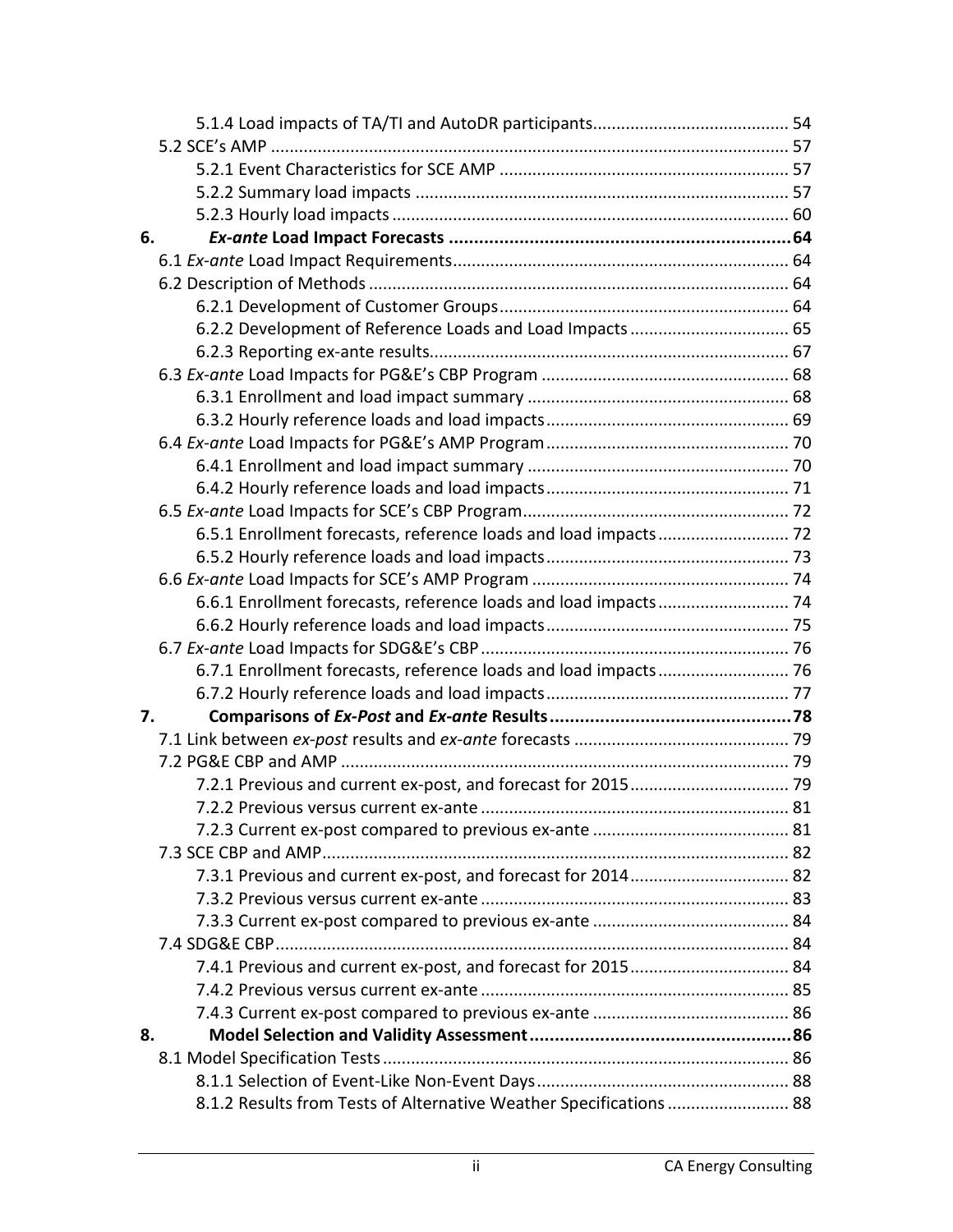5.1.4 Load impacts of TA/TI and AutoDR participants ......................................... 54

5.2 SCE's AMP ............................................................................................................ 57

5.2.1 Event Characteristics for SCE AMP ............................................................ 57

5.2.2 Summary load impacts ............................................................................... 57

5.2.3 Hourly load impacts .................................................................................... 60

**6. *Ex-ante* Load Impact Forecasts ................................................................... 64**

6.1 *Ex-ante* Load Impact Requirements ...................................................................... 64

6.2 Description of Methods ........................................................................................ 64

6.2.1 Development of Customer Groups ............................................................. 64

6.2.2 Development of Reference Loads and Load Impacts .................................. 65

6.2.3 Reporting ex-ante results ............................................................................ 67

6.3 *Ex-ante* Load Impacts for PG&E's CBP Program .................................................... 68

6.3.1 Enrollment and load impact summary ........................................................ 68

6.3.2 Hourly reference loads and load impacts .................................................... 69

6.4 *Ex-ante* Load Impacts for PG&E's AMP Program ................................................... 70

6.4.1 Enrollment and load impact summary ........................................................ 70

6.4.2 Hourly reference loads and load impacts .................................................... 71

6.5 *Ex-ante* Load Impacts for SCE's CBP Program ........................................................ 72

6.5.1 Enrollment forecasts, reference loads and load impacts ............................ 72

6.5.2 Hourly reference loads and load impacts .................................................... 73

6.6 *Ex-ante* Load Impacts for SCE's AMP Program ...................................................... 74

6.6.1 Enrollment forecasts, reference loads and load impacts ............................ 74

6.6.2 Hourly reference loads and load impacts .................................................... 75

6.7 *Ex-ante* Load Impacts for SDG&E's CBP ................................................................ 76

6.7.1 Enrollment forecasts, reference loads and load impacts ............................ 76

6.7.2 Hourly reference loads and load impacts .................................................... 77

**7. Comparisons of *Ex-Post* and *Ex-ante* Results ............................................... 78**

7.1 Link between *ex-post* results and *ex-ante* forecasts ............................................. 79

7.2 PG&E CBP and AMP .............................................................................................. 79

7.2.1 Previous and current ex-post, and forecast for 2015 .................................. 79

7.2.2 Previous versus current ex-ante ................................................................. 81

7.2.3 Current ex-post compared to previous ex-ante .......................................... 81

7.3 SCE CBP and AMP .................................................................................................. 82

7.3.1 Previous and current ex-post, and forecast for 2014 .................................. 82

7.3.2 Previous versus current ex-ante ................................................................. 83

7.3.3 Current ex-post compared to previous ex-ante .......................................... 84

7.4 SDG&E CBP ............................................................................................................ 84

7.4.1 Previous and current ex-post, and forecast for 2015 .................................. 84

7.4.2 Previous versus current ex-ante ................................................................. 85

7.4.3 Current ex-post compared to previous ex-ante .......................................... 86

**8. Model Selection and Validity Assessment .................................................... 86**

8.1 Model Specification Tests ..................................................................................... 86

8.1.1 Selection of Event-Like Non-Event Days ..................................................... 88

8.1.2 Results from Tests of Alternative Weather Specifications .......................... 88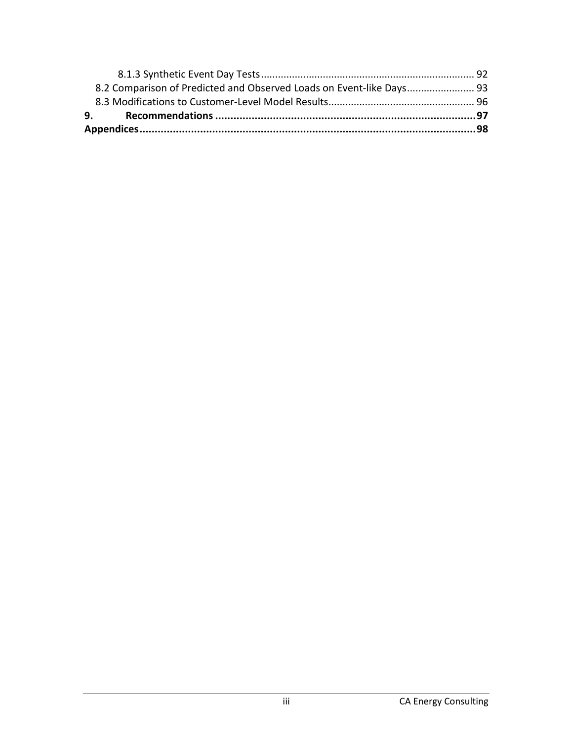8.1.3 Synthetic Event Day Tests .......................................................................... 92
8.2 Comparison of Predicted and Observed Loads on Event-like Days ........................ 93
8.3 Modifications to Customer-Level Model Results .................................................. 96
**9. Recommendations ....................................................................................... 97**
**Appendices ................................................................................................................ 98**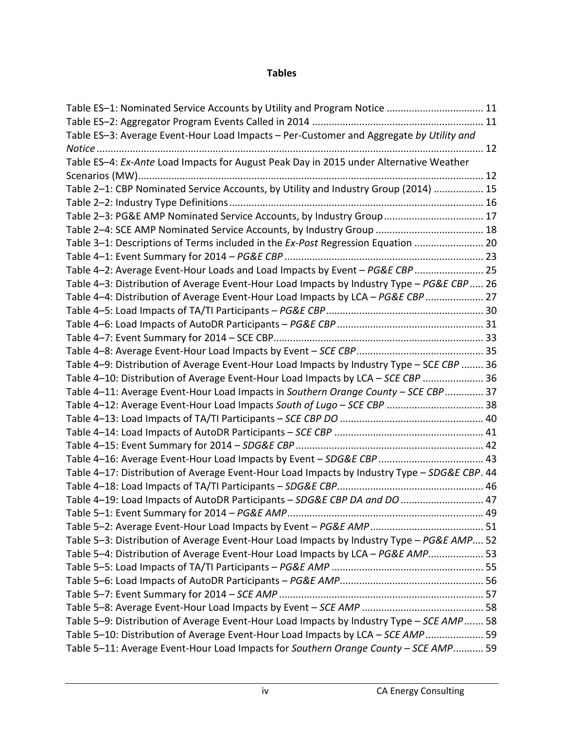## Tables

Table ES–1: Nominated Service Accounts by Utility and Program Notice .................................. 11
Table ES–2: Aggregator Program Events Called in 2014 ............................................................. 11
Table ES–3: Average Event-Hour Load Impacts – Per-Customer and Aggregate *by Utility and Notice* ........................................................................................................................................... 12
Table ES–4: *Ex-Ante* Load Impacts for August Peak Day in 2015 under Alternative Weather Scenarios (MW)........................................................................................................................... 12
Table 2–1: CBP Nominated Service Accounts, by Utility and Industry Group (2014) ................. 15
Table 2–2: Industry Type Definitions........................................................................................... 16
Table 2–3: PG&E AMP Nominated Service Accounts, by Industry Group................................... 17
Table 2–4: SCE AMP Nominated Service Accounts, by Industry Group ...................................... 18
Table 3–1: Descriptions of Terms included in the *Ex-Post* Regression Equation ......................... 20
Table 4–1: Event Summary for 2014 – *PG&E CBP* ....................................................................... 23
Table 4–2: Average Event-Hour Loads and Load Impacts by Event – *PG&E CBP* ......................... 25
Table 4–3: Distribution of Average Event-Hour Load Impacts by Industry Type – *PG&E CBP* ..... 26
Table 4–4: Distribution of Average Event-Hour Load Impacts by LCA – *PG&E CBP* ..................... 27
Table 4–5: Load Impacts of TA/TI Participants – *PG&E CBP*......................................................... 30
Table 4–6: Load Impacts of AutoDR Participants – *PG&E CBP* ..................................................... 31
Table 4–7: Event Summary for 2014 – SCE CBP........................................................................... 33
Table 4–8: Average Event-Hour Load Impacts by Event – *SCE CBP*............................................. 35
Table 4–9: Distribution of Average Event-Hour Load Impacts by Industry Type – SC*E CBP* ........ 36
Table 4–10: Distribution of Average Event-Hour Load Impacts by LCA – *SCE CBP* ...................... 36
Table 4–11: Average Event-Hour Load Impacts in *Southern Orange County – SCE CBP*............. 37
Table 4–12: Average Event-Hour Load Impacts *South of Lugo – SCE CBP* ................................... 38
Table 4–13: Load Impacts of TA/TI Participants – *SCE CBP DO* ................................................... 40
Table 4–14: Load Impacts of AutoDR Participants – *SCE CBP* ..................................................... 41
Table 4–15: Event Summary for 2014 – *SDG&E CBP* ................................................................... 42
Table 4–16: Average Event-Hour Load Impacts by Event – *SDG&E CBP* ...................................... 43
Table 4–17: Distribution of Average Event-Hour Load Impacts by Industry Type – *SDG&E CBP*. 44
Table 4–18: Load Impacts of TA/TI Participants – *SDG&E CBP*.................................................... 46
Table 4–19: Load Impacts of AutoDR Participants – *SDG&E CBP DA and DO* ............................. 47
Table 5–1: Event Summary for 2014 – *PG&E AMP*...................................................................... 49
Table 5–2: Average Event-Hour Load Impacts by Event – *PG&E AMP*......................................... 51
Table 5–3: Distribution of Average Event-Hour Load Impacts by Industry Type – *PG&E AMP*.... 52
Table 5–4: Distribution of Average Event-Hour Load Impacts by LCA – *PG&E AMP*.................... 53
Table 5–5: Load Impacts of TA/TI Participants – *PG&E AMP* ...................................................... 55
Table 5–6: Load Impacts of AutoDR Participants – *PG&E AMP*................................................... 56
Table 5–7: Event Summary for 2014 – *SCE AMP* ......................................................................... 57
Table 5–8: Average Event-Hour Load Impacts by Event – *SCE AMP* ............................................ 58
Table 5–9: Distribution of Average Event-Hour Load Impacts by Industry Type – *SCE AMP* ....... 58
Table 5–10: Distribution of Average Event-Hour Load Impacts by LCA – *SCE AMP* ..................... 59
Table 5–11: Average Event-Hour Load Impacts for *Southern Orange County – SCE AMP*........... 59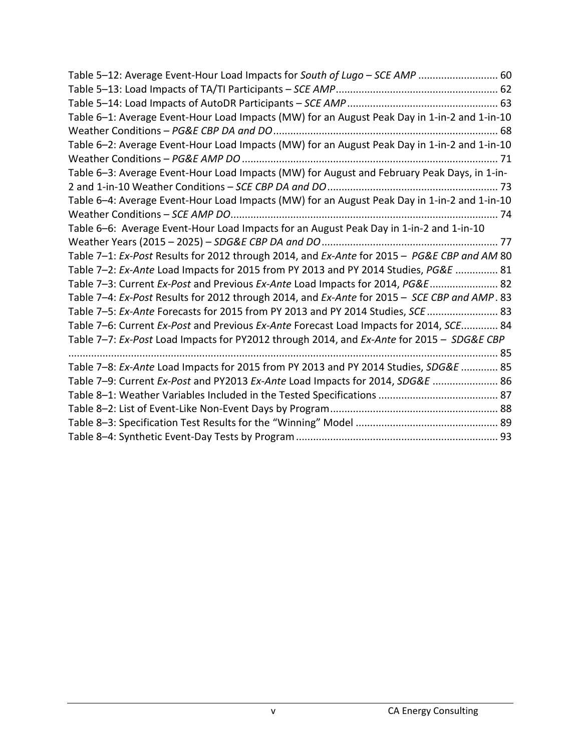Table 5–12: Average Event-Hour Load Impacts for *South of Lugo – SCE AMP* ........................... 60
Table 5–13: Load Impacts of TA/TI Participants – *SCE AMP* ........................................................ 62
Table 5–14: Load Impacts of AutoDR Participants – *SCE AMP* .................................................... 63
Table 6–1: Average Event-Hour Load Impacts (MW) for an August Peak Day in 1-in-2 and 1-in-10 Weather Conditions – *PG&E CBP DA and DO* ............................................................................. 68
Table 6–2: Average Event-Hour Load Impacts (MW) for an August Peak Day in 1-in-2 and 1-in-10 Weather Conditions – *PG&E AMP DO* ........................................................................................ 71
Table 6–3: Average Event-Hour Load Impacts (MW) for August and February Peak Days, in 1-in-2 and 1-in-10 Weather Conditions – *SCE CBP DA and DO* ........................................................... 73
Table 6–4: Average Event-Hour Load Impacts (MW) for an August Peak Day in 1-in-2 and 1-in-10 Weather Conditions – *SCE AMP DO* ............................................................................................ 74
Table 6–6: Average Event-Hour Load Impacts for an August Peak Day in 1-in-2 and 1-in-10 Weather Years (2015 – 2025) – *SDG&E CBP DA and DO* ............................................................. 77
Table 7–1: *Ex-Post* Results for 2012 through 2014, and *Ex-Ante* for 2015 – *PG&E CBP and AM* 80
Table 7–2: *Ex-Ante* Load Impacts for 2015 from PY 2013 and PY 2014 Studies, *PG&E* ............... 81
Table 7–3: Current *Ex-Post* and Previous *Ex-Ante* Load Impacts for 2014, *PG&E* ........................ 82
Table 7–4: *Ex-Post* Results for 2012 through 2014, and *Ex-Ante* for 2015 – *SCE CBP and AMP* . 83
Table 7–5: *Ex-Ante* Forecasts for 2015 from PY 2013 and PY 2014 Studies, *SCE* ......................... 83
Table 7–6: Current *Ex-Post* and Previous *Ex-Ante* Forecast Load Impacts for 2014, *SCE*............. 84
Table 7–7: *Ex-Post* Load Impacts for PY2012 through 2014, and *Ex-Ante* for 2015 – *SDG&E CBP* ....................................................................................................................................... 85
Table 7–8: *Ex-Ante* Load Impacts for 2015 from PY 2013 and PY 2014 Studies, *SDG&E* ............. 85
Table 7–9: Current *Ex-Post* and PY2013 *Ex-Ante* Load Impacts for 2014, *SDG&E* ....................... 86
Table 8–1: Weather Variables Included in the Tested Specifications .......................................... 87
Table 8–2: List of Event-Like Non-Event Days by Program ........................................................... 88
Table 8–3: Specification Test Results for the "Winning" Model .................................................. 89
Table 8–4: Synthetic Event-Day Tests by Program ....................................................................... 93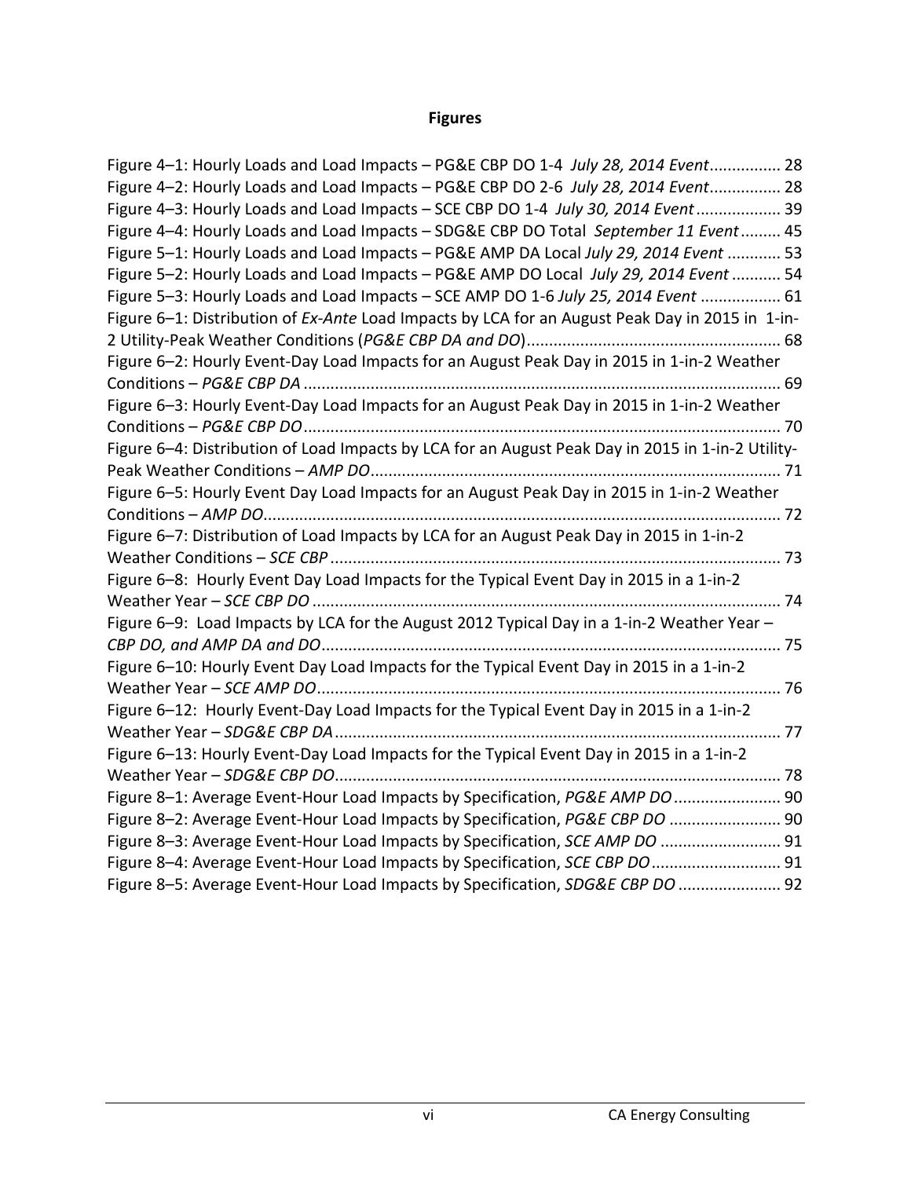## Figures

Figure 4–1: Hourly Loads and Load Impacts – PG&E CBP DO 1-4 *July 28, 2014 Event*................ 28
Figure 4–2: Hourly Loads and Load Impacts – PG&E CBP DO 2-6 *July 28, 2014 Event*................ 28
Figure 4–3: Hourly Loads and Load Impacts – SCE CBP DO 1-4 *July 30, 2014 Event*................... 39
Figure 4–4: Hourly Loads and Load Impacts – SDG&E CBP DO Total *September 11 Event*......... 45
Figure 5–1: Hourly Loads and Load Impacts – PG&E AMP DA Local *July 29, 2014 Event* ............ 53
Figure 5–2: Hourly Loads and Load Impacts – PG&E AMP DO Local *July 29, 2014 Event* ........... 54
Figure 5–3: Hourly Loads and Load Impacts – SCE AMP DO 1-6 *July 25, 2014 Event* .................. 61
Figure 6–1: Distribution of *Ex-Ante* Load Impacts by LCA for an August Peak Day in 2015 in 1-in-2 Utility-Peak Weather Conditions (*PG&E CBP DA and DO*)......................................................... 68
Figure 6–2: Hourly Event-Day Load Impacts for an August Peak Day in 2015 in 1-in-2 Weather Conditions – *PG&E CBP DA* .......................................................................................................... 69
Figure 6–3: Hourly Event-Day Load Impacts for an August Peak Day in 2015 in 1-in-2 Weather Conditions – *PG&E CBP DO*.......................................................................................................... 70
Figure 6–4: Distribution of Load Impacts by LCA for an August Peak Day in 2015 in 1-in-2 Utility-Peak Weather Conditions – *AMP DO*........................................................................................... 71
Figure 6–5: Hourly Event Day Load Impacts for an August Peak Day in 2015 in 1-in-2 Weather Conditions – *AMP DO*................................................................................................................... 72
Figure 6–7: Distribution of Load Impacts by LCA for an August Peak Day in 2015 in 1-in-2 Weather Conditions – *SCE CBP* .................................................................................................... 73
Figure 6–8: Hourly Event Day Load Impacts for the Typical Event Day in 2015 in a 1-in-2 Weather Year – *SCE CBP DO* ........................................................................................................ 74
Figure 6–9: Load Impacts by LCA for the August 2012 Typical Day in a 1-in-2 Weather Year – *CBP DO, and AMP DA and DO*...................................................................................................... 75
Figure 6–10: Hourly Event Day Load Impacts for the Typical Event Day in 2015 in a 1-in-2 Weather Year – *SCE AMP DO*....................................................................................................... 76
Figure 6–12: Hourly Event-Day Load Impacts for the Typical Event Day in 2015 in a 1-in-2 Weather Year – *SDG&E CBP DA*.................................................................................................... 77
Figure 6–13: Hourly Event-Day Load Impacts for the Typical Event Day in 2015 in a 1-in-2 Weather Year – *SDG&E CBP DO*................................................................................................... 78
Figure 8–1: Average Event-Hour Load Impacts by Specification, *PG&E AMP DO*........................ 90
Figure 8–2: Average Event-Hour Load Impacts by Specification, *PG&E CBP DO* ......................... 90
Figure 8–3: Average Event-Hour Load Impacts by Specification, *SCE AMP DO* ........................... 91
Figure 8–4: Average Event-Hour Load Impacts by Specification, *SCE CBP DO*............................. 91
Figure 8–5: Average Event-Hour Load Impacts by Specification, *SDG&E CBP DO* ....................... 92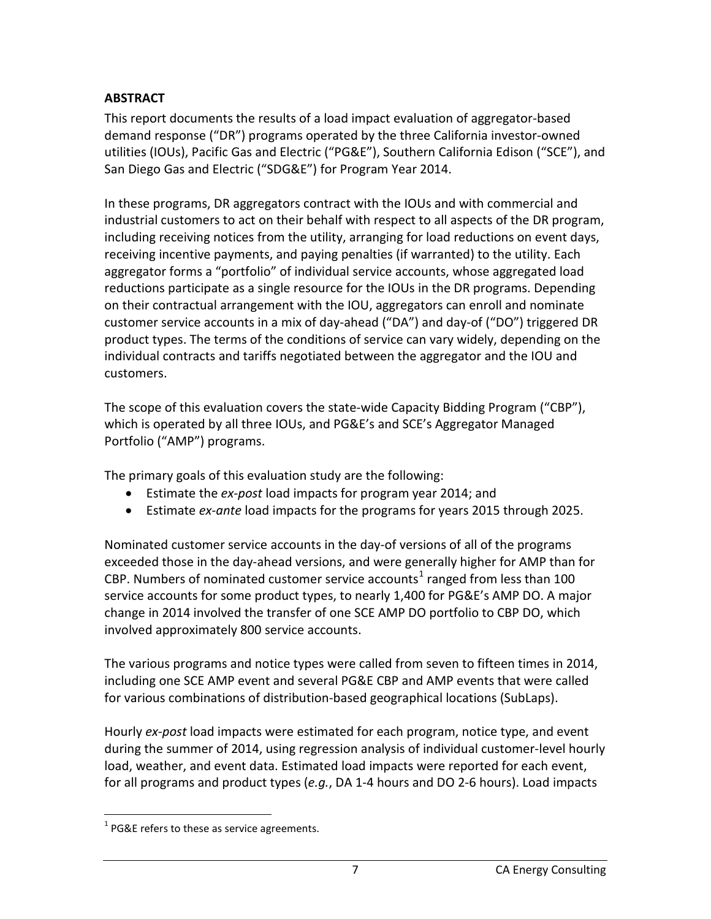## ABSTRACT

This report documents the results of a load impact evaluation of aggregator-based demand response ("DR") programs operated by the three California investor-owned utilities (IOUs), Pacific Gas and Electric ("PG&E"), Southern California Edison ("SCE"), and San Diego Gas and Electric ("SDG&E") for Program Year 2014.

In these programs, DR aggregators contract with the IOUs and with commercial and industrial customers to act on their behalf with respect to all aspects of the DR program, including receiving notices from the utility, arranging for load reductions on event days, receiving incentive payments, and paying penalties (if warranted) to the utility. Each aggregator forms a "portfolio" of individual service accounts, whose aggregated load reductions participate as a single resource for the IOUs in the DR programs. Depending on their contractual arrangement with the IOU, aggregators can enroll and nominate customer service accounts in a mix of day-ahead ("DA") and day-of ("DO") triggered DR product types. The terms of the conditions of service can vary widely, depending on the individual contracts and tariffs negotiated between the aggregator and the IOU and customers.

The scope of this evaluation covers the state-wide Capacity Bidding Program ("CBP"), which is operated by all three IOUs, and PG&E's and SCE's Aggregator Managed Portfolio ("AMP") programs.

The primary goals of this evaluation study are the following:

- Estimate the *ex-post* load impacts for program year 2014; and
- Estimate *ex-ante* load impacts for the programs for years 2015 through 2025.

Nominated customer service accounts in the day-of versions of all of the programs exceeded those in the day-ahead versions, and were generally higher for AMP than for CBP. Numbers of nominated customer service accounts[1] ranged from less than 100 service accounts for some product types, to nearly 1,400 for PG&E's AMP DO. A major change in 2014 involved the transfer of one SCE AMP DO portfolio to CBP DO, which involved approximately 800 service accounts.

The various programs and notice types were called from seven to fifteen times in 2014, including one SCE AMP event and several PG&E CBP and AMP events that were called for various combinations of distribution-based geographical locations (SubLaps).

Hourly *ex-post* load impacts were estimated for each program, notice type, and event during the summer of 2014, using regression analysis of individual customer-level hourly load, weather, and event data. Estimated load impacts were reported for each event, for all programs and product types (*e.g.*, DA 1-4 hours and DO 2-6 hours). Load impacts

[1] PG&E refers to these as service agreements.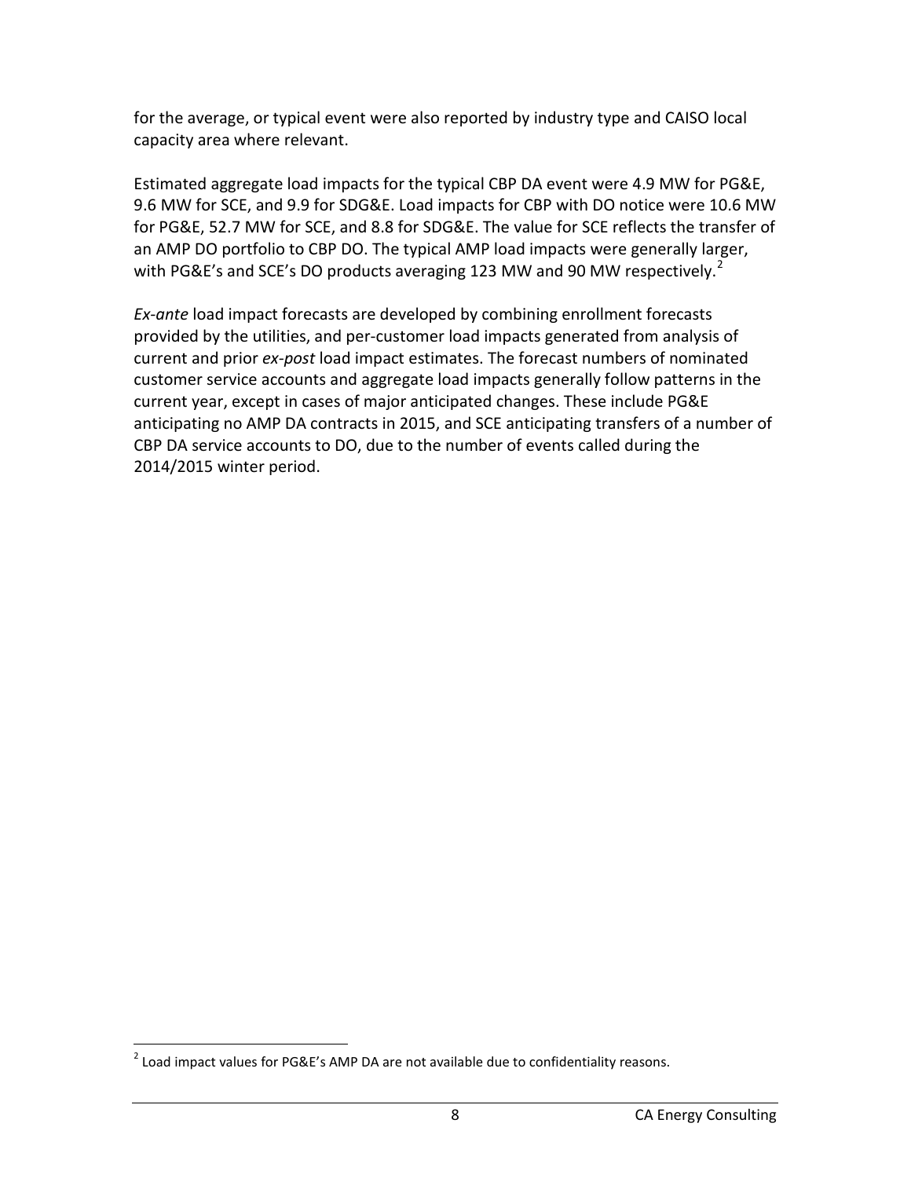for the average, or typical event were also reported by industry type and CAISO local capacity area where relevant.

Estimated aggregate load impacts for the typical CBP DA event were 4.9 MW for PG&E, 9.6 MW for SCE, and 9.9 for SDG&E. Load impacts for CBP with DO notice were 10.6 MW for PG&E, 52.7 MW for SCE, and 8.8 for SDG&E. The value for SCE reflects the transfer of an AMP DO portfolio to CBP DO. The typical AMP load impacts were generally larger, with PG&E's and SCE's DO products averaging 123 MW and 90 MW respectively.[2]

*Ex-ante* load impact forecasts are developed by combining enrollment forecasts provided by the utilities, and per-customer load impacts generated from analysis of current and prior *ex-post* load impact estimates. The forecast numbers of nominated customer service accounts and aggregate load impacts generally follow patterns in the current year, except in cases of major anticipated changes. These include PG&E anticipating no AMP DA contracts in 2015, and SCE anticipating transfers of a number of CBP DA service accounts to DO, due to the number of events called during the 2014/2015 winter period.

[2] Load impact values for PG&E's AMP DA are not available due to confidentiality reasons.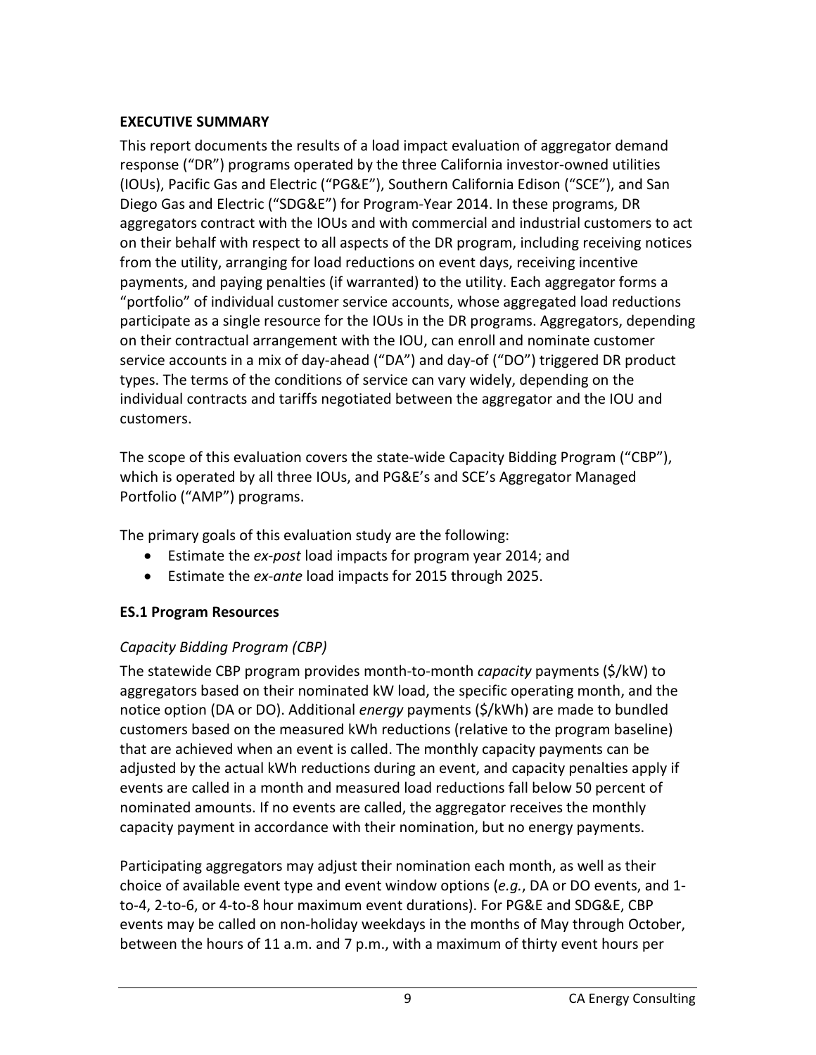## EXECUTIVE SUMMARY

This report documents the results of a load impact evaluation of aggregator demand response ("DR") programs operated by the three California investor-owned utilities (IOUs), Pacific Gas and Electric ("PG&E"), Southern California Edison ("SCE"), and San Diego Gas and Electric ("SDG&E") for Program-Year 2014. In these programs, DR aggregators contract with the IOUs and with commercial and industrial customers to act on their behalf with respect to all aspects of the DR program, including receiving notices from the utility, arranging for load reductions on event days, receiving incentive payments, and paying penalties (if warranted) to the utility. Each aggregator forms a "portfolio" of individual customer service accounts, whose aggregated load reductions participate as a single resource for the IOUs in the DR programs. Aggregators, depending on their contractual arrangement with the IOU, can enroll and nominate customer service accounts in a mix of day-ahead ("DA") and day-of ("DO") triggered DR product types. The terms of the conditions of service can vary widely, depending on the individual contracts and tariffs negotiated between the aggregator and the IOU and customers.

The scope of this evaluation covers the state-wide Capacity Bidding Program ("CBP"), which is operated by all three IOUs, and PG&E's and SCE's Aggregator Managed Portfolio ("AMP") programs.

The primary goals of this evaluation study are the following:

- Estimate the *ex-post* load impacts for program year 2014; and
- Estimate the *ex-ante* load impacts for 2015 through 2025.

### ES.1 Program Resources

#### *Capacity Bidding Program (CBP)*

The statewide CBP program provides month-to-month *capacity* payments ($/kW) to aggregators based on their nominated kW load, the specific operating month, and the notice option (DA or DO). Additional *energy* payments ($/kWh) are made to bundled customers based on the measured kWh reductions (relative to the program baseline) that are achieved when an event is called. The monthly capacity payments can be adjusted by the actual kWh reductions during an event, and capacity penalties apply if events are called in a month and measured load reductions fall below 50 percent of nominated amounts. If no events are called, the aggregator receives the monthly capacity payment in accordance with their nomination, but no energy payments.

Participating aggregators may adjust their nomination each month, as well as their choice of available event type and event window options (*e.g.*, DA or DO events, and 1-to-4, 2-to-6, or 4-to-8 hour maximum event durations). For PG&E and SDG&E, CBP events may be called on non-holiday weekdays in the months of May through October, between the hours of 11 a.m. and 7 p.m., with a maximum of thirty event hours per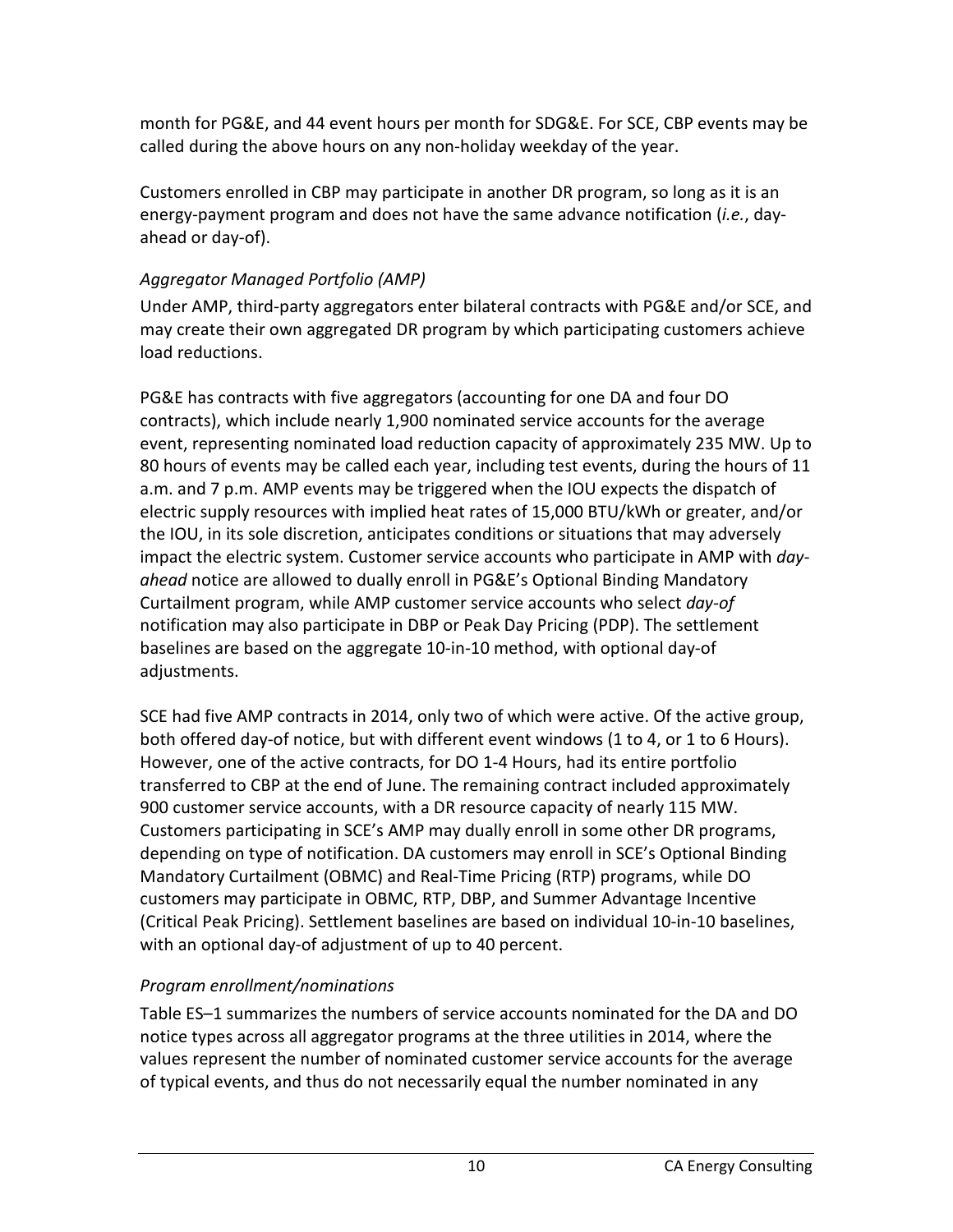month for PG&E, and 44 event hours per month for SDG&E. For SCE, CBP events may be called during the above hours on any non-holiday weekday of the year.

Customers enrolled in CBP may participate in another DR program, so long as it is an energy-payment program and does not have the same advance notification (*i.e.*, day-ahead or day-of).

### *Aggregator Managed Portfolio (AMP)*

Under AMP, third-party aggregators enter bilateral contracts with PG&E and/or SCE, and may create their own aggregated DR program by which participating customers achieve load reductions.

PG&E has contracts with five aggregators (accounting for one DA and four DO contracts), which include nearly 1,900 nominated service accounts for the average event, representing nominated load reduction capacity of approximately 235 MW. Up to 80 hours of events may be called each year, including test events, during the hours of 11 a.m. and 7 p.m. AMP events may be triggered when the IOU expects the dispatch of electric supply resources with implied heat rates of 15,000 BTU/kWh or greater, and/or the IOU, in its sole discretion, anticipates conditions or situations that may adversely impact the electric system. Customer service accounts who participate in AMP with *day-ahead* notice are allowed to dually enroll in PG&E's Optional Binding Mandatory Curtailment program, while AMP customer service accounts who select *day-of* notification may also participate in DBP or Peak Day Pricing (PDP). The settlement baselines are based on the aggregate 10-in-10 method, with optional day-of adjustments.

SCE had five AMP contracts in 2014, only two of which were active. Of the active group, both offered day-of notice, but with different event windows (1 to 4, or 1 to 6 Hours). However, one of the active contracts, for DO 1-4 Hours, had its entire portfolio transferred to CBP at the end of June. The remaining contract included approximately 900 customer service accounts, with a DR resource capacity of nearly 115 MW. Customers participating in SCE's AMP may dually enroll in some other DR programs, depending on type of notification. DA customers may enroll in SCE's Optional Binding Mandatory Curtailment (OBMC) and Real-Time Pricing (RTP) programs, while DO customers may participate in OBMC, RTP, DBP, and Summer Advantage Incentive (Critical Peak Pricing). Settlement baselines are based on individual 10-in-10 baselines, with an optional day-of adjustment of up to 40 percent.

### *Program enrollment/nominations*

Table ES–1 summarizes the numbers of service accounts nominated for the DA and DO notice types across all aggregator programs at the three utilities in 2014, where the values represent the number of nominated customer service accounts for the average of typical events, and thus do not necessarily equal the number nominated in any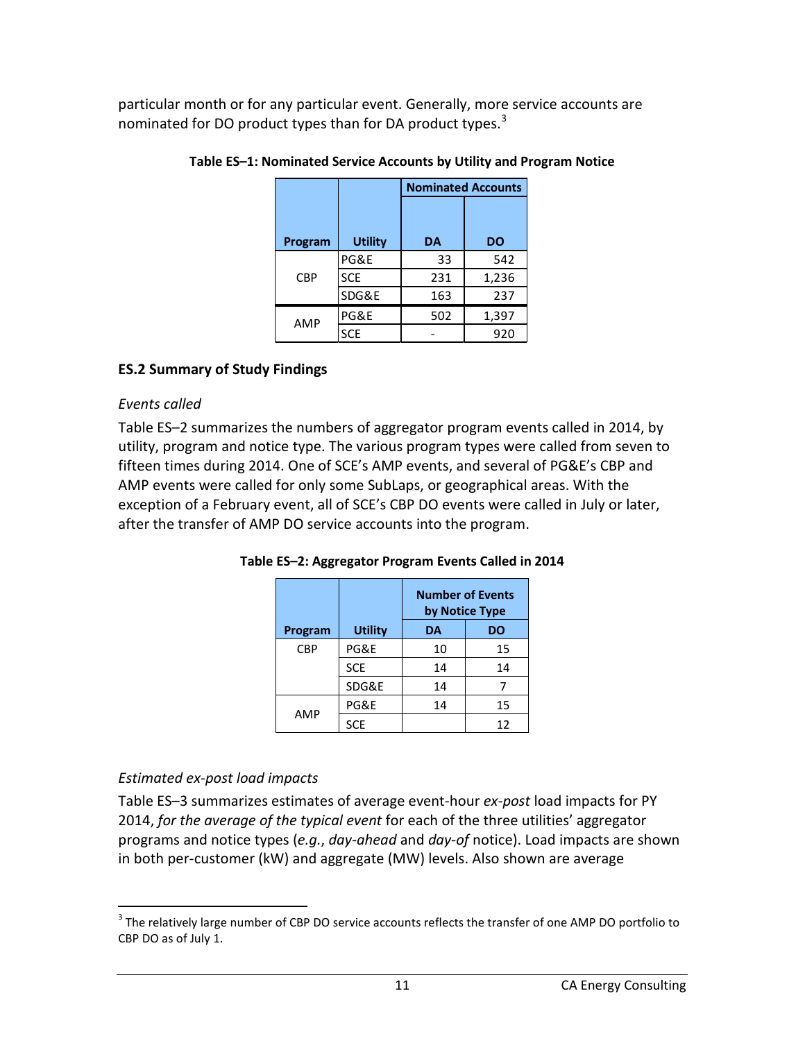particular month or for any particular event. Generally, more service accounts are nominated for DO product types than for DA product types.[3]

**Table ES–1: Nominated Service Accounts by Utility and Program Notice**

| Program | Utility | Nominated Accounts | |
|---|---|---|---|
| | | DA | DO |
| CBP | PG&E | 33 | 542 |
| | SCE | 231 | 1,236 |
| | SDG&E | 163 | 237 |
| AMP | PG&E | 502 | 1,397 |
| | SCE | - | 920 |

### ES.2 Summary of Study Findings

*Events called*

Table ES–2 summarizes the numbers of aggregator program events called in 2014, by utility, program and notice type. The various program types were called from seven to fifteen times during 2014. One of SCE's AMP events, and several of PG&E's CBP and AMP events were called for only some SubLaps, or geographical areas. With the exception of a February event, all of SCE's CBP DO events were called in July or later, after the transfer of AMP DO service accounts into the program.

**Table ES–2: Aggregator Program Events Called in 2014**

| Program | Utility | Number of Events by Notice Type | |
|---|---|---|---|
| | | DA | DO |
| CBP | PG&E | 10 | 15 |
| | SCE | 14 | 14 |
| | SDG&E | 14 | 7 |
| AMP | PG&E | 14 | 15 |
| | SCE | | 12 |

*Estimated ex-post load impacts*

Table ES–3 summarizes estimates of average event-hour *ex-post* load impacts for PY 2014, *for the average of the typical event* for each of the three utilities' aggregator programs and notice types (*e.g.*, *day-ahead* and *day-of* notice). Load impacts are shown in both per-customer (kW) and aggregate (MW) levels. Also shown are average

[3] The relatively large number of CBP DO service accounts reflects the transfer of one AMP DO portfolio to CBP DO as of July 1.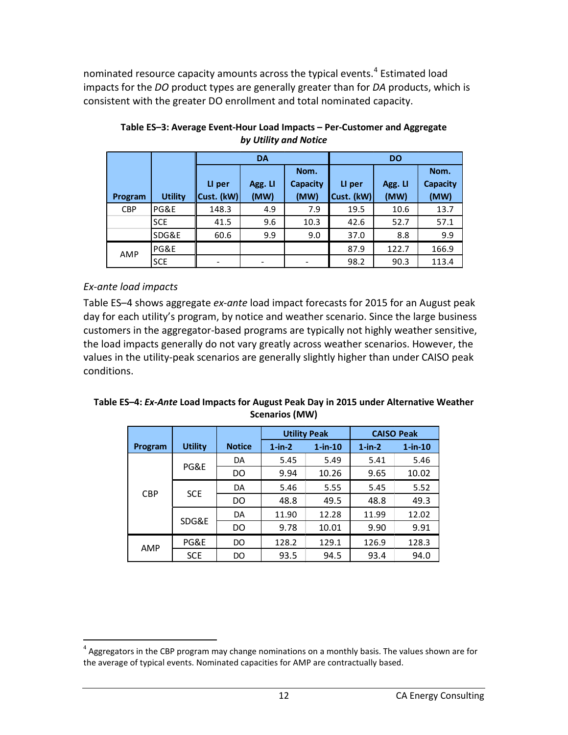nominated resource capacity amounts across the typical events.[4] Estimated load impacts for the *DO* product types are generally greater than for *DA* products, which is consistent with the greater DO enrollment and total nominated capacity.

**Table ES–3: Average Event-Hour Load Impacts – Per-Customer and Aggregate *by Utility and Notice***

| Program | Utility | DA | | | DO | | |
|---|---|---|---|---|---|---|---|
| | | LI per Cust. (kW) | Agg. LI (MW) | Nom. Capacity (MW) | LI per Cust. (kW) | Agg. LI (MW) | Nom. Capacity (MW) |
| CBP | PG&E | 148.3 | 4.9 | 7.9 | 19.5 | 10.6 | 13.7 |
| | SCE | 41.5 | 9.6 | 10.3 | 42.6 | 52.7 | 57.1 |
| | SDG&E | 60.6 | 9.9 | 9.0 | 37.0 | 8.8 | 9.9 |
| AMP | PG&E | | | | 87.9 | 122.7 | 166.9 |
| | SCE | - | - | - | 98.2 | 90.3 | 113.4 |

*Ex-ante load impacts*

Table ES–4 shows aggregate *ex-ante* load impact forecasts for 2015 for an August peak day for each utility's program, by notice and weather scenario. Since the large business customers in the aggregator-based programs are typically not highly weather sensitive, the load impacts generally do not vary greatly across weather scenarios. However, the values in the utility-peak scenarios are generally slightly higher than under CAISO peak conditions.

**Table ES–4: *Ex-Ante* Load Impacts for August Peak Day in 2015 under Alternative Weather Scenarios (MW)**

| Program | Utility | Notice | Utility Peak | | CAISO Peak | |
|---|---|---|---|---|---|---|
| | | | 1-in-2 | 1-in-10 | 1-in-2 | 1-in-10 |
| CBP | PG&E | DA | 5.45 | 5.49 | 5.41 | 5.46 |
| | | DO | 9.94 | 10.26 | 9.65 | 10.02 |
| | SCE | DA | 5.46 | 5.55 | 5.45 | 5.52 |
| | | DO | 48.8 | 49.5 | 48.8 | 49.3 |
| | SDG&E | DA | 11.90 | 12.28 | 11.99 | 12.02 |
| | | DO | 9.78 | 10.01 | 9.90 | 9.91 |
| AMP | PG&E | DO | 128.2 | 129.1 | 126.9 | 128.3 |
| | SCE | DO | 93.5 | 94.5 | 93.4 | 94.0 |

[4] Aggregators in the CBP program may change nominations on a monthly basis. The values shown are for the average of typical events. Nominated capacities for AMP are contractually based.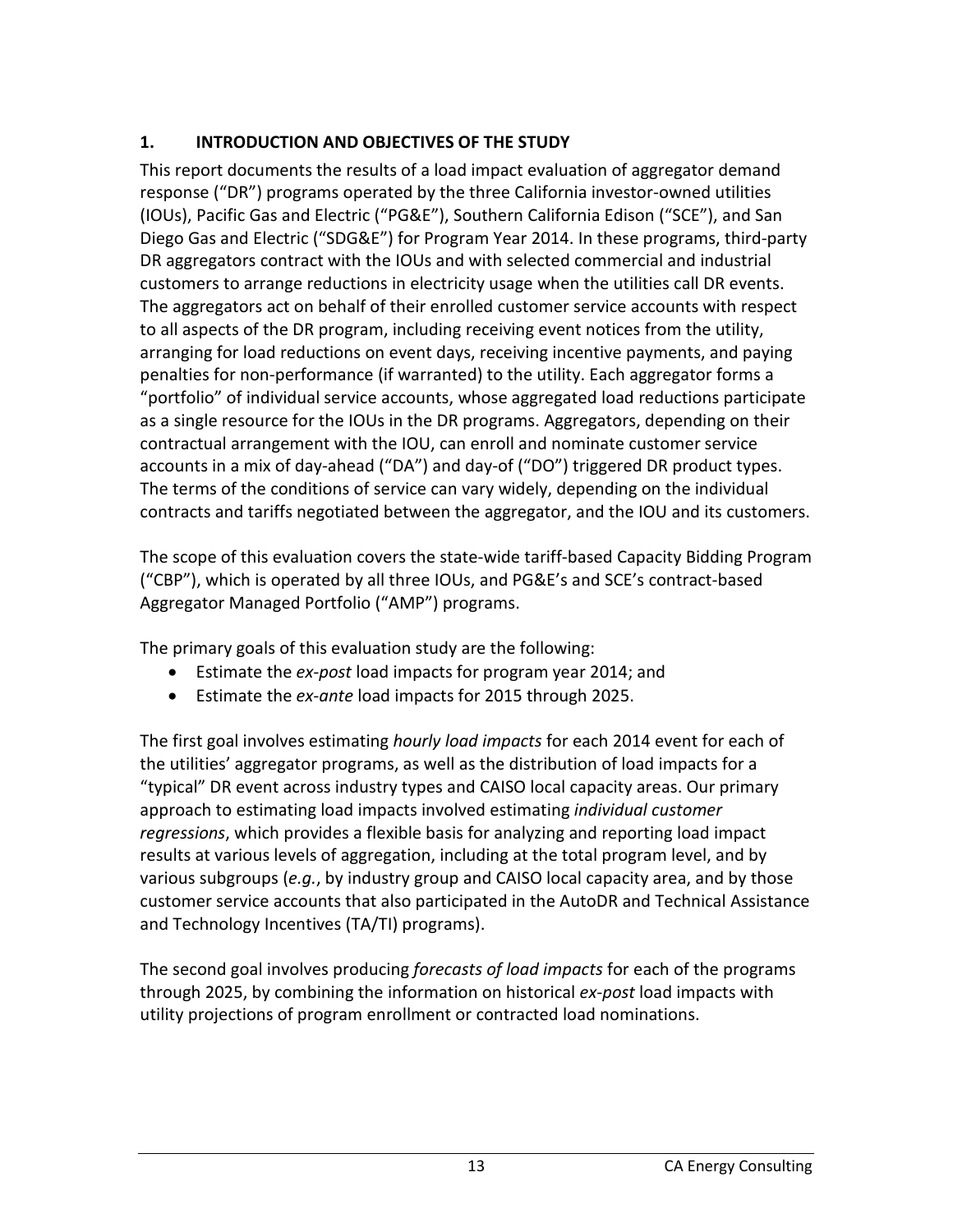## 1. INTRODUCTION AND OBJECTIVES OF THE STUDY

This report documents the results of a load impact evaluation of aggregator demand response ("DR") programs operated by the three California investor-owned utilities (IOUs), Pacific Gas and Electric ("PG&E"), Southern California Edison ("SCE"), and San Diego Gas and Electric ("SDG&E") for Program Year 2014. In these programs, third-party DR aggregators contract with the IOUs and with selected commercial and industrial customers to arrange reductions in electricity usage when the utilities call DR events. The aggregators act on behalf of their enrolled customer service accounts with respect to all aspects of the DR program, including receiving event notices from the utility, arranging for load reductions on event days, receiving incentive payments, and paying penalties for non-performance (if warranted) to the utility. Each aggregator forms a "portfolio" of individual service accounts, whose aggregated load reductions participate as a single resource for the IOUs in the DR programs. Aggregators, depending on their contractual arrangement with the IOU, can enroll and nominate customer service accounts in a mix of day-ahead ("DA") and day-of ("DO") triggered DR product types. The terms of the conditions of service can vary widely, depending on the individual contracts and tariffs negotiated between the aggregator, and the IOU and its customers.

The scope of this evaluation covers the state-wide tariff-based Capacity Bidding Program ("CBP"), which is operated by all three IOUs, and PG&E's and SCE's contract-based Aggregator Managed Portfolio ("AMP") programs.

The primary goals of this evaluation study are the following:

- Estimate the *ex-post* load impacts for program year 2014; and
- Estimate the *ex-ante* load impacts for 2015 through 2025.

The first goal involves estimating *hourly load impacts* for each 2014 event for each of the utilities' aggregator programs, as well as the distribution of load impacts for a "typical" DR event across industry types and CAISO local capacity areas. Our primary approach to estimating load impacts involved estimating *individual customer regressions*, which provides a flexible basis for analyzing and reporting load impact results at various levels of aggregation, including at the total program level, and by various subgroups (*e.g.*, by industry group and CAISO local capacity area, and by those customer service accounts that also participated in the AutoDR and Technical Assistance and Technology Incentives (TA/TI) programs).

The second goal involves producing *forecasts of load impacts* for each of the programs through 2025, by combining the information on historical *ex-post* load impacts with utility projections of program enrollment or contracted load nominations.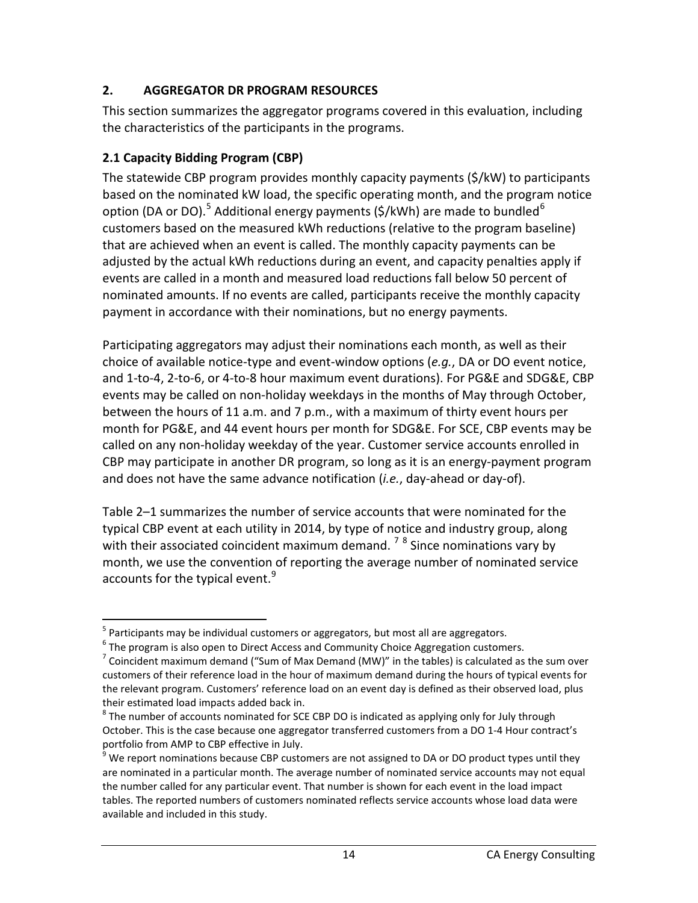## 2. AGGREGATOR DR PROGRAM RESOURCES

This section summarizes the aggregator programs covered in this evaluation, including the characteristics of the participants in the programs.

### 2.1 Capacity Bidding Program (CBP)

The statewide CBP program provides monthly capacity payments ($/kW) to participants based on the nominated kW load, the specific operating month, and the program notice option (DA or DO).[5] Additional energy payments ($/kWh) are made to bundled[6] customers based on the measured kWh reductions (relative to the program baseline) that are achieved when an event is called. The monthly capacity payments can be adjusted by the actual kWh reductions during an event, and capacity penalties apply if events are called in a month and measured load reductions fall below 50 percent of nominated amounts. If no events are called, participants receive the monthly capacity payment in accordance with their nominations, but no energy payments.

Participating aggregators may adjust their nominations each month, as well as their choice of available notice-type and event-window options (*e.g.*, DA or DO event notice, and 1-to-4, 2-to-6, or 4-to-8 hour maximum event durations). For PG&E and SDG&E, CBP events may be called on non-holiday weekdays in the months of May through October, between the hours of 11 a.m. and 7 p.m., with a maximum of thirty event hours per month for PG&E, and 44 event hours per month for SDG&E. For SCE, CBP events may be called on any non-holiday weekday of the year. Customer service accounts enrolled in CBP may participate in another DR program, so long as it is an energy-payment program and does not have the same advance notification (*i.e.*, day-ahead or day-of).

Table 2–1 summarizes the number of service accounts that were nominated for the typical CBP event at each utility in 2014, by type of notice and industry group, along with their associated coincident maximum demand. [7] [8] Since nominations vary by month, we use the convention of reporting the average number of nominated service accounts for the typical event.[9]

---

[5] Participants may be individual customers or aggregators, but most all are aggregators.

[6] The program is also open to Direct Access and Community Choice Aggregation customers.

[7] Coincident maximum demand ("Sum of Max Demand (MW)" in the tables) is calculated as the sum over customers of their reference load in the hour of maximum demand during the hours of typical events for the relevant program. Customers' reference load on an event day is defined as their observed load, plus their estimated load impacts added back in.

[8] The number of accounts nominated for SCE CBP DO is indicated as applying only for July through October. This is the case because one aggregator transferred customers from a DO 1-4 Hour contract's portfolio from AMP to CBP effective in July.

[9] We report nominations because CBP customers are not assigned to DA or DO product types until they are nominated in a particular month. The average number of nominated service accounts may not equal the number called for any particular event. That number is shown for each event in the load impact tables. The reported numbers of customers nominated reflects service accounts whose load data were available and included in this study.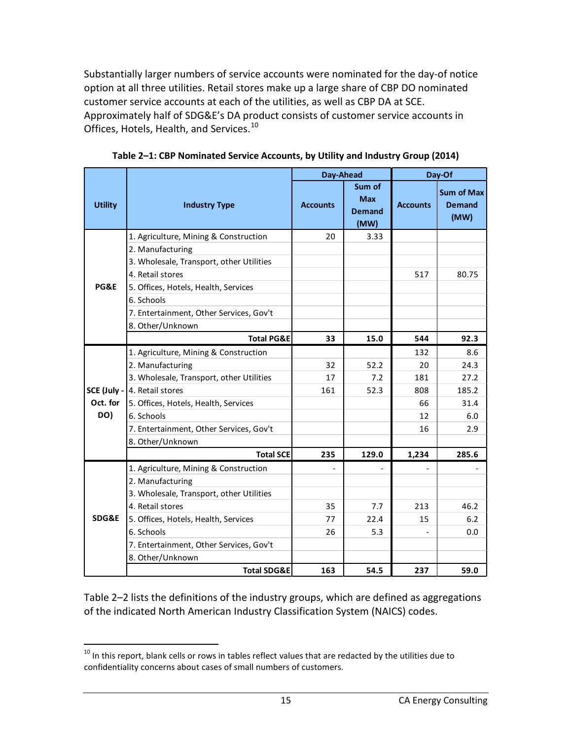Substantially larger numbers of service accounts were nominated for the day-of notice option at all three utilities. Retail stores make up a large share of CBP DO nominated customer service accounts at each of the utilities, as well as CBP DA at SCE. Approximately half of SDG&E's DA product consists of customer service accounts in Offices, Hotels, Health, and Services.[10]

**Table 2–1: CBP Nominated Service Accounts, by Utility and Industry Group (2014)**

| Utility | Industry Type | Day-Ahead | | Day-Of | |
|---|---|---|---|---|---|
| | | Accounts | Sum of Max Demand (MW) | Accounts | Sum of Max Demand (MW) |
| PG&E | 1. Agriculture, Mining & Construction | 20 | 3.33 | | |
| | 2. Manufacturing | | | | |
| | 3. Wholesale, Transport, other Utilities | | | | |
| | 4. Retail stores | | | 517 | 80.75 |
| | 5. Offices, Hotels, Health, Services | | | | |
| | 6. Schools | | | | |
| | 7. Entertainment, Other Services, Gov't | | | | |
| | 8. Other/Unknown | | | | |
| | **Total PG&E** | **33** | **15.0** | **544** | **92.3** |
| SCE (July - Oct. for DO) | 1. Agriculture, Mining & Construction | | | 132 | 8.6 |
| | 2. Manufacturing | 32 | 52.2 | 20 | 24.3 |
| | 3. Wholesale, Transport, other Utilities | 17 | 7.2 | 181 | 27.2 |
| | 4. Retail stores | 161 | 52.3 | 808 | 185.2 |
| | 5. Offices, Hotels, Health, Services | | | 66 | 31.4 |
| | 6. Schools | | | 12 | 6.0 |
| | 7. Entertainment, Other Services, Gov't | | | 16 | 2.9 |
| | 8. Other/Unknown | | | | |
| | **Total SCE** | **235** | **129.0** | **1,234** | **285.6** |
| SDG&E | 1. Agriculture, Mining & Construction | - | - | - | - |
| | 2. Manufacturing | | | | |
| | 3. Wholesale, Transport, other Utilities | | | | |
| | 4. Retail stores | 35 | 7.7 | 213 | 46.2 |
| | 5. Offices, Hotels, Health, Services | 77 | 22.4 | 15 | 6.2 |
| | 6. Schools | 26 | 5.3 | - | 0.0 |
| | 7. Entertainment, Other Services, Gov't | | | | |
| | 8. Other/Unknown | | | | |
| | **Total SDG&E** | **163** | **54.5** | **237** | **59.0** |

Table 2–2 lists the definitions of the industry groups, which are defined as aggregations of the indicated North American Industry Classification System (NAICS) codes.

[10] In this report, blank cells or rows in tables reflect values that are redacted by the utilities due to confidentiality concerns about cases of small numbers of customers.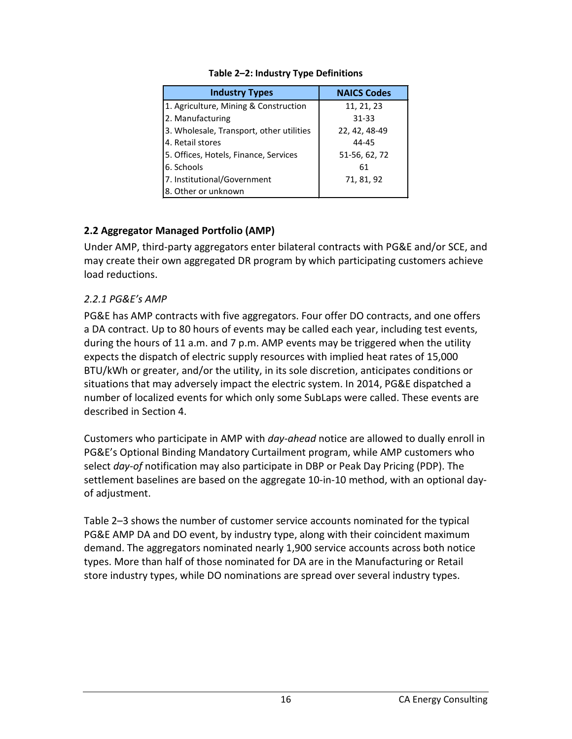**Table 2–2: Industry Type Definitions**

| Industry Types | NAICS Codes |
|---|---|
| 1. Agriculture, Mining & Construction | 11, 21, 23 |
| 2. Manufacturing | 31-33 |
| 3. Wholesale, Transport, other utilities | 22, 42, 48-49 |
| 4. Retail stores | 44-45 |
| 5. Offices, Hotels, Finance, Services | 51-56, 62, 72 |
| 6. Schools | 61 |
| 7. Institutional/Government | 71, 81, 92 |
| 8. Other or unknown | |

## 2.2 Aggregator Managed Portfolio (AMP)

Under AMP, third-party aggregators enter bilateral contracts with PG&E and/or SCE, and may create their own aggregated DR program by which participating customers achieve load reductions.

### *2.2.1 PG&E's AMP*

PG&E has AMP contracts with five aggregators. Four offer DO contracts, and one offers a DA contract. Up to 80 hours of events may be called each year, including test events, during the hours of 11 a.m. and 7 p.m. AMP events may be triggered when the utility expects the dispatch of electric supply resources with implied heat rates of 15,000 BTU/kWh or greater, and/or the utility, in its sole discretion, anticipates conditions or situations that may adversely impact the electric system. In 2014, PG&E dispatched a number of localized events for which only some SubLaps were called. These events are described in Section 4.

Customers who participate in AMP with *day-ahead* notice are allowed to dually enroll in PG&E's Optional Binding Mandatory Curtailment program, while AMP customers who select *day-of* notification may also participate in DBP or Peak Day Pricing (PDP). The settlement baselines are based on the aggregate 10-in-10 method, with an optional day-of adjustment.

Table 2–3 shows the number of customer service accounts nominated for the typical PG&E AMP DA and DO event, by industry type, along with their coincident maximum demand. The aggregators nominated nearly 1,900 service accounts across both notice types. More than half of those nominated for DA are in the Manufacturing or Retail store industry types, while DO nominations are spread over several industry types.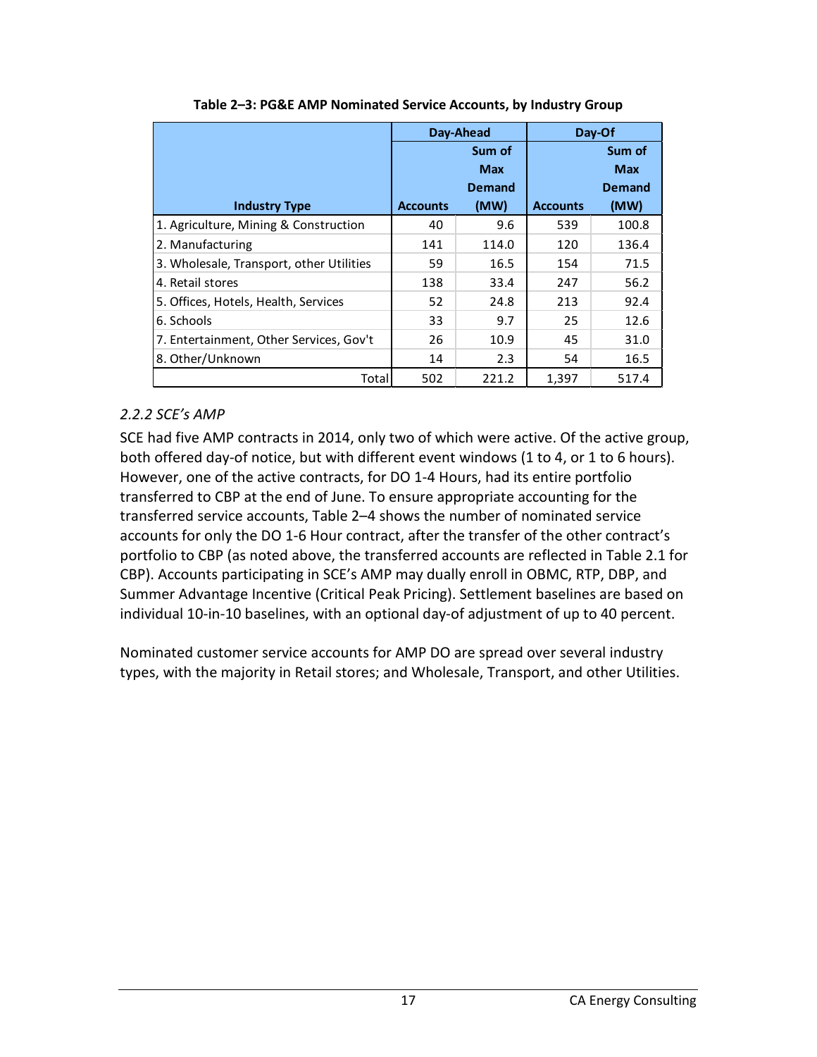**Table 2–3: PG&E AMP Nominated Service Accounts, by Industry Group**

| Industry Type | Day-Ahead | | Day-Of | |
|---|---|---|---|---|
| | Accounts | Sum of Max Demand (MW) | Accounts | Sum of Max Demand (MW) |
| 1. Agriculture, Mining & Construction | 40 | 9.6 | 539 | 100.8 |
| 2. Manufacturing | 141 | 114.0 | 120 | 136.4 |
| 3. Wholesale, Transport, other Utilities | 59 | 16.5 | 154 | 71.5 |
| 4. Retail stores | 138 | 33.4 | 247 | 56.2 |
| 5. Offices, Hotels, Health, Services | 52 | 24.8 | 213 | 92.4 |
| 6. Schools | 33 | 9.7 | 25 | 12.6 |
| 7. Entertainment, Other Services, Gov't | 26 | 10.9 | 45 | 31.0 |
| 8. Other/Unknown | 14 | 2.3 | 54 | 16.5 |
| Total | 502 | 221.2 | 1,397 | 517.4 |

### *2.2.2 SCE's AMP*

SCE had five AMP contracts in 2014, only two of which were active. Of the active group, both offered day-of notice, but with different event windows (1 to 4, or 1 to 6 hours). However, one of the active contracts, for DO 1-4 Hours, had its entire portfolio transferred to CBP at the end of June. To ensure appropriate accounting for the transferred service accounts, Table 2–4 shows the number of nominated service accounts for only the DO 1-6 Hour contract, after the transfer of the other contract's portfolio to CBP (as noted above, the transferred accounts are reflected in Table 2.1 for CBP). Accounts participating in SCE's AMP may dually enroll in OBMC, RTP, DBP, and Summer Advantage Incentive (Critical Peak Pricing). Settlement baselines are based on individual 10-in-10 baselines, with an optional day-of adjustment of up to 40 percent.

Nominated customer service accounts for AMP DO are spread over several industry types, with the majority in Retail stores; and Wholesale, Transport, and other Utilities.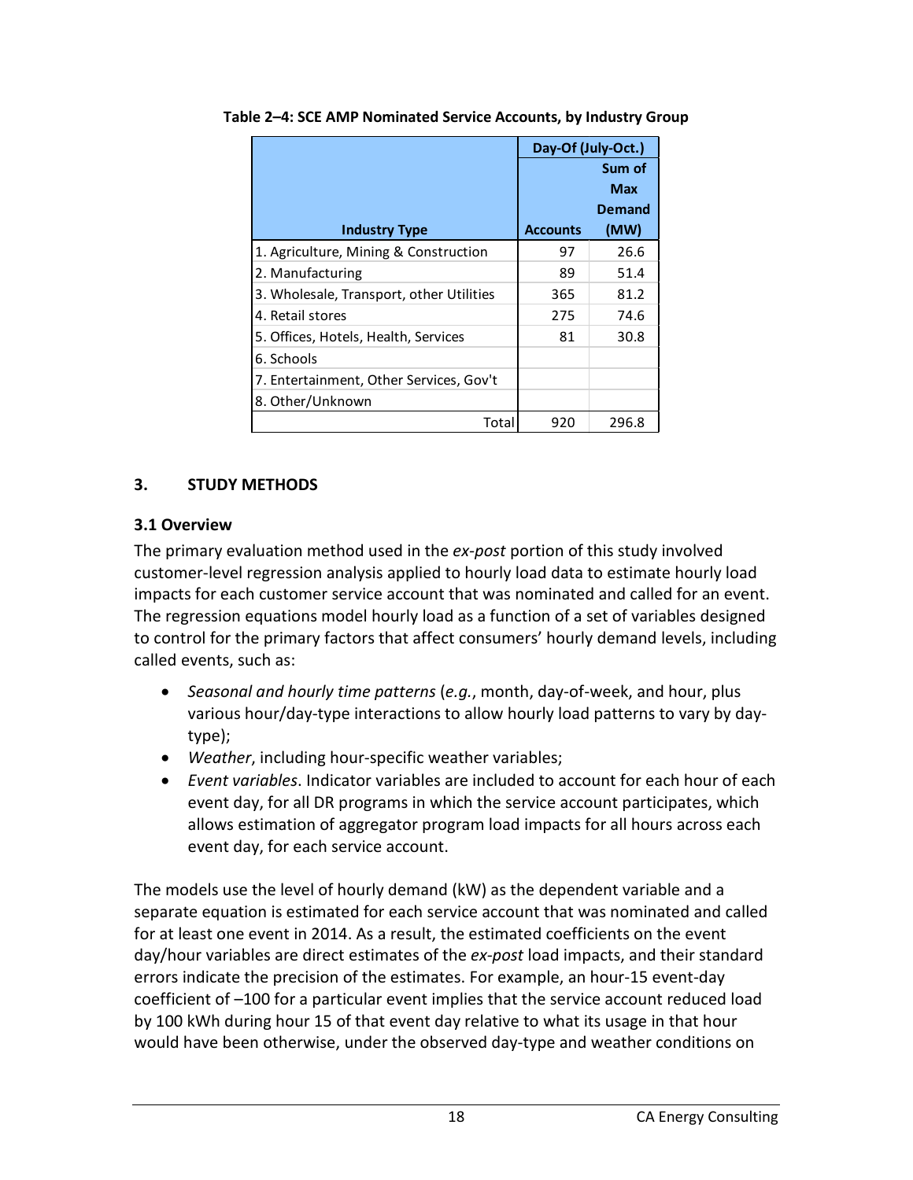**Table 2–4: SCE AMP Nominated Service Accounts, by Industry Group**

| Industry Type | Day-Of (July-Oct.) | |
|---|---|---|
| | Accounts | Sum of Max Demand (MW) |
| 1. Agriculture, Mining & Construction | 97 | 26.6 |
| 2. Manufacturing | 89 | 51.4 |
| 3. Wholesale, Transport, other Utilities | 365 | 81.2 |
| 4. Retail stores | 275 | 74.6 |
| 5. Offices, Hotels, Health, Services | 81 | 30.8 |
| 6. Schools | | |
| 7. Entertainment, Other Services, Gov't | | |
| 8. Other/Unknown | | |
| Total | 920 | 296.8 |

# 3. STUDY METHODS

## 3.1 Overview

The primary evaluation method used in the *ex-post* portion of this study involved customer-level regression analysis applied to hourly load data to estimate hourly load impacts for each customer service account that was nominated and called for an event. The regression equations model hourly load as a function of a set of variables designed to control for the primary factors that affect consumers' hourly demand levels, including called events, such as:

- *Seasonal and hourly time patterns* (*e.g.*, month, day-of-week, and hour, plus various hour/day-type interactions to allow hourly load patterns to vary by day-type);
- *Weather*, including hour-specific weather variables;
- *Event variables*. Indicator variables are included to account for each hour of each event day, for all DR programs in which the service account participates, which allows estimation of aggregator program load impacts for all hours across each event day, for each service account.

The models use the level of hourly demand (kW) as the dependent variable and a separate equation is estimated for each service account that was nominated and called for at least one event in 2014. As a result, the estimated coefficients on the event day/hour variables are direct estimates of the *ex-post* load impacts, and their standard errors indicate the precision of the estimates. For example, an hour-15 event-day coefficient of –100 for a particular event implies that the service account reduced load by 100 kWh during hour 15 of that event day relative to what its usage in that hour would have been otherwise, under the observed day-type and weather conditions on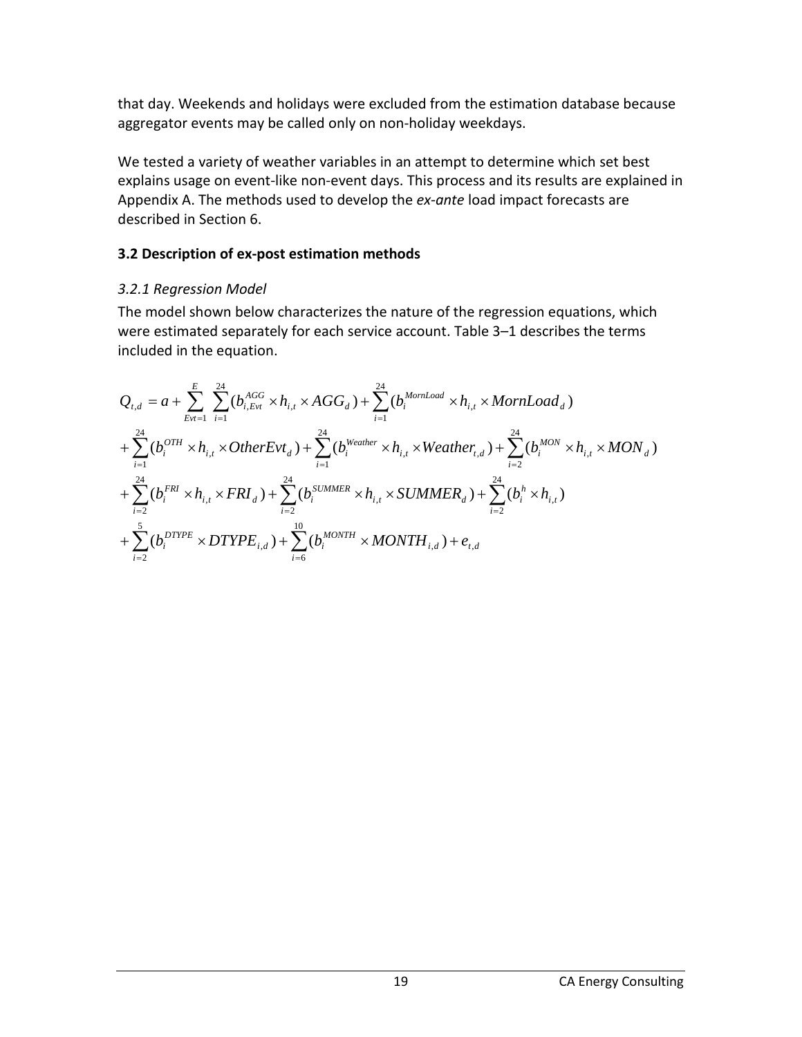that day. Weekends and holidays were excluded from the estimation database because aggregator events may be called only on non-holiday weekdays.

We tested a variety of weather variables in an attempt to determine which set best explains usage on event-like non-event days. This process and its results are explained in Appendix A. The methods used to develop the *ex-ante* load impact forecasts are described in Section 6.

### 3.2 Description of ex-post estimation methods

#### *3.2.1 Regression Model*

The model shown below characterizes the nature of the regression equations, which were estimated separately for each service account. Table 3–1 describes the terms included in the equation.

$$
\begin{aligned}
Q_{t,d} &= a + \sum_{Evt=1}^{E} \sum_{i=1}^{24} (b_{i,Evt}^{AGG} \times h_{i,t} \times AGG_d) + \sum_{i=1}^{24} (b_i^{MornLoad} \times h_{i,t} \times MornLoad_d) \\
&+ \sum_{i=1}^{24} (b_i^{OTH} \times h_{i,t} \times OtherEvt_d) + \sum_{i=1}^{24} (b_i^{Weather} \times h_{i,t} \times Weather_{t,d}) + \sum_{i=2}^{24} (b_i^{MON} \times h_{i,t} \times MON_d) \\
&+ \sum_{i=2}^{24} (b_i^{FRI} \times h_{i,t} \times FRI_d) + \sum_{i=2}^{24} (b_i^{SUMMER} \times h_{i,t} \times SUMMER_d) + \sum_{i=2}^{24} (b_i^{h} \times h_{i,t}) \\
&+ \sum_{i=2}^{5} (b_i^{DTYPE} \times DTYPE_{i,d}) + \sum_{i=6}^{10} (b_i^{MONTH} \times MONTH_{i,d}) + e_{t,d}
\end{aligned}
$$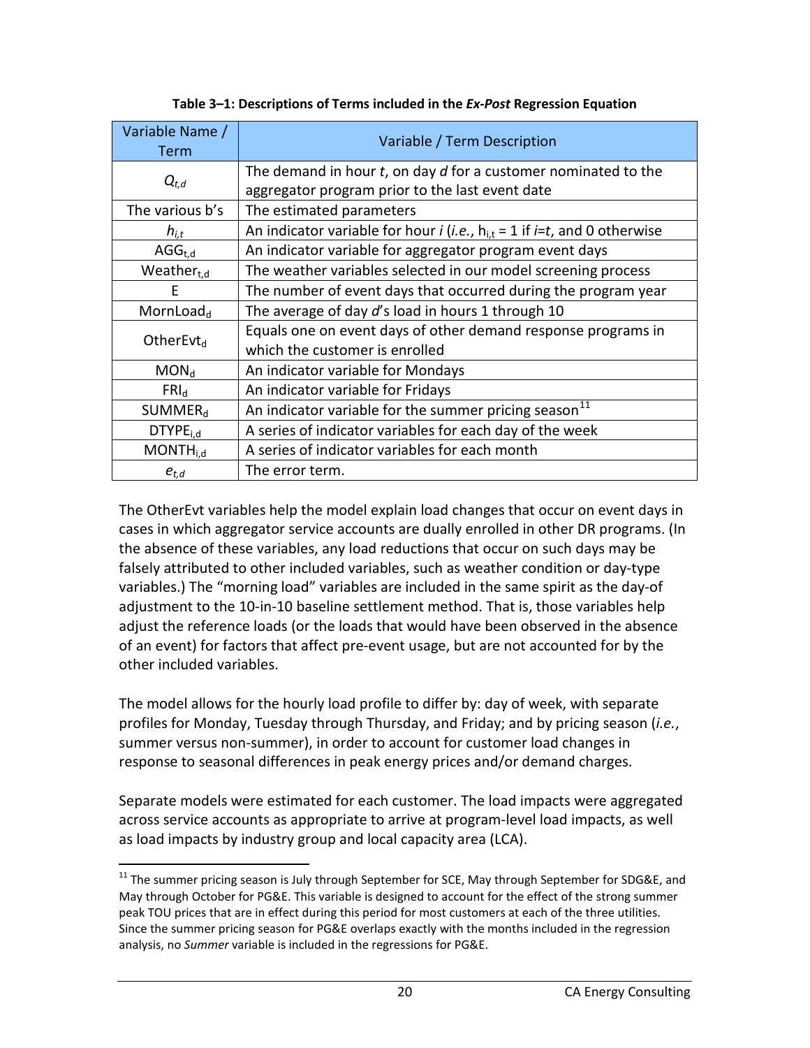**Table 3–1: Descriptions of Terms included in the *Ex-Post* Regression Equation**

| Variable Name / Term | Variable / Term Description |
|---|---|
| $Q_{t,d}$ | The demand in hour *t*, on day *d* for a customer nominated to the aggregator program prior to the last event date |
| The various b's | The estimated parameters |
| $h_{i,t}$ | An indicator variable for hour *i* (*i.e.*, $h_{i,t}$ = 1 if *i*=*t*, and 0 otherwise |
| $AGG_{t,d}$ | An indicator variable for aggregator program event days |
| $Weather_{t,d}$ | The weather variables selected in our model screening process |
| E | The number of event days that occurred during the program year |
| $MornLoad_d$ | The average of day *d*'s load in hours 1 through 10 |
| $OtherEvt_d$ | Equals one on event days of other demand response programs in which the customer is enrolled |
| $MON_d$ | An indicator variable for Mondays |
| $FRI_d$ | An indicator variable for Fridays |
| $SUMMER_d$ | An indicator variable for the summer pricing season[11] |
| $DTYPE_{i,d}$ | A series of indicator variables for each day of the week |
| $MONTH_{i,d}$ | A series of indicator variables for each month |
| $e_{t,d}$ | The error term. |

The OtherEvt variables help the model explain load changes that occur on event days in cases in which aggregator service accounts are dually enrolled in other DR programs. (In the absence of these variables, any load reductions that occur on such days may be falsely attributed to other included variables, such as weather condition or day-type variables.) The "morning load" variables are included in the same spirit as the day-of adjustment to the 10-in-10 baseline settlement method. That is, those variables help adjust the reference loads (or the loads that would have been observed in the absence of an event) for factors that affect pre-event usage, but are not accounted for by the other included variables.

The model allows for the hourly load profile to differ by: day of week, with separate profiles for Monday, Tuesday through Thursday, and Friday; and by pricing season (*i.e.*, summer versus non-summer), in order to account for customer load changes in response to seasonal differences in peak energy prices and/or demand charges.

Separate models were estimated for each customer. The load impacts were aggregated across service accounts as appropriate to arrive at program-level load impacts, as well as load impacts by industry group and local capacity area (LCA).

[11] The summer pricing season is July through September for SCE, May through September for SDG&E, and May through October for PG&E. This variable is designed to account for the effect of the strong summer peak TOU prices that are in effect during this period for most customers at each of the three utilities. Since the summer pricing season for PG&E overlaps exactly with the months included in the regression analysis, no *Summer* variable is included in the regressions for PG&E.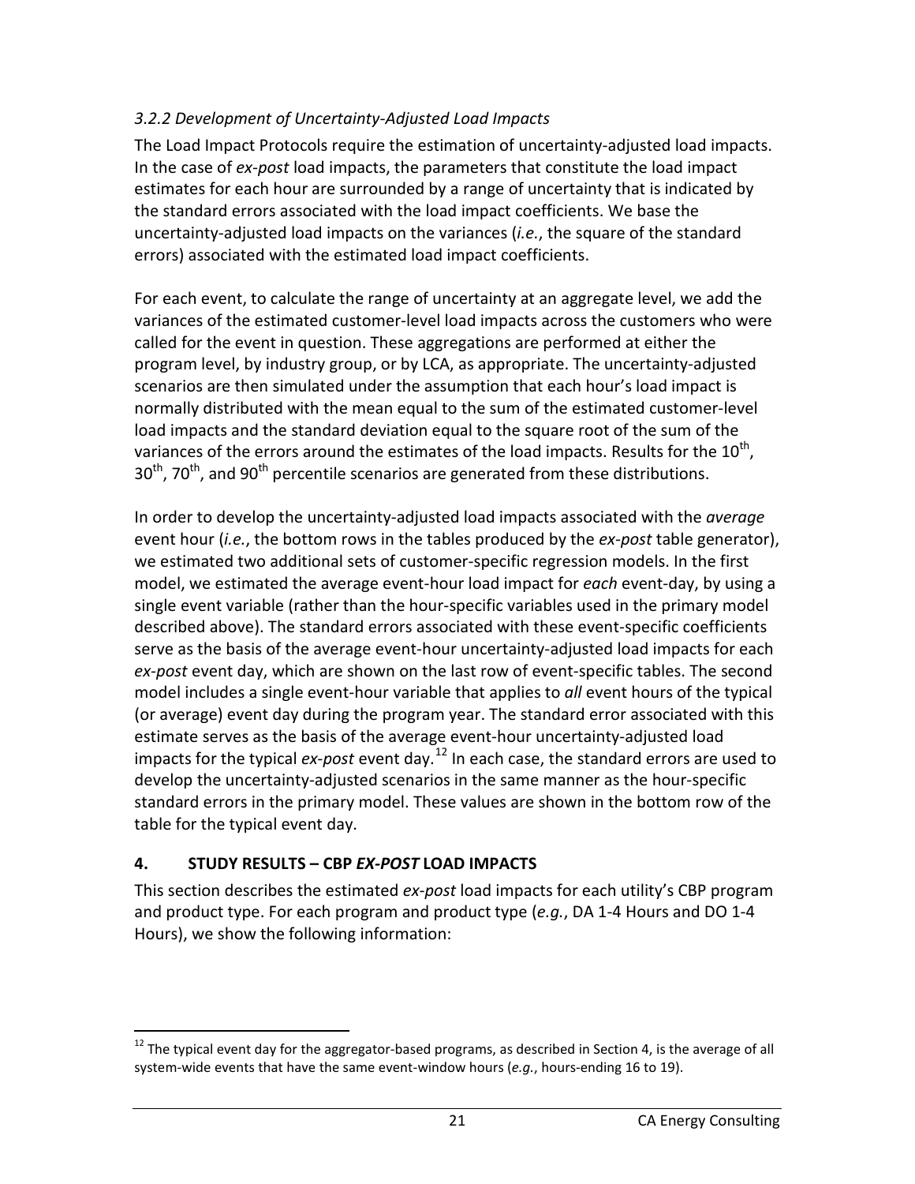### *3.2.2 Development of Uncertainty-Adjusted Load Impacts*

The Load Impact Protocols require the estimation of uncertainty-adjusted load impacts. In the case of *ex-post* load impacts, the parameters that constitute the load impact estimates for each hour are surrounded by a range of uncertainty that is indicated by the standard errors associated with the load impact coefficients. We base the uncertainty-adjusted load impacts on the variances (*i.e.*, the square of the standard errors) associated with the estimated load impact coefficients.

For each event, to calculate the range of uncertainty at an aggregate level, we add the variances of the estimated customer-level load impacts across the customers who were called for the event in question. These aggregations are performed at either the program level, by industry group, or by LCA, as appropriate. The uncertainty-adjusted scenarios are then simulated under the assumption that each hour's load impact is normally distributed with the mean equal to the sum of the estimated customer-level load impacts and the standard deviation equal to the square root of the sum of the variances of the errors around the estimates of the load impacts. Results for the $10^{th}$, $30^{th}$, $70^{th}$, and $90^{th}$ percentile scenarios are generated from these distributions.

In order to develop the uncertainty-adjusted load impacts associated with the *average* event hour (*i.e.*, the bottom rows in the tables produced by the *ex-post* table generator), we estimated two additional sets of customer-specific regression models. In the first model, we estimated the average event-hour load impact for *each* event-day, by using a single event variable (rather than the hour-specific variables used in the primary model described above). The standard errors associated with these event-specific coefficients serve as the basis of the average event-hour uncertainty-adjusted load impacts for each *ex-post* event day, which are shown on the last row of event-specific tables. The second model includes a single event-hour variable that applies to *all* event hours of the typical (or average) event day during the program year. The standard error associated with this estimate serves as the basis of the average event-hour uncertainty-adjusted load impacts for the typical *ex-post* event day.[12] In each case, the standard errors are used to develop the uncertainty-adjusted scenarios in the same manner as the hour-specific standard errors in the primary model. These values are shown in the bottom row of the table for the typical event day.

## 4. STUDY RESULTS – CBP *EX-POST* LOAD IMPACTS

This section describes the estimated *ex-post* load impacts for each utility's CBP program and product type. For each program and product type (*e.g.*, DA 1-4 Hours and DO 1-4 Hours), we show the following information:

[12] The typical event day for the aggregator-based programs, as described in Section 4, is the average of all system-wide events that have the same event-window hours (*e.g.*, hours-ending 16 to 19).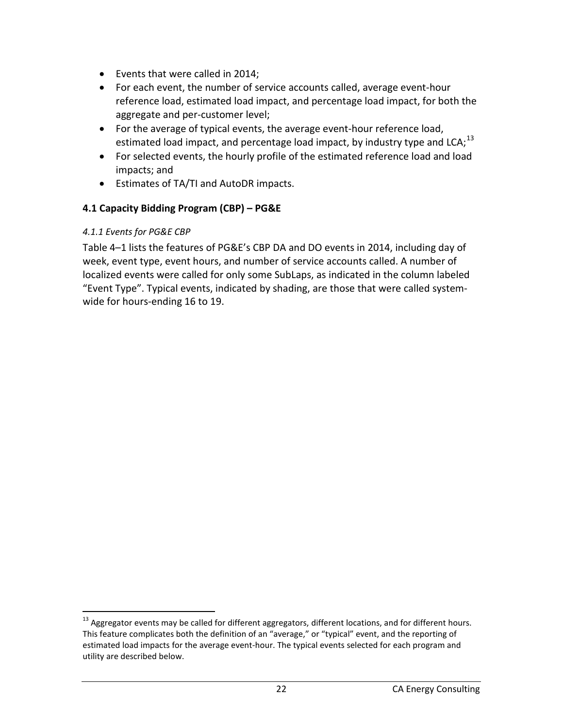- Events that were called in 2014;
- For each event, the number of service accounts called, average event-hour reference load, estimated load impact, and percentage load impact, for both the aggregate and per-customer level;
- For the average of typical events, the average event-hour reference load, estimated load impact, and percentage load impact, by industry type and LCA;[13]
- For selected events, the hourly profile of the estimated reference load and load impacts; and
- Estimates of TA/TI and AutoDR impacts.

## 4.1 Capacity Bidding Program (CBP) – PG&E

### *4.1.1 Events for PG&E CBP*

Table 4–1 lists the features of PG&E's CBP DA and DO events in 2014, including day of week, event type, event hours, and number of service accounts called. A number of localized events were called for only some SubLaps, as indicated in the column labeled "Event Type". Typical events, indicated by shading, are those that were called system-wide for hours-ending 16 to 19.

[13] Aggregator events may be called for different aggregators, different locations, and for different hours. This feature complicates both the definition of an "average," or "typical" event, and the reporting of estimated load impacts for the average event-hour. The typical events selected for each program and utility are described below.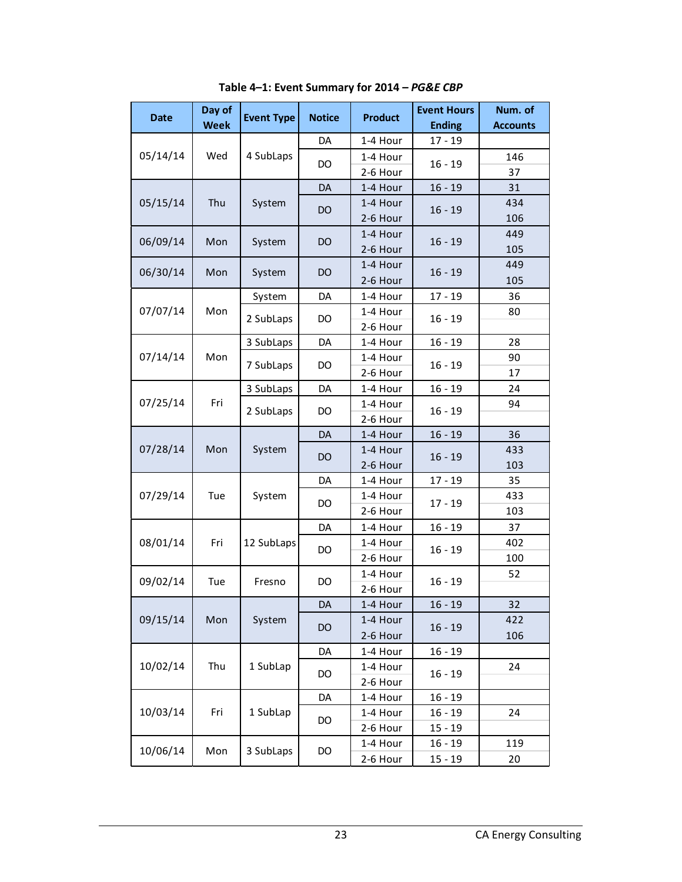**Table 4–1: Event Summary for 2014 – *PG&E CBP***

| Date | Day of Week | Event Type | Notice | Product | Event Hours Ending | Num. of Accounts |
|---|---|---|---|---|---|---|
| 05/14/14 | Wed | 4 SubLaps | DA | 1-4 Hour | 17 - 19 | |
| | | | DO | 1-4 Hour | 16 - 19 | 146 |
| | | | | 2-6 Hour | | 37 |
| 05/15/14 | Thu | System | DA | 1-4 Hour | 16 - 19 | 31 |
| | | | DO | 1-4 Hour | 16 - 19 | 434 |
| | | | | 2-6 Hour | | 106 |
| 06/09/14 | Mon | System | DO | 1-4 Hour | 16 - 19 | 449 |
| | | | | 2-6 Hour | | 105 |
| 06/30/14 | Mon | System | DO | 1-4 Hour | 16 - 19 | 449 |
| | | | | 2-6 Hour | | 105 |
| 07/07/14 | Mon | System | DA | 1-4 Hour | 17 - 19 | 36 |
| | | 2 SubLaps | DO | 1-4 Hour | 16 - 19 | 80 |
| | | | | 2-6 Hour | | |
| 07/14/14 | Mon | 3 SubLaps | DA | 1-4 Hour | 16 - 19 | 28 |
| | | 7 SubLaps | DO | 1-4 Hour | 16 - 19 | 90 |
| | | | | 2-6 Hour | | 17 |
| 07/25/14 | Fri | 3 SubLaps | DA | 1-4 Hour | 16 - 19 | 24 |
| | | 2 SubLaps | DO | 1-4 Hour | 16 - 19 | 94 |
| | | | | 2-6 Hour | | |
| 07/28/14 | Mon | System | DA | 1-4 Hour | 16 - 19 | 36 |
| | | | DO | 1-4 Hour | 16 - 19 | 433 |
| | | | | 2-6 Hour | | 103 |
| 07/29/14 | Tue | System | DA | 1-4 Hour | 17 - 19 | 35 |
| | | | DO | 1-4 Hour | 17 - 19 | 433 |
| | | | | 2-6 Hour | | 103 |
| 08/01/14 | Fri | 12 SubLaps | DA | 1-4 Hour | 16 - 19 | 37 |
| | | | DO | 1-4 Hour | 16 - 19 | 402 |
| | | | | 2-6 Hour | | 100 |
| 09/02/14 | Tue | Fresno | DO | 1-4 Hour | 16 - 19 | 52 |
| | | | | 2-6 Hour | | |
| 09/15/14 | Mon | System | DA | 1-4 Hour | 16 - 19 | 32 |
| | | | DO | 1-4 Hour | 16 - 19 | 422 |
| | | | | 2-6 Hour | | 106 |
| 10/02/14 | Thu | 1 SubLap | DA | 1-4 Hour | 16 - 19 | |
| | | | DO | 1-4 Hour | 16 - 19 | 24 |
| | | | | 2-6 Hour | | |
| 10/03/14 | Fri | 1 SubLap | DA | 1-4 Hour | 16 - 19 | |
| | | | DO | 1-4 Hour | 16 - 19 | 24 |
| | | | | 2-6 Hour | 15 - 19 | |
| 10/06/14 | Mon | 3 SubLaps | DO | 1-4 Hour | 16 - 19 | 119 |
| | | | | 2-6 Hour | 15 - 19 | 20 |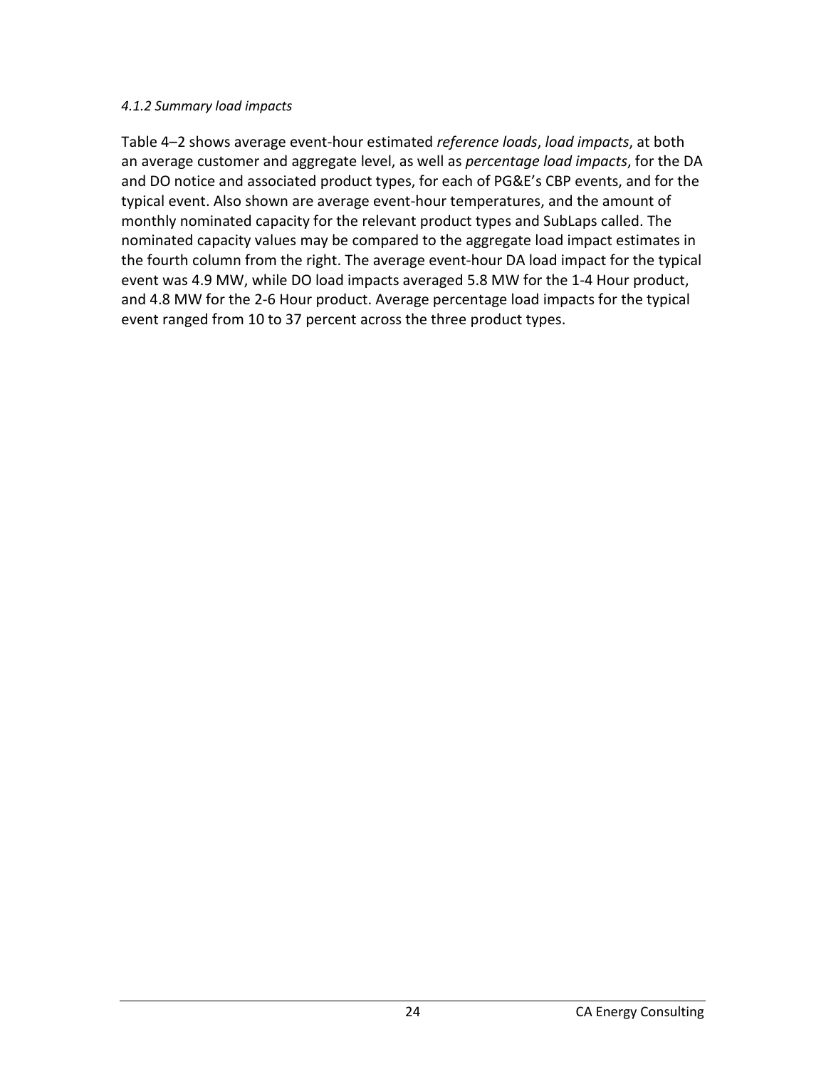*4.1.2 Summary load impacts*

Table 4–2 shows average event-hour estimated *reference loads*, *load impacts*, at both an average customer and aggregate level, as well as *percentage load impacts*, for the DA and DO notice and associated product types, for each of PG&E's CBP events, and for the typical event. Also shown are average event-hour temperatures, and the amount of monthly nominated capacity for the relevant product types and SubLaps called. The nominated capacity values may be compared to the aggregate load impact estimates in the fourth column from the right. The average event-hour DA load impact for the typical event was 4.9 MW, while DO load impacts averaged 5.8 MW for the 1-4 Hour product, and 4.8 MW for the 2-6 Hour product. Average percentage load impacts for the typical event ranged from 10 to 37 percent across the three product types.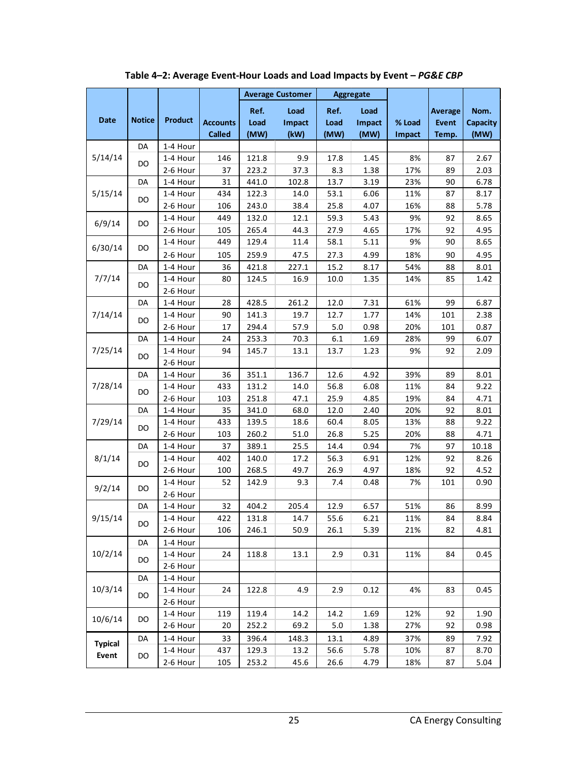**Table 4–2: Average Event-Hour Loads and Load Impacts by Event – *PG&E CBP***

| Date | Notice | Product | Accounts Called | Average Customer | | Aggregate | | % Load Impact | Average Event Temp. | Nom. Capacity (MW) |
|---|---|---|---|---|---|---|---|---|---|---|
| | | | | Ref. Load (MW) | Load Impact (kW) | Ref. Load (MW) | Load Impact (MW) | | | |
| 5/14/14 | DA | 1-4 Hour | | | | | | | | |
| | DO | 1-4 Hour | 146 | 121.8 | 9.9 | 17.8 | 1.45 | 8% | 87 | 2.67 |
| | | 2-6 Hour | 37 | 223.2 | 37.3 | 8.3 | 1.38 | 17% | 89 | 2.03 |
| 5/15/14 | DA | 1-4 Hour | 31 | 441.0 | 102.8 | 13.7 | 3.19 | 23% | 90 | 6.78 |
| | DO | 1-4 Hour | 434 | 122.3 | 14.0 | 53.1 | 6.06 | 11% | 87 | 8.17 |
| | | 2-6 Hour | 106 | 243.0 | 38.4 | 25.8 | 4.07 | 16% | 88 | 5.78 |
| 6/9/14 | DO | 1-4 Hour | 449 | 132.0 | 12.1 | 59.3 | 5.43 | 9% | 92 | 8.65 |
| | | 2-6 Hour | 105 | 265.4 | 44.3 | 27.9 | 4.65 | 17% | 92 | 4.95 |
| 6/30/14 | DO | 1-4 Hour | 449 | 129.4 | 11.4 | 58.1 | 5.11 | 9% | 90 | 8.65 |
| | | 2-6 Hour | 105 | 259.9 | 47.5 | 27.3 | 4.99 | 18% | 90 | 4.95 |
| 7/7/14 | DA | 1-4 Hour | 36 | 421.8 | 227.1 | 15.2 | 8.17 | 54% | 88 | 8.01 |
| | DO | 1-4 Hour | 80 | 124.5 | 16.9 | 10.0 | 1.35 | 14% | 85 | 1.42 |
| | | 2-6 Hour | | | | | | | | |
| 7/14/14 | DA | 1-4 Hour | 28 | 428.5 | 261.2 | 12.0 | 7.31 | 61% | 99 | 6.87 |
| | DO | 1-4 Hour | 90 | 141.3 | 19.7 | 12.7 | 1.77 | 14% | 101 | 2.38 |
| | | 2-6 Hour | 17 | 294.4 | 57.9 | 5.0 | 0.98 | 20% | 101 | 0.87 |
| 7/25/14 | DA | 1-4 Hour | 24 | 253.3 | 70.3 | 6.1 | 1.69 | 28% | 99 | 6.07 |
| | DO | 1-4 Hour | 94 | 145.7 | 13.1 | 13.7 | 1.23 | 9% | 92 | 2.09 |
| | | 2-6 Hour | | | | | | | | |
| 7/28/14 | DA | 1-4 Hour | 36 | 351.1 | 136.7 | 12.6 | 4.92 | 39% | 89 | 8.01 |
| | DO | 1-4 Hour | 433 | 131.2 | 14.0 | 56.8 | 6.08 | 11% | 84 | 9.22 |
| | | 2-6 Hour | 103 | 251.8 | 47.1 | 25.9 | 4.85 | 19% | 84 | 4.71 |
| 7/29/14 | DA | 1-4 Hour | 35 | 341.0 | 68.0 | 12.0 | 2.40 | 20% | 92 | 8.01 |
| | DO | 1-4 Hour | 433 | 139.5 | 18.6 | 60.4 | 8.05 | 13% | 88 | 9.22 |
| | | 2-6 Hour | 103 | 260.2 | 51.0 | 26.8 | 5.25 | 20% | 88 | 4.71 |
| 8/1/14 | DA | 1-4 Hour | 37 | 389.1 | 25.5 | 14.4 | 0.94 | 7% | 97 | 10.18 |
| | DO | 1-4 Hour | 402 | 140.0 | 17.2 | 56.3 | 6.91 | 12% | 92 | 8.26 |
| | | 2-6 Hour | 100 | 268.5 | 49.7 | 26.9 | 4.97 | 18% | 92 | 4.52 |
| 9/2/14 | DO | 1-4 Hour | 52 | 142.9 | 9.3 | 7.4 | 0.48 | 7% | 101 | 0.90 |
| | | 2-6 Hour | | | | | | | | |
| 9/15/14 | DA | 1-4 Hour | 32 | 404.2 | 205.4 | 12.9 | 6.57 | 51% | 86 | 8.99 |
| | DO | 1-4 Hour | 422 | 131.8 | 14.7 | 55.6 | 6.21 | 11% | 84 | 8.84 |
| | | 2-6 Hour | 106 | 246.1 | 50.9 | 26.1 | 5.39 | 21% | 82 | 4.81 |
| 10/2/14 | DA | 1-4 Hour | | | | | | | | |
| | DO | 1-4 Hour | 24 | 118.8 | 13.1 | 2.9 | 0.31 | 11% | 84 | 0.45 |
| | | 2-6 Hour | | | | | | | | |
| 10/3/14 | DA | 1-4 Hour | | | | | | | | |
| | DO | 1-4 Hour | 24 | 122.8 | 4.9 | 2.9 | 0.12 | 4% | 83 | 0.45 |
| | | 2-6 Hour | | | | | | | | |
| 10/6/14 | DO | 1-4 Hour | 119 | 119.4 | 14.2 | 14.2 | 1.69 | 12% | 92 | 1.90 |
| | | 2-6 Hour | 20 | 252.2 | 69.2 | 5.0 | 1.38 | 27% | 92 | 0.98 |
| **Typical Event** | DA | 1-4 Hour | 33 | 396.4 | 148.3 | 13.1 | 4.89 | 37% | 89 | 7.92 |
| | DO | 1-4 Hour | 437 | 129.3 | 13.2 | 56.6 | 5.78 | 10% | 87 | 8.70 |
| | | 2-6 Hour | 105 | 253.2 | 45.6 | 26.6 | 4.79 | 18% | 87 | 5.04 |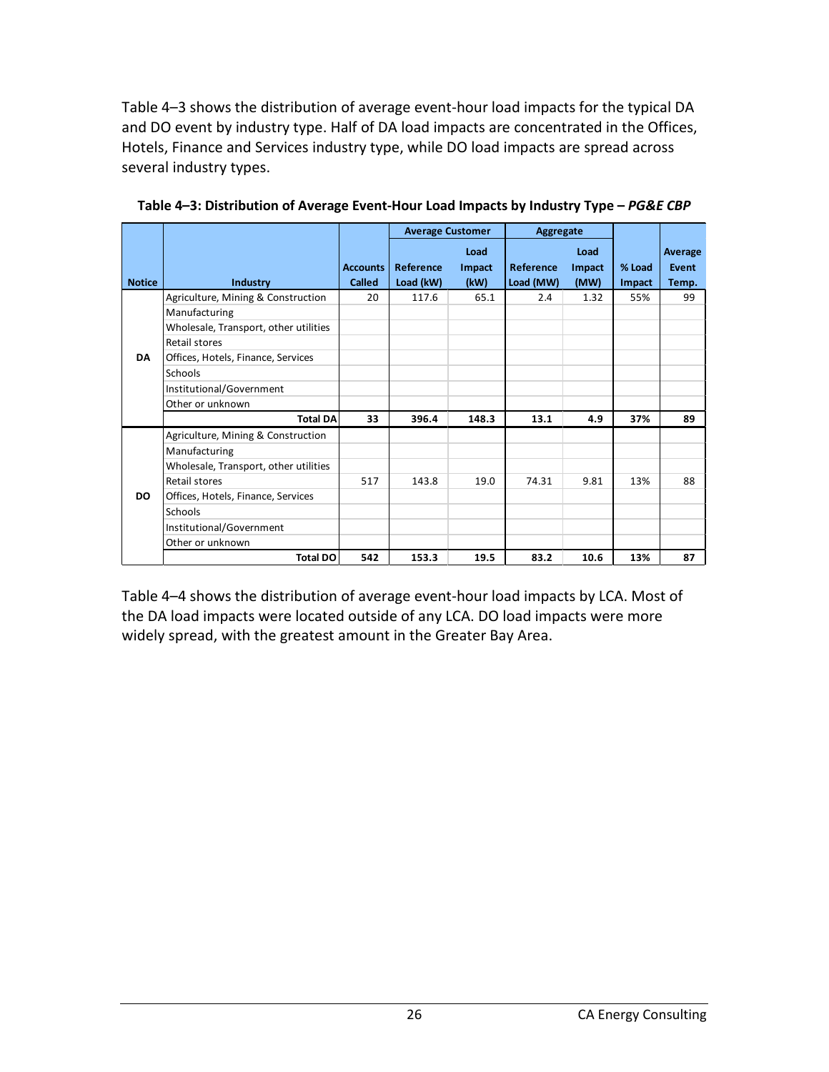Table 4–3 shows the distribution of average event-hour load impacts for the typical DA and DO event by industry type. Half of DA load impacts are concentrated in the Offices, Hotels, Finance and Services industry type, while DO load impacts are spread across several industry types.

**Table 4–3: Distribution of Average Event-Hour Load Impacts by Industry Type – *PG&E CBP***

| | | | Average Customer | | Aggregate | | | |
|---|---|---|---|---|---|---|---|---|
| Notice | Industry | Accounts Called | Reference Load (kW) | Load Impact (kW) | Reference Load (MW) | Load Impact (MW) | % Load Impact | Average Event Temp. |
| DA | Agriculture, Mining & Construction | 20 | 117.6 | 65.1 | 2.4 | 1.32 | 55% | 99 |
| | Manufacturing | | | | | | | |
| | Wholesale, Transport, other utilities | | | | | | | |
| | Retail stores | | | | | | | |
| | Offices, Hotels, Finance, Services | | | | | | | |
| | Schools | | | | | | | |
| | Institutional/Government | | | | | | | |
| | Other or unknown | | | | | | | |
| | **Total DA** | **33** | **396.4** | **148.3** | **13.1** | **4.9** | **37%** | **89** |
| DO | Agriculture, Mining & Construction | | | | | | | |
| | Manufacturing | | | | | | | |
| | Wholesale, Transport, other utilities | | | | | | | |
| | Retail stores | 517 | 143.8 | 19.0 | 74.31 | 9.81 | 13% | 88 |
| | Offices, Hotels, Finance, Services | | | | | | | |
| | Schools | | | | | | | |
| | Institutional/Government | | | | | | | |
| | Other or unknown | | | | | | | |
| | **Total DO** | **542** | **153.3** | **19.5** | **83.2** | **10.6** | **13%** | **87** |

Table 4–4 shows the distribution of average event-hour load impacts by LCA. Most of the DA load impacts were located outside of any LCA. DO load impacts were more widely spread, with the greatest amount in the Greater Bay Area.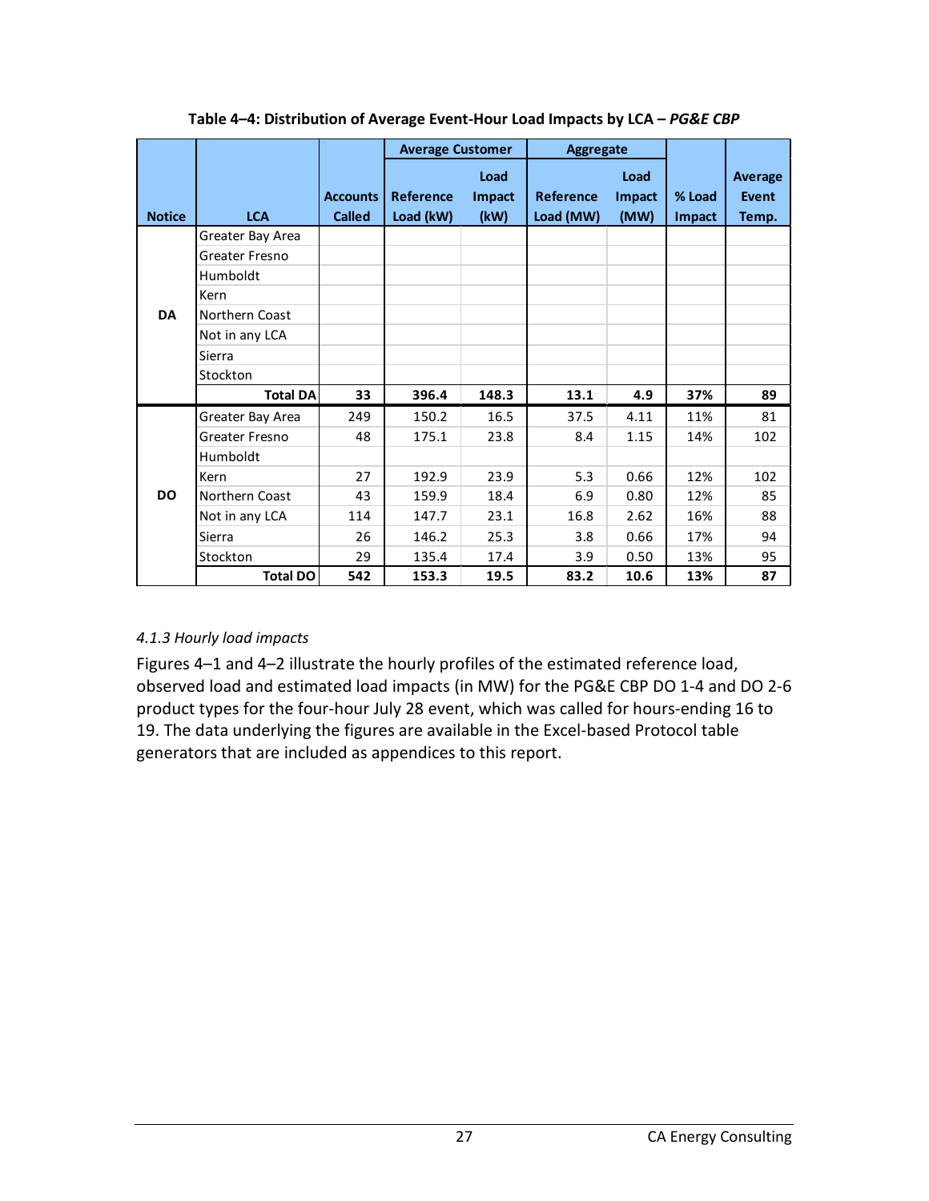**Table 4–4: Distribution of Average Event-Hour Load Impacts by LCA – *PG&E CBP***

| Notice | LCA | Accounts Called | Average Customer | | Aggregate | | % Load Impact | Average Event Temp. |
|---|---|---|---|---|---|---|---|---|
| | | | Reference Load (kW) | Load Impact (kW) | Reference Load (MW) | Load Impact (MW) | | |
| DA | Greater Bay Area | | | | | | | |
| | Greater Fresno | | | | | | | |
| | Humboldt | | | | | | | |
| | Kern | | | | | | | |
| | Northern Coast | | | | | | | |
| | Not in any LCA | | | | | | | |
| | Sierra | | | | | | | |
| | Stockton | | | | | | | |
| | **Total DA** | **33** | **396.4** | **148.3** | **13.1** | **4.9** | **37%** | **89** |
| DO | Greater Bay Area | 249 | 150.2 | 16.5 | 37.5 | 4.11 | 11% | 81 |
| | Greater Fresno | 48 | 175.1 | 23.8 | 8.4 | 1.15 | 14% | 102 |
| | Humboldt | | | | | | | |
| | Kern | 27 | 192.9 | 23.9 | 5.3 | 0.66 | 12% | 102 |
| | Northern Coast | 43 | 159.9 | 18.4 | 6.9 | 0.80 | 12% | 85 |
| | Not in any LCA | 114 | 147.7 | 23.1 | 16.8 | 2.62 | 16% | 88 |
| | Sierra | 26 | 146.2 | 25.3 | 3.8 | 0.66 | 17% | 94 |
| | Stockton | 29 | 135.4 | 17.4 | 3.9 | 0.50 | 13% | 95 |
| | **Total DO** | **542** | **153.3** | **19.5** | **83.2** | **10.6** | **13%** | **87** |

### *4.1.3 Hourly load impacts*

Figures 4–1 and 4–2 illustrate the hourly profiles of the estimated reference load, observed load and estimated load impacts (in MW) for the PG&E CBP DO 1-4 and DO 2-6 product types for the four-hour July 28 event, which was called for hours-ending 16 to 19. The data underlying the figures are available in the Excel-based Protocol table generators that are included as appendices to this report.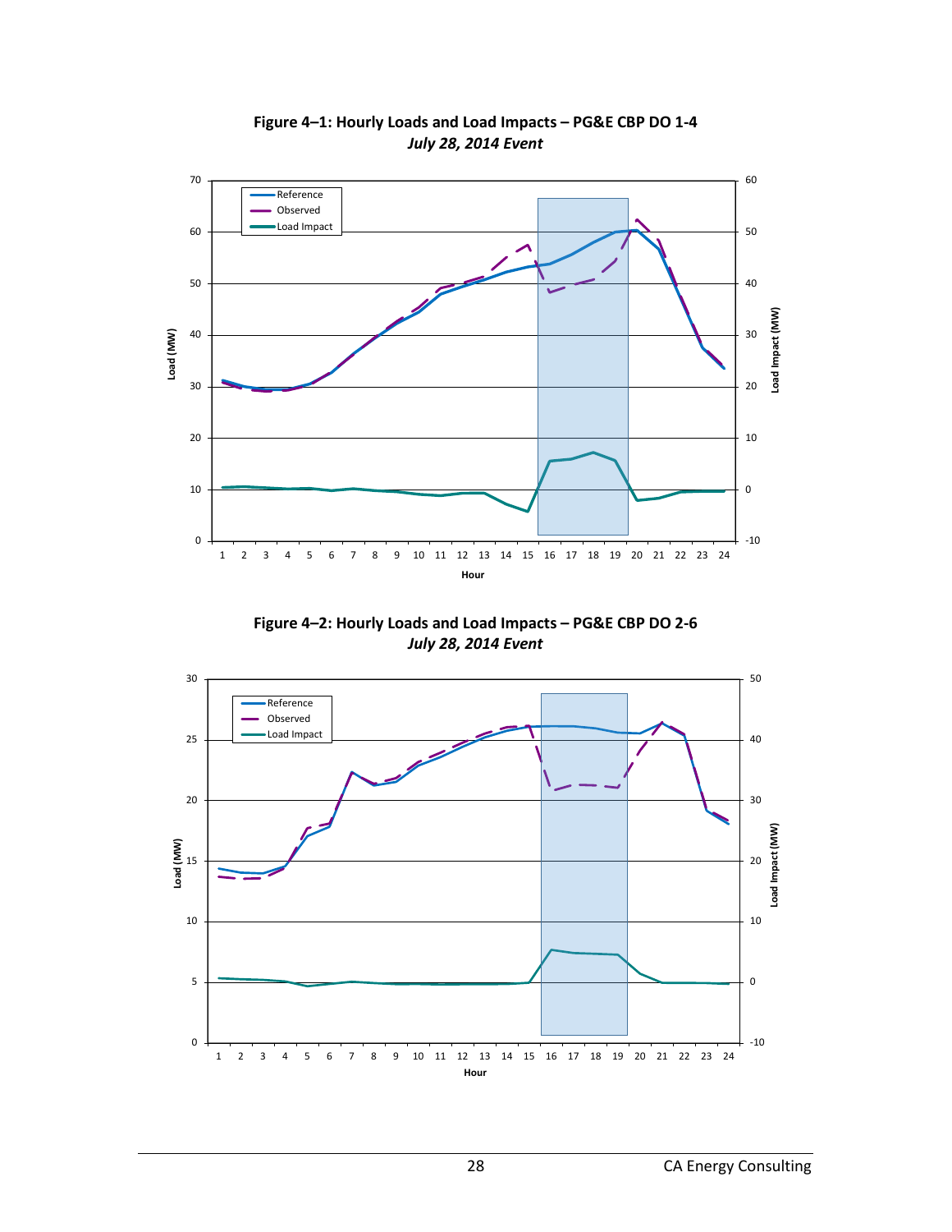**Figure 4–1: Hourly Loads and Load Impacts – PG&E CBP DO 1-4**
*July 28, 2014 Event*

**Figure 4–2: Hourly Loads and Load Impacts – PG&E CBP DO 2-6**
*July 28, 2014 Event*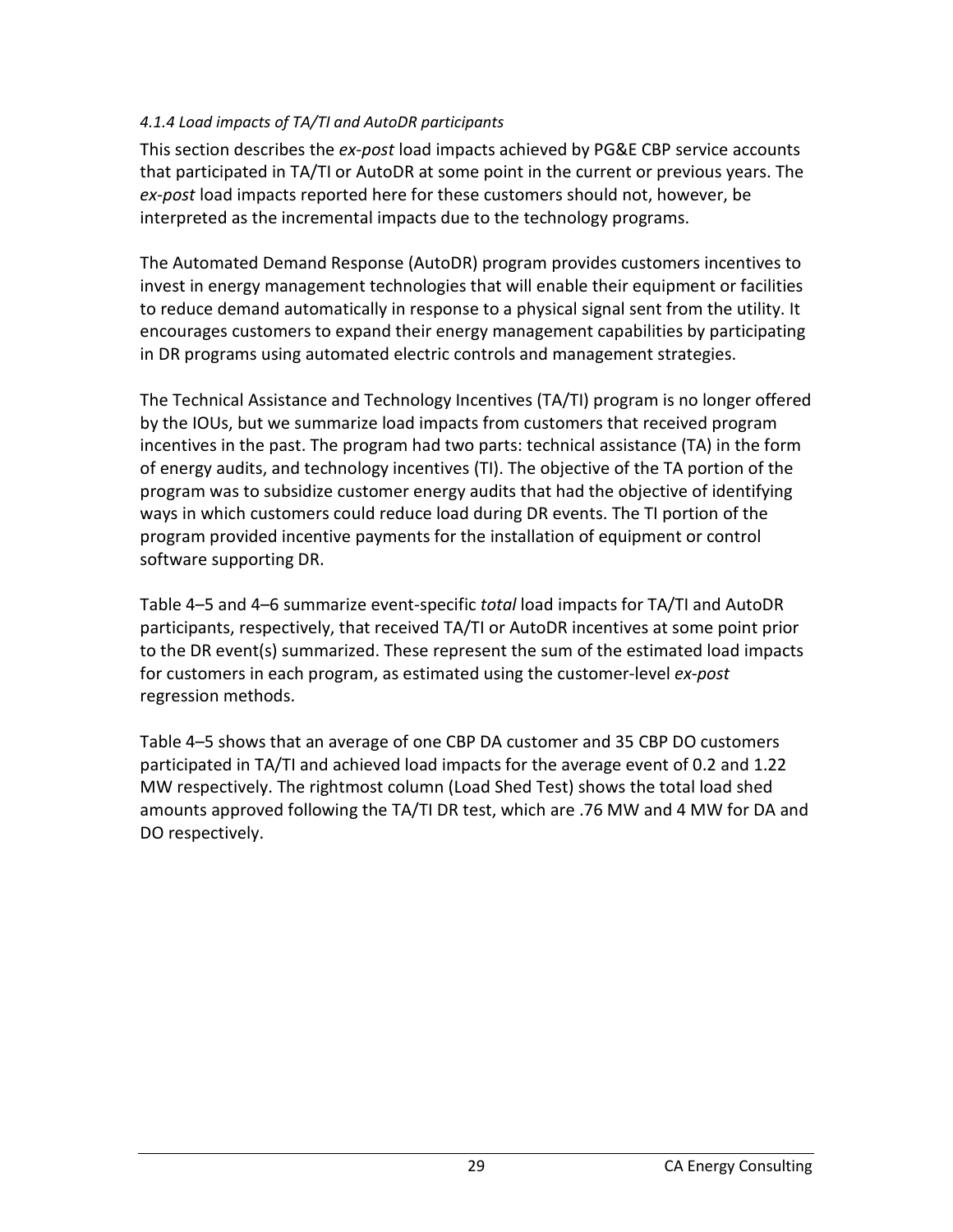#### *4.1.4 Load impacts of TA/TI and AutoDR participants*

This section describes the *ex-post* load impacts achieved by PG&E CBP service accounts that participated in TA/TI or AutoDR at some point in the current or previous years. The *ex-post* load impacts reported here for these customers should not, however, be interpreted as the incremental impacts due to the technology programs.

The Automated Demand Response (AutoDR) program provides customers incentives to invest in energy management technologies that will enable their equipment or facilities to reduce demand automatically in response to a physical signal sent from the utility. It encourages customers to expand their energy management capabilities by participating in DR programs using automated electric controls and management strategies.

The Technical Assistance and Technology Incentives (TA/TI) program is no longer offered by the IOUs, but we summarize load impacts from customers that received program incentives in the past. The program had two parts: technical assistance (TA) in the form of energy audits, and technology incentives (TI). The objective of the TA portion of the program was to subsidize customer energy audits that had the objective of identifying ways in which customers could reduce load during DR events. The TI portion of the program provided incentive payments for the installation of equipment or control software supporting DR.

Table 4–5 and 4–6 summarize event-specific *total* load impacts for TA/TI and AutoDR participants, respectively, that received TA/TI or AutoDR incentives at some point prior to the DR event(s) summarized. These represent the sum of the estimated load impacts for customers in each program, as estimated using the customer-level *ex-post* regression methods.

Table 4–5 shows that an average of one CBP DA customer and 35 CBP DO customers participated in TA/TI and achieved load impacts for the average event of 0.2 and 1.22 MW respectively. The rightmost column (Load Shed Test) shows the total load shed amounts approved following the TA/TI DR test, which are .76 MW and 4 MW for DA and DO respectively.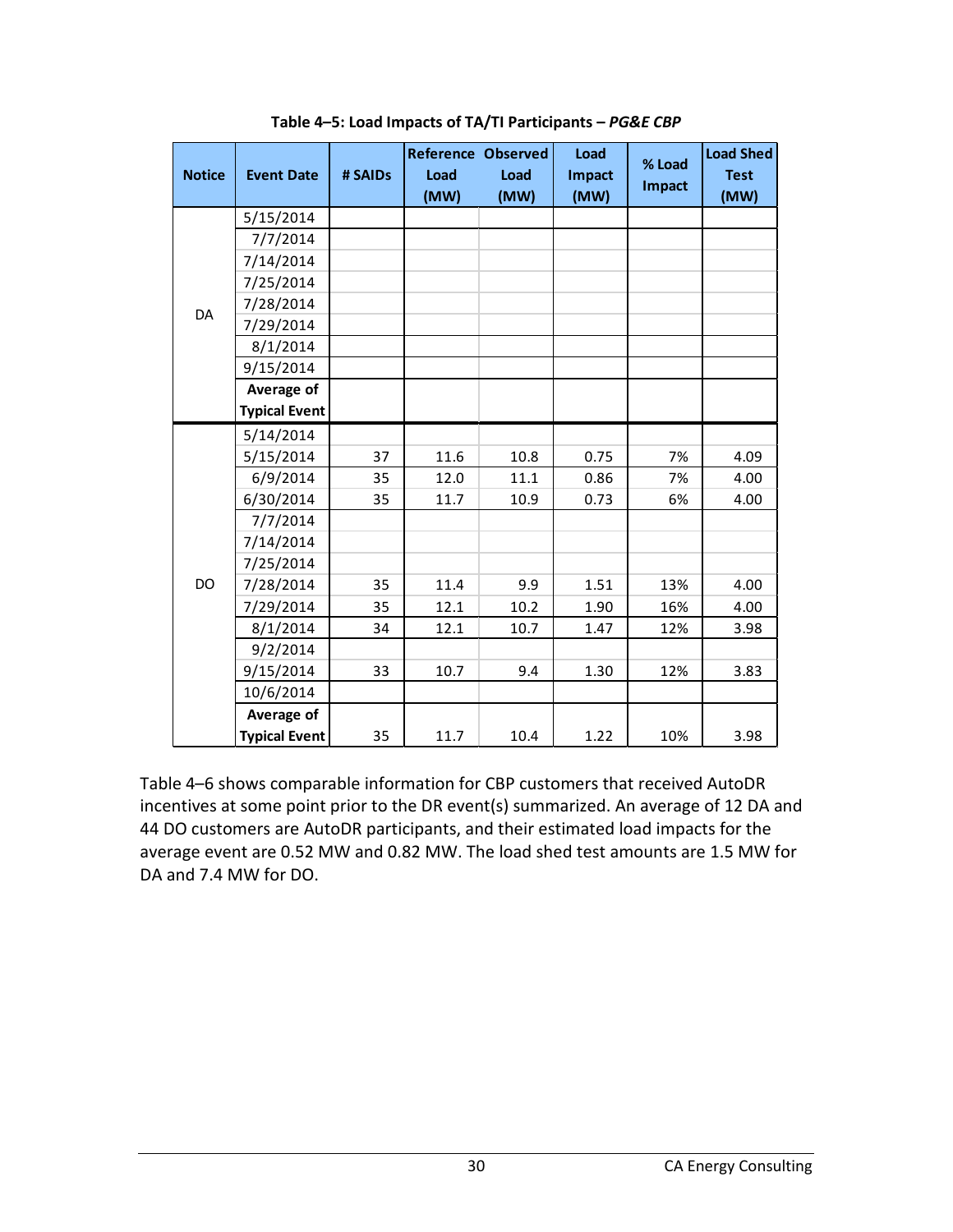**Table 4–5: Load Impacts of TA/TI Participants – *PG&E CBP***

| Notice | Event Date | # SAIDs | Reference Load (MW) | Observed Load (MW) | Load Impact (MW) | % Load Impact | Load Shed Test (MW) |
|---|---|---|---|---|---|---|---|
| DA | 5/15/2014 | | | | | | |
| | 7/7/2014 | | | | | | |
| | 7/14/2014 | | | | | | |
| | 7/25/2014 | | | | | | |
| | 7/28/2014 | | | | | | |
| | 7/29/2014 | | | | | | |
| | 8/1/2014 | | | | | | |
| | 9/15/2014 | | | | | | |
| | **Average of Typical Event** | | | | | | |
| DO | 5/14/2014 | | | | | | |
| | 5/15/2014 | 37 | 11.6 | 10.8 | 0.75 | 7% | 4.09 |
| | 6/9/2014 | 35 | 12.0 | 11.1 | 0.86 | 7% | 4.00 |
| | 6/30/2014 | 35 | 11.7 | 10.9 | 0.73 | 6% | 4.00 |
| | 7/7/2014 | | | | | | |
| | 7/14/2014 | | | | | | |
| | 7/25/2014 | | | | | | |
| | 7/28/2014 | 35 | 11.4 | 9.9 | 1.51 | 13% | 4.00 |
| | 7/29/2014 | 35 | 12.1 | 10.2 | 1.90 | 16% | 4.00 |
| | 8/1/2014 | 34 | 12.1 | 10.7 | 1.47 | 12% | 3.98 |
| | 9/2/2014 | | | | | | |
| | 9/15/2014 | 33 | 10.7 | 9.4 | 1.30 | 12% | 3.83 |
| | 10/6/2014 | | | | | | |
| | **Average of Typical Event** | 35 | 11.7 | 10.4 | 1.22 | 10% | 3.98 |

Table 4–6 shows comparable information for CBP customers that received AutoDR incentives at some point prior to the DR event(s) summarized. An average of 12 DA and 44 DO customers are AutoDR participants, and their estimated load impacts for the average event are 0.52 MW and 0.82 MW. The load shed test amounts are 1.5 MW for DA and 7.4 MW for DO.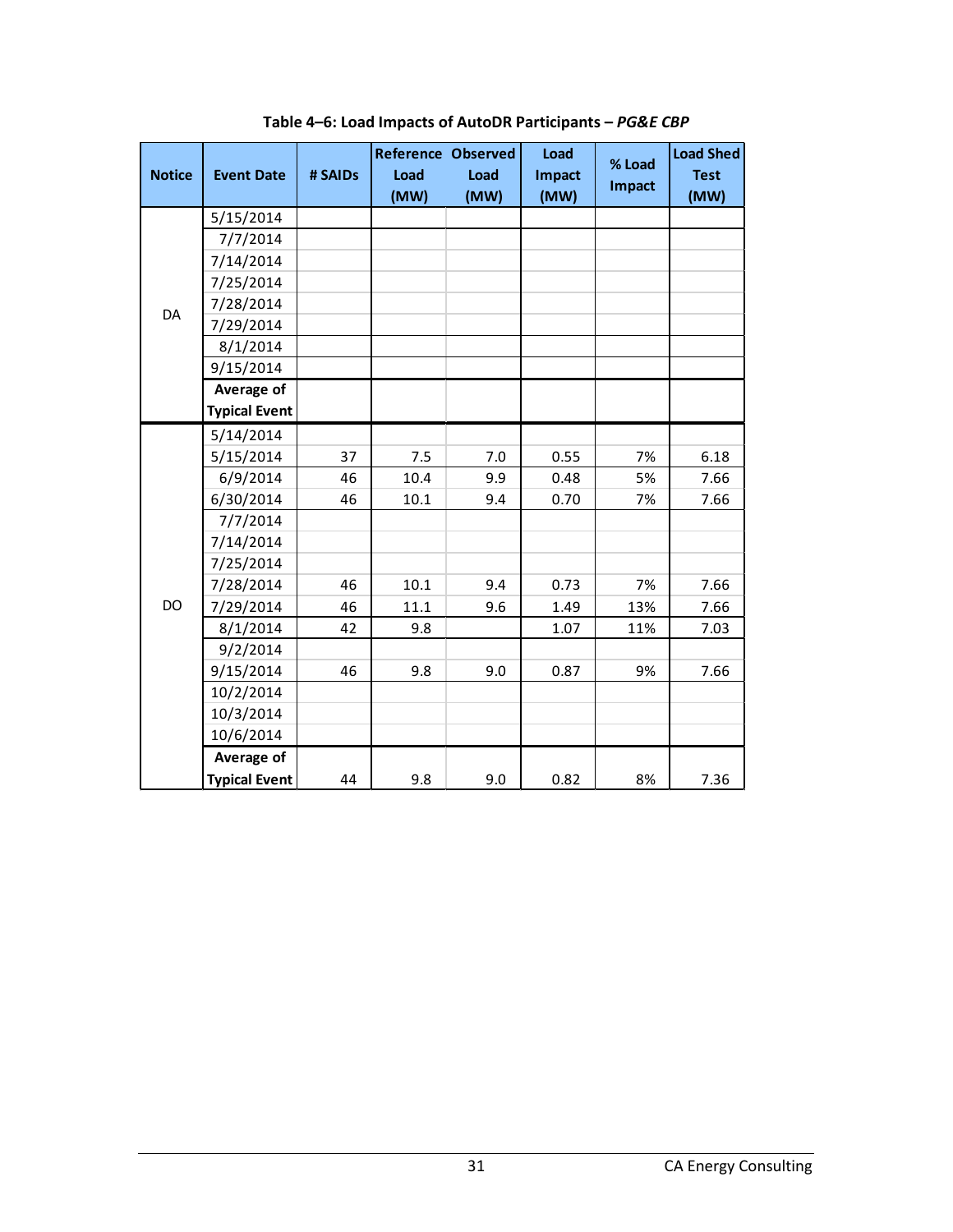**Table 4–6: Load Impacts of AutoDR Participants – *PG&E CBP***

| Notice | Event Date | # SAIDs | Reference Load (MW) | Observed Load (MW) | Load Impact (MW) | % Load Impact | Load Shed Test (MW) |
|---|---|---|---|---|---|---|---|
| DA | 5/15/2014 | | | | | | |
| | 7/7/2014 | | | | | | |
| | 7/14/2014 | | | | | | |
| | 7/25/2014 | | | | | | |
| | 7/28/2014 | | | | | | |
| | 7/29/2014 | | | | | | |
| | 8/1/2014 | | | | | | |
| | 9/15/2014 | | | | | | |
| | **Average of Typical Event** | | | | | | |
| DO | 5/14/2014 | | | | | | |
| | 5/15/2014 | 37 | 7.5 | 7.0 | 0.55 | 7% | 6.18 |
| | 6/9/2014 | 46 | 10.4 | 9.9 | 0.48 | 5% | 7.66 |
| | 6/30/2014 | 46 | 10.1 | 9.4 | 0.70 | 7% | 7.66 |
| | 7/7/2014 | | | | | | |
| | 7/14/2014 | | | | | | |
| | 7/25/2014 | | | | | | |
| | 7/28/2014 | 46 | 10.1 | 9.4 | 0.73 | 7% | 7.66 |
| | 7/29/2014 | 46 | 11.1 | 9.6 | 1.49 | 13% | 7.66 |
| | 8/1/2014 | 42 | 9.8 | | 1.07 | 11% | 7.03 |
| | 9/2/2014 | | | | | | |
| | 9/15/2014 | 46 | 9.8 | 9.0 | 0.87 | 9% | 7.66 |
| | 10/2/2014 | | | | | | |
| | 10/3/2014 | | | | | | |
| | 10/6/2014 | | | | | | |
| | **Average of Typical Event** | 44 | 9.8 | 9.0 | 0.82 | 8% | 7.36 |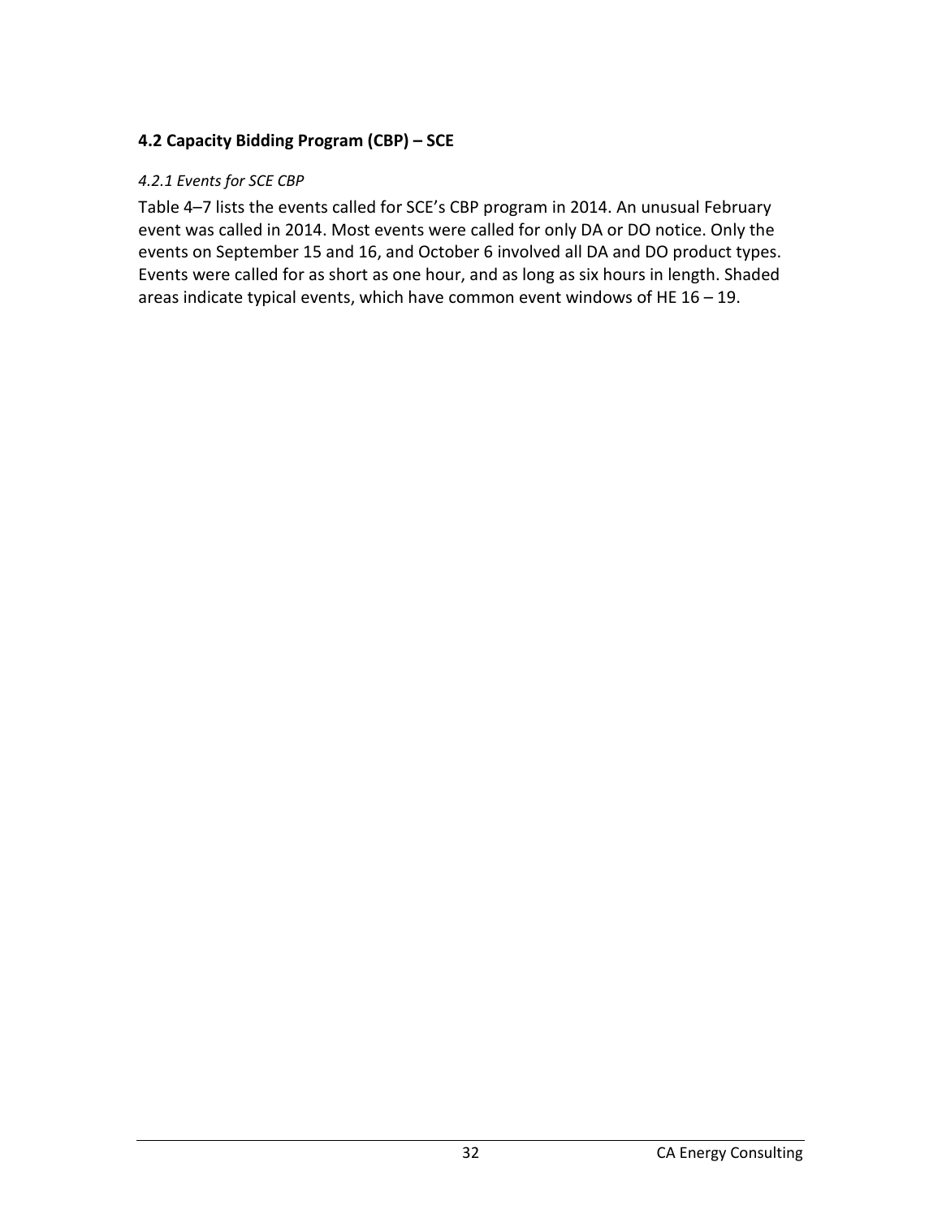### 4.2 Capacity Bidding Program (CBP) – SCE

*4.2.1 Events for SCE CBP*

Table 4–7 lists the events called for SCE's CBP program in 2014. An unusual February event was called in 2014. Most events were called for only DA or DO notice. Only the events on September 15 and 16, and October 6 involved all DA and DO product types. Events were called for as short as one hour, and as long as six hours in length. Shaded areas indicate typical events, which have common event windows of HE 16 – 19.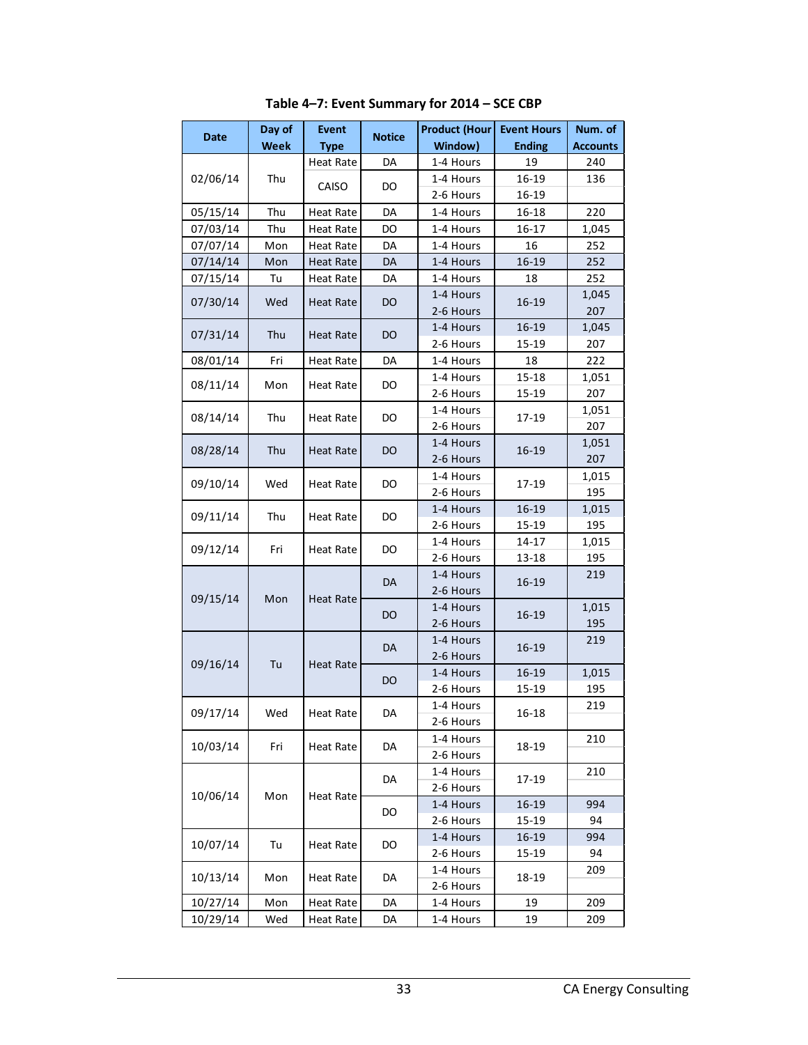**Table 4–7: Event Summary for 2014 – SCE CBP**

| Date | Day of Week | Event Type | Notice | Product (Hour Window) | Event Hours Ending | Num. of Accounts |
|---|---|---|---|---|---|---|
| 02/06/14 | Thu | Heat Rate | DA | 1-4 Hours | 19 | 240 |
| | | CAISO | DO | 1-4 Hours | 16-19 | 136 |
| | | | | 2-6 Hours | 16-19 | |
| 05/15/14 | Thu | Heat Rate | DA | 1-4 Hours | 16-18 | 220 |
| 07/03/14 | Thu | Heat Rate | DO | 1-4 Hours | 16-17 | 1,045 |
| 07/07/14 | Mon | Heat Rate | DA | 1-4 Hours | 16 | 252 |
| 07/14/14 | Mon | Heat Rate | DA | 1-4 Hours | 16-19 | 252 |
| 07/15/14 | Tu | Heat Rate | DA | 1-4 Hours | 18 | 252 |
| 07/30/14 | Wed | Heat Rate | DO | 1-4 Hours | 16-19 | 1,045 |
| | | | | 2-6 Hours | | 207 |
| 07/31/14 | Thu | Heat Rate | DO | 1-4 Hours | 16-19 | 1,045 |
| | | | | 2-6 Hours | 15-19 | 207 |
| 08/01/14 | Fri | Heat Rate | DA | 1-4 Hours | 18 | 222 |
| 08/11/14 | Mon | Heat Rate | DO | 1-4 Hours | 15-18 | 1,051 |
| | | | | 2-6 Hours | 15-19 | 207 |
| 08/14/14 | Thu | Heat Rate | DO | 1-4 Hours | 17-19 | 1,051 |
| | | | | 2-6 Hours | | 207 |
| 08/28/14 | Thu | Heat Rate | DO | 1-4 Hours | 16-19 | 1,051 |
| | | | | 2-6 Hours | | 207 |
| 09/10/14 | Wed | Heat Rate | DO | 1-4 Hours | 17-19 | 1,015 |
| | | | | 2-6 Hours | | 195 |
| 09/11/14 | Thu | Heat Rate | DO | 1-4 Hours | 16-19 | 1,015 |
| | | | | 2-6 Hours | 15-19 | 195 |
| 09/12/14 | Fri | Heat Rate | DO | 1-4 Hours | 14-17 | 1,015 |
| | | | | 2-6 Hours | 13-18 | 195 |
| 09/15/14 | Mon | Heat Rate | DA | 1-4 Hours | 16-19 | 219 |
| | | | | 2-6 Hours | | |
| | | | DO | 1-4 Hours | 16-19 | 1,015 |
| | | | | 2-6 Hours | | 195 |
| 09/16/14 | Tu | Heat Rate | DA | 1-4 Hours | 16-19 | 219 |
| | | | | 2-6 Hours | | |
| | | | DO | 1-4 Hours | 16-19 | 1,015 |
| | | | | 2-6 Hours | 15-19 | 195 |
| 09/17/14 | Wed | Heat Rate | DA | 1-4 Hours | 16-18 | 219 |
| | | | | 2-6 Hours | | |
| 10/03/14 | Fri | Heat Rate | DA | 1-4 Hours | 18-19 | 210 |
| | | | | 2-6 Hours | | |
| 10/06/14 | Mon | Heat Rate | DA | 1-4 Hours | 17-19 | 210 |
| | | | | 2-6 Hours | | |
| | | | DO | 1-4 Hours | 16-19 | 994 |
| | | | | 2-6 Hours | 15-19 | 94 |
| 10/07/14 | Tu | Heat Rate | DO | 1-4 Hours | 16-19 | 994 |
| | | | | 2-6 Hours | 15-19 | 94 |
| 10/13/14 | Mon | Heat Rate | DA | 1-4 Hours | 18-19 | 209 |
| | | | | 2-6 Hours | | |
| 10/27/14 | Mon | Heat Rate | DA | 1-4 Hours | 19 | 209 |
| 10/29/14 | Wed | Heat Rate | DA | 1-4 Hours | 19 | 209 |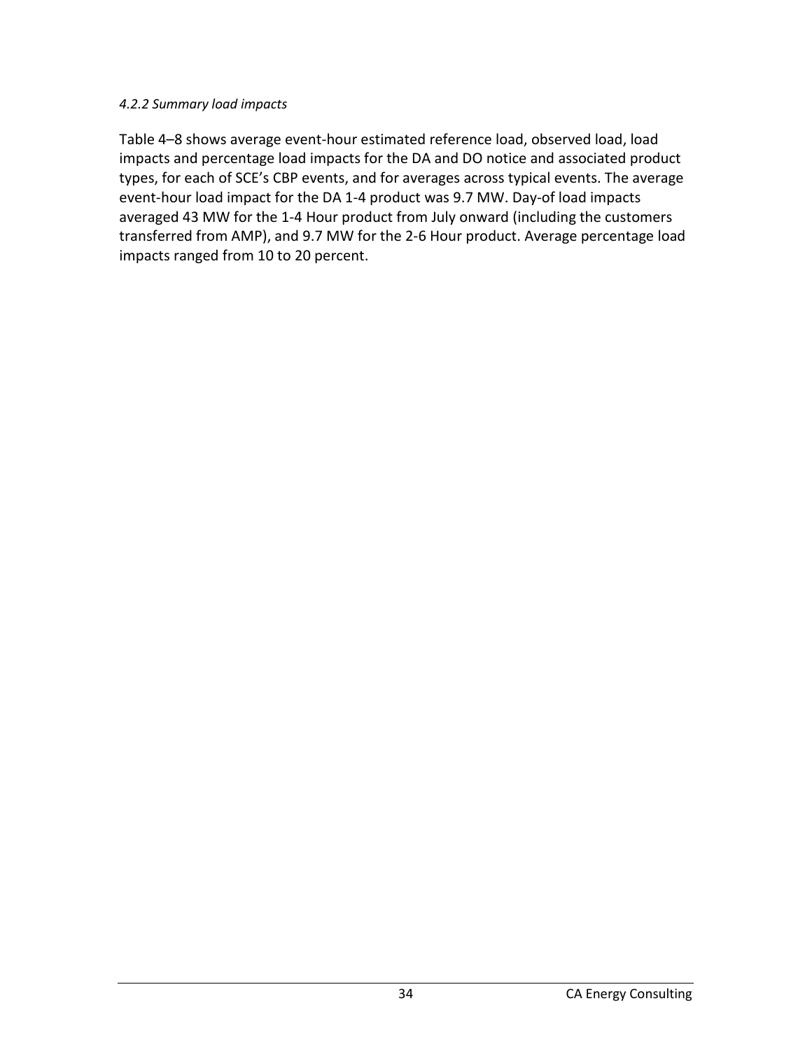#### *4.2.2 Summary load impacts*

Table 4–8 shows average event-hour estimated reference load, observed load, load impacts and percentage load impacts for the DA and DO notice and associated product types, for each of SCE's CBP events, and for averages across typical events. The average event-hour load impact for the DA 1-4 product was 9.7 MW. Day-of load impacts averaged 43 MW for the 1-4 Hour product from July onward (including the customers transferred from AMP), and 9.7 MW for the 2-6 Hour product. Average percentage load impacts ranged from 10 to 20 percent.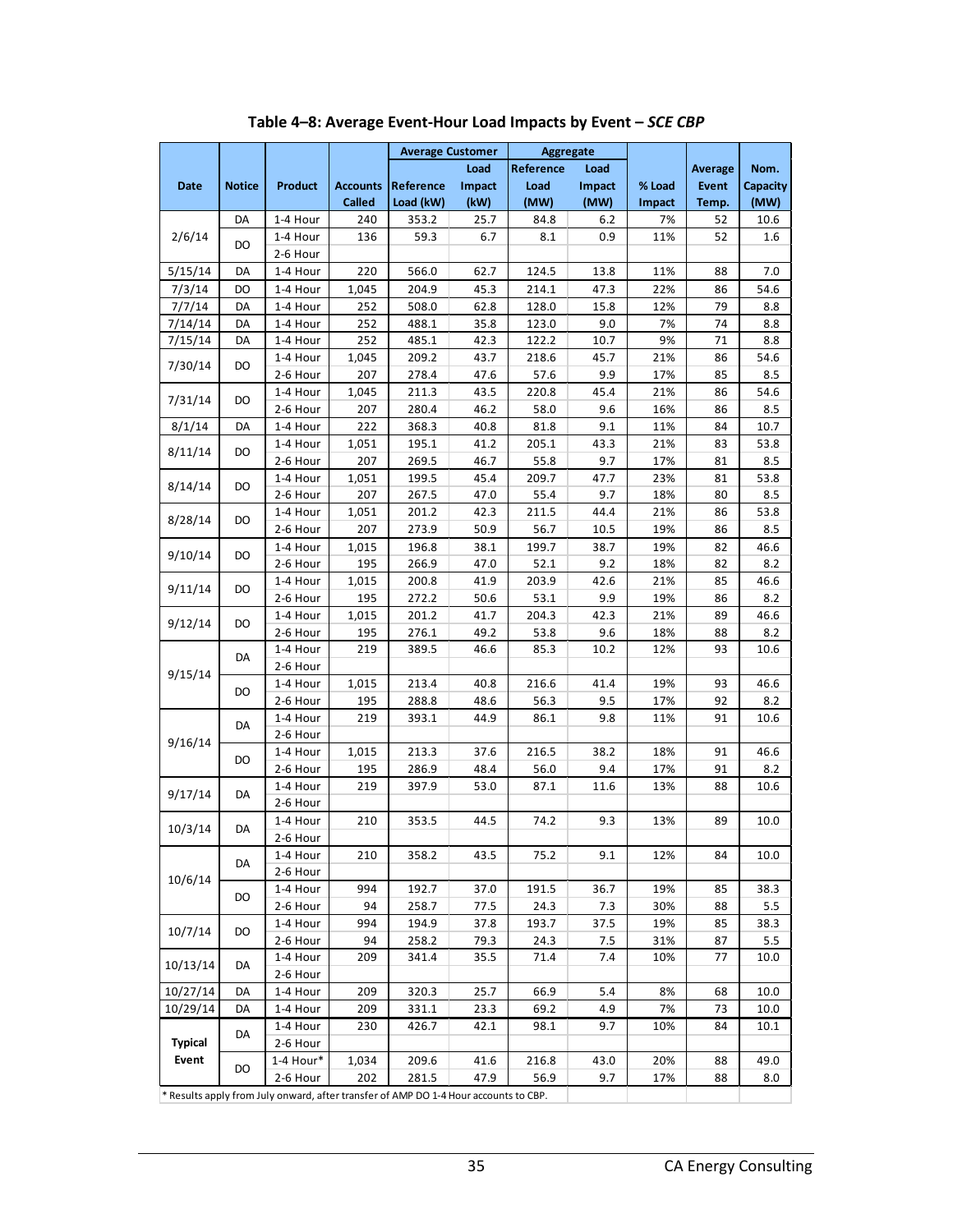# Table 4–8: Average Event-Hour Load Impacts by Event – *SCE CBP*

| Date | Notice | Product | Accounts Called | Average Customer | | Aggregate | | % Load Impact | Average Event Temp. | Nom. Capacity (MW) |
|---|---|---|---|---|---|---|---|---|---|---|
| | | | | Reference Load (kW) | Load Impact (kW) | Reference Load (MW) | Load Impact (MW) | | | |
| 2/6/14 | DA | 1-4 Hour | 240 | 353.2 | 25.7 | 84.8 | 6.2 | 7% | 52 | 10.6 |
| | DO | 1-4 Hour | 136 | 59.3 | 6.7 | 8.1 | 0.9 | 11% | 52 | 1.6 |
| | | 2-6 Hour | | | | | | | | |
| 5/15/14 | DA | 1-4 Hour | 220 | 566.0 | 62.7 | 124.5 | 13.8 | 11% | 88 | 7.0 |
| 7/3/14 | DO | 1-4 Hour | 1,045 | 204.9 | 45.3 | 214.1 | 47.3 | 22% | 86 | 54.6 |
| 7/7/14 | DA | 1-4 Hour | 252 | 508.0 | 62.8 | 128.0 | 15.8 | 12% | 79 | 8.8 |
| 7/14/14 | DA | 1-4 Hour | 252 | 488.1 | 35.8 | 123.0 | 9.0 | 7% | 74 | 8.8 |
| 7/15/14 | DA | 1-4 Hour | 252 | 485.1 | 42.3 | 122.2 | 10.7 | 9% | 71 | 8.8 |
| 7/30/14 | DO | 1-4 Hour | 1,045 | 209.2 | 43.7 | 218.6 | 45.7 | 21% | 86 | 54.6 |
| | | 2-6 Hour | 207 | 278.4 | 47.6 | 57.6 | 9.9 | 17% | 85 | 8.5 |
| 7/31/14 | DO | 1-4 Hour | 1,045 | 211.3 | 43.5 | 220.8 | 45.4 | 21% | 86 | 54.6 |
| | | 2-6 Hour | 207 | 280.4 | 46.2 | 58.0 | 9.6 | 16% | 86 | 8.5 |
| 8/1/14 | DA | 1-4 Hour | 222 | 368.3 | 40.8 | 81.8 | 9.1 | 11% | 84 | 10.7 |
| 8/11/14 | DO | 1-4 Hour | 1,051 | 195.1 | 41.2 | 205.1 | 43.3 | 21% | 83 | 53.8 |
| | | 2-6 Hour | 207 | 269.5 | 46.7 | 55.8 | 9.7 | 17% | 81 | 8.5 |
| 8/14/14 | DO | 1-4 Hour | 1,051 | 199.5 | 45.4 | 209.7 | 47.7 | 23% | 81 | 53.8 |
| | | 2-6 Hour | 207 | 267.5 | 47.0 | 55.4 | 9.7 | 18% | 80 | 8.5 |
| 8/28/14 | DO | 1-4 Hour | 1,051 | 201.2 | 42.3 | 211.5 | 44.4 | 21% | 86 | 53.8 |
| | | 2-6 Hour | 207 | 273.9 | 50.9 | 56.7 | 10.5 | 19% | 86 | 8.5 |
| 9/10/14 | DO | 1-4 Hour | 1,015 | 196.8 | 38.1 | 199.7 | 38.7 | 19% | 82 | 46.6 |
| | | 2-6 Hour | 195 | 266.9 | 47.0 | 52.1 | 9.2 | 18% | 82 | 8.2 |
| 9/11/14 | DO | 1-4 Hour | 1,015 | 200.8 | 41.9 | 203.9 | 42.6 | 21% | 85 | 46.6 |
| | | 2-6 Hour | 195 | 272.2 | 50.6 | 53.1 | 9.9 | 19% | 86 | 8.2 |
| 9/12/14 | DO | 1-4 Hour | 1,015 | 201.2 | 41.7 | 204.3 | 42.3 | 21% | 89 | 46.6 |
| | | 2-6 Hour | 195 | 276.1 | 49.2 | 53.8 | 9.6 | 18% | 88 | 8.2 |
| 9/15/14 | DA | 1-4 Hour | 219 | 389.5 | 46.6 | 85.3 | 10.2 | 12% | 93 | 10.6 |
| | | 2-6 Hour | | | | | | | | |
| | DO | 1-4 Hour | 1,015 | 213.4 | 40.8 | 216.6 | 41.4 | 19% | 93 | 46.6 |
| | | 2-6 Hour | 195 | 288.8 | 48.6 | 56.3 | 9.5 | 17% | 92 | 8.2 |
| 9/16/14 | DA | 1-4 Hour | 219 | 393.1 | 44.9 | 86.1 | 9.8 | 11% | 91 | 10.6 |
| | | 2-6 Hour | | | | | | | | |
| | DO | 1-4 Hour | 1,015 | 213.3 | 37.6 | 216.5 | 38.2 | 18% | 91 | 46.6 |
| | | 2-6 Hour | 195 | 286.9 | 48.4 | 56.0 | 9.4 | 17% | 91 | 8.2 |
| 9/17/14 | DA | 1-4 Hour | 219 | 397.9 | 53.0 | 87.1 | 11.6 | 13% | 88 | 10.6 |
| | | 2-6 Hour | | | | | | | | |
| 10/3/14 | DA | 1-4 Hour | 210 | 353.5 | 44.5 | 74.2 | 9.3 | 13% | 89 | 10.0 |
| | | 2-6 Hour | | | | | | | | |
| 10/6/14 | DA | 1-4 Hour | 210 | 358.2 | 43.5 | 75.2 | 9.1 | 12% | 84 | 10.0 |
| | | 2-6 Hour | | | | | | | | |
| | DO | 1-4 Hour | 994 | 192.7 | 37.0 | 191.5 | 36.7 | 19% | 85 | 38.3 |
| | | 2-6 Hour | 94 | 258.7 | 77.5 | 24.3 | 7.3 | 30% | 88 | 5.5 |
| 10/7/14 | DO | 1-4 Hour | 994 | 194.9 | 37.8 | 193.7 | 37.5 | 19% | 85 | 38.3 |
| | | 2-6 Hour | 94 | 258.2 | 79.3 | 24.3 | 7.5 | 31% | 87 | 5.5 |
| 10/13/14 | DA | 1-4 Hour | 209 | 341.4 | 35.5 | 71.4 | 7.4 | 10% | 77 | 10.0 |
| | | 2-6 Hour | | | | | | | | |
| 10/27/14 | DA | 1-4 Hour | 209 | 320.3 | 25.7 | 66.9 | 5.4 | 8% | 68 | 10.0 |
| 10/29/14 | DA | 1-4 Hour | 209 | 331.1 | 23.3 | 69.2 | 4.9 | 7% | 73 | 10.0 |
| **Typical Event** | DA | 1-4 Hour | 230 | 426.7 | 42.1 | 98.1 | 9.7 | 10% | 84 | 10.1 |
| | | 2-6 Hour | | | | | | | | |
| | DO | 1-4 Hour* | 1,034 | 209.6 | 41.6 | 216.8 | 43.0 | 20% | 88 | 49.0 |
| | | 2-6 Hour | 202 | 281.5 | 47.9 | 56.9 | 9.7 | 17% | 88 | 8.0 |

\* Results apply from July onward, after transfer of AMP DO 1-4 Hour accounts to CBP.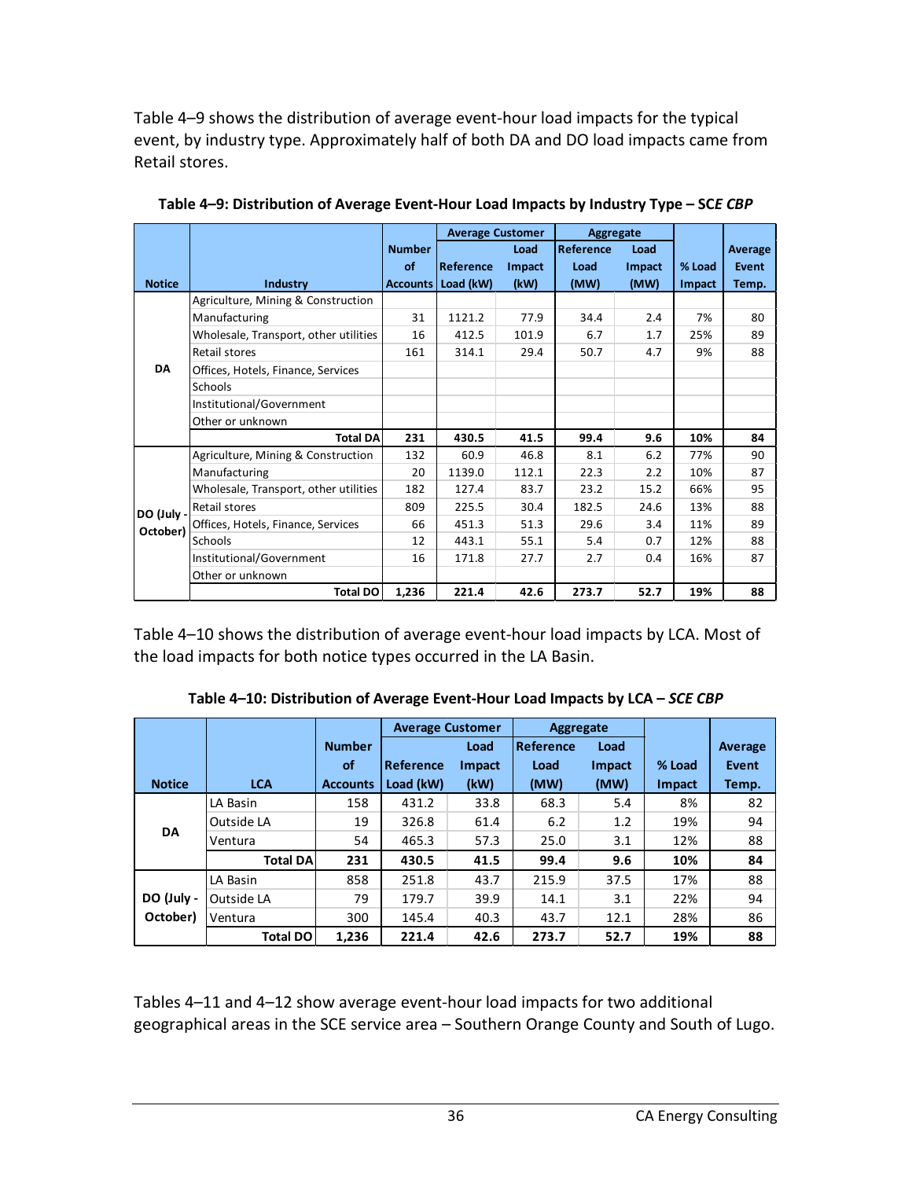Table 4–9 shows the distribution of average event-hour load impacts for the typical event, by industry type. Approximately half of both DA and DO load impacts came from Retail stores.

**Table 4–9: Distribution of Average Event-Hour Load Impacts by Industry Type – SCE *CBP***

| | | | Average Customer | | Aggregate | | | |
|---|---|---|---|---|---|---|---|---|
| Notice | Industry | Number of Accounts | Reference Load (kW) | Load Impact (kW) | Reference Load (MW) | Load Impact (MW) | % Load Impact | Average Event Temp. |
| DA | Agriculture, Mining & Construction | | | | | | | |
| | Manufacturing | 31 | 1121.2 | 77.9 | 34.4 | 2.4 | 7% | 80 |
| | Wholesale, Transport, other utilities | 16 | 412.5 | 101.9 | 6.7 | 1.7 | 25% | 89 |
| | Retail stores | 161 | 314.1 | 29.4 | 50.7 | 4.7 | 9% | 88 |
| | Offices, Hotels, Finance, Services | | | | | | | |
| | Schools | | | | | | | |
| | Institutional/Government | | | | | | | |
| | Other or unknown | | | | | | | |
| | **Total DA** | **231** | **430.5** | **41.5** | **99.4** | **9.6** | **10%** | **84** |
| DO (July - October) | Agriculture, Mining & Construction | 132 | 60.9 | 46.8 | 8.1 | 6.2 | 77% | 90 |
| | Manufacturing | 20 | 1139.0 | 112.1 | 22.3 | 2.2 | 10% | 87 |
| | Wholesale, Transport, other utilities | 182 | 127.4 | 83.7 | 23.2 | 15.2 | 66% | 95 |
| | Retail stores | 809 | 225.5 | 30.4 | 182.5 | 24.6 | 13% | 88 |
| | Offices, Hotels, Finance, Services | 66 | 451.3 | 51.3 | 29.6 | 3.4 | 11% | 89 |
| | Schools | 12 | 443.1 | 55.1 | 5.4 | 0.7 | 12% | 88 |
| | Institutional/Government | 16 | 171.8 | 27.7 | 2.7 | 0.4 | 16% | 87 |
| | Other or unknown | | | | | | | |
| | **Total DO** | **1,236** | **221.4** | **42.6** | **273.7** | **52.7** | **19%** | **88** |

Table 4–10 shows the distribution of average event-hour load impacts by LCA. Most of the load impacts for both notice types occurred in the LA Basin.

**Table 4–10: Distribution of Average Event-Hour Load Impacts by LCA – SCE *CBP***

| | | | Average Customer | | Aggregate | | | |
|---|---|---|---|---|---|---|---|---|
| Notice | LCA | Number of Accounts | Reference Load (kW) | Load Impact (kW) | Reference Load (MW) | Load Impact (MW) | % Load Impact | Average Event Temp. |
| DA | LA Basin | 158 | 431.2 | 33.8 | 68.3 | 5.4 | 8% | 82 |
| | Outside LA | 19 | 326.8 | 61.4 | 6.2 | 1.2 | 19% | 94 |
| | Ventura | 54 | 465.3 | 57.3 | 25.0 | 3.1 | 12% | 88 |
| | **Total DA** | **231** | **430.5** | **41.5** | **99.4** | **9.6** | **10%** | **84** |
| DO (July - October) | LA Basin | 858 | 251.8 | 43.7 | 215.9 | 37.5 | 17% | 88 |
| | Outside LA | 79 | 179.7 | 39.9 | 14.1 | 3.1 | 22% | 94 |
| | Ventura | 300 | 145.4 | 40.3 | 43.7 | 12.1 | 28% | 86 |
| | **Total DO** | **1,236** | **221.4** | **42.6** | **273.7** | **52.7** | **19%** | **88** |

Tables 4–11 and 4–12 show average event-hour load impacts for two additional geographical areas in the SCE service area – Southern Orange County and South of Lugo.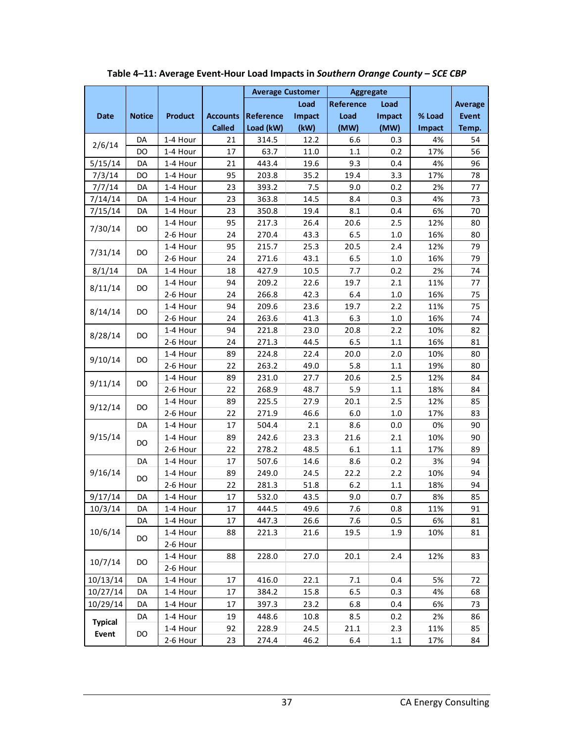**Table 4–11: Average Event-Hour Load Impacts in *Southern Orange County – SCE CBP***

| Date | Notice | Product | Accounts Called | Average Customer Reference Load (kW) | Average Customer Load Impact (kW) | Aggregate Reference Load (MW) | Aggregate Load Impact (MW) | % Load Impact | Average Event Temp. |
|---|---|---|---|---|---|---|---|---|---|
| 2/6/14 | DA | 1-4 Hour | 21 | 314.5 | 12.2 | 6.6 | 0.3 | 4% | 54 |
| | DO | 1-4 Hour | 17 | 63.7 | 11.0 | 1.1 | 0.2 | 17% | 56 |
| 5/15/14 | DA | 1-4 Hour | 21 | 443.4 | 19.6 | 9.3 | 0.4 | 4% | 96 |
| 7/3/14 | DO | 1-4 Hour | 95 | 203.8 | 35.2 | 19.4 | 3.3 | 17% | 78 |
| 7/7/14 | DA | 1-4 Hour | 23 | 393.2 | 7.5 | 9.0 | 0.2 | 2% | 77 |
| 7/14/14 | DA | 1-4 Hour | 23 | 363.8 | 14.5 | 8.4 | 0.3 | 4% | 73 |
| 7/15/14 | DA | 1-4 Hour | 23 | 350.8 | 19.4 | 8.1 | 0.4 | 6% | 70 |
| 7/30/14 | DO | 1-4 Hour | 95 | 217.3 | 26.4 | 20.6 | 2.5 | 12% | 80 |
| | | 2-6 Hour | 24 | 270.4 | 43.3 | 6.5 | 1.0 | 16% | 80 |
| 7/31/14 | DO | 1-4 Hour | 95 | 215.7 | 25.3 | 20.5 | 2.4 | 12% | 79 |
| | | 2-6 Hour | 24 | 271.6 | 43.1 | 6.5 | 1.0 | 16% | 79 |
| 8/1/14 | DA | 1-4 Hour | 18 | 427.9 | 10.5 | 7.7 | 0.2 | 2% | 74 |
| 8/11/14 | DO | 1-4 Hour | 94 | 209.2 | 22.6 | 19.7 | 2.1 | 11% | 77 |
| | | 2-6 Hour | 24 | 266.8 | 42.3 | 6.4 | 1.0 | 16% | 75 |
| 8/14/14 | DO | 1-4 Hour | 94 | 209.6 | 23.6 | 19.7 | 2.2 | 11% | 75 |
| | | 2-6 Hour | 24 | 263.6 | 41.3 | 6.3 | 1.0 | 16% | 74 |
| 8/28/14 | DO | 1-4 Hour | 94 | 221.8 | 23.0 | 20.8 | 2.2 | 10% | 82 |
| | | 2-6 Hour | 24 | 271.3 | 44.5 | 6.5 | 1.1 | 16% | 81 |
| 9/10/14 | DO | 1-4 Hour | 89 | 224.8 | 22.4 | 20.0 | 2.0 | 10% | 80 |
| | | 2-6 Hour | 22 | 263.2 | 49.0 | 5.8 | 1.1 | 19% | 80 |
| 9/11/14 | DO | 1-4 Hour | 89 | 231.0 | 27.7 | 20.6 | 2.5 | 12% | 84 |
| | | 2-6 Hour | 22 | 268.9 | 48.7 | 5.9 | 1.1 | 18% | 84 |
| 9/12/14 | DO | 1-4 Hour | 89 | 225.5 | 27.9 | 20.1 | 2.5 | 12% | 85 |
| | | 2-6 Hour | 22 | 271.9 | 46.6 | 6.0 | 1.0 | 17% | 83 |
| 9/15/14 | DA | 1-4 Hour | 17 | 504.4 | 2.1 | 8.6 | 0.0 | 0% | 90 |
| | DO | 1-4 Hour | 89 | 242.6 | 23.3 | 21.6 | 2.1 | 10% | 90 |
| | | 2-6 Hour | 22 | 278.2 | 48.5 | 6.1 | 1.1 | 17% | 89 |
| 9/16/14 | DA | 1-4 Hour | 17 | 507.6 | 14.6 | 8.6 | 0.2 | 3% | 94 |
| | DO | 1-4 Hour | 89 | 249.0 | 24.5 | 22.2 | 2.2 | 10% | 94 |
| | | 2-6 Hour | 22 | 281.3 | 51.8 | 6.2 | 1.1 | 18% | 94 |
| 9/17/14 | DA | 1-4 Hour | 17 | 532.0 | 43.5 | 9.0 | 0.7 | 8% | 85 |
| 10/3/14 | DA | 1-4 Hour | 17 | 444.5 | 49.6 | 7.6 | 0.8 | 11% | 91 |
| 10/6/14 | DA | 1-4 Hour | 17 | 447.3 | 26.6 | 7.6 | 0.5 | 6% | 81 |
| | DO | 1-4 Hour | 88 | 221.3 | 21.6 | 19.5 | 1.9 | 10% | 81 |
| | | 2-6 Hour | | | | | | | |
| 10/7/14 | DO | 1-4 Hour | 88 | 228.0 | 27.0 | 20.1 | 2.4 | 12% | 83 |
| | | 2-6 Hour | | | | | | | |
| 10/13/14 | DA | 1-4 Hour | 17 | 416.0 | 22.1 | 7.1 | 0.4 | 5% | 72 |
| 10/27/14 | DA | 1-4 Hour | 17 | 384.2 | 15.8 | 6.5 | 0.3 | 4% | 68 |
| 10/29/14 | DA | 1-4 Hour | 17 | 397.3 | 23.2 | 6.8 | 0.4 | 6% | 73 |
| **Typical Event** | DA | 1-4 Hour | 19 | 448.6 | 10.8 | 8.5 | 0.2 | 2% | 86 |
| | DO | 1-4 Hour | 92 | 228.9 | 24.5 | 21.1 | 2.3 | 11% | 85 |
| | | 2-6 Hour | 23 | 274.4 | 46.2 | 6.4 | 1.1 | 17% | 84 |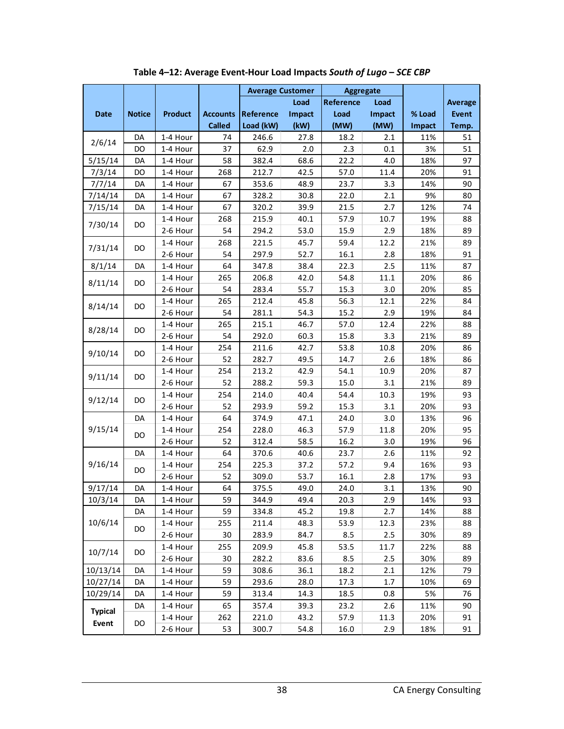**Table 4–12: Average Event-Hour Load Impacts *South of Lugo – SCE CBP***

| Date | Notice | Product | Accounts Called | Average Customer | | Aggregate | | % Load Impact | Average Event Temp. |
|---|---|---|---|---|---|---|---|---|---|
| | | | | Reference Load (kW) | Load Impact (kW) | Reference Load (MW) | Load Impact (MW) | | |
| 2/6/14 | DA | 1-4 Hour | 74 | 246.6 | 27.8 | 18.2 | 2.1 | 11% | 51 |
| | DO | 1-4 Hour | 37 | 62.9 | 2.0 | 2.3 | 0.1 | 3% | 51 |
| 5/15/14 | DA | 1-4 Hour | 58 | 382.4 | 68.6 | 22.2 | 4.0 | 18% | 97 |
| 7/3/14 | DO | 1-4 Hour | 268 | 212.7 | 42.5 | 57.0 | 11.4 | 20% | 91 |
| 7/7/14 | DA | 1-4 Hour | 67 | 353.6 | 48.9 | 23.7 | 3.3 | 14% | 90 |
| 7/14/14 | DA | 1-4 Hour | 67 | 328.2 | 30.8 | 22.0 | 2.1 | 9% | 80 |
| 7/15/14 | DA | 1-4 Hour | 67 | 320.2 | 39.9 | 21.5 | 2.7 | 12% | 74 |
| 7/30/14 | DO | 1-4 Hour | 268 | 215.9 | 40.1 | 57.9 | 10.7 | 19% | 88 |
| | | 2-6 Hour | 54 | 294.2 | 53.0 | 15.9 | 2.9 | 18% | 89 |
| 7/31/14 | DO | 1-4 Hour | 268 | 221.5 | 45.7 | 59.4 | 12.2 | 21% | 89 |
| | | 2-6 Hour | 54 | 297.9 | 52.7 | 16.1 | 2.8 | 18% | 91 |
| 8/1/14 | DA | 1-4 Hour | 64 | 347.8 | 38.4 | 22.3 | 2.5 | 11% | 87 |
| 8/11/14 | DO | 1-4 Hour | 265 | 206.8 | 42.0 | 54.8 | 11.1 | 20% | 86 |
| | | 2-6 Hour | 54 | 283.4 | 55.7 | 15.3 | 3.0 | 20% | 85 |
| 8/14/14 | DO | 1-4 Hour | 265 | 212.4 | 45.8 | 56.3 | 12.1 | 22% | 84 |
| | | 2-6 Hour | 54 | 281.1 | 54.3 | 15.2 | 2.9 | 19% | 84 |
| 8/28/14 | DO | 1-4 Hour | 265 | 215.1 | 46.7 | 57.0 | 12.4 | 22% | 88 |
| | | 2-6 Hour | 54 | 292.0 | 60.3 | 15.8 | 3.3 | 21% | 89 |
| 9/10/14 | DO | 1-4 Hour | 254 | 211.6 | 42.7 | 53.8 | 10.8 | 20% | 86 |
| | | 2-6 Hour | 52 | 282.7 | 49.5 | 14.7 | 2.6 | 18% | 86 |
| 9/11/14 | DO | 1-4 Hour | 254 | 213.2 | 42.9 | 54.1 | 10.9 | 20% | 87 |
| | | 2-6 Hour | 52 | 288.2 | 59.3 | 15.0 | 3.1 | 21% | 89 |
| 9/12/14 | DO | 1-4 Hour | 254 | 214.0 | 40.4 | 54.4 | 10.3 | 19% | 93 |
| | | 2-6 Hour | 52 | 293.9 | 59.2 | 15.3 | 3.1 | 20% | 93 |
| 9/15/14 | DA | 1-4 Hour | 64 | 374.9 | 47.1 | 24.0 | 3.0 | 13% | 96 |
| | DO | 1-4 Hour | 254 | 228.0 | 46.3 | 57.9 | 11.8 | 20% | 95 |
| | | 2-6 Hour | 52 | 312.4 | 58.5 | 16.2 | 3.0 | 19% | 96 |
| 9/16/14 | DA | 1-4 Hour | 64 | 370.6 | 40.6 | 23.7 | 2.6 | 11% | 92 |
| | DO | 1-4 Hour | 254 | 225.3 | 37.2 | 57.2 | 9.4 | 16% | 93 |
| | | 2-6 Hour | 52 | 309.0 | 53.7 | 16.1 | 2.8 | 17% | 93 |
| 9/17/14 | DA | 1-4 Hour | 64 | 375.5 | 49.0 | 24.0 | 3.1 | 13% | 90 |
| 10/3/14 | DA | 1-4 Hour | 59 | 344.9 | 49.4 | 20.3 | 2.9 | 14% | 93 |
| 10/6/14 | DA | 1-4 Hour | 59 | 334.8 | 45.2 | 19.8 | 2.7 | 14% | 88 |
| | DO | 1-4 Hour | 255 | 211.4 | 48.3 | 53.9 | 12.3 | 23% | 88 |
| | | 2-6 Hour | 30 | 283.9 | 84.7 | 8.5 | 2.5 | 30% | 89 |
| 10/7/14 | DO | 1-4 Hour | 255 | 209.9 | 45.8 | 53.5 | 11.7 | 22% | 88 |
| | | 2-6 Hour | 30 | 282.2 | 83.6 | 8.5 | 2.5 | 30% | 89 |
| 10/13/14 | DA | 1-4 Hour | 59 | 308.6 | 36.1 | 18.2 | 2.1 | 12% | 79 |
| 10/27/14 | DA | 1-4 Hour | 59 | 293.6 | 28.0 | 17.3 | 1.7 | 10% | 69 |
| 10/29/14 | DA | 1-4 Hour | 59 | 313.4 | 14.3 | 18.5 | 0.8 | 5% | 76 |
| **Typical Event** | DA | 1-4 Hour | 65 | 357.4 | 39.3 | 23.2 | 2.6 | 11% | 90 |
| | DO | 1-4 Hour | 262 | 221.0 | 43.2 | 57.9 | 11.3 | 20% | 91 |
| | | 2-6 Hour | 53 | 300.7 | 54.8 | 16.0 | 2.9 | 18% | 91 |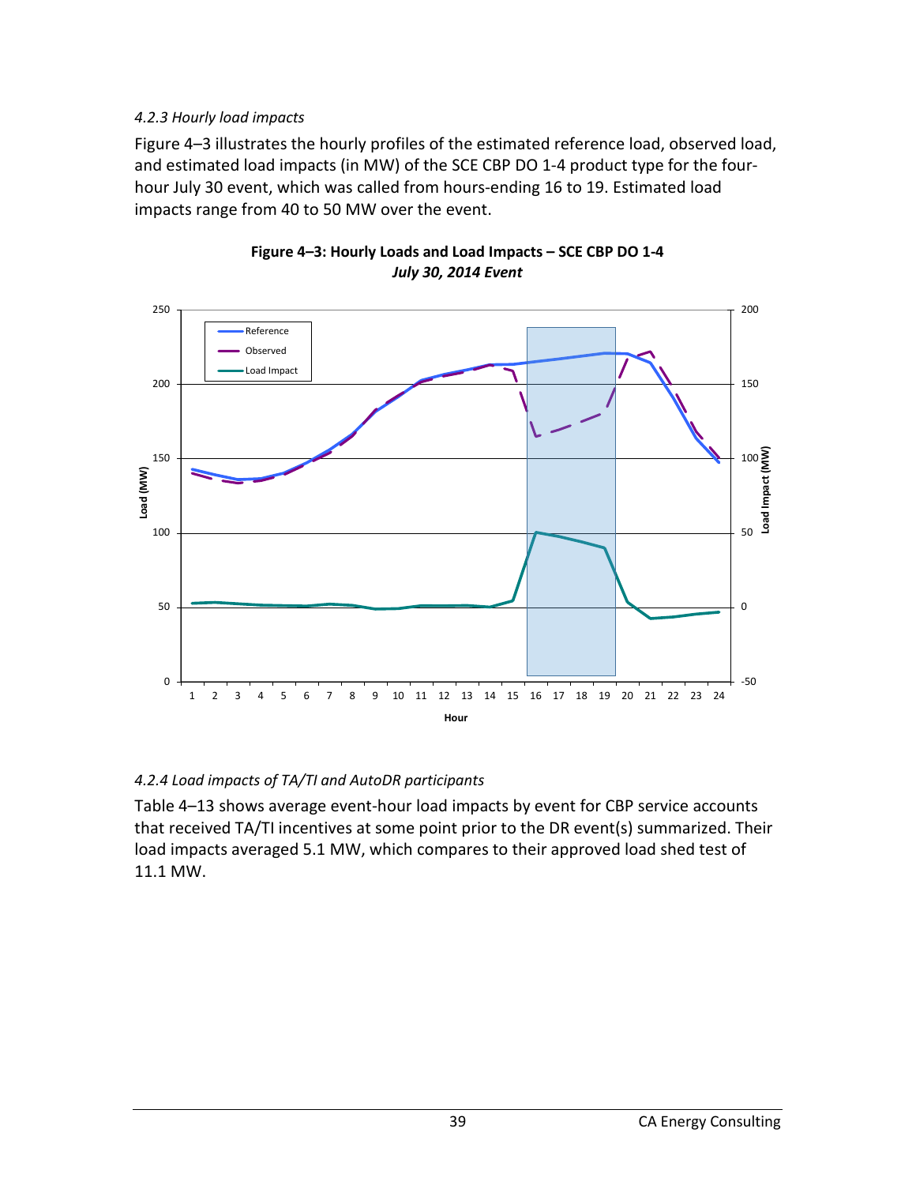*4.2.3 Hourly load impacts*

Figure 4–3 illustrates the hourly profiles of the estimated reference load, observed load, and estimated load impacts (in MW) of the SCE CBP DO 1-4 product type for the four-hour July 30 event, which was called from hours-ending 16 to 19. Estimated load impacts range from 40 to 50 MW over the event.

**Figure 4–3: Hourly Loads and Load Impacts – SCE CBP DO 1-4**
***July 30, 2014 Event***

*4.2.4 Load impacts of TA/TI and AutoDR participants*

Table 4–13 shows average event-hour load impacts by event for CBP service accounts that received TA/TI incentives at some point prior to the DR event(s) summarized. Their load impacts averaged 5.1 MW, which compares to their approved load shed test of 11.1 MW.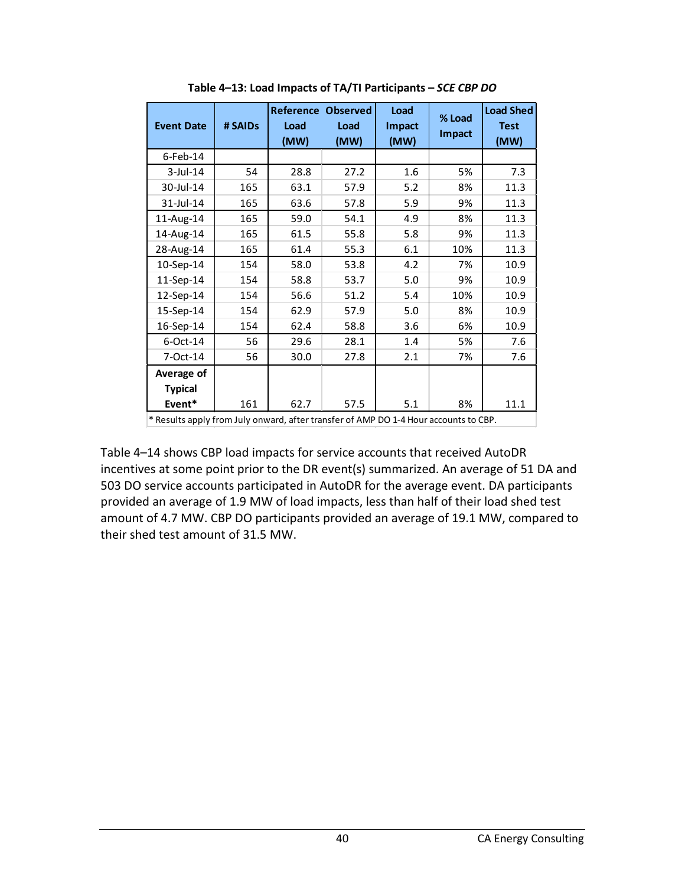**Table 4–13: Load Impacts of TA/TI Participants – *SCE CBP DO***

| Event Date | # SAIDs | Reference Load (MW) | Observed Load (MW) | Load Impact (MW) | % Load Impact | Load Shed Test (MW) |
|---|---|---|---|---|---|---|
| 6-Feb-14 | | | | | | |
| 3-Jul-14 | 54 | 28.8 | 27.2 | 1.6 | 5% | 7.3 |
| 30-Jul-14 | 165 | 63.1 | 57.9 | 5.2 | 8% | 11.3 |
| 31-Jul-14 | 165 | 63.6 | 57.8 | 5.9 | 9% | 11.3 |
| 11-Aug-14 | 165 | 59.0 | 54.1 | 4.9 | 8% | 11.3 |
| 14-Aug-14 | 165 | 61.5 | 55.8 | 5.8 | 9% | 11.3 |
| 28-Aug-14 | 165 | 61.4 | 55.3 | 6.1 | 10% | 11.3 |
| 10-Sep-14 | 154 | 58.0 | 53.8 | 4.2 | 7% | 10.9 |
| 11-Sep-14 | 154 | 58.8 | 53.7 | 5.0 | 9% | 10.9 |
| 12-Sep-14 | 154 | 56.6 | 51.2 | 5.4 | 10% | 10.9 |
| 15-Sep-14 | 154 | 62.9 | 57.9 | 5.0 | 8% | 10.9 |
| 16-Sep-14 | 154 | 62.4 | 58.8 | 3.6 | 6% | 10.9 |
| 6-Oct-14 | 56 | 29.6 | 28.1 | 1.4 | 5% | 7.6 |
| 7-Oct-14 | 56 | 30.0 | 27.8 | 2.1 | 7% | 7.6 |
| **Average of Typical Event*** | 161 | 62.7 | 57.5 | 5.1 | 8% | 11.1 |

\* Results apply from July onward, after transfer of AMP DO 1-4 Hour accounts to CBP.

Table 4–14 shows CBP load impacts for service accounts that received AutoDR incentives at some point prior to the DR event(s) summarized. An average of 51 DA and 503 DO service accounts participated in AutoDR for the average event. DA participants provided an average of 1.9 MW of load impacts, less than half of their load shed test amount of 4.7 MW. CBP DO participants provided an average of 19.1 MW, compared to their shed test amount of 31.5 MW.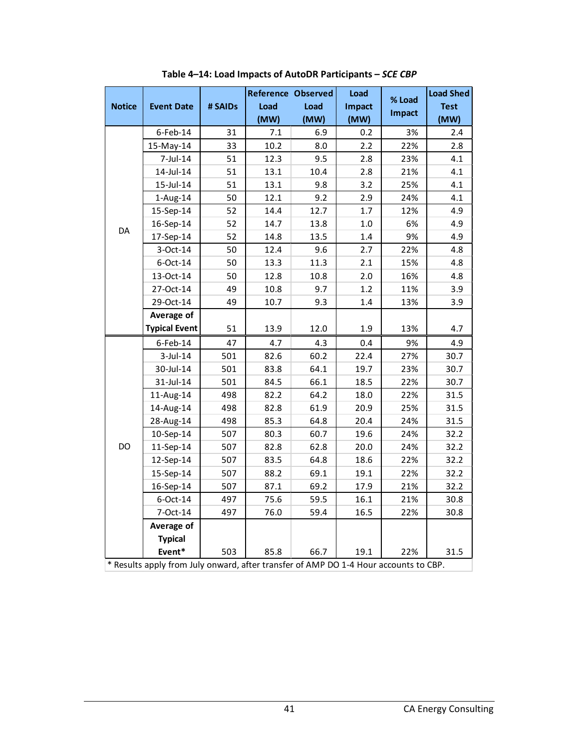**Table 4–14: Load Impacts of AutoDR Participants – *SCE CBP***

| Notice | Event Date | # SAIDs | Reference Load (MW) | Observed Load (MW) | Load Impact (MW) | % Load Impact | Load Shed Test (MW) |
|---|---|---|---|---|---|---|---|
| DA | 6-Feb-14 | 31 | 7.1 | 6.9 | 0.2 | 3% | 2.4 |
| | 15-May-14 | 33 | 10.2 | 8.0 | 2.2 | 22% | 2.8 |
| | 7-Jul-14 | 51 | 12.3 | 9.5 | 2.8 | 23% | 4.1 |
| | 14-Jul-14 | 51 | 13.1 | 10.4 | 2.8 | 21% | 4.1 |
| | 15-Jul-14 | 51 | 13.1 | 9.8 | 3.2 | 25% | 4.1 |
| | 1-Aug-14 | 50 | 12.1 | 9.2 | 2.9 | 24% | 4.1 |
| | 15-Sep-14 | 52 | 14.4 | 12.7 | 1.7 | 12% | 4.9 |
| | 16-Sep-14 | 52 | 14.7 | 13.8 | 1.0 | 6% | 4.9 |
| | 17-Sep-14 | 52 | 14.8 | 13.5 | 1.4 | 9% | 4.9 |
| | 3-Oct-14 | 50 | 12.4 | 9.6 | 2.7 | 22% | 4.8 |
| | 6-Oct-14 | 50 | 13.3 | 11.3 | 2.1 | 15% | 4.8 |
| | 13-Oct-14 | 50 | 12.8 | 10.8 | 2.0 | 16% | 4.8 |
| | 27-Oct-14 | 49 | 10.8 | 9.7 | 1.2 | 11% | 3.9 |
| | 29-Oct-14 | 49 | 10.7 | 9.3 | 1.4 | 13% | 3.9 |
| | **Average of Typical Event** | 51 | 13.9 | 12.0 | 1.9 | 13% | 4.7 |
| DO | 6-Feb-14 | 47 | 4.7 | 4.3 | 0.4 | 9% | 4.9 |
| | 3-Jul-14 | 501 | 82.6 | 60.2 | 22.4 | 27% | 30.7 |
| | 30-Jul-14 | 501 | 83.8 | 64.1 | 19.7 | 23% | 30.7 |
| | 31-Jul-14 | 501 | 84.5 | 66.1 | 18.5 | 22% | 30.7 |
| | 11-Aug-14 | 498 | 82.2 | 64.2 | 18.0 | 22% | 31.5 |
| | 14-Aug-14 | 498 | 82.8 | 61.9 | 20.9 | 25% | 31.5 |
| | 28-Aug-14 | 498 | 85.3 | 64.8 | 20.4 | 24% | 31.5 |
| | 10-Sep-14 | 507 | 80.3 | 60.7 | 19.6 | 24% | 32.2 |
| | 11-Sep-14 | 507 | 82.8 | 62.8 | 20.0 | 24% | 32.2 |
| | 12-Sep-14 | 507 | 83.5 | 64.8 | 18.6 | 22% | 32.2 |
| | 15-Sep-14 | 507 | 88.2 | 69.1 | 19.1 | 22% | 32.2 |
| | 16-Sep-14 | 507 | 87.1 | 69.2 | 17.9 | 21% | 32.2 |
| | 6-Oct-14 | 497 | 75.6 | 59.5 | 16.1 | 21% | 30.8 |
| | 7-Oct-14 | 497 | 76.0 | 59.4 | 16.5 | 22% | 30.8 |
| | **Average of Typical Event*** | 503 | 85.8 | 66.7 | 19.1 | 22% | 31.5 |

\* Results apply from July onward, after transfer of AMP DO 1-4 Hour accounts to CBP.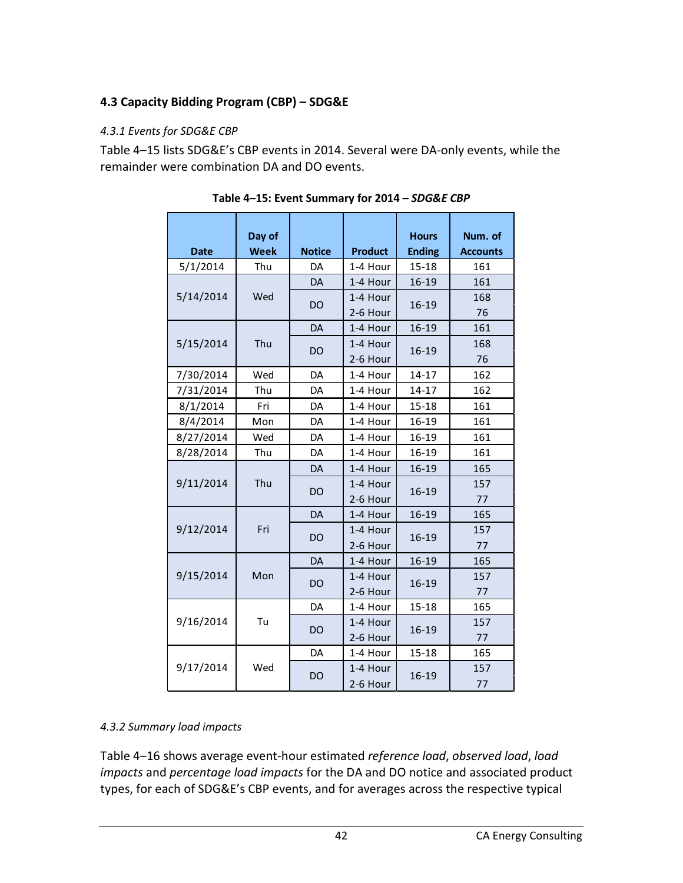## 4.3 Capacity Bidding Program (CBP) – SDG&E

### *4.3.1 Events for SDG&E CBP*

Table 4–15 lists SDG&E's CBP events in 2014. Several were DA-only events, while the remainder were combination DA and DO events.

**Table 4–15: Event Summary for 2014 – *SDG&E CBP***

| Date | Day of Week | Notice | Product | Hours Ending | Num. of Accounts |
|---|---|---|---|---|---|
| 5/1/2014 | Thu | DA | 1-4 Hour | 15-18 | 161 |
| 5/14/2014 | Wed | DA | 1-4 Hour | 16-19 | 161 |
| | | DO | 1-4 Hour | 16-19 | 168 |
| | | | 2-6 Hour | | 76 |
| 5/15/2014 | Thu | DA | 1-4 Hour | 16-19 | 161 |
| | | DO | 1-4 Hour | 16-19 | 168 |
| | | | 2-6 Hour | | 76 |
| 7/30/2014 | Wed | DA | 1-4 Hour | 14-17 | 162 |
| 7/31/2014 | Thu | DA | 1-4 Hour | 14-17 | 162 |
| 8/1/2014 | Fri | DA | 1-4 Hour | 15-18 | 161 |
| 8/4/2014 | Mon | DA | 1-4 Hour | 16-19 | 161 |
| 8/27/2014 | Wed | DA | 1-4 Hour | 16-19 | 161 |
| 8/28/2014 | Thu | DA | 1-4 Hour | 16-19 | 161 |
| 9/11/2014 | Thu | DA | 1-4 Hour | 16-19 | 165 |
| | | DO | 1-4 Hour | 16-19 | 157 |
| | | | 2-6 Hour | | 77 |
| 9/12/2014 | Fri | DA | 1-4 Hour | 16-19 | 165 |
| | | DO | 1-4 Hour | 16-19 | 157 |
| | | | 2-6 Hour | | 77 |
| 9/15/2014 | Mon | DA | 1-4 Hour | 16-19 | 165 |
| | | DO | 1-4 Hour | 16-19 | 157 |
| | | | 2-6 Hour | | 77 |
| 9/16/2014 | Tu | DA | 1-4 Hour | 15-18 | 165 |
| | | DO | 1-4 Hour | 16-19 | 157 |
| | | | 2-6 Hour | | 77 |
| 9/17/2014 | Wed | DA | 1-4 Hour | 15-18 | 165 |
| | | DO | 1-4 Hour | 16-19 | 157 |
| | | | 2-6 Hour | | 77 |

### *4.3.2 Summary load impacts*

Table 4–16 shows average event-hour estimated *reference load*, *observed load*, *load impacts* and *percentage load impacts* for the DA and DO notice and associated product types, for each of SDG&E's CBP events, and for averages across the respective typical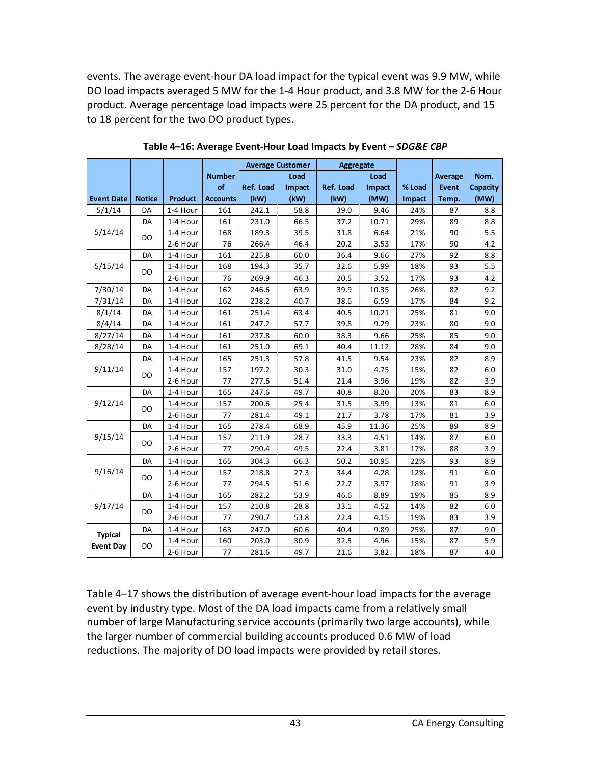events. The average event-hour DA load impact for the typical event was 9.9 MW, while DO load impacts averaged 5 MW for the 1-4 Hour product, and 3.8 MW for the 2-6 Hour product. Average percentage load impacts were 25 percent for the DA product, and 15 to 18 percent for the two DO product types.

**Table 4–16: Average Event-Hour Load Impacts by Event – *SDG&E CBP***

| Event Date | Notice | Product | Number of Accounts | Average Customer | | Aggregate | | % Load Impact | Average Event Temp. | Nom. Capacity (MW) |
|---|---|---|---|---|---|---|---|---|---|---|
| | | | | Ref. Load (kW) | Load Impact (kW) | Ref. Load (kW) | Load Impact (MW) | | | |
| 5/1/14 | DA | 1-4 Hour | 161 | 242.1 | 58.8 | 39.0 | 9.46 | 24% | 87 | 8.8 |
| 5/14/14 | DA | 1-4 Hour | 161 | 231.0 | 66.5 | 37.2 | 10.71 | 29% | 89 | 8.8 |
| | DO | 1-4 Hour | 168 | 189.3 | 39.5 | 31.8 | 6.64 | 21% | 90 | 5.5 |
| | | 2-6 Hour | 76 | 266.4 | 46.4 | 20.2 | 3.53 | 17% | 90 | 4.2 |
| 5/15/14 | DA | 1-4 Hour | 161 | 225.8 | 60.0 | 36.4 | 9.66 | 27% | 92 | 8.8 |
| | DO | 1-4 Hour | 168 | 194.3 | 35.7 | 32.6 | 5.99 | 18% | 93 | 5.5 |
| | | 2-6 Hour | 76 | 269.9 | 46.3 | 20.5 | 3.52 | 17% | 93 | 4.2 |
| 7/30/14 | DA | 1-4 Hour | 162 | 246.6 | 63.9 | 39.9 | 10.35 | 26% | 82 | 9.2 |
| 7/31/14 | DA | 1-4 Hour | 162 | 238.2 | 40.7 | 38.6 | 6.59 | 17% | 84 | 9.2 |
| 8/1/14 | DA | 1-4 Hour | 161 | 251.4 | 63.4 | 40.5 | 10.21 | 25% | 81 | 9.0 |
| 8/4/14 | DA | 1-4 Hour | 161 | 247.2 | 57.7 | 39.8 | 9.29 | 23% | 80 | 9.0 |
| 8/27/14 | DA | 1-4 Hour | 161 | 237.8 | 60.0 | 38.3 | 9.66 | 25% | 85 | 9.0 |
| 8/28/14 | DA | 1-4 Hour | 161 | 251.0 | 69.1 | 40.4 | 11.12 | 28% | 84 | 9.0 |
| 9/11/14 | DA | 1-4 Hour | 165 | 251.3 | 57.8 | 41.5 | 9.54 | 23% | 82 | 8.9 |
| | DO | 1-4 Hour | 157 | 197.2 | 30.3 | 31.0 | 4.75 | 15% | 82 | 6.0 |
| | | 2-6 Hour | 77 | 277.6 | 51.4 | 21.4 | 3.96 | 19% | 82 | 3.9 |
| 9/12/14 | DA | 1-4 Hour | 165 | 247.6 | 49.7 | 40.8 | 8.20 | 20% | 83 | 8.9 |
| | DO | 1-4 Hour | 157 | 200.6 | 25.4 | 31.5 | 3.99 | 13% | 81 | 6.0 |
| | | 2-6 Hour | 77 | 281.4 | 49.1 | 21.7 | 3.78 | 17% | 81 | 3.9 |
| 9/15/14 | DA | 1-4 Hour | 165 | 278.4 | 68.9 | 45.9 | 11.36 | 25% | 89 | 8.9 |
| | DO | 1-4 Hour | 157 | 211.9 | 28.7 | 33.3 | 4.51 | 14% | 87 | 6.0 |
| | | 2-6 Hour | 77 | 290.4 | 49.5 | 22.4 | 3.81 | 17% | 88 | 3.9 |
| 9/16/14 | DA | 1-4 Hour | 165 | 304.3 | 66.3 | 50.2 | 10.95 | 22% | 93 | 8.9 |
| | DO | 1-4 Hour | 157 | 218.8 | 27.3 | 34.4 | 4.28 | 12% | 91 | 6.0 |
| | | 2-6 Hour | 77 | 294.5 | 51.6 | 22.7 | 3.97 | 18% | 91 | 3.9 |
| 9/17/14 | DA | 1-4 Hour | 165 | 282.2 | 53.9 | 46.6 | 8.89 | 19% | 85 | 8.9 |
| | DO | 1-4 Hour | 157 | 210.8 | 28.8 | 33.1 | 4.52 | 14% | 82 | 6.0 |
| | | 2-6 Hour | 77 | 290.7 | 53.8 | 22.4 | 4.15 | 19% | 83 | 3.9 |
| **Typical Event Day** | DA | 1-4 Hour | 163 | 247.0 | 60.6 | 40.4 | 9.89 | 25% | 87 | 9.0 |
| | DO | 1-4 Hour | 160 | 203.0 | 30.9 | 32.5 | 4.96 | 15% | 87 | 5.9 |
| | | 2-6 Hour | 77 | 281.6 | 49.7 | 21.6 | 3.82 | 18% | 87 | 4.0 |

Table 4–17 shows the distribution of average event-hour load impacts for the average event by industry type. Most of the DA load impacts came from a relatively small number of large Manufacturing service accounts (primarily two large accounts), while the larger number of commercial building accounts produced 0.6 MW of load reductions. The majority of DO load impacts were provided by retail stores.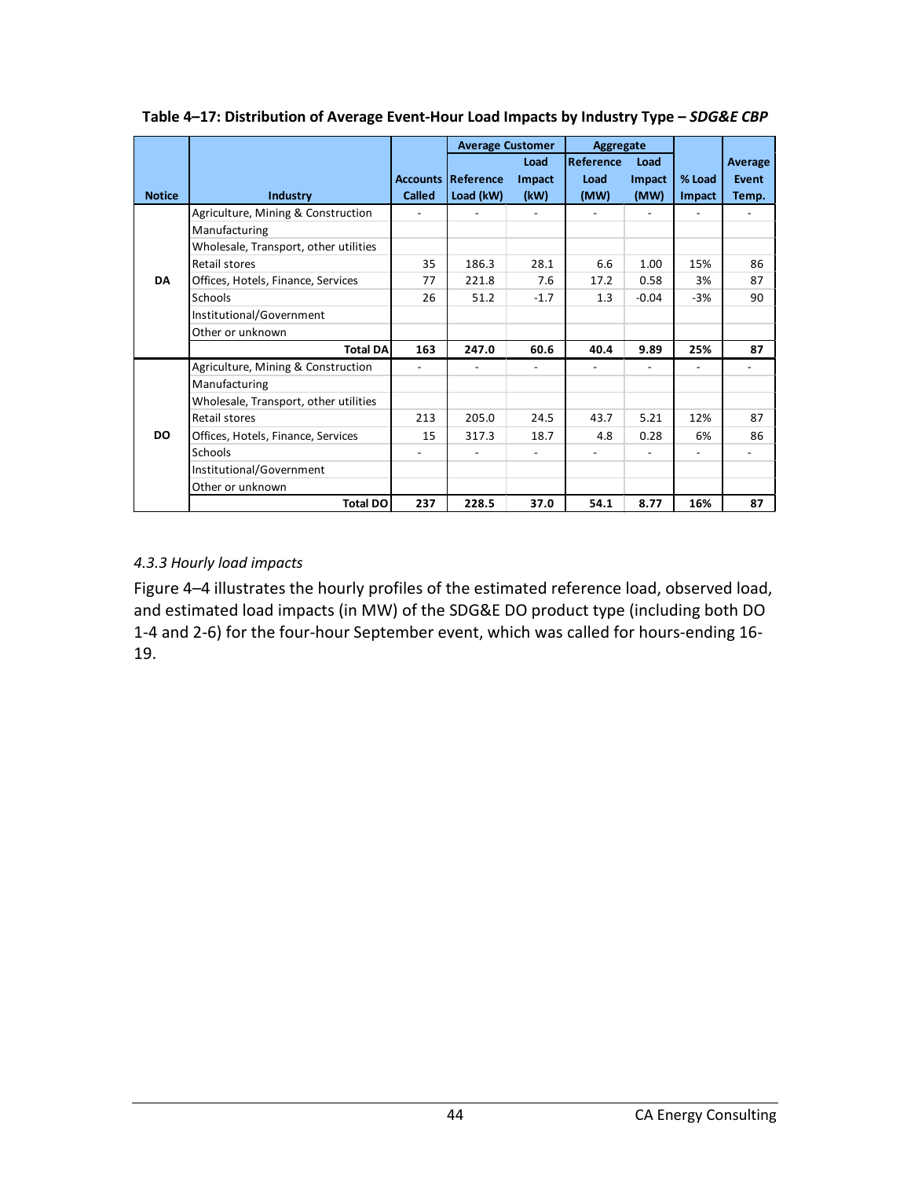**Table 4–17: Distribution of Average Event-Hour Load Impacts by Industry Type – *SDG&E CBP***

| Notice | Industry | Accounts Called | Average Customer Reference Load (kW) | Average Customer Load Impact (kW) | Aggregate Reference Load (MW) | Aggregate Load Impact (MW) | % Load Impact | Average Event Temp. |
|---|---|---|---|---|---|---|---|---|
| DA | Agriculture, Mining & Construction | - | - | - | - | - | - | - |
| | Manufacturing | | | | | | | |
| | Wholesale, Transport, other utilities | | | | | | | |
| | Retail stores | 35 | 186.3 | 28.1 | 6.6 | 1.00 | 15% | 86 |
| | Offices, Hotels, Finance, Services | 77 | 221.8 | 7.6 | 17.2 | 0.58 | 3% | 87 |
| | Schools | 26 | 51.2 | -1.7 | 1.3 | -0.04 | -3% | 90 |
| | Institutional/Government | | | | | | | |
| | Other or unknown | | | | | | | |
| | **Total DA** | **163** | **247.0** | **60.6** | **40.4** | **9.89** | **25%** | **87** |
| DO | Agriculture, Mining & Construction | - | - | - | - | - | - | - |
| | Manufacturing | | | | | | | |
| | Wholesale, Transport, other utilities | | | | | | | |
| | Retail stores | 213 | 205.0 | 24.5 | 43.7 | 5.21 | 12% | 87 |
| | Offices, Hotels, Finance, Services | 15 | 317.3 | 18.7 | 4.8 | 0.28 | 6% | 86 |
| | Schools | - | - | - | - | - | - | - |
| | Institutional/Government | | | | | | | |
| | Other or unknown | | | | | | | |
| | **Total DO** | **237** | **228.5** | **37.0** | **54.1** | **8.77** | **16%** | **87** |

### *4.3.3 Hourly load impacts*

Figure 4–4 illustrates the hourly profiles of the estimated reference load, observed load, and estimated load impacts (in MW) of the SDG&E DO product type (including both DO 1-4 and 2-6) for the four-hour September event, which was called for hours-ending 16-19.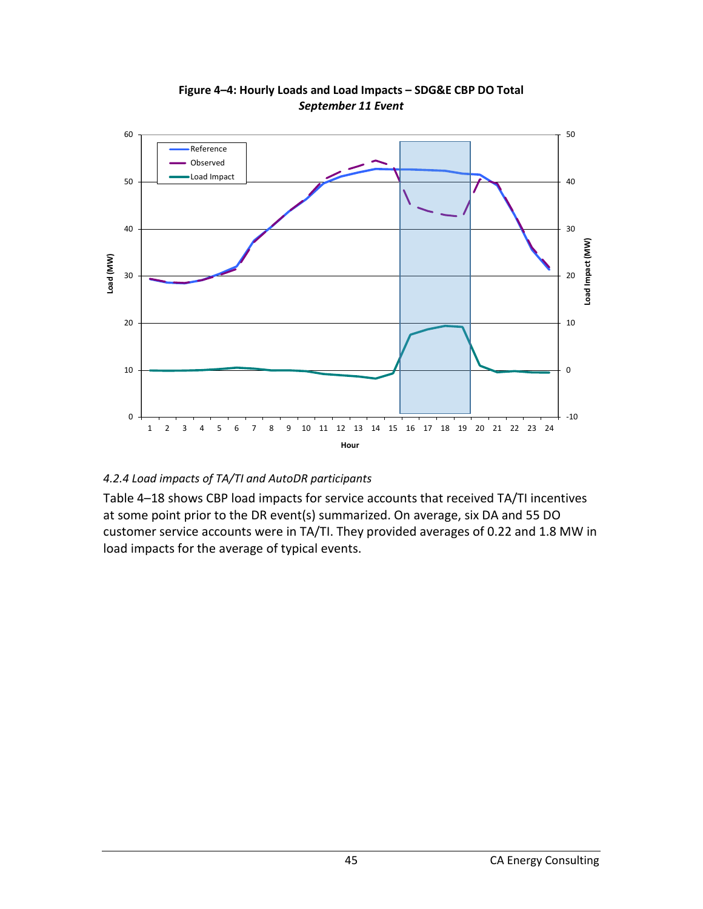**Figure 4–4: Hourly Loads and Load Impacts – SDG&E CBP DO Total**
*September 11 Event*

#### *4.2.4 Load impacts of TA/TI and AutoDR participants*

Table 4–18 shows CBP load impacts for service accounts that received TA/TI incentives at some point prior to the DR event(s) summarized. On average, six DA and 55 DO customer service accounts were in TA/TI. They provided averages of 0.22 and 1.8 MW in load impacts for the average of typical events.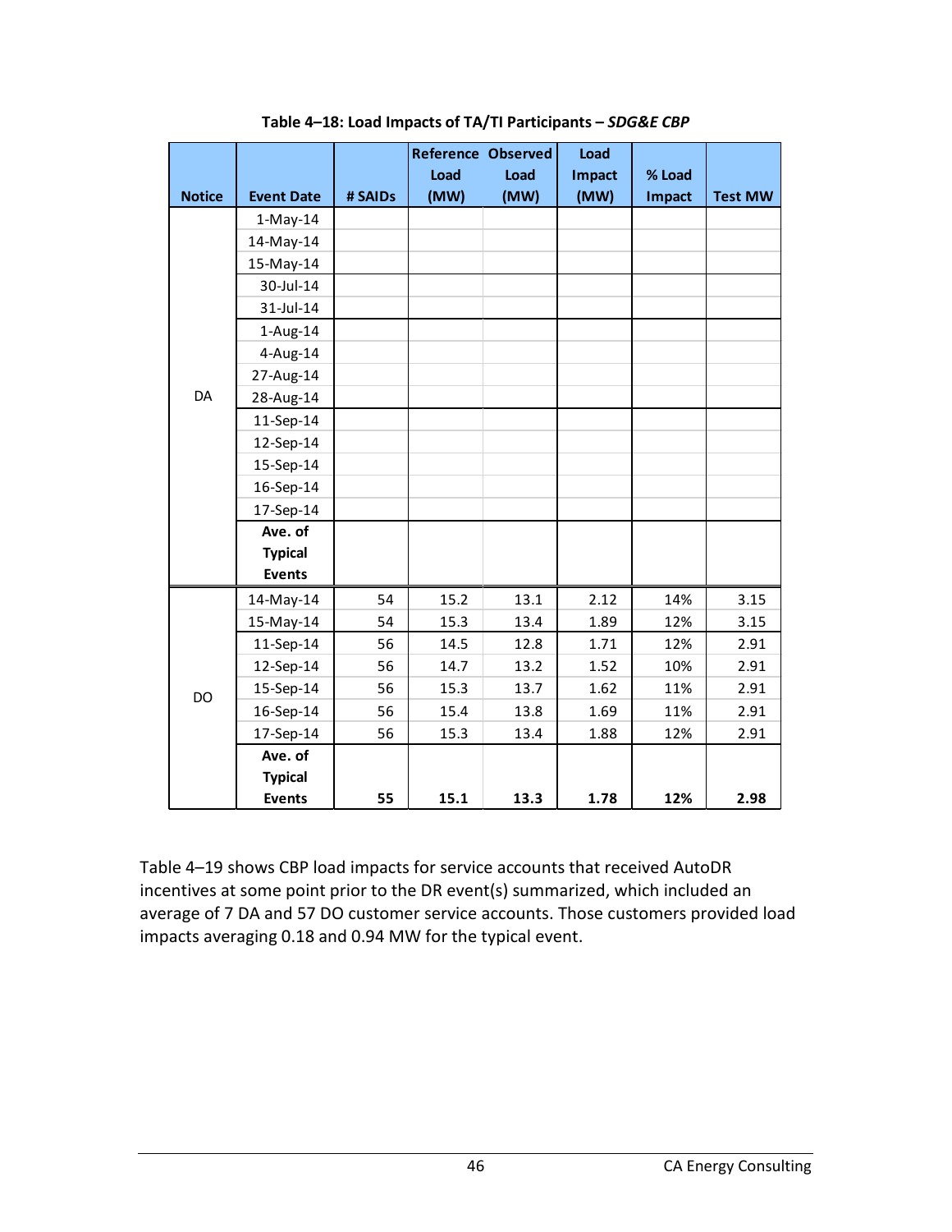**Table 4–18: Load Impacts of TA/TI Participants – *SDG&E CBP***

| Notice | Event Date | # SAIDs | Reference Load (MW) | Observed Load (MW) | Load Impact (MW) | % Load Impact | Test MW |
|---|---|---|---|---|---|---|---|
| DA | 1-May-14 | | | | | | |
| | 14-May-14 | | | | | | |
| | 15-May-14 | | | | | | |
| | 30-Jul-14 | | | | | | |
| | 31-Jul-14 | | | | | | |
| | 1-Aug-14 | | | | | | |
| | 4-Aug-14 | | | | | | |
| | 27-Aug-14 | | | | | | |
| | 28-Aug-14 | | | | | | |
| | 11-Sep-14 | | | | | | |
| | 12-Sep-14 | | | | | | |
| | 15-Sep-14 | | | | | | |
| | 16-Sep-14 | | | | | | |
| | 17-Sep-14 | | | | | | |
| | **Ave. of Typical Events** | | | | | | |
| DO | 14-May-14 | 54 | 15.2 | 13.1 | 2.12 | 14% | 3.15 |
| | 15-May-14 | 54 | 15.3 | 13.4 | 1.89 | 12% | 3.15 |
| | 11-Sep-14 | 56 | 14.5 | 12.8 | 1.71 | 12% | 2.91 |
| | 12-Sep-14 | 56 | 14.7 | 13.2 | 1.52 | 10% | 2.91 |
| | 15-Sep-14 | 56 | 15.3 | 13.7 | 1.62 | 11% | 2.91 |
| | 16-Sep-14 | 56 | 15.4 | 13.8 | 1.69 | 11% | 2.91 |
| | 17-Sep-14 | 56 | 15.3 | 13.4 | 1.88 | 12% | 2.91 |
| | **Ave. of Typical Events** | **55** | **15.1** | **13.3** | **1.78** | **12%** | **2.98** |

Table 4–19 shows CBP load impacts for service accounts that received AutoDR incentives at some point prior to the DR event(s) summarized, which included an average of 7 DA and 57 DO customer service accounts. Those customers provided load impacts averaging 0.18 and 0.94 MW for the typical event.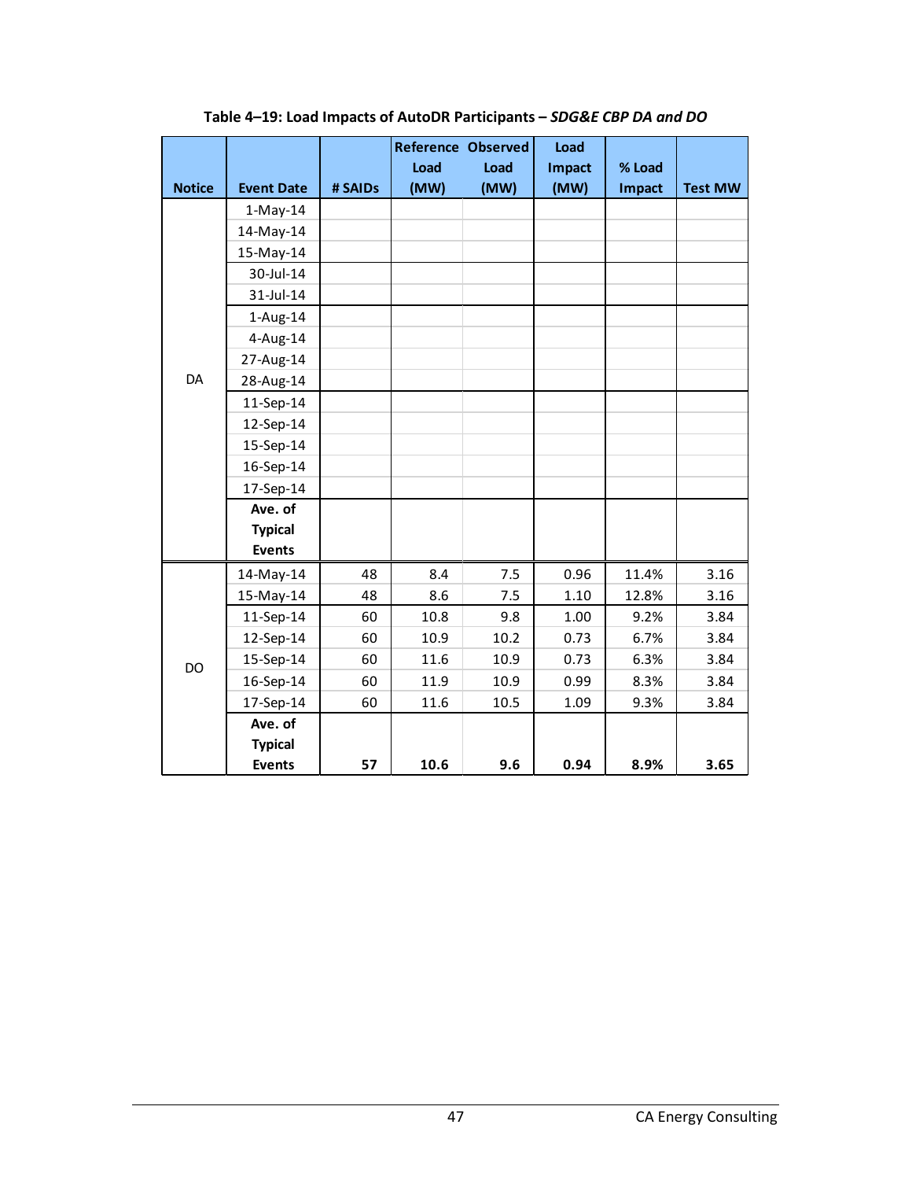**Table 4–19: Load Impacts of AutoDR Participants – *SDG&E CBP DA and DO***

| Notice | Event Date | # SAIDs | Reference Load (MW) | Observed Load (MW) | Load Impact (MW) | % Load Impact | Test MW |
|---|---|---|---|---|---|---|---|
| DA | 1-May-14 | | | | | | |
| | 14-May-14 | | | | | | |
| | 15-May-14 | | | | | | |
| | 30-Jul-14 | | | | | | |
| | 31-Jul-14 | | | | | | |
| | 1-Aug-14 | | | | | | |
| | 4-Aug-14 | | | | | | |
| | 27-Aug-14 | | | | | | |
| | 28-Aug-14 | | | | | | |
| | 11-Sep-14 | | | | | | |
| | 12-Sep-14 | | | | | | |
| | 15-Sep-14 | | | | | | |
| | 16-Sep-14 | | | | | | |
| | 17-Sep-14 | | | | | | |
| | **Ave. of Typical Events** | | | | | | |
| DO | 14-May-14 | 48 | 8.4 | 7.5 | 0.96 | 11.4% | 3.16 |
| | 15-May-14 | 48 | 8.6 | 7.5 | 1.10 | 12.8% | 3.16 |
| | 11-Sep-14 | 60 | 10.8 | 9.8 | 1.00 | 9.2% | 3.84 |
| | 12-Sep-14 | 60 | 10.9 | 10.2 | 0.73 | 6.7% | 3.84 |
| | 15-Sep-14 | 60 | 11.6 | 10.9 | 0.73 | 6.3% | 3.84 |
| | 16-Sep-14 | 60 | 11.9 | 10.9 | 0.99 | 8.3% | 3.84 |
| | 17-Sep-14 | 60 | 11.6 | 10.5 | 1.09 | 9.3% | 3.84 |
| | **Ave. of Typical Events** | **57** | **10.6** | **9.6** | **0.94** | **8.9%** | **3.65** |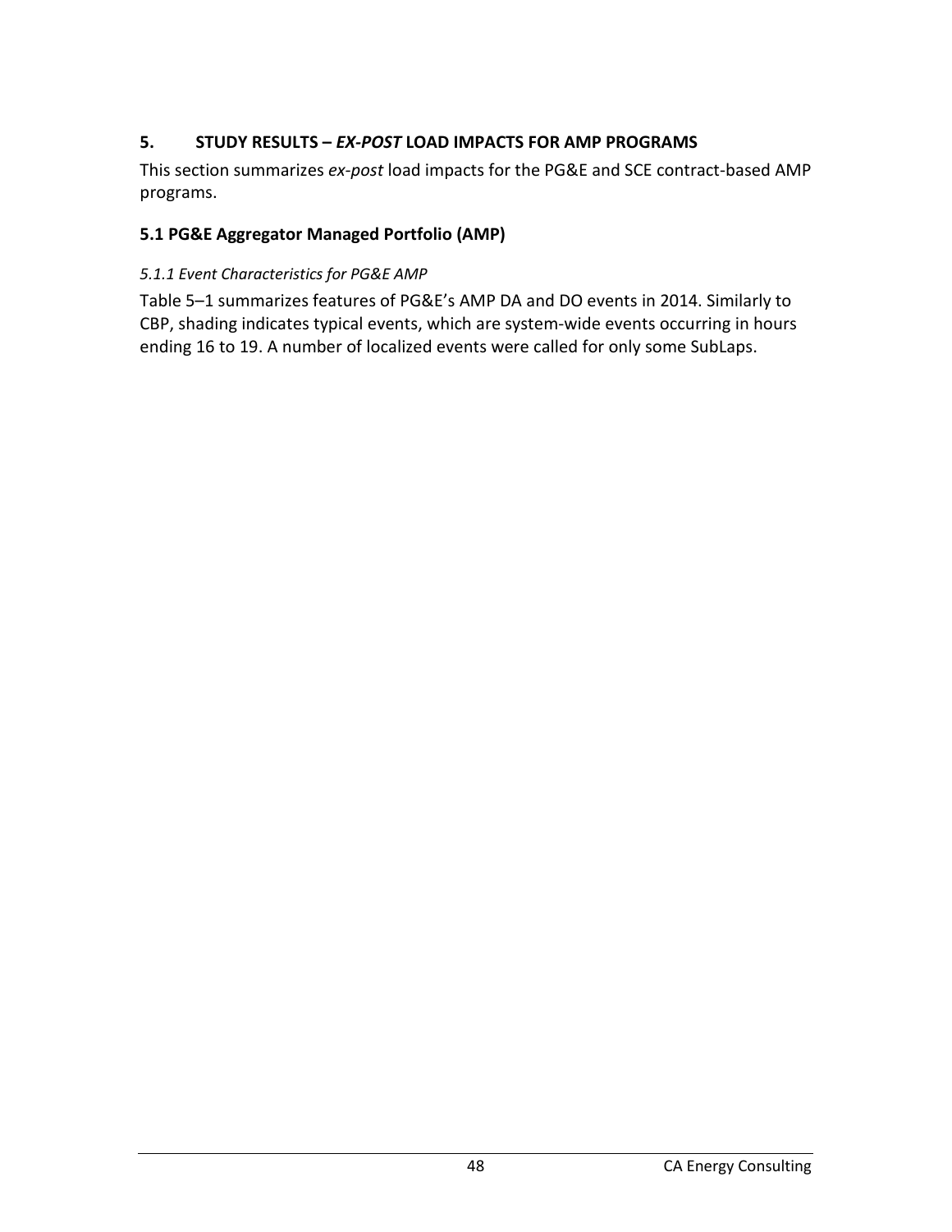# 5. STUDY RESULTS – *EX-POST* LOAD IMPACTS FOR AMP PROGRAMS

This section summarizes *ex-post* load impacts for the PG&E and SCE contract-based AMP programs.

## 5.1 PG&E Aggregator Managed Portfolio (AMP)

### *5.1.1 Event Characteristics for PG&E AMP*

Table 5–1 summarizes features of PG&E's AMP DA and DO events in 2014. Similarly to CBP, shading indicates typical events, which are system-wide events occurring in hours ending 16 to 19. A number of localized events were called for only some SubLaps.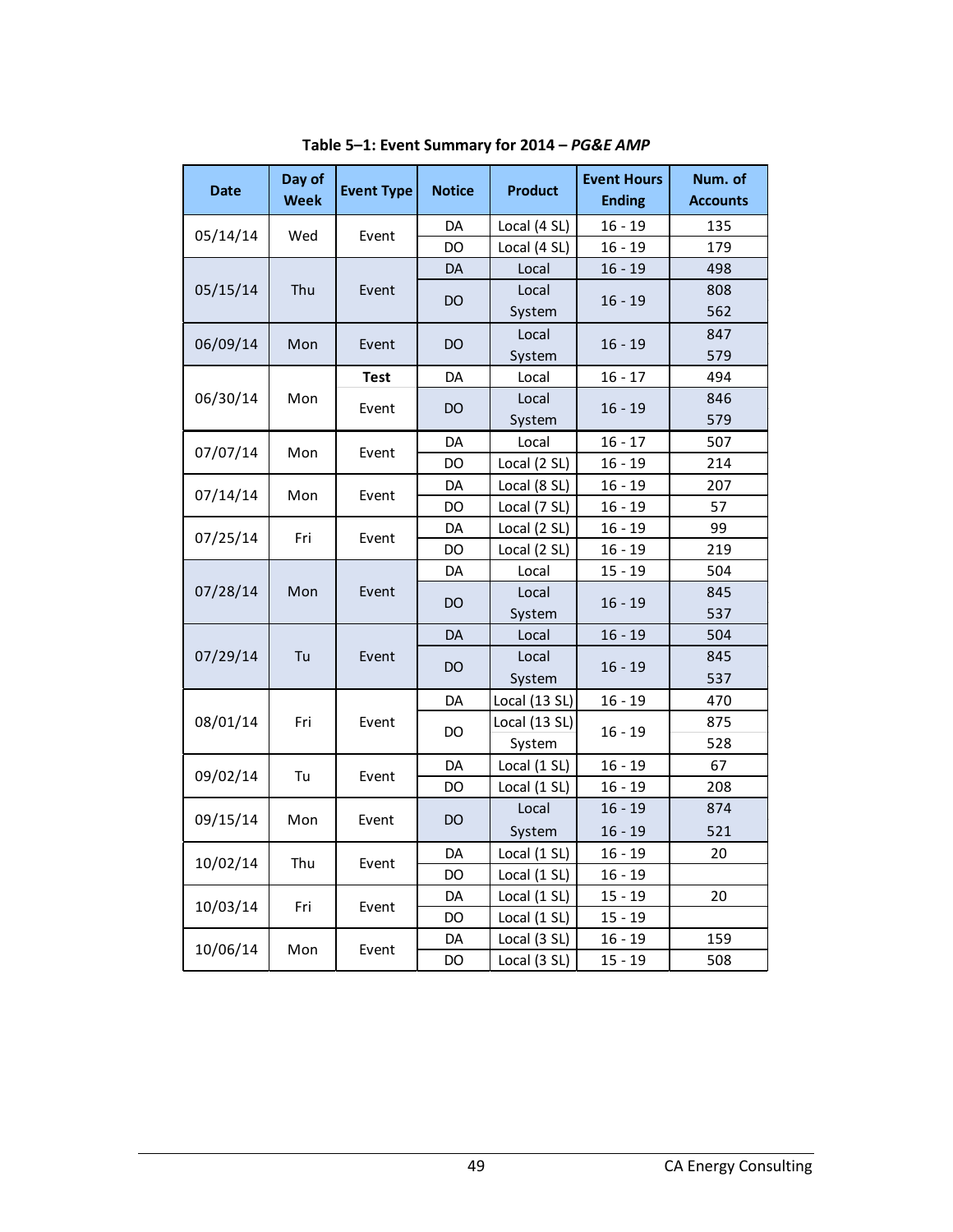**Table 5–1: Event Summary for 2014 – *PG&E AMP***

| Date | Day of Week | Event Type | Notice | Product | Event Hours Ending | Num. of Accounts |
|---|---|---|---|---|---|---|
| 05/14/14 | Wed | Event | DA | Local (4 SL) | 16 - 19 | 135 |
| | | | DO | Local (4 SL) | 16 - 19 | 179 |
| 05/15/14 | Thu | Event | DA | Local | 16 - 19 | 498 |
| | | | DO | Local | 16 - 19 | 808 |
| | | | | System | | 562 |
| 06/09/14 | Mon | Event | DO | Local | 16 - 19 | 847 |
| | | | | System | | 579 |
| 06/30/14 | Mon | **Test** | DA | Local | 16 - 17 | 494 |
| | | Event | DO | Local | 16 - 19 | 846 |
| | | | | System | | 579 |
| 07/07/14 | Mon | Event | DA | Local | 16 - 17 | 507 |
| | | | DO | Local (2 SL) | 16 - 19 | 214 |
| 07/14/14 | Mon | Event | DA | Local (8 SL) | 16 - 19 | 207 |
| | | | DO | Local (7 SL) | 16 - 19 | 57 |
| 07/25/14 | Fri | Event | DA | Local (2 SL) | 16 - 19 | 99 |
| | | | DO | Local (2 SL) | 16 - 19 | 219 |
| 07/28/14 | Mon | Event | DA | Local | 15 - 19 | 504 |
| | | | DO | Local | 16 - 19 | 845 |
| | | | | System | | 537 |
| 07/29/14 | Tu | Event | DA | Local | 16 - 19 | 504 |
| | | | DO | Local | 16 - 19 | 845 |
| | | | | System | | 537 |
| 08/01/14 | Fri | Event | DA | Local (13 SL) | 16 - 19 | 470 |
| | | | DO | Local (13 SL) | 16 - 19 | 875 |
| | | | | System | | 528 |
| 09/02/14 | Tu | Event | DA | Local (1 SL) | 16 - 19 | 67 |
| | | | DO | Local (1 SL) | 16 - 19 | 208 |
| 09/15/14 | Mon | Event | DO | Local | 16 - 19 | 874 |
| | | | | System | 16 - 19 | 521 |
| 10/02/14 | Thu | Event | DA | Local (1 SL) | 16 - 19 | 20 |
| | | | DO | Local (1 SL) | 16 - 19 | |
| 10/03/14 | Fri | Event | DA | Local (1 SL) | 15 - 19 | 20 |
| | | | DO | Local (1 SL) | 15 - 19 | |
| 10/06/14 | Mon | Event | DA | Local (3 SL) | 16 - 19 | 159 |
| | | | DO | Local (3 SL) | 15 - 19 | 508 |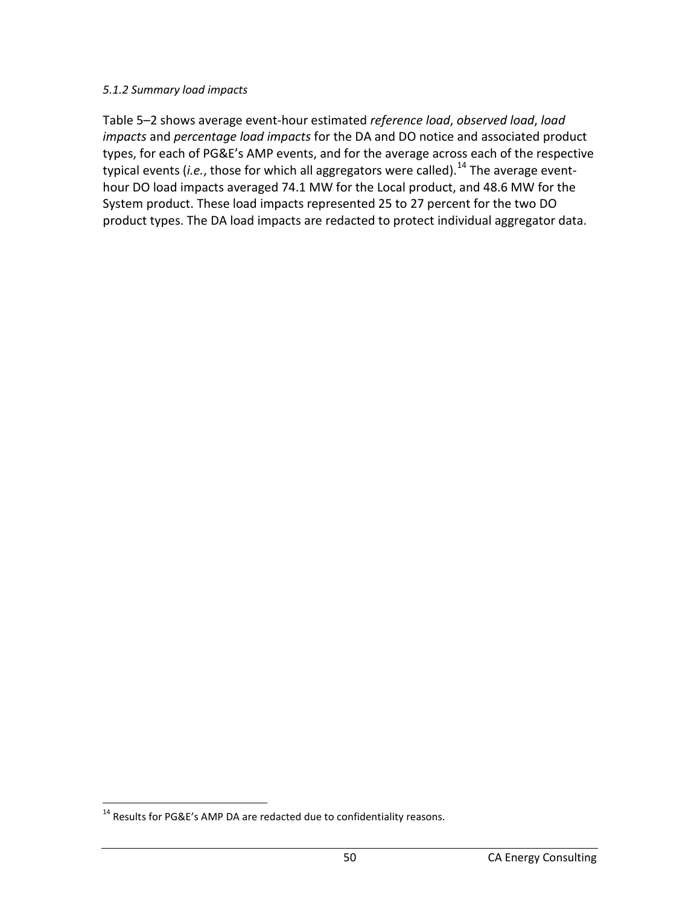*5.1.2 Summary load impacts*

Table 5–2 shows average event-hour estimated *reference load*, *observed load*, *load impacts* and *percentage load impacts* for the DA and DO notice and associated product types, for each of PG&E's AMP events, and for the average across each of the respective typical events (*i.e.*, those for which all aggregators were called).[14] The average event-hour DO load impacts averaged 74.1 MW for the Local product, and 48.6 MW for the System product. These load impacts represented 25 to 27 percent for the two DO product types. The DA load impacts are redacted to protect individual aggregator data.

[14] Results for PG&E's AMP DA are redacted due to confidentiality reasons.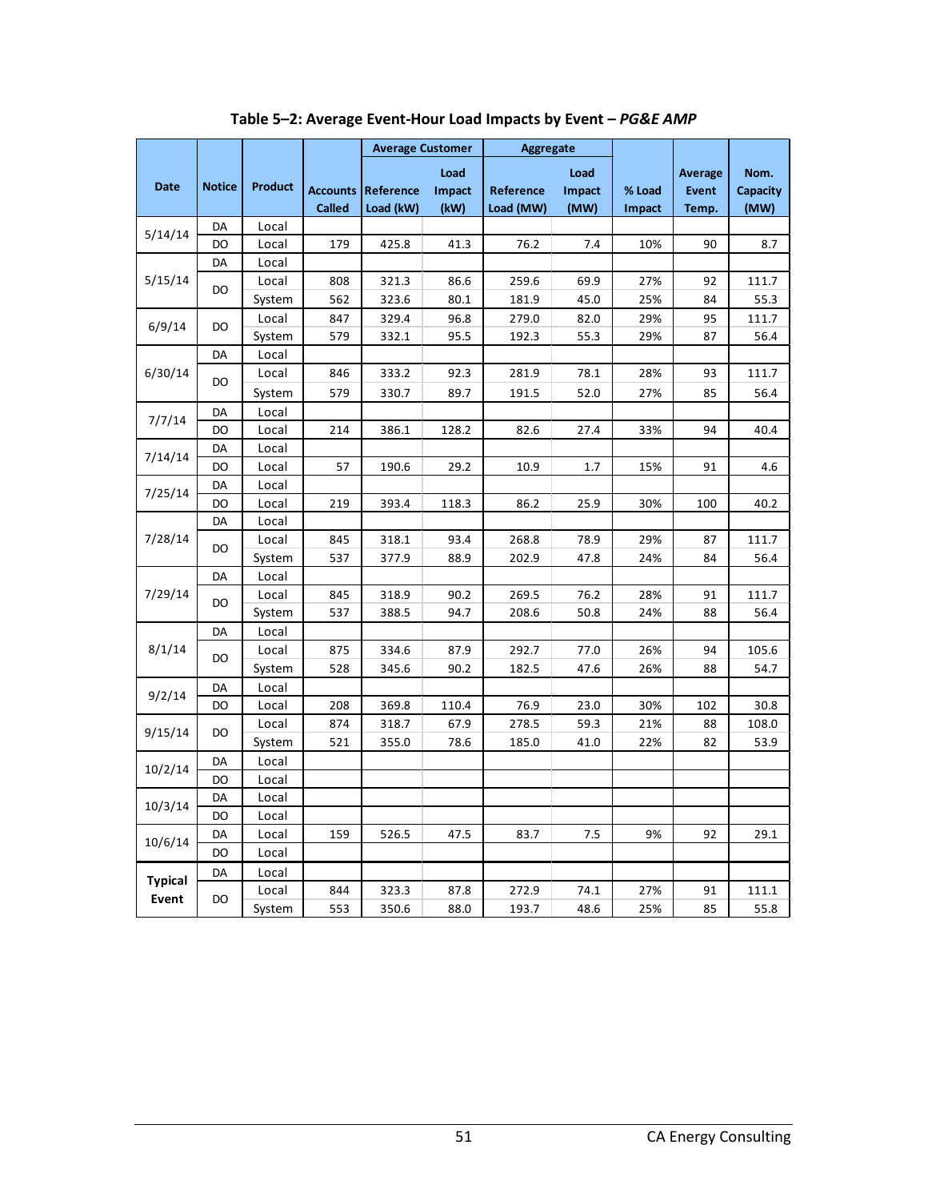**Table 5–2: Average Event-Hour Load Impacts by Event – *PG&E AMP***

| Date | Notice | Product | Accounts Called | Average Customer Reference Load (kW) | Average Customer Load Impact (kW) | Aggregate Reference Load (MW) | Aggregate Load Impact (MW) | % Load Impact | Average Event Temp. | Nom. Capacity (MW) |
|---|---|---|---|---|---|---|---|---|---|---|
| 5/14/14 | DA | Local | | | | | | | | |
| | DO | Local | 179 | 425.8 | 41.3 | 76.2 | 7.4 | 10% | 90 | 8.7 |
| 5/15/14 | DA | Local | | | | | | | | |
| | DO | Local | 808 | 321.3 | 86.6 | 259.6 | 69.9 | 27% | 92 | 111.7 |
| | | System | 562 | 323.6 | 80.1 | 181.9 | 45.0 | 25% | 84 | 55.3 |
| 6/9/14 | DO | Local | 847 | 329.4 | 96.8 | 279.0 | 82.0 | 29% | 95 | 111.7 |
| | | System | 579 | 332.1 | 95.5 | 192.3 | 55.3 | 29% | 87 | 56.4 |
| 6/30/14 | DA | Local | | | | | | | | |
| | DO | Local | 846 | 333.2 | 92.3 | 281.9 | 78.1 | 28% | 93 | 111.7 |
| | | System | 579 | 330.7 | 89.7 | 191.5 | 52.0 | 27% | 85 | 56.4 |
| 7/7/14 | DA | Local | | | | | | | | |
| | DO | Local | 214 | 386.1 | 128.2 | 82.6 | 27.4 | 33% | 94 | 40.4 |
| 7/14/14 | DA | Local | | | | | | | | |
| | DO | Local | 57 | 190.6 | 29.2 | 10.9 | 1.7 | 15% | 91 | 4.6 |
| 7/25/14 | DA | Local | | | | | | | | |
| | DO | Local | 219 | 393.4 | 118.3 | 86.2 | 25.9 | 30% | 100 | 40.2 |
| 7/28/14 | DA | Local | | | | | | | | |
| | DO | Local | 845 | 318.1 | 93.4 | 268.8 | 78.9 | 29% | 87 | 111.7 |
| | | System | 537 | 377.9 | 88.9 | 202.9 | 47.8 | 24% | 84 | 56.4 |
| 7/29/14 | DA | Local | | | | | | | | |
| | DO | Local | 845 | 318.9 | 90.2 | 269.5 | 76.2 | 28% | 91 | 111.7 |
| | | System | 537 | 388.5 | 94.7 | 208.6 | 50.8 | 24% | 88 | 56.4 |
| 8/1/14 | DA | Local | | | | | | | | |
| | DO | Local | 875 | 334.6 | 87.9 | 292.7 | 77.0 | 26% | 94 | 105.6 |
| | | System | 528 | 345.6 | 90.2 | 182.5 | 47.6 | 26% | 88 | 54.7 |
| 9/2/14 | DA | Local | | | | | | | | |
| | DO | Local | 208 | 369.8 | 110.4 | 76.9 | 23.0 | 30% | 102 | 30.8 |
| 9/15/14 | DO | Local | 874 | 318.7 | 67.9 | 278.5 | 59.3 | 21% | 88 | 108.0 |
| | | System | 521 | 355.0 | 78.6 | 185.0 | 41.0 | 22% | 82 | 53.9 |
| 10/2/14 | DA | Local | | | | | | | | |
| | DO | Local | | | | | | | | |
| 10/3/14 | DA | Local | | | | | | | | |
| | DO | Local | | | | | | | | |
| 10/6/14 | DA | Local | 159 | 526.5 | 47.5 | 83.7 | 7.5 | 9% | 92 | 29.1 |
| | DO | Local | | | | | | | | |
| **Typical Event** | DA | Local | | | | | | | | |
| | DO | Local | 844 | 323.3 | 87.8 | 272.9 | 74.1 | 27% | 91 | 111.1 |
| | | System | 553 | 350.6 | 88.0 | 193.7 | 48.6 | 25% | 85 | 55.8 |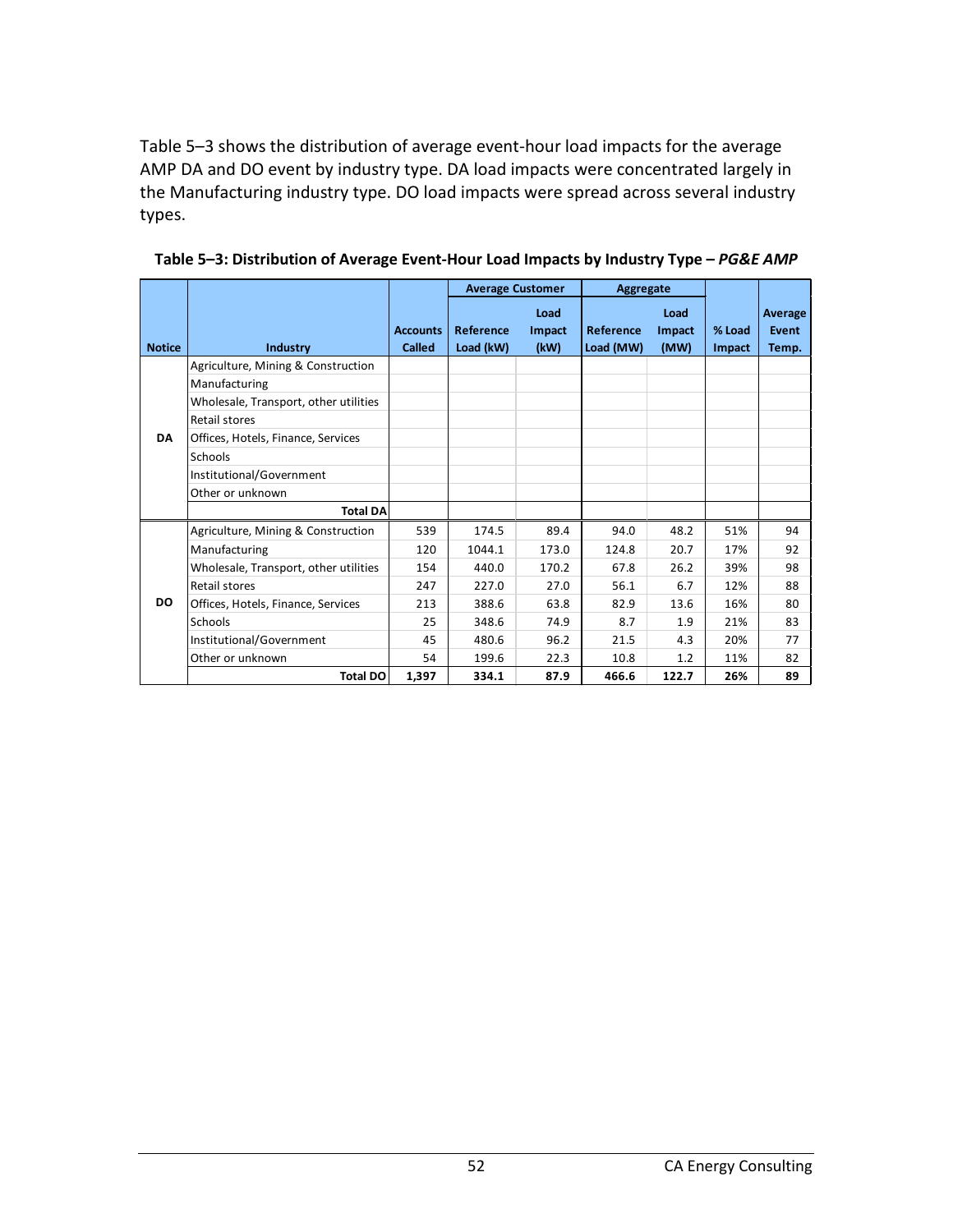Table 5–3 shows the distribution of average event-hour load impacts for the average AMP DA and DO event by industry type. DA load impacts were concentrated largely in the Manufacturing industry type. DO load impacts were spread across several industry types.

**Table 5–3: Distribution of Average Event-Hour Load Impacts by Industry Type –** ***PG&E AMP***

| Notice | Industry | Accounts Called | Average Customer | | Aggregate | | % Load Impact | Average Event Temp. |
|---|---|---|---|---|---|---|---|---|
| | | | Reference Load (kW) | Load Impact (kW) | Reference Load (MW) | Load Impact (MW) | | |
| DA | Agriculture, Mining & Construction | | | | | | | |
| | Manufacturing | | | | | | | |
| | Wholesale, Transport, other utilities | | | | | | | |
| | Retail stores | | | | | | | |
| | Offices, Hotels, Finance, Services | | | | | | | |
| | Schools | | | | | | | |
| | Institutional/Government | | | | | | | |
| | Other or unknown | | | | | | | |
| | **Total DA** | | | | | | | |
| DO | Agriculture, Mining & Construction | 539 | 174.5 | 89.4 | 94.0 | 48.2 | 51% | 94 |
| | Manufacturing | 120 | 1044.1 | 173.0 | 124.8 | 20.7 | 17% | 92 |
| | Wholesale, Transport, other utilities | 154 | 440.0 | 170.2 | 67.8 | 26.2 | 39% | 98 |
| | Retail stores | 247 | 227.0 | 27.0 | 56.1 | 6.7 | 12% | 88 |
| | Offices, Hotels, Finance, Services | 213 | 388.6 | 63.8 | 82.9 | 13.6 | 16% | 80 |
| | Schools | 25 | 348.6 | 74.9 | 8.7 | 1.9 | 21% | 83 |
| | Institutional/Government | 45 | 480.6 | 96.2 | 21.5 | 4.3 | 20% | 77 |
| | Other or unknown | 54 | 199.6 | 22.3 | 10.8 | 1.2 | 11% | 82 |
| | **Total DO** | **1,397** | **334.1** | **87.9** | **466.6** | **122.7** | **26%** | **89** |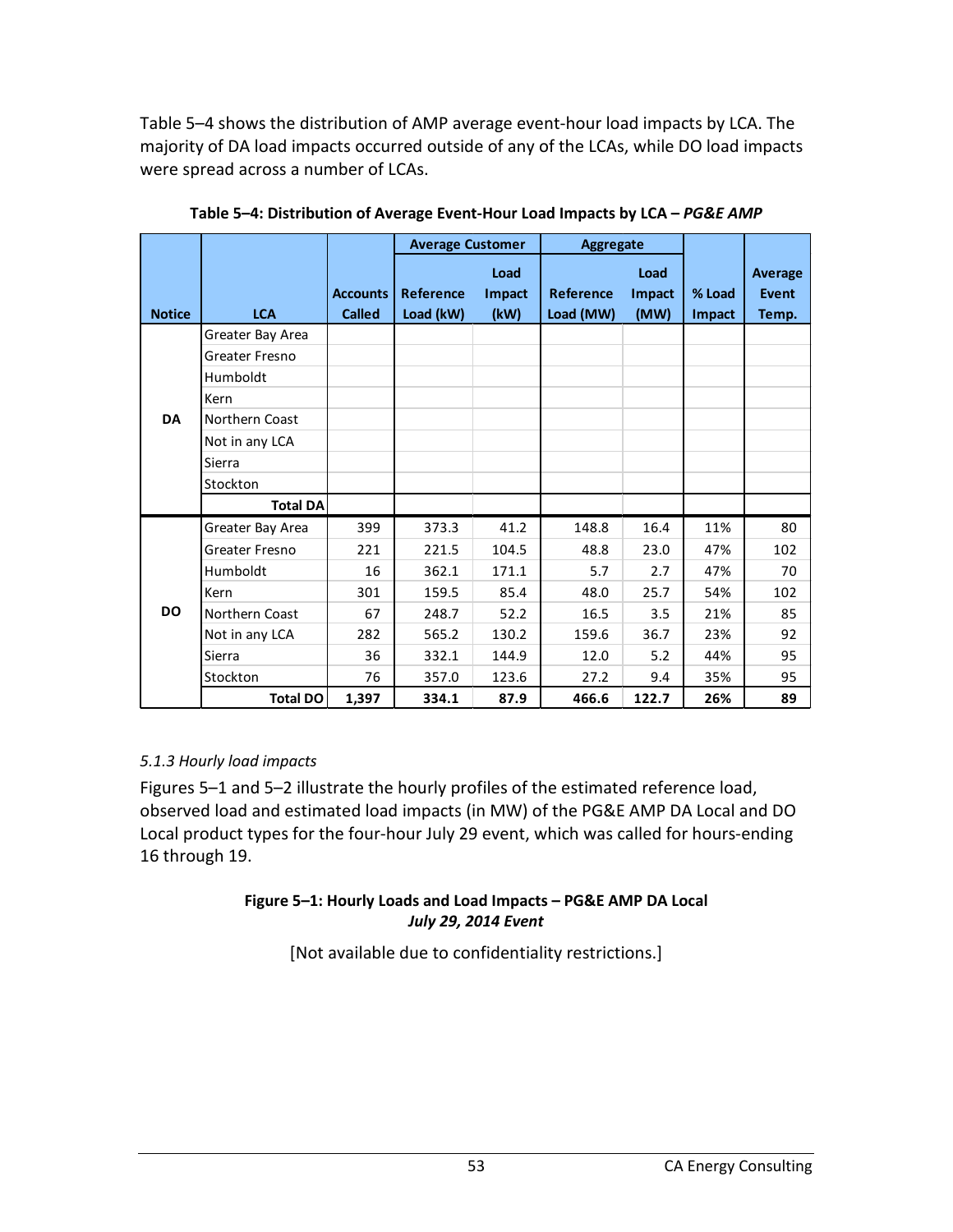Table 5–4 shows the distribution of AMP average event-hour load impacts by LCA. The majority of DA load impacts occurred outside of any of the LCAs, while DO load impacts were spread across a number of LCAs.

**Table 5–4: Distribution of Average Event-Hour Load Impacts by LCA – *PG&E AMP***

| Notice | LCA | Accounts Called | Average Customer | | Aggregate | | % Load Impact | Average Event Temp. |
|---|---|---|---|---|---|---|---|---|
| | | | Reference Load (kW) | Load Impact (kW) | Reference Load (MW) | Load Impact (MW) | | |
| DA | Greater Bay Area | | | | | | | |
| | Greater Fresno | | | | | | | |
| | Humboldt | | | | | | | |
| | Kern | | | | | | | |
| | Northern Coast | | | | | | | |
| | Not in any LCA | | | | | | | |
| | Sierra | | | | | | | |
| | Stockton | | | | | | | |
| | **Total DA** | | | | | | | |
| DO | Greater Bay Area | 399 | 373.3 | 41.2 | 148.8 | 16.4 | 11% | 80 |
| | Greater Fresno | 221 | 221.5 | 104.5 | 48.8 | 23.0 | 47% | 102 |
| | Humboldt | 16 | 362.1 | 171.1 | 5.7 | 2.7 | 47% | 70 |
| | Kern | 301 | 159.5 | 85.4 | 48.0 | 25.7 | 54% | 102 |
| | Northern Coast | 67 | 248.7 | 52.2 | 16.5 | 3.5 | 21% | 85 |
| | Not in any LCA | 282 | 565.2 | 130.2 | 159.6 | 36.7 | 23% | 92 |
| | Sierra | 36 | 332.1 | 144.9 | 12.0 | 5.2 | 44% | 95 |
| | Stockton | 76 | 357.0 | 123.6 | 27.2 | 9.4 | 35% | 95 |
| | **Total DO** | **1,397** | **334.1** | **87.9** | **466.6** | **122.7** | **26%** | **89** |

*5.1.3 Hourly load impacts*

Figures 5–1 and 5–2 illustrate the hourly profiles of the estimated reference load, observed load and estimated load impacts (in MW) of the PG&E AMP DA Local and DO Local product types for the four-hour July 29 event, which was called for hours-ending 16 through 19.

**Figure 5–1: Hourly Loads and Load Impacts – PG&E AMP DA Local**
***July 29, 2014 Event***

[Not available due to confidentiality restrictions.]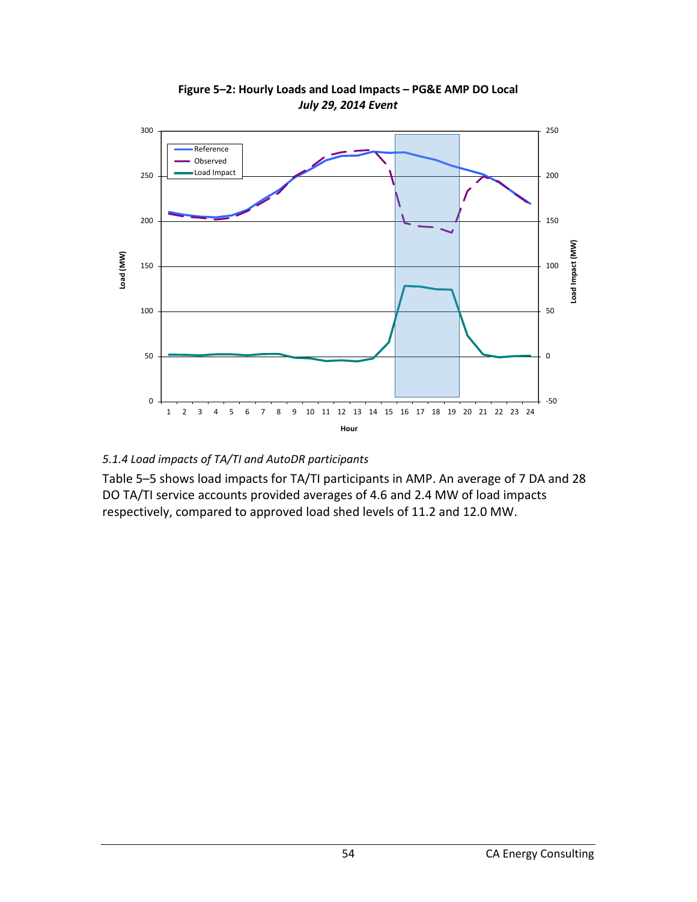**Figure 5–2: Hourly Loads and Load Impacts – PG&E AMP DO Local**
***July 29, 2014 Event***

*5.1.4 Load impacts of TA/TI and AutoDR participants*

Table 5–5 shows load impacts for TA/TI participants in AMP. An average of 7 DA and 28 DO TA/TI service accounts provided averages of 4.6 and 2.4 MW of load impacts respectively, compared to approved load shed levels of 11.2 and 12.0 MW.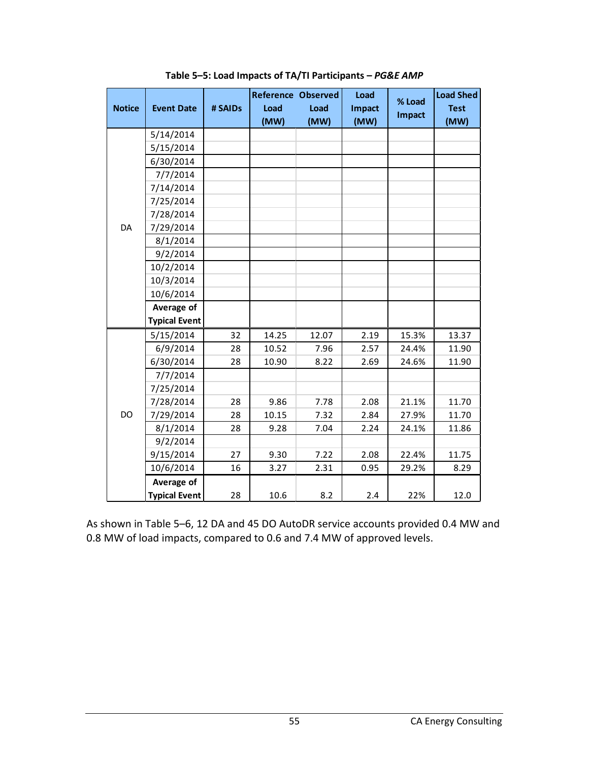**Table 5–5: Load Impacts of TA/TI Participants – *PG&E AMP***

| Notice | Event Date | # SAIDs | Reference Load (MW) | Observed Load (MW) | Load Impact (MW) | % Load Impact | Load Shed Test (MW) |
|---|---|---|---|---|---|---|---|
| DA | 5/14/2014 | | | | | | |
| | 5/15/2014 | | | | | | |
| | 6/30/2014 | | | | | | |
| | 7/7/2014 | | | | | | |
| | 7/14/2014 | | | | | | |
| | 7/25/2014 | | | | | | |
| | 7/28/2014 | | | | | | |
| | 7/29/2014 | | | | | | |
| | 8/1/2014 | | | | | | |
| | 9/2/2014 | | | | | | |
| | 10/2/2014 | | | | | | |
| | 10/3/2014 | | | | | | |
| | 10/6/2014 | | | | | | |
| | **Average of Typical Event** | | | | | | |
| DO | 5/15/2014 | 32 | 14.25 | 12.07 | 2.19 | 15.3% | 13.37 |
| | 6/9/2014 | 28 | 10.52 | 7.96 | 2.57 | 24.4% | 11.90 |
| | 6/30/2014 | 28 | 10.90 | 8.22 | 2.69 | 24.6% | 11.90 |
| | 7/7/2014 | | | | | | |
| | 7/25/2014 | | | | | | |
| | 7/28/2014 | 28 | 9.86 | 7.78 | 2.08 | 21.1% | 11.70 |
| | 7/29/2014 | 28 | 10.15 | 7.32 | 2.84 | 27.9% | 11.70 |
| | 8/1/2014 | 28 | 9.28 | 7.04 | 2.24 | 24.1% | 11.86 |
| | 9/2/2014 | | | | | | |
| | 9/15/2014 | 27 | 9.30 | 7.22 | 2.08 | 22.4% | 11.75 |
| | 10/6/2014 | 16 | 3.27 | 2.31 | 0.95 | 29.2% | 8.29 |
| | **Average of Typical Event** | 28 | 10.6 | 8.2 | 2.4 | 22% | 12.0 |

As shown in Table 5–6, 12 DA and 45 DO AutoDR service accounts provided 0.4 MW and 0.8 MW of load impacts, compared to 0.6 and 7.4 MW of approved levels.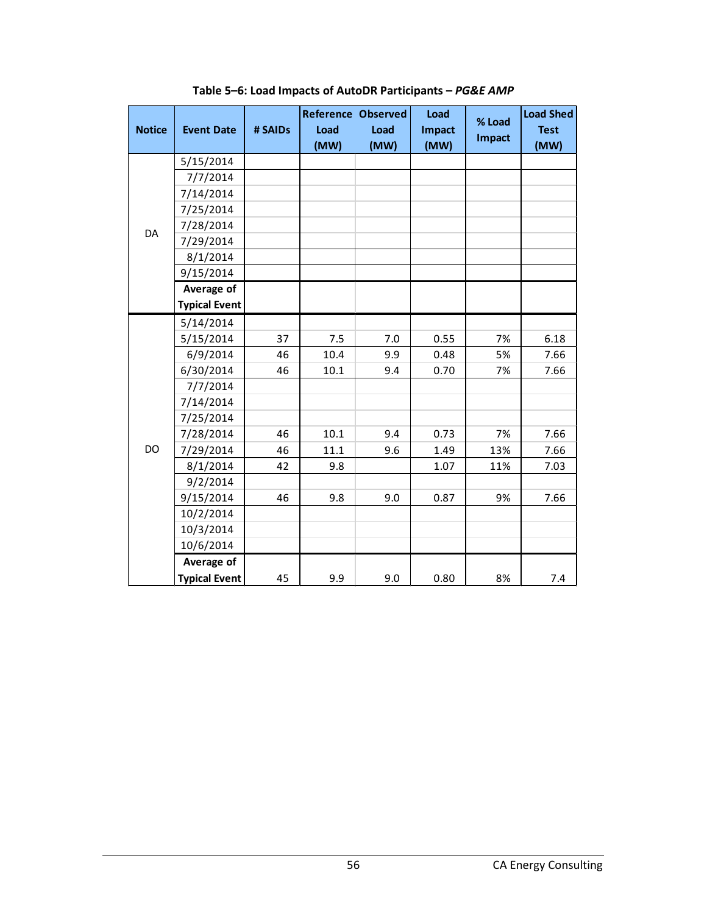**Table 5–6: Load Impacts of AutoDR Participants – *PG&E AMP***

| Notice | Event Date | # SAIDs | Reference Load (MW) | Observed Load (MW) | Load Impact (MW) | % Load Impact | Load Shed Test (MW) |
|---|---|---|---|---|---|---|---|
| DA | 5/15/2014 | | | | | | |
| | 7/7/2014 | | | | | | |
| | 7/14/2014 | | | | | | |
| | 7/25/2014 | | | | | | |
| | 7/28/2014 | | | | | | |
| | 7/29/2014 | | | | | | |
| | 8/1/2014 | | | | | | |
| | 9/15/2014 | | | | | | |
| | **Average of Typical Event** | | | | | | |
| DO | 5/14/2014 | | | | | | |
| | 5/15/2014 | 37 | 7.5 | 7.0 | 0.55 | 7% | 6.18 |
| | 6/9/2014 | 46 | 10.4 | 9.9 | 0.48 | 5% | 7.66 |
| | 6/30/2014 | 46 | 10.1 | 9.4 | 0.70 | 7% | 7.66 |
| | 7/7/2014 | | | | | | |
| | 7/14/2014 | | | | | | |
| | 7/25/2014 | | | | | | |
| | 7/28/2014 | 46 | 10.1 | 9.4 | 0.73 | 7% | 7.66 |
| | 7/29/2014 | 46 | 11.1 | 9.6 | 1.49 | 13% | 7.66 |
| | 8/1/2014 | 42 | 9.8 | | 1.07 | 11% | 7.03 |
| | 9/2/2014 | | | | | | |
| | 9/15/2014 | 46 | 9.8 | 9.0 | 0.87 | 9% | 7.66 |
| | 10/2/2014 | | | | | | |
| | 10/3/2014 | | | | | | |
| | 10/6/2014 | | | | | | |
| | **Average of Typical Event** | 45 | 9.9 | 9.0 | 0.80 | 8% | 7.4 |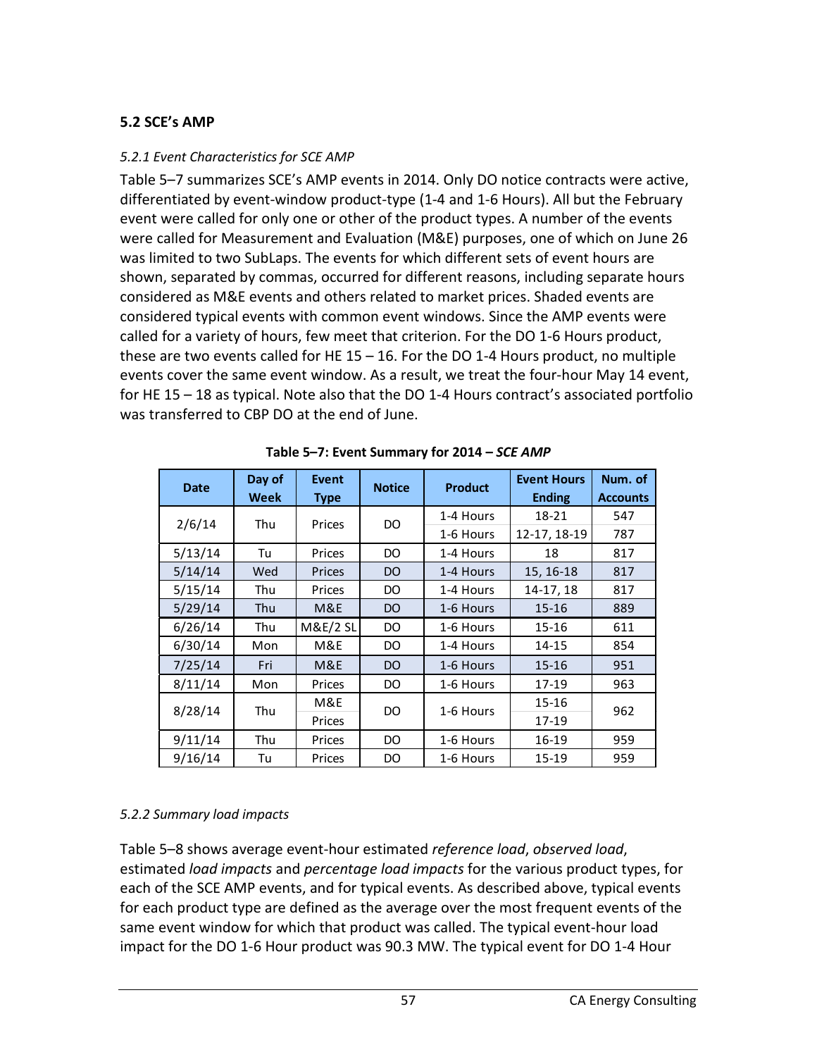## 5.2 SCE's AMP

### *5.2.1 Event Characteristics for SCE AMP*

Table 5–7 summarizes SCE's AMP events in 2014. Only DO notice contracts were active, differentiated by event-window product-type (1-4 and 1-6 Hours). All but the February event were called for only one or other of the product types. A number of the events were called for Measurement and Evaluation (M&E) purposes, one of which on June 26 was limited to two SubLaps. The events for which different sets of event hours are shown, separated by commas, occurred for different reasons, including separate hours considered as M&E events and others related to market prices. Shaded events are considered typical events with common event windows. Since the AMP events were called for a variety of hours, few meet that criterion. For the DO 1-6 Hours product, these are two events called for HE 15 – 16. For the DO 1-4 Hours product, no multiple events cover the same event window. As a result, we treat the four-hour May 14 event, for HE 15 – 18 as typical. Note also that the DO 1-4 Hours contract's associated portfolio was transferred to CBP DO at the end of June.

**Table 5–7: Event Summary for 2014 – *SCE AMP***

| Date | Day of Week | Event Type | Notice | Product | Event Hours Ending | Num. of Accounts |
|---|---|---|---|---|---|---|
| 2/6/14 | Thu | Prices | DO | 1-4 Hours | 18-21 | 547 |
| | | | | 1-6 Hours | 12-17, 18-19 | 787 |
| 5/13/14 | Tu | Prices | DO | 1-4 Hours | 18 | 817 |
| 5/14/14 | Wed | Prices | DO | 1-4 Hours | 15, 16-18 | 817 |
| 5/15/14 | Thu | Prices | DO | 1-4 Hours | 14-17, 18 | 817 |
| 5/29/14 | Thu | M&E | DO | 1-6 Hours | 15-16 | 889 |
| 6/26/14 | Thu | M&E/2 SL | DO | 1-6 Hours | 15-16 | 611 |
| 6/30/14 | Mon | M&E | DO | 1-4 Hours | 14-15 | 854 |
| 7/25/14 | Fri | M&E | DO | 1-6 Hours | 15-16 | 951 |
| 8/11/14 | Mon | Prices | DO | 1-6 Hours | 17-19 | 963 |
| 8/28/14 | Thu | M&E | DO | 1-6 Hours | 15-16 | 962 |
| | | Prices | | | 17-19 | |
| 9/11/14 | Thu | Prices | DO | 1-6 Hours | 16-19 | 959 |
| 9/16/14 | Tu | Prices | DO | 1-6 Hours | 15-19 | 959 |

### *5.2.2 Summary load impacts*

Table 5–8 shows average event-hour estimated *reference load*, *observed load*, estimated *load impacts* and *percentage load impacts* for the various product types, for each of the SCE AMP events, and for typical events. As described above, typical events for each product type are defined as the average over the most frequent events of the same event window for which that product was called. The typical event-hour load impact for the DO 1-6 Hour product was 90.3 MW. The typical event for DO 1-4 Hour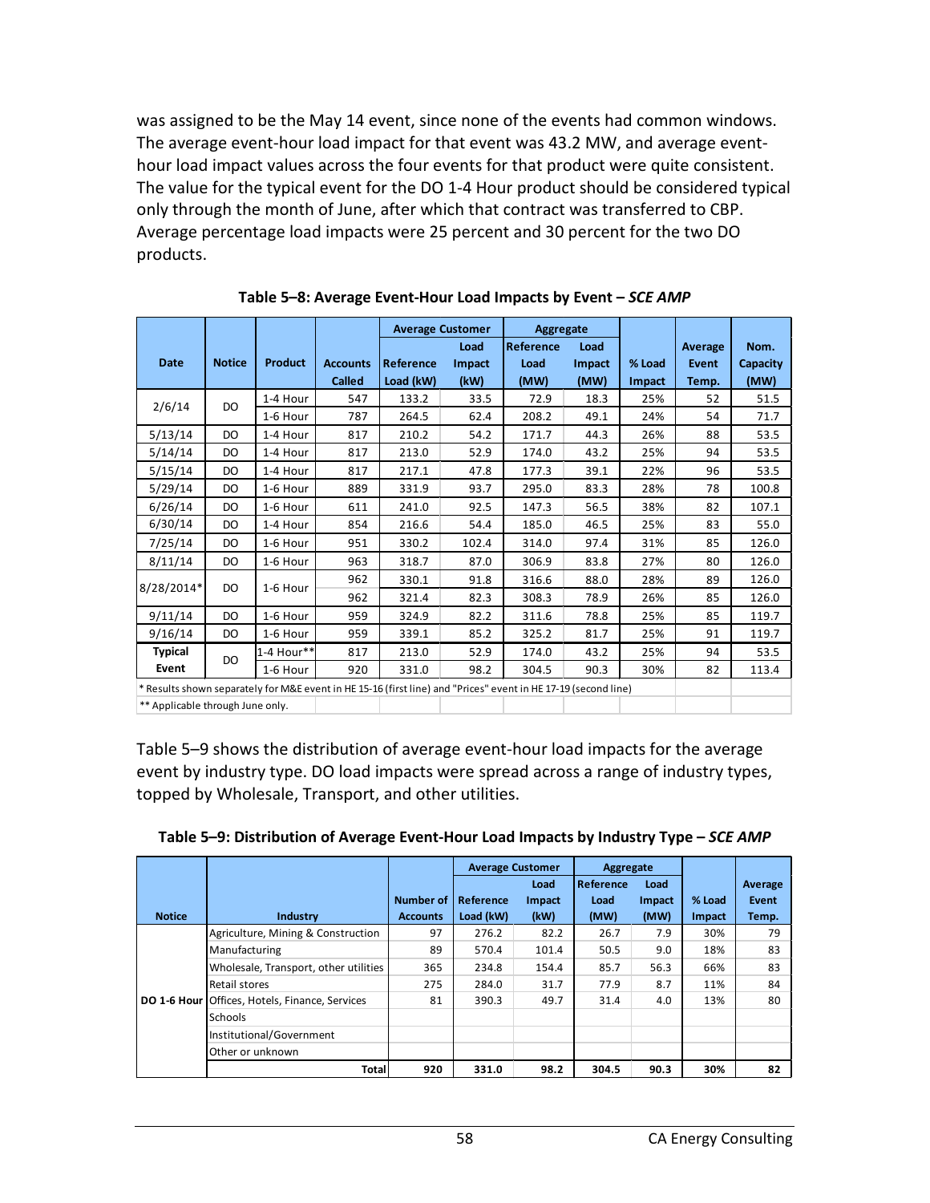was assigned to be the May 14 event, since none of the events had common windows. The average event-hour load impact for that event was 43.2 MW, and average event-hour load impact values across the four events for that product were quite consistent. The value for the typical event for the DO 1-4 Hour product should be considered typical only through the month of June, after which that contract was transferred to CBP. Average percentage load impacts were 25 percent and 30 percent for the two DO products.

**Table 5–8: Average Event-Hour Load Impacts by Event – *SCE AMP***

| Date | Notice | Product | Accounts Called | Average Customer | | Aggregate | | % Load Impact | Average Event Temp. | Nom. Capacity (MW) |
|---|---|---|---|---|---|---|---|---|---|---|
| | | | | Reference Load (kW) | Load Impact (kW) | Reference Load (MW) | Load Impact (MW) | | | |
| 2/6/14 | DO | 1-4 Hour | 547 | 133.2 | 33.5 | 72.9 | 18.3 | 25% | 52 | 51.5 |
| | | 1-6 Hour | 787 | 264.5 | 62.4 | 208.2 | 49.1 | 24% | 54 | 71.7 |
| 5/13/14 | DO | 1-4 Hour | 817 | 210.2 | 54.2 | 171.7 | 44.3 | 26% | 88 | 53.5 |
| 5/14/14 | DO | 1-4 Hour | 817 | 213.0 | 52.9 | 174.0 | 43.2 | 25% | 94 | 53.5 |
| 5/15/14 | DO | 1-4 Hour | 817 | 217.1 | 47.8 | 177.3 | 39.1 | 22% | 96 | 53.5 |
| 5/29/14 | DO | 1-6 Hour | 889 | 331.9 | 93.7 | 295.0 | 83.3 | 28% | 78 | 100.8 |
| 6/26/14 | DO | 1-6 Hour | 611 | 241.0 | 92.5 | 147.3 | 56.5 | 38% | 82 | 107.1 |
| 6/30/14 | DO | 1-4 Hour | 854 | 216.6 | 54.4 | 185.0 | 46.5 | 25% | 83 | 55.0 |
| 7/25/14 | DO | 1-6 Hour | 951 | 330.2 | 102.4 | 314.0 | 97.4 | 31% | 85 | 126.0 |
| 8/11/14 | DO | 1-6 Hour | 963 | 318.7 | 87.0 | 306.9 | 83.8 | 27% | 80 | 126.0 |
| 8/28/2014* | DO | 1-6 Hour | 962 | 330.1 | 91.8 | 316.6 | 88.0 | 28% | 89 | 126.0 |
| | | | 962 | 321.4 | 82.3 | 308.3 | 78.9 | 26% | 85 | 126.0 |
| 9/11/14 | DO | 1-6 Hour | 959 | 324.9 | 82.2 | 311.6 | 78.8 | 25% | 85 | 119.7 |
| 9/16/14 | DO | 1-6 Hour | 959 | 339.1 | 85.2 | 325.2 | 81.7 | 25% | 91 | 119.7 |
| **Typical Event** | DO | 1-4 Hour** | 817 | 213.0 | 52.9 | 174.0 | 43.2 | 25% | 94 | 53.5 |
| | | 1-6 Hour | 920 | 331.0 | 98.2 | 304.5 | 90.3 | 30% | 82 | 113.4 |

\* Results shown separately for M&E event in HE 15-16 (first line) and "Prices" event in HE 17-19 (second line)

\*\* Applicable through June only.

Table 5–9 shows the distribution of average event-hour load impacts for the average event by industry type. DO load impacts were spread across a range of industry types, topped by Wholesale, Transport, and other utilities.

**Table 5–9: Distribution of Average Event-Hour Load Impacts by Industry Type – *SCE AMP***

| Notice | Industry | Number of Accounts | Average Customer | | Aggregate | | % Load Impact | Average Event Temp. |
|---|---|---|---|---|---|---|---|---|
| | | | Reference Load (kW) | Load Impact (kW) | Reference Load (MW) | Load Impact (MW) | | |
| **DO 1-6 Hour** | Agriculture, Mining & Construction | 97 | 276.2 | 82.2 | 26.7 | 7.9 | 30% | 79 |
| | Manufacturing | 89 | 570.4 | 101.4 | 50.5 | 9.0 | 18% | 83 |
| | Wholesale, Transport, other utilities | 365 | 234.8 | 154.4 | 85.7 | 56.3 | 66% | 83 |
| | Retail stores | 275 | 284.0 | 31.7 | 77.9 | 8.7 | 11% | 84 |
| | Offices, Hotels, Finance, Services | 81 | 390.3 | 49.7 | 31.4 | 4.0 | 13% | 80 |
| | Schools | | | | | | | |
| | Institutional/Government | | | | | | | |
| | Other or unknown | | | | | | | |
| | **Total** | **920** | **331.0** | **98.2** | **304.5** | **90.3** | **30%** | **82** |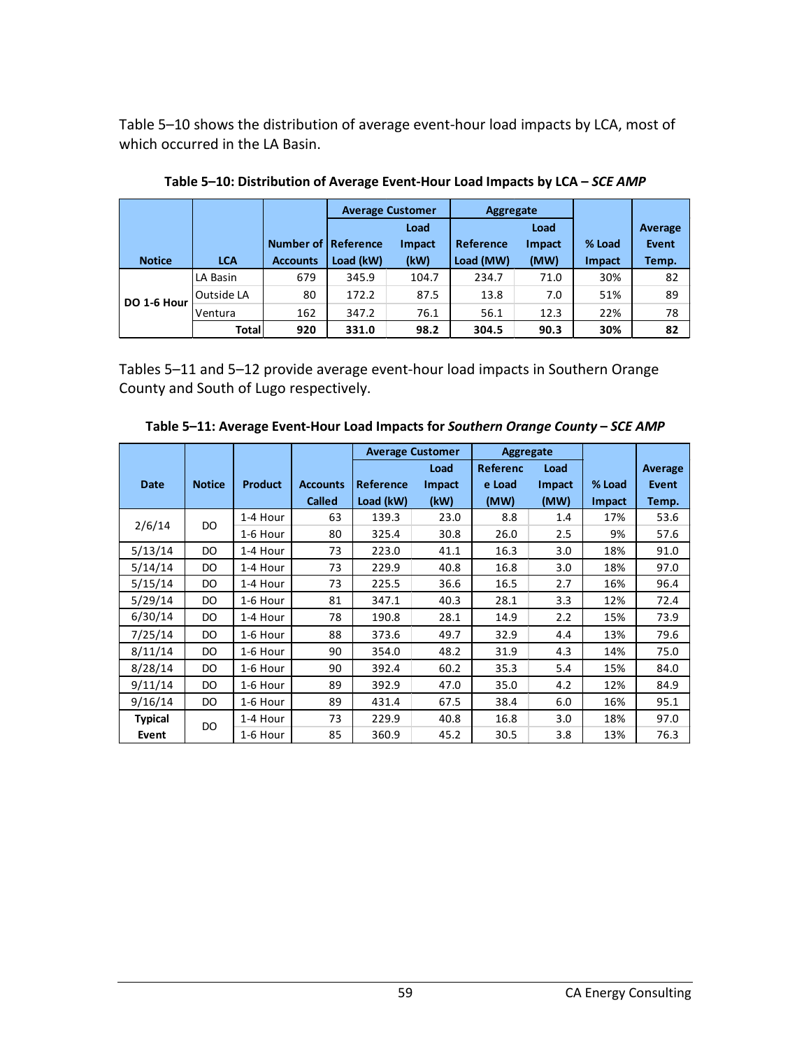Table 5–10 shows the distribution of average event-hour load impacts by LCA, most of which occurred in the LA Basin.

**Table 5–10: Distribution of Average Event-Hour Load Impacts by LCA – *SCE AMP***

| Notice | LCA | Number of Accounts | Average Customer | | Aggregate | | % Load Impact | Average Event Temp. |
|---|---|---|---|---|---|---|---|---|
| | | | Reference Load (kW) | Load Impact (kW) | Reference Load (MW) | Load Impact (MW) | | |
| DO 1-6 Hour | LA Basin | 679 | 345.9 | 104.7 | 234.7 | 71.0 | 30% | 82 |
| | Outside LA | 80 | 172.2 | 87.5 | 13.8 | 7.0 | 51% | 89 |
| | Ventura | 162 | 347.2 | 76.1 | 56.1 | 12.3 | 22% | 78 |
| | **Total** | **920** | **331.0** | **98.2** | **304.5** | **90.3** | **30%** | **82** |

Tables 5–11 and 5–12 provide average event-hour load impacts in Southern Orange County and South of Lugo respectively.

**Table 5–11: Average Event-Hour Load Impacts for *Southern Orange County – SCE AMP***

| Date | Notice | Product | Accounts Called | Average Customer | | Aggregate | | % Load Impact | Average Event Temp. |
|---|---|---|---|---|---|---|---|---|---|
| | | | | Reference Load (kW) | Load Impact (kW) | Reference Load (MW) | Load Impact (MW) | | |
| 2/6/14 | DO | 1-4 Hour | 63 | 139.3 | 23.0 | 8.8 | 1.4 | 17% | 53.6 |
| | | 1-6 Hour | 80 | 325.4 | 30.8 | 26.0 | 2.5 | 9% | 57.6 |
| 5/13/14 | DO | 1-4 Hour | 73 | 223.0 | 41.1 | 16.3 | 3.0 | 18% | 91.0 |
| 5/14/14 | DO | 1-4 Hour | 73 | 229.9 | 40.8 | 16.8 | 3.0 | 18% | 97.0 |
| 5/15/14 | DO | 1-4 Hour | 73 | 225.5 | 36.6 | 16.5 | 2.7 | 16% | 96.4 |
| 5/29/14 | DO | 1-6 Hour | 81 | 347.1 | 40.3 | 28.1 | 3.3 | 12% | 72.4 |
| 6/30/14 | DO | 1-4 Hour | 78 | 190.8 | 28.1 | 14.9 | 2.2 | 15% | 73.9 |
| 7/25/14 | DO | 1-6 Hour | 88 | 373.6 | 49.7 | 32.9 | 4.4 | 13% | 79.6 |
| 8/11/14 | DO | 1-6 Hour | 90 | 354.0 | 48.2 | 31.9 | 4.3 | 14% | 75.0 |
| 8/28/14 | DO | 1-6 Hour | 90 | 392.4 | 60.2 | 35.3 | 5.4 | 15% | 84.0 |
| 9/11/14 | DO | 1-6 Hour | 89 | 392.9 | 47.0 | 35.0 | 4.2 | 12% | 84.9 |
| 9/16/14 | DO | 1-6 Hour | 89 | 431.4 | 67.5 | 38.4 | 6.0 | 16% | 95.1 |
| **Typical Event** | DO | 1-4 Hour | 73 | 229.9 | 40.8 | 16.8 | 3.0 | 18% | 97.0 |
| | | 1-6 Hour | 85 | 360.9 | 45.2 | 30.5 | 3.8 | 13% | 76.3 |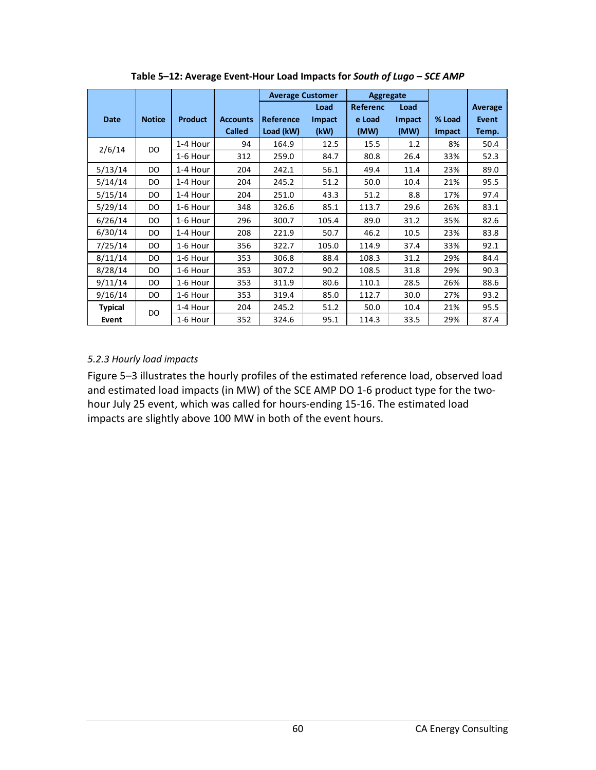**Table 5–12: Average Event-Hour Load Impacts for *South of Lugo – SCE AMP***

| Date | Notice | Product | Accounts Called | Average Customer Reference Load (kW) | Average Customer Load Impact (kW) | Aggregate Reference Load (MW) | Aggregate Load Impact (MW) | % Load Impact | Average Event Temp. |
|---|---|---|---|---|---|---|---|---|---|
| 2/6/14 | DO | 1-4 Hour | 94 | 164.9 | 12.5 | 15.5 | 1.2 | 8% | 50.4 |
| | | 1-6 Hour | 312 | 259.0 | 84.7 | 80.8 | 26.4 | 33% | 52.3 |
| 5/13/14 | DO | 1-4 Hour | 204 | 242.1 | 56.1 | 49.4 | 11.4 | 23% | 89.0 |
| 5/14/14 | DO | 1-4 Hour | 204 | 245.2 | 51.2 | 50.0 | 10.4 | 21% | 95.5 |
| 5/15/14 | DO | 1-4 Hour | 204 | 251.0 | 43.3 | 51.2 | 8.8 | 17% | 97.4 |
| 5/29/14 | DO | 1-6 Hour | 348 | 326.6 | 85.1 | 113.7 | 29.6 | 26% | 83.1 |
| 6/26/14 | DO | 1-6 Hour | 296 | 300.7 | 105.4 | 89.0 | 31.2 | 35% | 82.6 |
| 6/30/14 | DO | 1-4 Hour | 208 | 221.9 | 50.7 | 46.2 | 10.5 | 23% | 83.8 |
| 7/25/14 | DO | 1-6 Hour | 356 | 322.7 | 105.0 | 114.9 | 37.4 | 33% | 92.1 |
| 8/11/14 | DO | 1-6 Hour | 353 | 306.8 | 88.4 | 108.3 | 31.2 | 29% | 84.4 |
| 8/28/14 | DO | 1-6 Hour | 353 | 307.2 | 90.2 | 108.5 | 31.8 | 29% | 90.3 |
| 9/11/14 | DO | 1-6 Hour | 353 | 311.9 | 80.6 | 110.1 | 28.5 | 26% | 88.6 |
| 9/16/14 | DO | 1-6 Hour | 353 | 319.4 | 85.0 | 112.7 | 30.0 | 27% | 93.2 |
| **Typical Event** | DO | 1-4 Hour | 204 | 245.2 | 51.2 | 50.0 | 10.4 | 21% | 95.5 |
| | | 1-6 Hour | 352 | 324.6 | 95.1 | 114.3 | 33.5 | 29% | 87.4 |

### *5.2.3 Hourly load impacts*

Figure 5–3 illustrates the hourly profiles of the estimated reference load, observed load and estimated load impacts (in MW) of the SCE AMP DO 1-6 product type for the two-hour July 25 event, which was called for hours-ending 15-16. The estimated load impacts are slightly above 100 MW in both of the event hours.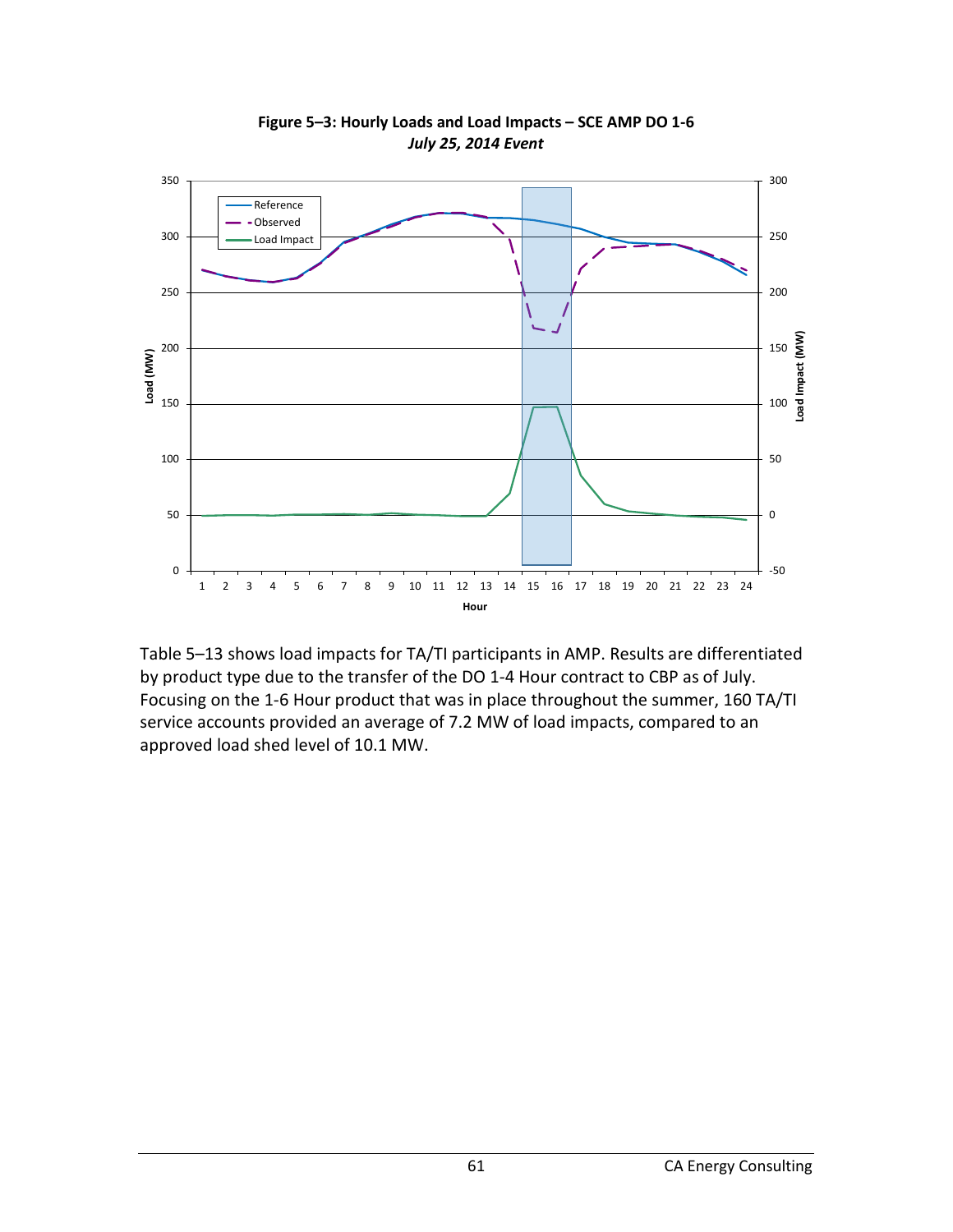**Figure 5–3: Hourly Loads and Load Impacts – SCE AMP DO 1-6**
*July 25, 2014 Event*

Table 5–13 shows load impacts for TA/TI participants in AMP. Results are differentiated by product type due to the transfer of the DO 1-4 Hour contract to CBP as of July. Focusing on the 1-6 Hour product that was in place throughout the summer, 160 TA/TI service accounts provided an average of 7.2 MW of load impacts, compared to an approved load shed level of 10.1 MW.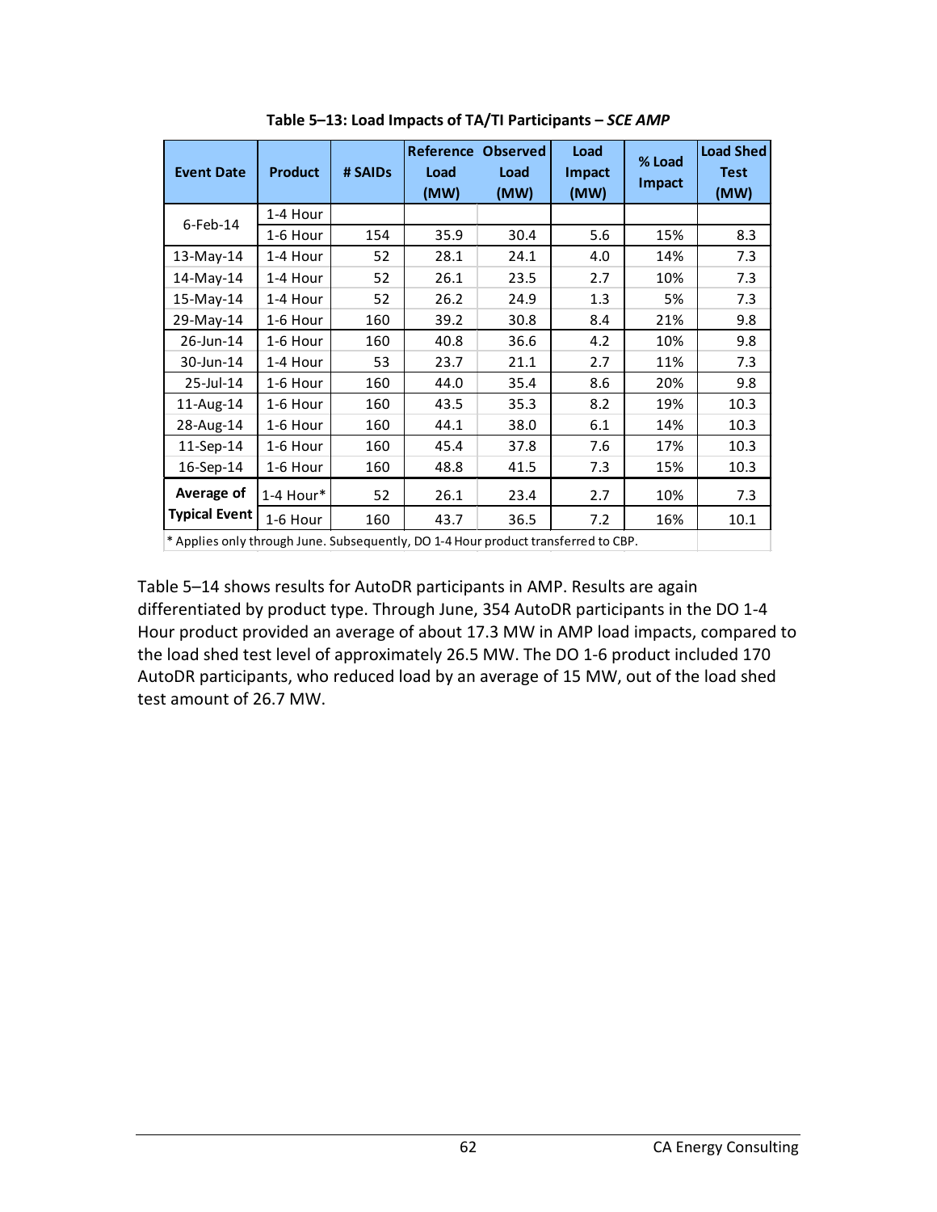**Table 5–13: Load Impacts of TA/TI Participants – *SCE AMP***

| Event Date | Product | # SAIDs | Reference Load (MW) | Observed Load (MW) | Load Impact (MW) | % Load Impact | Load Shed Test (MW) |
|---|---|---|---|---|---|---|---|
| 6-Feb-14 | 1-4 Hour | | | | | | |
| | 1-6 Hour | 154 | 35.9 | 30.4 | 5.6 | 15% | 8.3 |
| 13-May-14 | 1-4 Hour | 52 | 28.1 | 24.1 | 4.0 | 14% | 7.3 |
| 14-May-14 | 1-4 Hour | 52 | 26.1 | 23.5 | 2.7 | 10% | 7.3 |
| 15-May-14 | 1-4 Hour | 52 | 26.2 | 24.9 | 1.3 | 5% | 7.3 |
| 29-May-14 | 1-6 Hour | 160 | 39.2 | 30.8 | 8.4 | 21% | 9.8 |
| 26-Jun-14 | 1-6 Hour | 160 | 40.8 | 36.6 | 4.2 | 10% | 9.8 |
| 30-Jun-14 | 1-4 Hour | 53 | 23.7 | 21.1 | 2.7 | 11% | 7.3 |
| 25-Jul-14 | 1-6 Hour | 160 | 44.0 | 35.4 | 8.6 | 20% | 9.8 |
| 11-Aug-14 | 1-6 Hour | 160 | 43.5 | 35.3 | 8.2 | 19% | 10.3 |
| 28-Aug-14 | 1-6 Hour | 160 | 44.1 | 38.0 | 6.1 | 14% | 10.3 |
| 11-Sep-14 | 1-6 Hour | 160 | 45.4 | 37.8 | 7.6 | 17% | 10.3 |
| 16-Sep-14 | 1-6 Hour | 160 | 48.8 | 41.5 | 7.3 | 15% | 10.3 |
| Average of Typical Event | 1-4 Hour* | 52 | 26.1 | 23.4 | 2.7 | 10% | 7.3 |
| | 1-6 Hour | 160 | 43.7 | 36.5 | 7.2 | 16% | 10.1 |

\* Applies only through June. Subsequently, DO 1-4 Hour product transferred to CBP.

Table 5–14 shows results for AutoDR participants in AMP. Results are again differentiated by product type. Through June, 354 AutoDR participants in the DO 1-4 Hour product provided an average of about 17.3 MW in AMP load impacts, compared to the load shed test level of approximately 26.5 MW. The DO 1-6 product included 170 AutoDR participants, who reduced load by an average of 15 MW, out of the load shed test amount of 26.7 MW.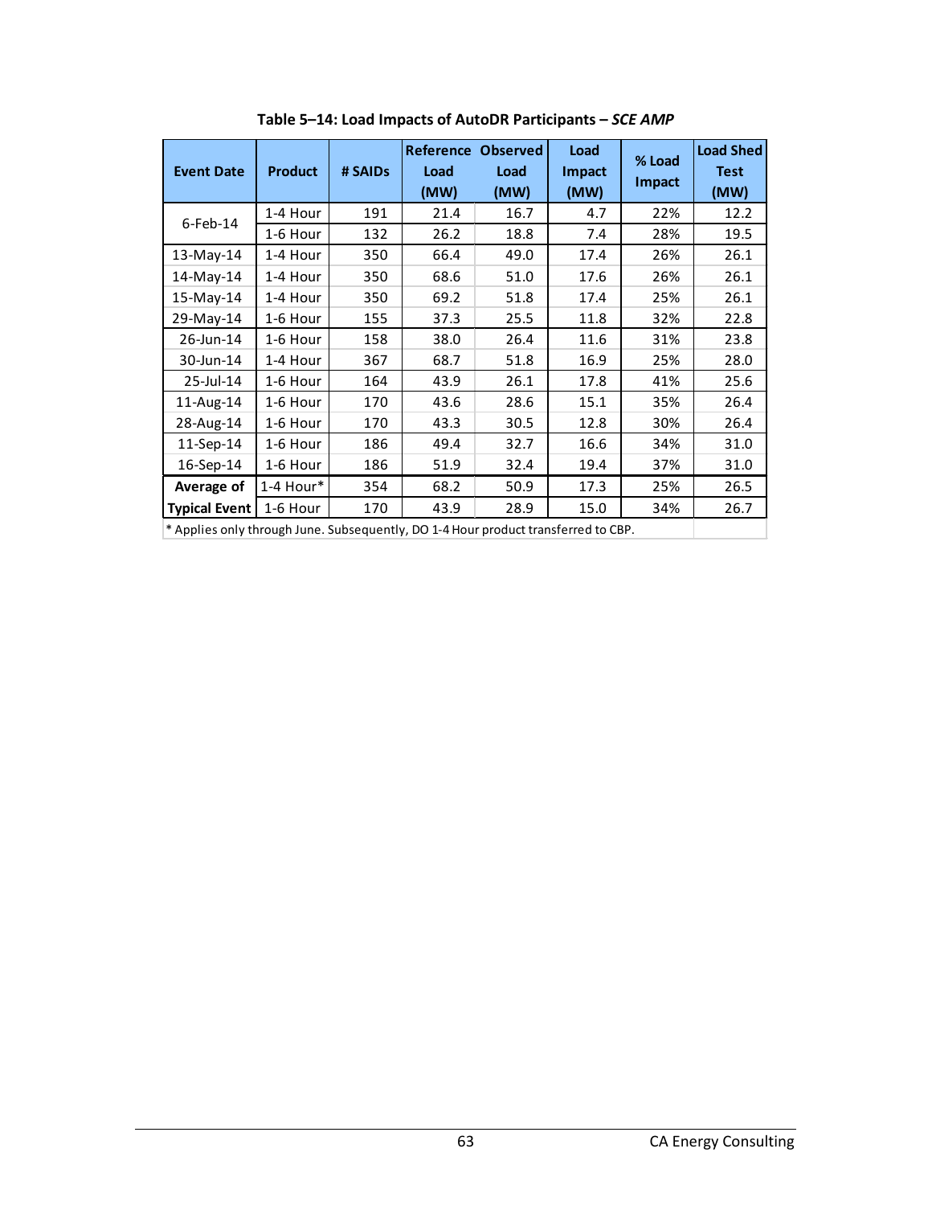**Table 5–14: Load Impacts of AutoDR Participants – *SCE AMP***

| Event Date | Product | # SAIDs | Reference Load (MW) | Observed Load (MW) | Load Impact (MW) | % Load Impact | Load Shed Test (MW) |
|---|---|---|---|---|---|---|---|
| 6-Feb-14 | 1-4 Hour | 191 | 21.4 | 16.7 | 4.7 | 22% | 12.2 |
| | 1-6 Hour | 132 | 26.2 | 18.8 | 7.4 | 28% | 19.5 |
| 13-May-14 | 1-4 Hour | 350 | 66.4 | 49.0 | 17.4 | 26% | 26.1 |
| 14-May-14 | 1-4 Hour | 350 | 68.6 | 51.0 | 17.6 | 26% | 26.1 |
| 15-May-14 | 1-4 Hour | 350 | 69.2 | 51.8 | 17.4 | 25% | 26.1 |
| 29-May-14 | 1-6 Hour | 155 | 37.3 | 25.5 | 11.8 | 32% | 22.8 |
| 26-Jun-14 | 1-6 Hour | 158 | 38.0 | 26.4 | 11.6 | 31% | 23.8 |
| 30-Jun-14 | 1-4 Hour | 367 | 68.7 | 51.8 | 16.9 | 25% | 28.0 |
| 25-Jul-14 | 1-6 Hour | 164 | 43.9 | 26.1 | 17.8 | 41% | 25.6 |
| 11-Aug-14 | 1-6 Hour | 170 | 43.6 | 28.6 | 15.1 | 35% | 26.4 |
| 28-Aug-14 | 1-6 Hour | 170 | 43.3 | 30.5 | 12.8 | 30% | 26.4 |
| 11-Sep-14 | 1-6 Hour | 186 | 49.4 | 32.7 | 16.6 | 34% | 31.0 |
| 16-Sep-14 | 1-6 Hour | 186 | 51.9 | 32.4 | 19.4 | 37% | 31.0 |
| **Average of Typical Event** | 1-4 Hour* | 354 | 68.2 | 50.9 | 17.3 | 25% | 26.5 |
| | 1-6 Hour | 170 | 43.9 | 28.9 | 15.0 | 34% | 26.7 |

\* Applies only through June. Subsequently, DO 1-4 Hour product transferred to CBP.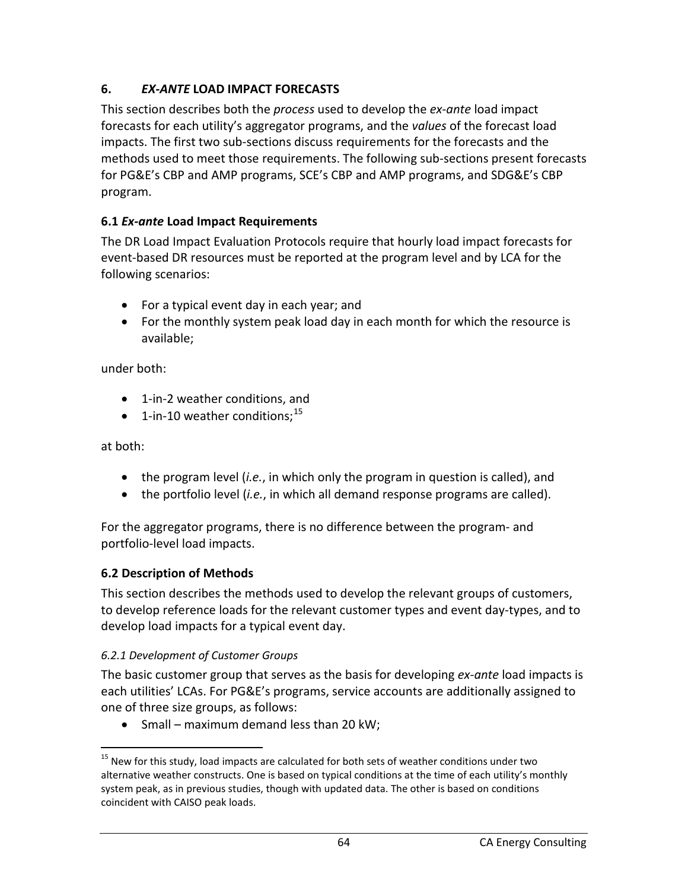## 6. *EX-ANTE* LOAD IMPACT FORECASTS

This section describes both the *process* used to develop the *ex-ante* load impact forecasts for each utility's aggregator programs, and the *values* of the forecast load impacts. The first two sub-sections discuss requirements for the forecasts and the methods used to meet those requirements. The following sub-sections present forecasts for PG&E's CBP and AMP programs, SCE's CBP and AMP programs, and SDG&E's CBP program.

### 6.1 *Ex-ante* Load Impact Requirements

The DR Load Impact Evaluation Protocols require that hourly load impact forecasts for event-based DR resources must be reported at the program level and by LCA for the following scenarios:

- For a typical event day in each year; and
- For the monthly system peak load day in each month for which the resource is available;

under both:

- 1-in-2 weather conditions, and
- 1-in-10 weather conditions;[15]

at both:

- the program level (*i.e.*, in which only the program in question is called), and
- the portfolio level (*i.e.*, in which all demand response programs are called).

For the aggregator programs, there is no difference between the program- and portfolio-level load impacts.

### 6.2 Description of Methods

This section describes the methods used to develop the relevant groups of customers, to develop reference loads for the relevant customer types and event day-types, and to develop load impacts for a typical event day.

#### *6.2.1 Development of Customer Groups*

The basic customer group that serves as the basis for developing *ex-ante* load impacts is each utilities' LCAs. For PG&E's programs, service accounts are additionally assigned to one of three size groups, as follows:

- Small – maximum demand less than 20 kW;

[15] New for this study, load impacts are calculated for both sets of weather conditions under two alternative weather constructs. One is based on typical conditions at the time of each utility's monthly system peak, as in previous studies, though with updated data. The other is based on conditions coincident with CAISO peak loads.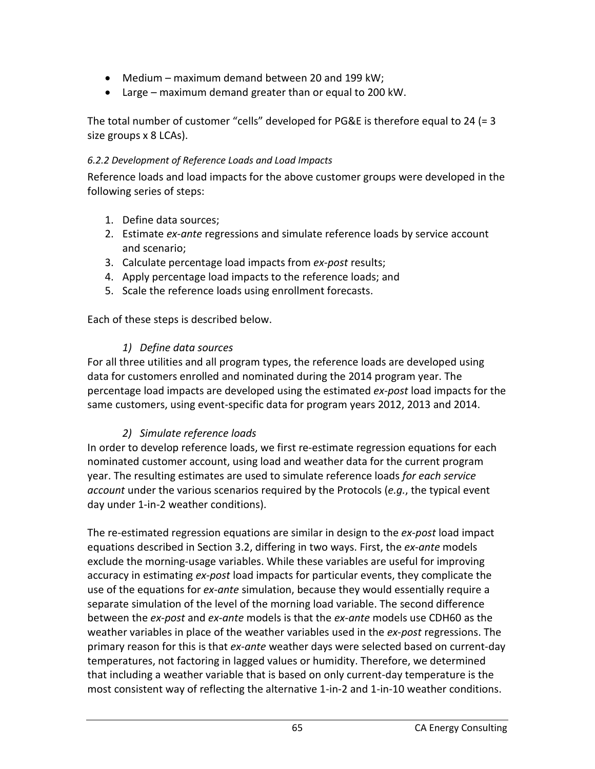- Medium – maximum demand between 20 and 199 kW;
- Large – maximum demand greater than or equal to 200 kW.

The total number of customer "cells" developed for PG&E is therefore equal to 24 (= 3 size groups x 8 LCAs).

#### *6.2.2 Development of Reference Loads and Load Impacts*

Reference loads and load impacts for the above customer groups were developed in the following series of steps:

1. Define data sources;
2. Estimate *ex-ante* regressions and simulate reference loads by service account and scenario;
3. Calculate percentage load impacts from *ex-post* results;
4. Apply percentage load impacts to the reference loads; and
5. Scale the reference loads using enrollment forecasts.

Each of these steps is described below.

*1) Define data sources*

For all three utilities and all program types, the reference loads are developed using data for customers enrolled and nominated during the 2014 program year. The percentage load impacts are developed using the estimated *ex-post* load impacts for the same customers, using event-specific data for program years 2012, 2013 and 2014.

*2) Simulate reference loads*

In order to develop reference loads, we first re-estimate regression equations for each nominated customer account, using load and weather data for the current program year. The resulting estimates are used to simulate reference loads *for each service account* under the various scenarios required by the Protocols (*e.g.*, the typical event day under 1-in-2 weather conditions).

The re-estimated regression equations are similar in design to the *ex-post* load impact equations described in Section 3.2, differing in two ways. First, the *ex-ante* models exclude the morning-usage variables. While these variables are useful for improving accuracy in estimating *ex-post* load impacts for particular events, they complicate the use of the equations for *ex-ante* simulation, because they would essentially require a separate simulation of the level of the morning load variable. The second difference between the *ex-post* and *ex-ante* models is that the *ex-ante* models use CDH60 as the weather variables in place of the weather variables used in the *ex-post* regressions. The primary reason for this is that *ex-ante* weather days were selected based on current-day temperatures, not factoring in lagged values or humidity. Therefore, we determined that including a weather variable that is based on only current-day temperature is the most consistent way of reflecting the alternative 1-in-2 and 1-in-10 weather conditions.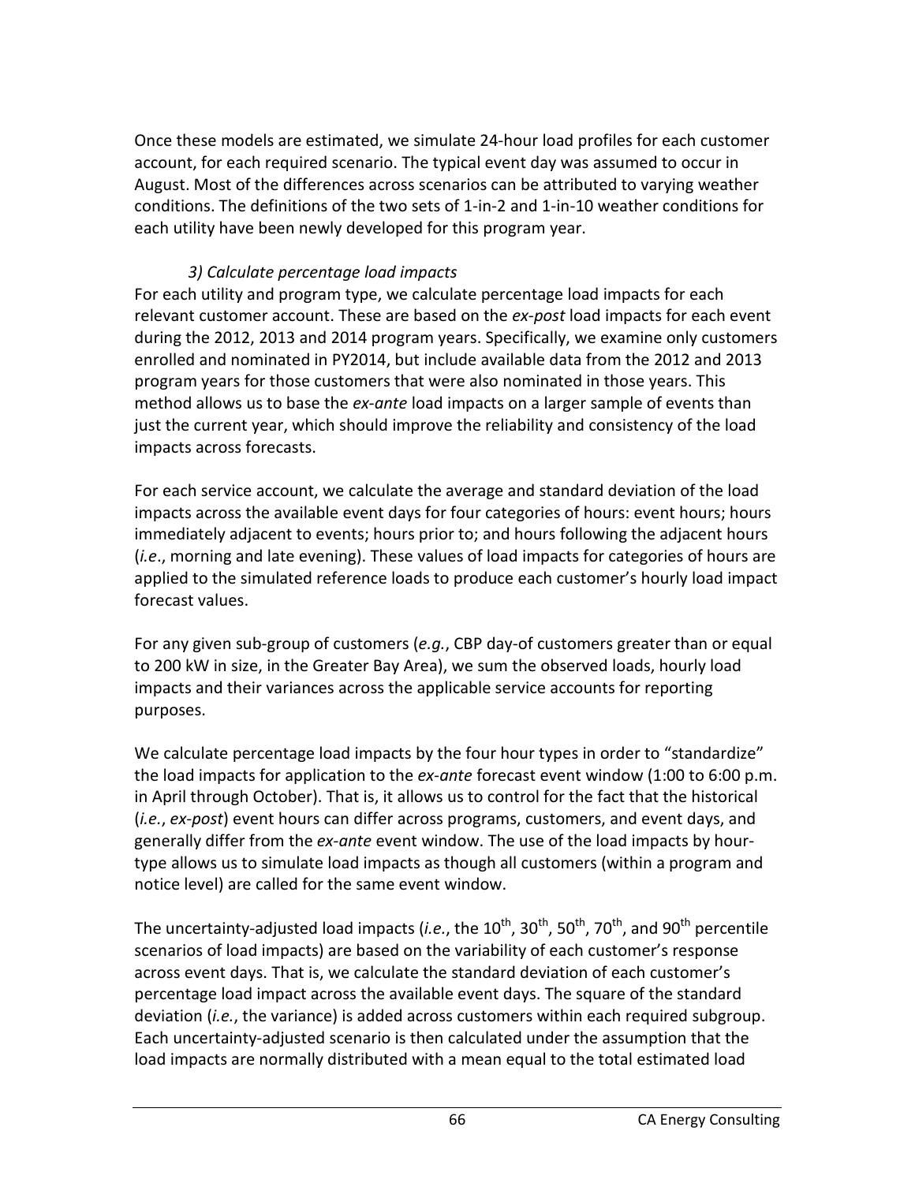Once these models are estimated, we simulate 24-hour load profiles for each customer account, for each required scenario. The typical event day was assumed to occur in August. Most of the differences across scenarios can be attributed to varying weather conditions. The definitions of the two sets of 1-in-2 and 1-in-10 weather conditions for each utility have been newly developed for this program year.

*3) Calculate percentage load impacts*

For each utility and program type, we calculate percentage load impacts for each relevant customer account. These are based on the *ex-post* load impacts for each event during the 2012, 2013 and 2014 program years. Specifically, we examine only customers enrolled and nominated in PY2014, but include available data from the 2012 and 2013 program years for those customers that were also nominated in those years. This method allows us to base the *ex-ante* load impacts on a larger sample of events than just the current year, which should improve the reliability and consistency of the load impacts across forecasts.

For each service account, we calculate the average and standard deviation of the load impacts across the available event days for four categories of hours: event hours; hours immediately adjacent to events; hours prior to; and hours following the adjacent hours (*i.e*., morning and late evening). These values of load impacts for categories of hours are applied to the simulated reference loads to produce each customer's hourly load impact forecast values.

For any given sub-group of customers (*e.g.*, CBP day-of customers greater than or equal to 200 kW in size, in the Greater Bay Area), we sum the observed loads, hourly load impacts and their variances across the applicable service accounts for reporting purposes.

We calculate percentage load impacts by the four hour types in order to "standardize" the load impacts for application to the *ex-ante* forecast event window (1:00 to 6:00 p.m. in April through October). That is, it allows us to control for the fact that the historical (*i.e.*, *ex-post*) event hours can differ across programs, customers, and event days, and generally differ from the *ex-ante* event window. The use of the load impacts by hour-type allows us to simulate load impacts as though all customers (within a program and notice level) are called for the same event window.

The uncertainty-adjusted load impacts (*i.e.*, the 10$^{th}$, 30$^{th}$, 50$^{th}$, 70$^{th}$, and 90$^{th}$ percentile scenarios of load impacts) are based on the variability of each customer's response across event days. That is, we calculate the standard deviation of each customer's percentage load impact across the available event days. The square of the standard deviation (*i.e.*, the variance) is added across customers within each required subgroup. Each uncertainty-adjusted scenario is then calculated under the assumption that the load impacts are normally distributed with a mean equal to the total estimated load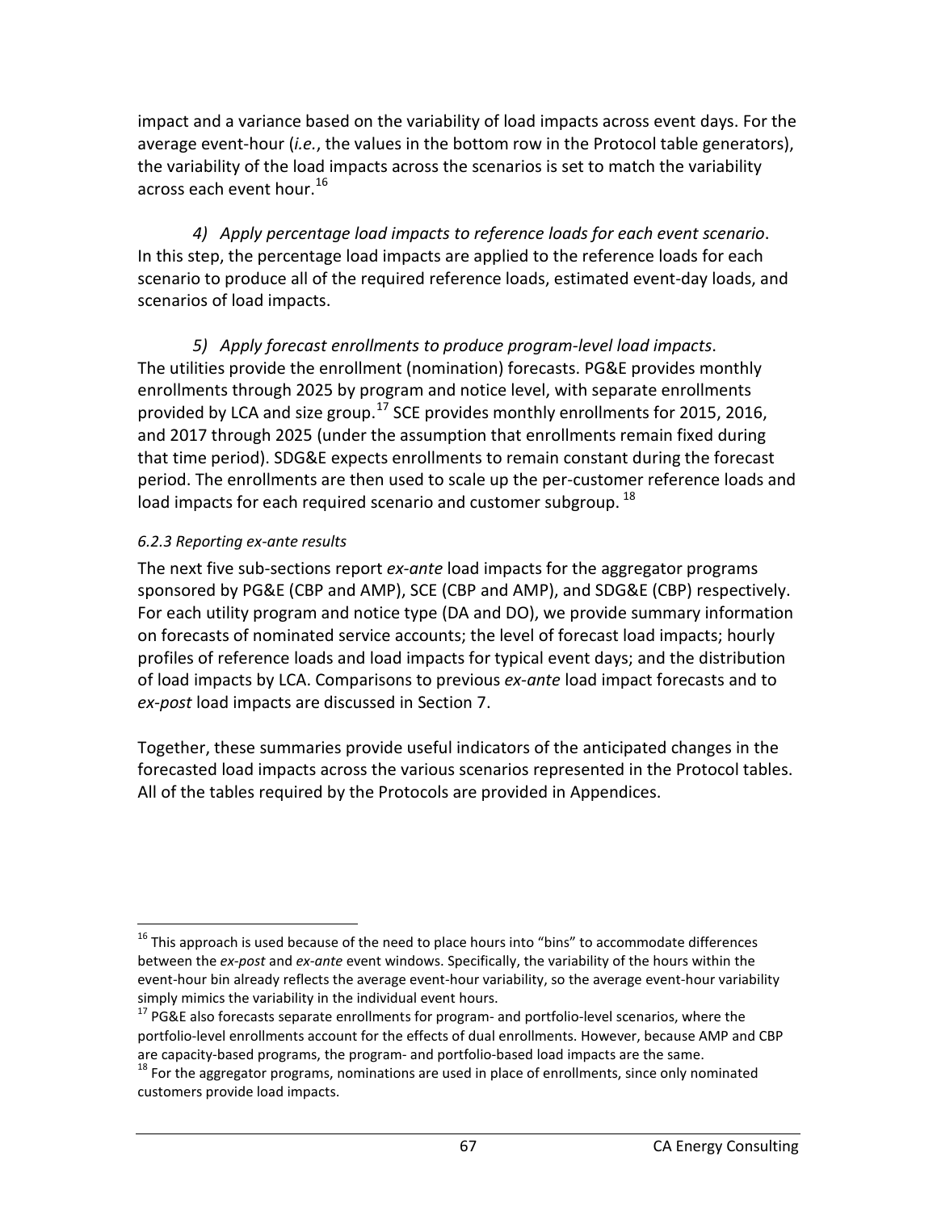impact and a variance based on the variability of load impacts across event days. For the average event-hour (*i.e.*, the values in the bottom row in the Protocol table generators), the variability of the load impacts across the scenarios is set to match the variability across each event hour.[16]

*4) Apply percentage load impacts to reference loads for each event scenario*. In this step, the percentage load impacts are applied to the reference loads for each scenario to produce all of the required reference loads, estimated event-day loads, and scenarios of load impacts.

*5) Apply forecast enrollments to produce program-level load impacts*. The utilities provide the enrollment (nomination) forecasts. PG&E provides monthly enrollments through 2025 by program and notice level, with separate enrollments provided by LCA and size group.[17] SCE provides monthly enrollments for 2015, 2016, and 2017 through 2025 (under the assumption that enrollments remain fixed during that time period). SDG&E expects enrollments to remain constant during the forecast period. The enrollments are then used to scale up the per-customer reference loads and load impacts for each required scenario and customer subgroup. [18]

*6.2.3 Reporting ex-ante results*

The next five sub-sections report *ex-ante* load impacts for the aggregator programs sponsored by PG&E (CBP and AMP), SCE (CBP and AMP), and SDG&E (CBP) respectively. For each utility program and notice type (DA and DO), we provide summary information on forecasts of nominated service accounts; the level of forecast load impacts; hourly profiles of reference loads and load impacts for typical event days; and the distribution of load impacts by LCA. Comparisons to previous *ex-ante* load impact forecasts and to *ex-post* load impacts are discussed in Section 7.

Together, these summaries provide useful indicators of the anticipated changes in the forecasted load impacts across the various scenarios represented in the Protocol tables. All of the tables required by the Protocols are provided in Appendices.

---

[16] This approach is used because of the need to place hours into "bins" to accommodate differences between the *ex-post* and *ex-ante* event windows. Specifically, the variability of the hours within the event-hour bin already reflects the average event-hour variability, so the average event-hour variability simply mimics the variability in the individual event hours.

[17] PG&E also forecasts separate enrollments for program- and portfolio-level scenarios, where the portfolio-level enrollments account for the effects of dual enrollments. However, because AMP and CBP are capacity-based programs, the program- and portfolio-based load impacts are the same.

[18] For the aggregator programs, nominations are used in place of enrollments, since only nominated customers provide load impacts.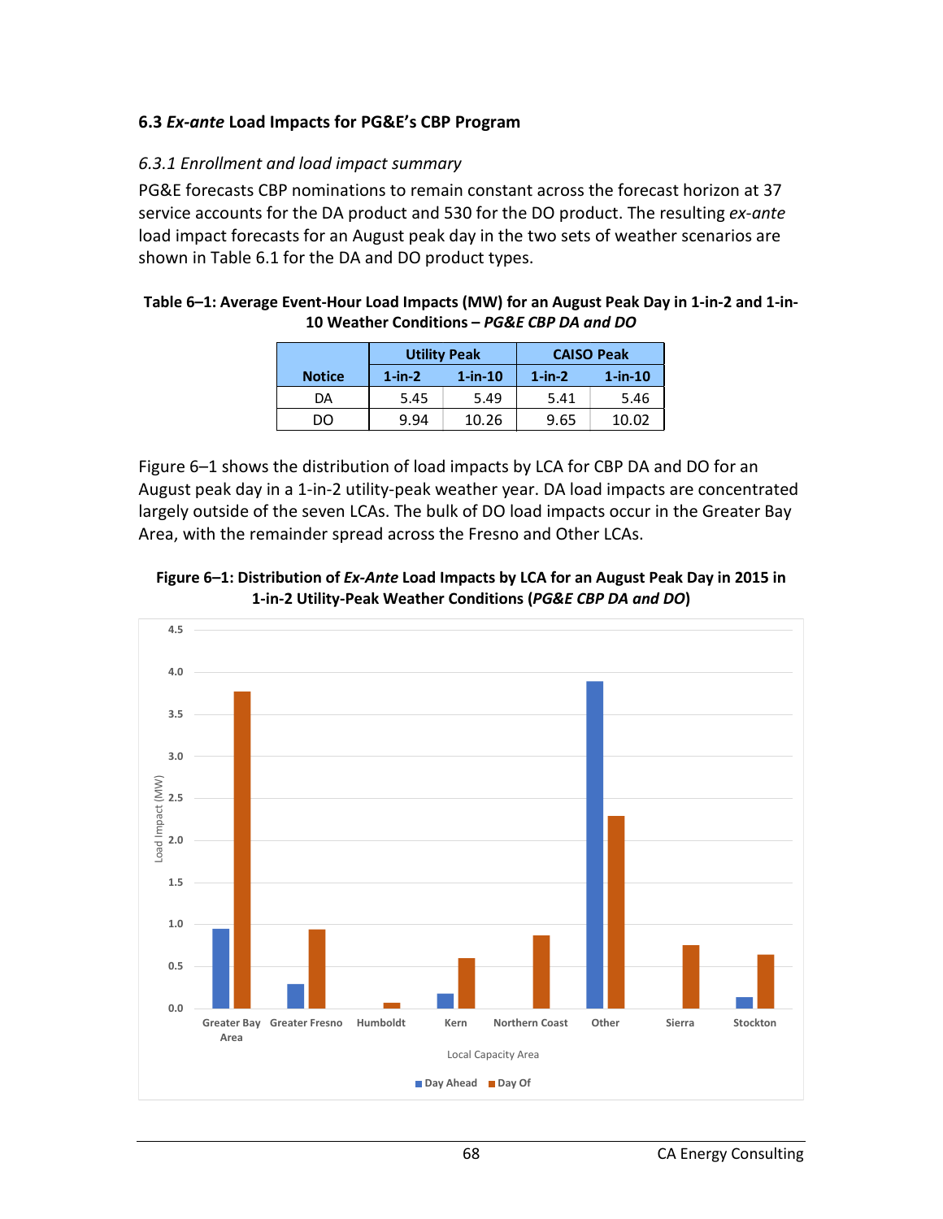### 6.3 *Ex-ante* Load Impacts for PG&E's CBP Program

#### *6.3.1 Enrollment and load impact summary*

PG&E forecasts CBP nominations to remain constant across the forecast horizon at 37 service accounts for the DA product and 530 for the DO product. The resulting *ex-ante* load impact forecasts for an August peak day in the two sets of weather scenarios are shown in Table 6.1 for the DA and DO product types.

**Table 6–1: Average Event-Hour Load Impacts (MW) for an August Peak Day in 1-in-2 and 1-in-10 Weather Conditions – *PG&E CBP DA and DO***

| | Utility Peak | | CAISO Peak | |
|---|---|---|---|---|
| **Notice** | **1-in-2** | **1-in-10** | **1-in-2** | **1-in-10** |
| DA | 5.45 | 5.49 | 5.41 | 5.46 |
| DO | 9.94 | 10.26 | 9.65 | 10.02 |

Figure 6–1 shows the distribution of load impacts by LCA for CBP DA and DO for an August peak day in a 1-in-2 utility-peak weather year. DA load impacts are concentrated largely outside of the seven LCAs. The bulk of DO load impacts occur in the Greater Bay Area, with the remainder spread across the Fresno and Other LCAs.

**Figure 6–1: Distribution of *Ex-Ante* Load Impacts by LCA for an August Peak Day in 2015 in 1-in-2 Utility-Peak Weather Conditions (*PG&E CBP DA and DO*)**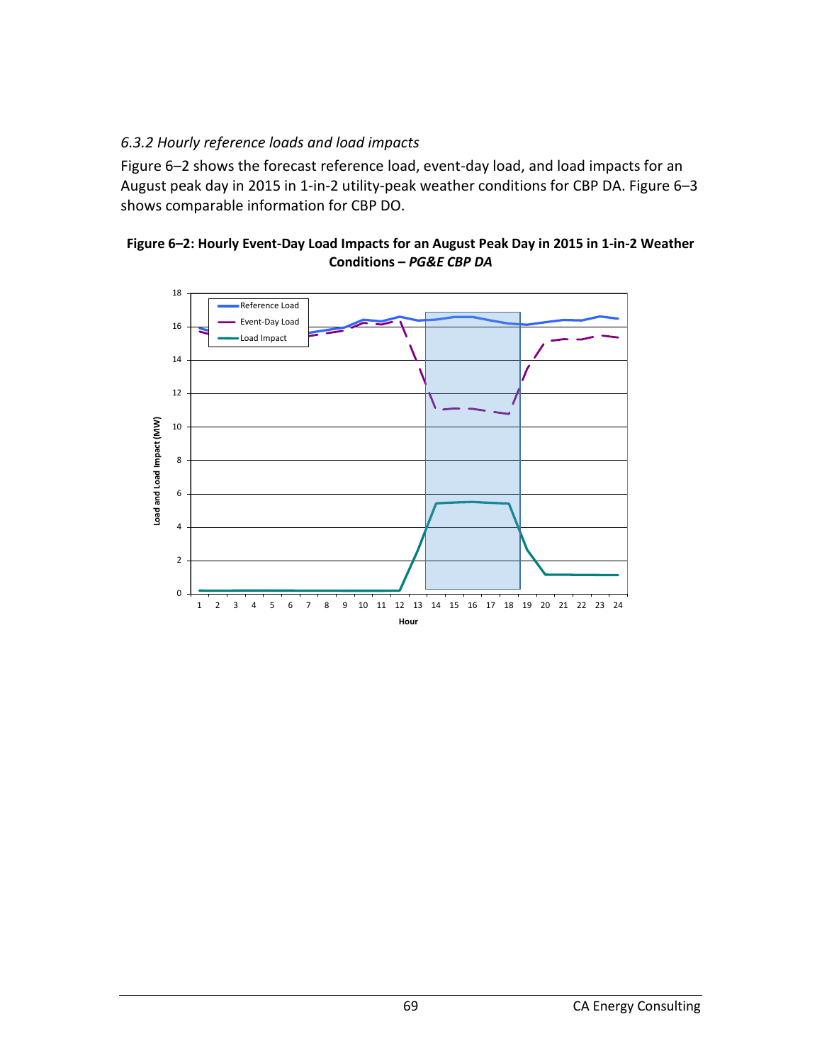### *6.3.2 Hourly reference loads and load impacts*

Figure 6–2 shows the forecast reference load, event-day load, and load impacts for an August peak day in 2015 in 1-in-2 utility-peak weather conditions for CBP DA. Figure 6–3 shows comparable information for CBP DO.

**Figure 6–2: Hourly Event-Day Load Impacts for an August Peak Day in 2015 in 1-in-2 Weather Conditions –** ***PG&E CBP DA***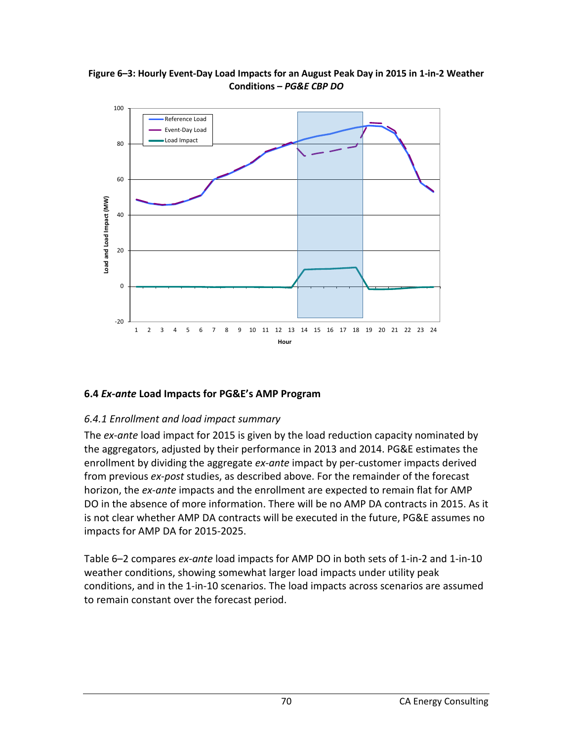**Figure 6–3: Hourly Event-Day Load Impacts for an August Peak Day in 2015 in 1-in-2 Weather Conditions – *PG&E CBP DO***

## 6.4 *Ex-ante* Load Impacts for PG&E's AMP Program

### *6.4.1 Enrollment and load impact summary*

The *ex-ante* load impact for 2015 is given by the load reduction capacity nominated by the aggregators, adjusted by their performance in 2013 and 2014. PG&E estimates the enrollment by dividing the aggregate *ex-ante* impact by per-customer impacts derived from previous *ex-post* studies, as described above. For the remainder of the forecast horizon, the *ex-ante* impacts and the enrollment are expected to remain flat for AMP DO in the absence of more information. There will be no AMP DA contracts in 2015. As it is not clear whether AMP DA contracts will be executed in the future, PG&E assumes no impacts for AMP DA for 2015-2025.

Table 6–2 compares *ex-ante* load impacts for AMP DO in both sets of 1-in-2 and 1-in-10 weather conditions, showing somewhat larger load impacts under utility peak conditions, and in the 1-in-10 scenarios. The load impacts across scenarios are assumed to remain constant over the forecast period.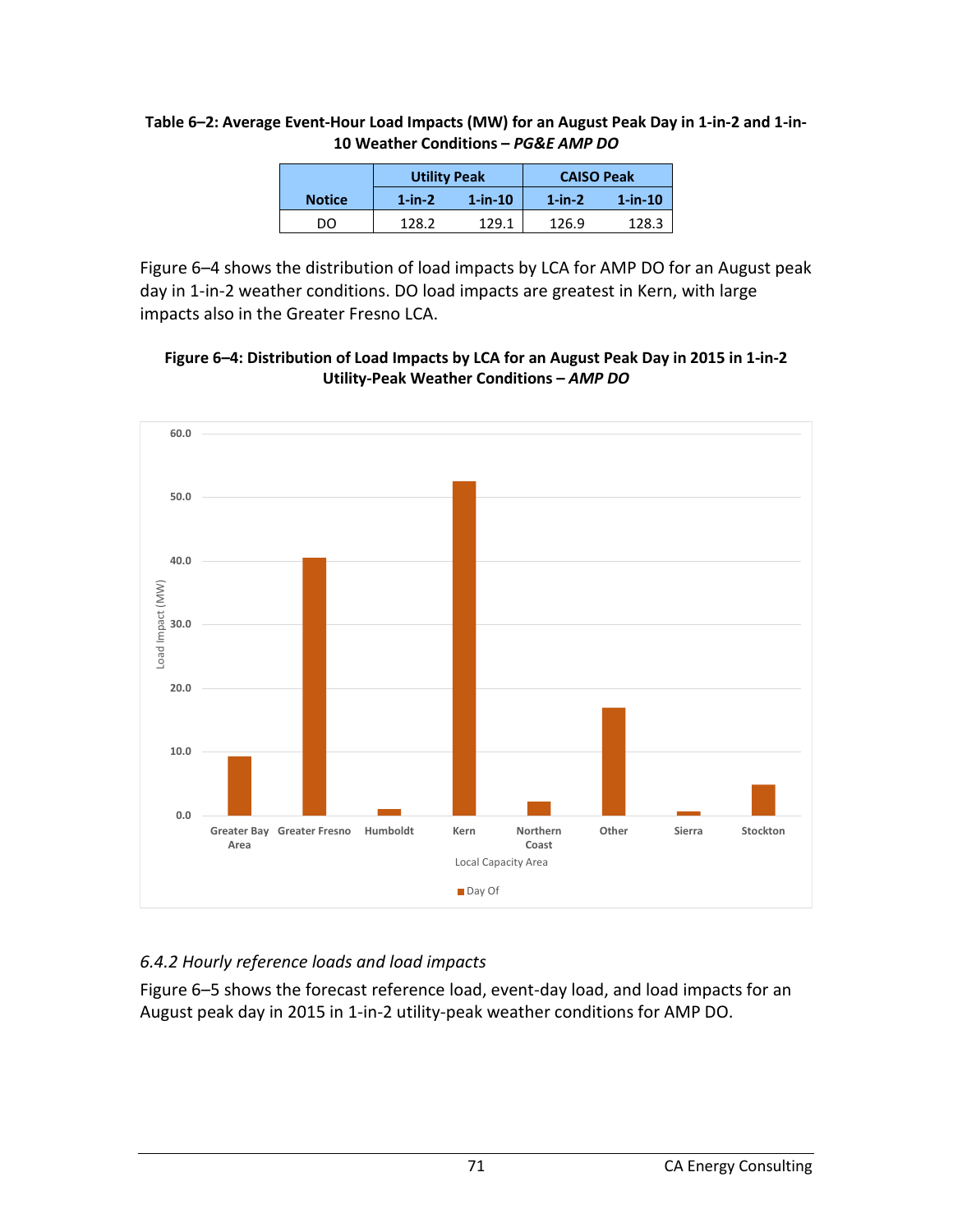**Table 6–2: Average Event-Hour Load Impacts (MW) for an August Peak Day in 1-in-2 and 1-in-10 Weather Conditions – *PG&E AMP DO***

| Notice | Utility Peak | | CAISO Peak | |
|---|---|---|---|---|
| | 1-in-2 | 1-in-10 | 1-in-2 | 1-in-10 |
| DO | 128.2 | 129.1 | 126.9 | 128.3 |

Figure 6–4 shows the distribution of load impacts by LCA for AMP DO for an August peak day in 1-in-2 weather conditions. DO load impacts are greatest in Kern, with large impacts also in the Greater Fresno LCA.

**Figure 6–4: Distribution of Load Impacts by LCA for an August Peak Day in 2015 in 1-in-2 Utility-Peak Weather Conditions – *AMP DO***

### *6.4.2 Hourly reference loads and load impacts*

Figure 6–5 shows the forecast reference load, event-day load, and load impacts for an August peak day in 2015 in 1-in-2 utility-peak weather conditions for AMP DO.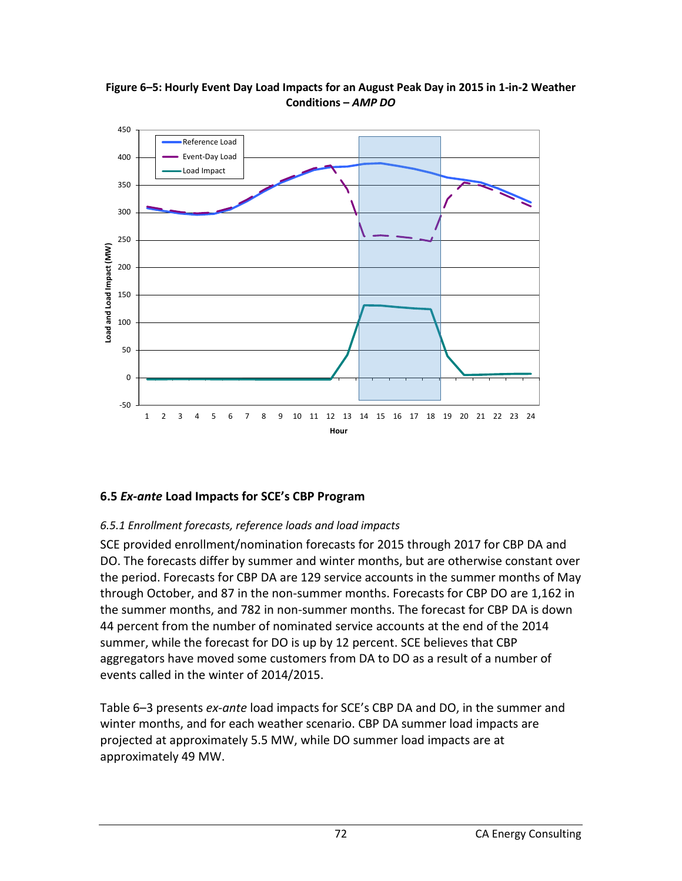**Figure 6–5: Hourly Event Day Load Impacts for an August Peak Day in 2015 in 1-in-2 Weather Conditions – *AMP DO***

## 6.5 *Ex-ante* Load Impacts for SCE's CBP Program

### *6.5.1 Enrollment forecasts, reference loads and load impacts*

SCE provided enrollment/nomination forecasts for 2015 through 2017 for CBP DA and DO. The forecasts differ by summer and winter months, but are otherwise constant over the period. Forecasts for CBP DA are 129 service accounts in the summer months of May through October, and 87 in the non-summer months. Forecasts for CBP DO are 1,162 in the summer months, and 782 in non-summer months. The forecast for CBP DA is down 44 percent from the number of nominated service accounts at the end of the 2014 summer, while the forecast for DO is up by 12 percent. SCE believes that CBP aggregators have moved some customers from DA to DO as a result of a number of events called in the winter of 2014/2015.

Table 6–3 presents *ex-ante* load impacts for SCE's CBP DA and DO, in the summer and winter months, and for each weather scenario. CBP DA summer load impacts are projected at approximately 5.5 MW, while DO summer load impacts are at approximately 49 MW.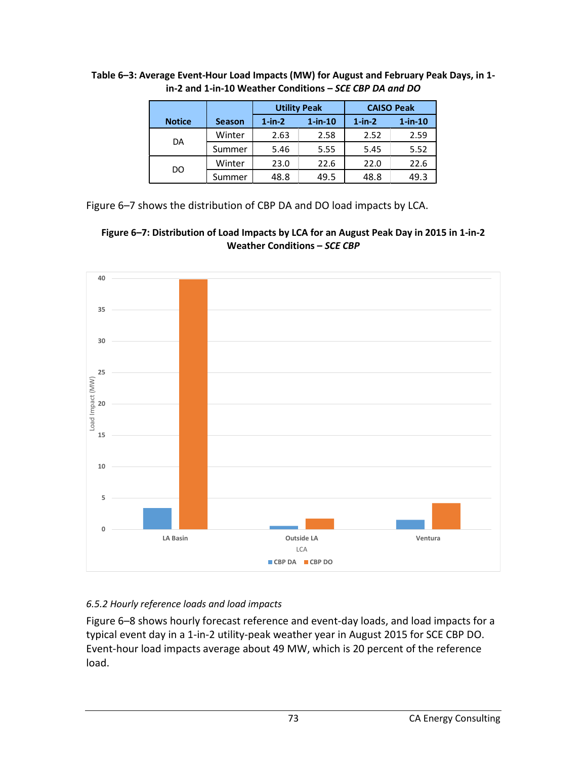**Table 6–3: Average Event-Hour Load Impacts (MW) for August and February Peak Days, in 1-in-2 and 1-in-10 Weather Conditions – *SCE CBP DA and DO***

| Notice | Season | Utility Peak | | CAISO Peak | |
|---|---|---|---|---|---|
| | | 1-in-2 | 1-in-10 | 1-in-2 | 1-in-10 |
| DA | Winter | 2.63 | 2.58 | 2.52 | 2.59 |
| | Summer | 5.46 | 5.55 | 5.45 | 5.52 |
| DO | Winter | 23.0 | 22.6 | 22.0 | 22.6 |
| | Summer | 48.8 | 49.5 | 48.8 | 49.3 |

Figure 6–7 shows the distribution of CBP DA and DO load impacts by LCA.

**Figure 6–7: Distribution of Load Impacts by LCA for an August Peak Day in 2015 in 1-in-2 Weather Conditions – *SCE CBP***

### 6.5.2 Hourly reference loads and load impacts

Figure 6–8 shows hourly forecast reference and event-day loads, and load impacts for a typical event day in a 1-in-2 utility-peak weather year in August 2015 for SCE CBP DO. Event-hour load impacts average about 49 MW, which is 20 percent of the reference load.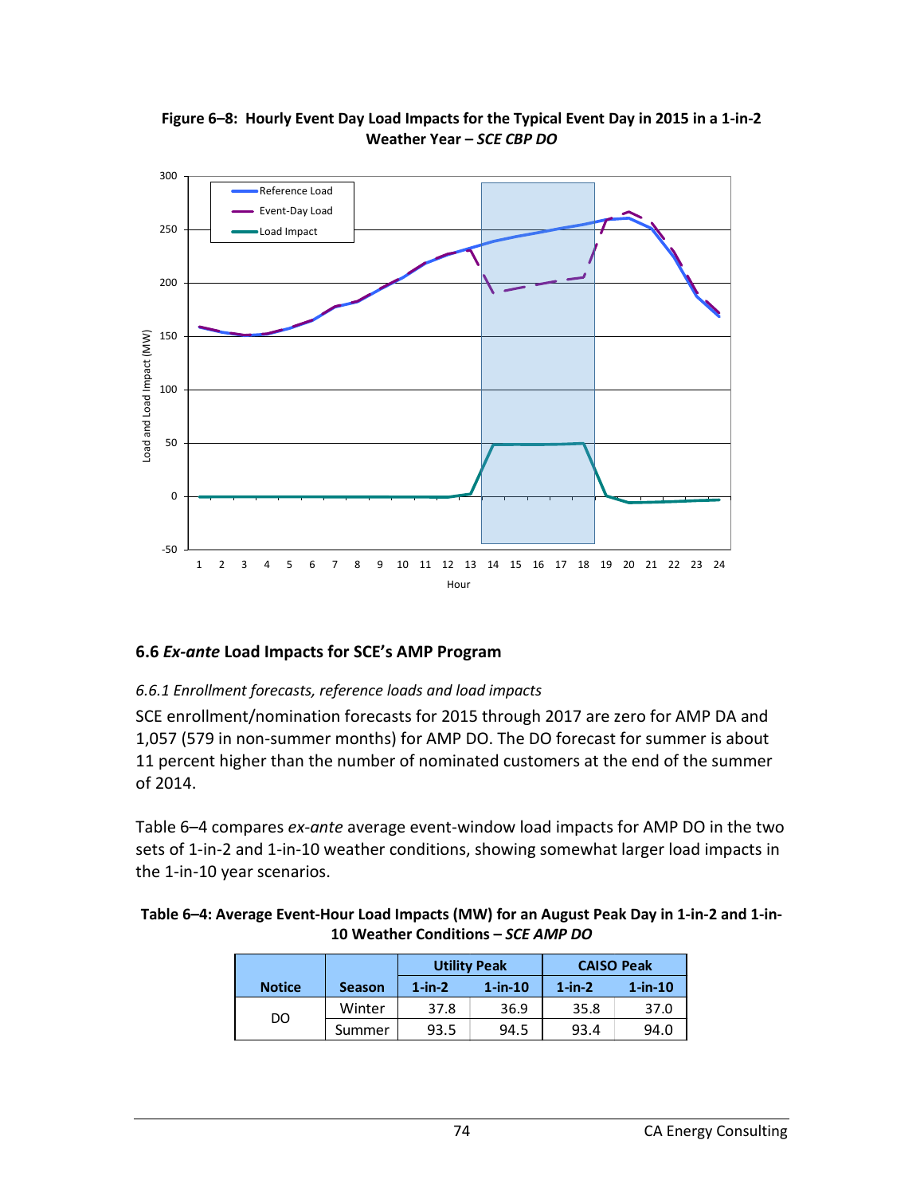**Figure 6–8: Hourly Event Day Load Impacts for the Typical Event Day in 2015 in a 1-in-2 Weather Year – *SCE CBP DO***

## 6.6 *Ex-ante* Load Impacts for SCE's AMP Program

### *6.6.1 Enrollment forecasts, reference loads and load impacts*

SCE enrollment/nomination forecasts for 2015 through 2017 are zero for AMP DA and 1,057 (579 in non-summer months) for AMP DO. The DO forecast for summer is about 11 percent higher than the number of nominated customers at the end of the summer of 2014.

Table 6–4 compares *ex-ante* average event-window load impacts for AMP DO in the two sets of 1-in-2 and 1-in-10 weather conditions, showing somewhat larger load impacts in the 1-in-10 year scenarios.

**Table 6–4: Average Event-Hour Load Impacts (MW) for an August Peak Day in 1-in-2 and 1-in-10 Weather Conditions – *SCE AMP DO***

| Notice | Season | Utility Peak | | CAISO Peak | |
|---|---|---|---|---|---|
| | | 1-in-2 | 1-in-10 | 1-in-2 | 1-in-10 |
| DO | Winter | 37.8 | 36.9 | 35.8 | 37.0 |
| | Summer | 93.5 | 94.5 | 93.4 | 94.0 |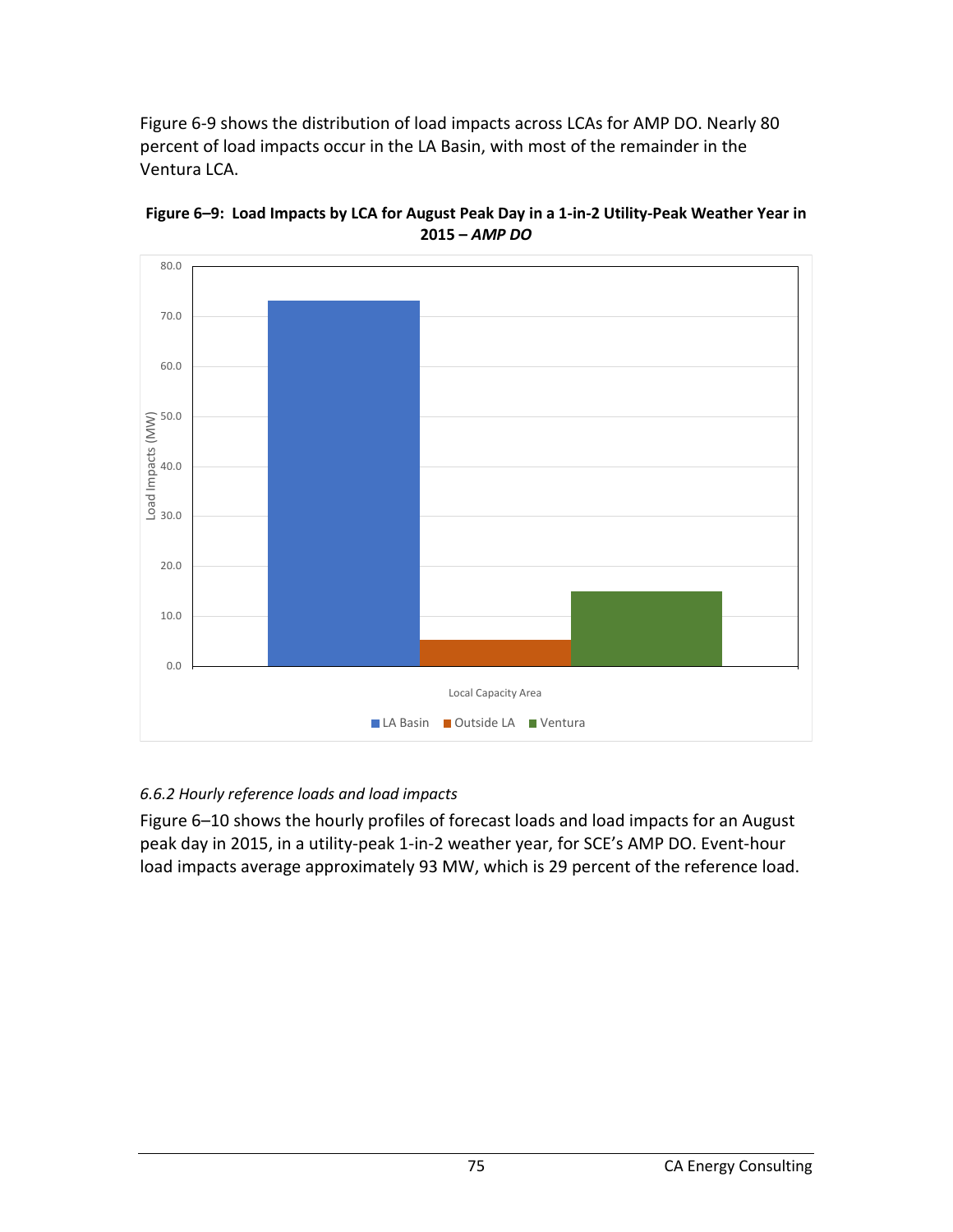Figure 6-9 shows the distribution of load impacts across LCAs for AMP DO. Nearly 80 percent of load impacts occur in the LA Basin, with most of the remainder in the Ventura LCA.

**Figure 6–9: Load Impacts by LCA for August Peak Day in a 1-in-2 Utility-Peak Weather Year in 2015 – *AMP DO***

### *6.6.2 Hourly reference loads and load impacts*

Figure 6–10 shows the hourly profiles of forecast loads and load impacts for an August peak day in 2015, in a utility-peak 1-in-2 weather year, for SCE's AMP DO. Event-hour load impacts average approximately 93 MW, which is 29 percent of the reference load.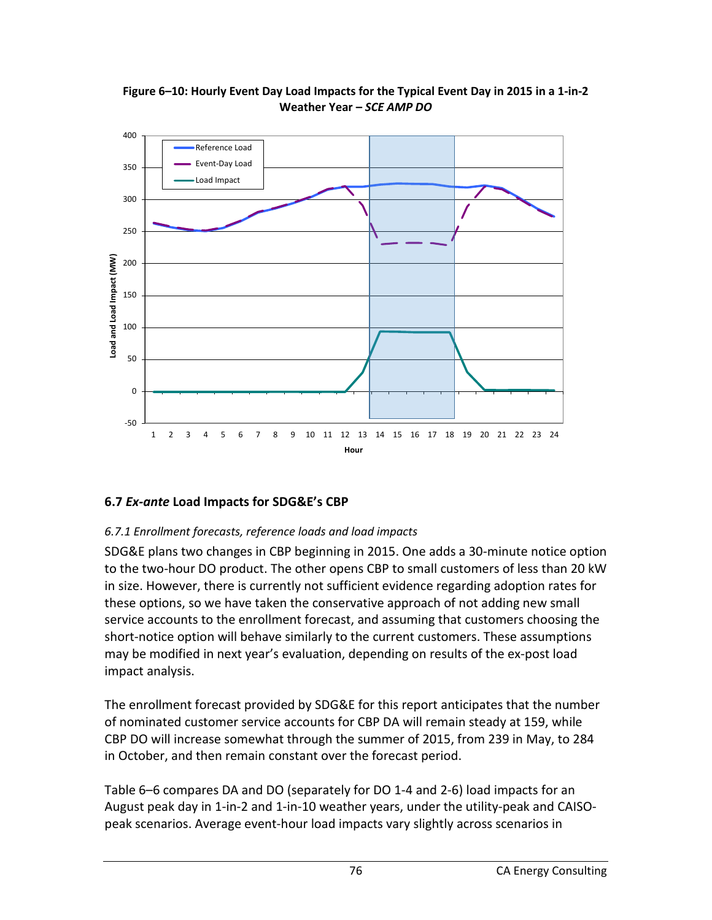**Figure 6–10: Hourly Event Day Load Impacts for the Typical Event Day in 2015 in a 1-in-2 Weather Year – *SCE AMP DO***

## 6.7 *Ex-ante* Load Impacts for SDG&E's CBP

### *6.7.1 Enrollment forecasts, reference loads and load impacts*

SDG&E plans two changes in CBP beginning in 2015. One adds a 30-minute notice option to the two-hour DO product. The other opens CBP to small customers of less than 20 kW in size. However, there is currently not sufficient evidence regarding adoption rates for these options, so we have taken the conservative approach of not adding new small service accounts to the enrollment forecast, and assuming that customers choosing the short-notice option will behave similarly to the current customers. These assumptions may be modified in next year's evaluation, depending on results of the ex-post load impact analysis.

The enrollment forecast provided by SDG&E for this report anticipates that the number of nominated customer service accounts for CBP DA will remain steady at 159, while CBP DO will increase somewhat through the summer of 2015, from 239 in May, to 284 in October, and then remain constant over the forecast period.

Table 6–6 compares DA and DO (separately for DO 1-4 and 2-6) load impacts for an August peak day in 1-in-2 and 1-in-10 weather years, under the utility-peak and CAISO-peak scenarios. Average event-hour load impacts vary slightly across scenarios in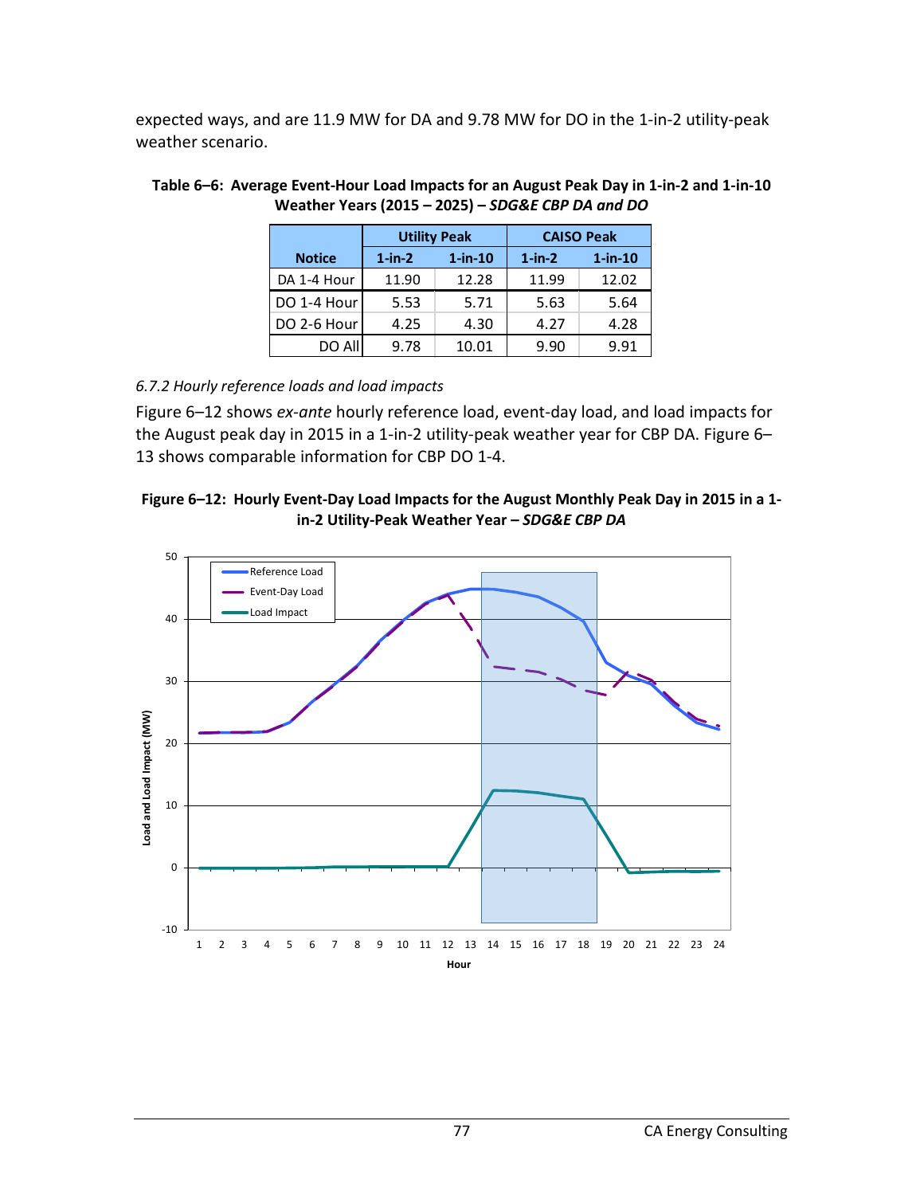expected ways, and are 11.9 MW for DA and 9.78 MW for DO in the 1-in-2 utility-peak weather scenario.

**Table 6–6: Average Event-Hour Load Impacts for an August Peak Day in 1-in-2 and 1-in-10 Weather Years (2015 – 2025) – *SDG&E CBP DA and DO***

| Notice | Utility Peak | | CAISO Peak | |
|---|---|---|---|---|
| | 1-in-2 | 1-in-10 | 1-in-2 | 1-in-10 |
| DA 1-4 Hour | 11.90 | 12.28 | 11.99 | 12.02 |
| DO 1-4 Hour | 5.53 | 5.71 | 5.63 | 5.64 |
| DO 2-6 Hour | 4.25 | 4.30 | 4.27 | 4.28 |
| DO All | 9.78 | 10.01 | 9.90 | 9.91 |

*6.7.2 Hourly reference loads and load impacts*

Figure 6–12 shows *ex-ante* hourly reference load, event-day load, and load impacts for the August peak day in 2015 in a 1-in-2 utility-peak weather year for CBP DA. Figure 6–13 shows comparable information for CBP DO 1-4.

**Figure 6–12: Hourly Event-Day Load Impacts for the August Monthly Peak Day in 2015 in a 1-in-2 Utility-Peak Weather Year – *SDG&E CBP DA***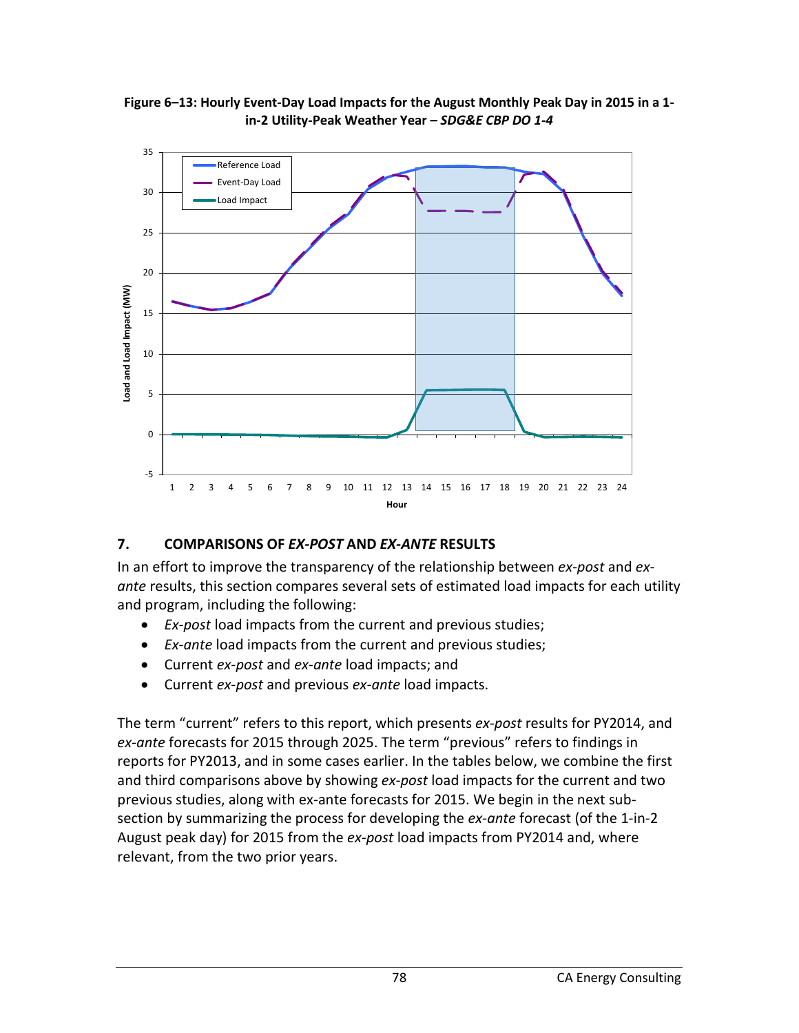**Figure 6–13: Hourly Event-Day Load Impacts for the August Monthly Peak Day in 2015 in a 1-in-2 Utility-Peak Weather Year – *SDG&E CBP DO 1-4***

## 7. COMPARISONS OF *EX-POST* AND *EX-ANTE* RESULTS

In an effort to improve the transparency of the relationship between *ex-post* and *ex-ante* results, this section compares several sets of estimated load impacts for each utility and program, including the following:

- *Ex-post* load impacts from the current and previous studies;
- *Ex-ante* load impacts from the current and previous studies;
- Current *ex-post* and *ex-ante* load impacts; and
- Current *ex-post* and previous *ex-ante* load impacts.

The term "current" refers to this report, which presents *ex-post* results for PY2014, and *ex-ante* forecasts for 2015 through 2025. The term "previous" refers to findings in reports for PY2013, and in some cases earlier. In the tables below, we combine the first and third comparisons above by showing *ex-post* load impacts for the current and two previous studies, along with ex-ante forecasts for 2015. We begin in the next sub-section by summarizing the process for developing the *ex-ante* forecast (of the 1-in-2 August peak day) for 2015 from the *ex-post* load impacts from PY2014 and, where relevant, from the two prior years.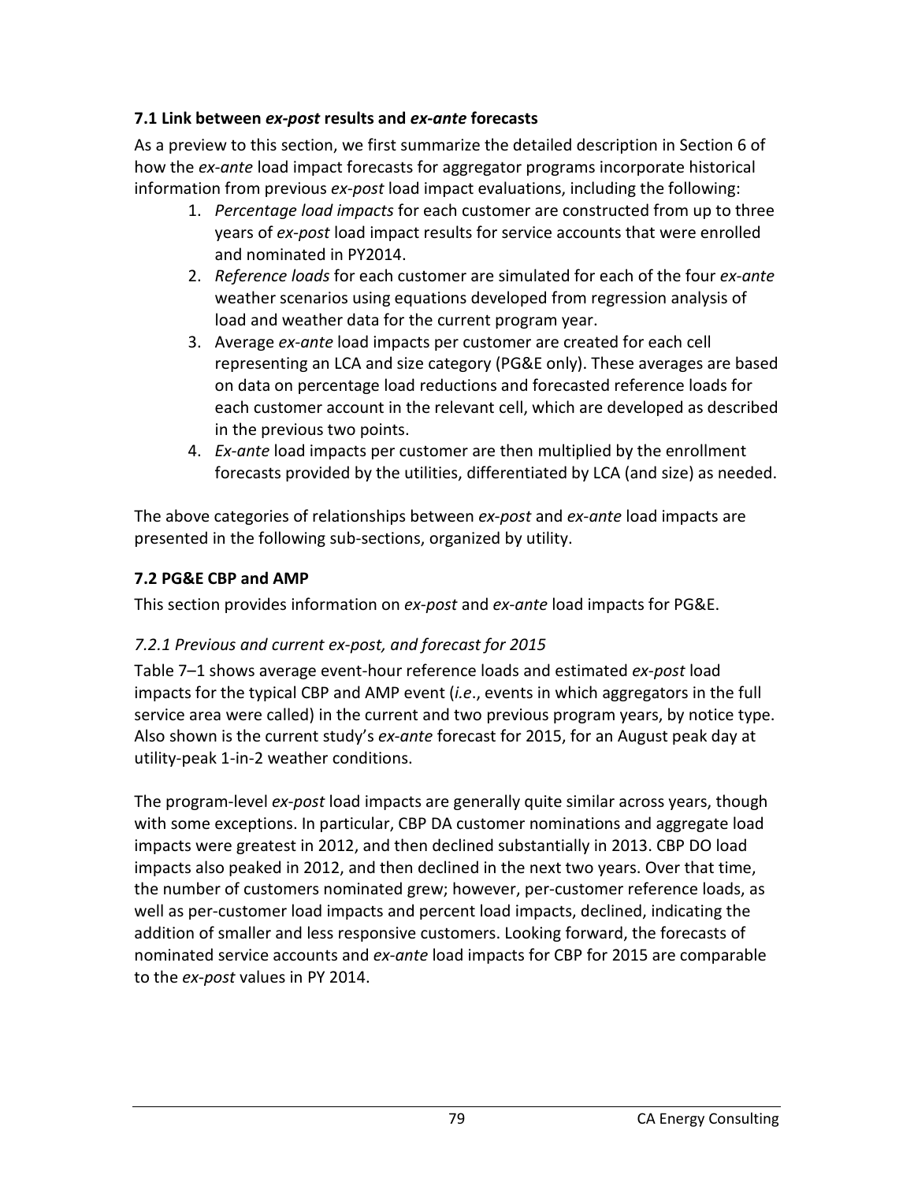### 7.1 Link between *ex-post* results and *ex-ante* forecasts

As a preview to this section, we first summarize the detailed description in Section 6 of how the *ex-ante* load impact forecasts for aggregator programs incorporate historical information from previous *ex-post* load impact evaluations, including the following:

1. *Percentage load impacts* for each customer are constructed from up to three years of *ex-post* load impact results for service accounts that were enrolled and nominated in PY2014.
2. *Reference loads* for each customer are simulated for each of the four *ex-ante* weather scenarios using equations developed from regression analysis of load and weather data for the current program year.
3. Average *ex-ante* load impacts per customer are created for each cell representing an LCA and size category (PG&E only). These averages are based on data on percentage load reductions and forecasted reference loads for each customer account in the relevant cell, which are developed as described in the previous two points.
4. *Ex-ante* load impacts per customer are then multiplied by the enrollment forecasts provided by the utilities, differentiated by LCA (and size) as needed.

The above categories of relationships between *ex-post* and *ex-ante* load impacts are presented in the following sub-sections, organized by utility.

### 7.2 PG&E CBP and AMP

This section provides information on *ex-post* and *ex-ante* load impacts for PG&E.

#### *7.2.1 Previous and current ex-post, and forecast for 2015*

Table 7–1 shows average event-hour reference loads and estimated *ex-post* load impacts for the typical CBP and AMP event (*i.e*., events in which aggregators in the full service area were called) in the current and two previous program years, by notice type. Also shown is the current study's *ex-ante* forecast for 2015, for an August peak day at utility-peak 1-in-2 weather conditions.

The program-level *ex-post* load impacts are generally quite similar across years, though with some exceptions. In particular, CBP DA customer nominations and aggregate load impacts were greatest in 2012, and then declined substantially in 2013. CBP DO load impacts also peaked in 2012, and then declined in the next two years. Over that time, the number of customers nominated grew; however, per-customer reference loads, as well as per-customer load impacts and percent load impacts, declined, indicating the addition of smaller and less responsive customers. Looking forward, the forecasts of nominated service accounts and *ex-ante* load impacts for CBP for 2015 are comparable to the *ex-post* values in PY 2014.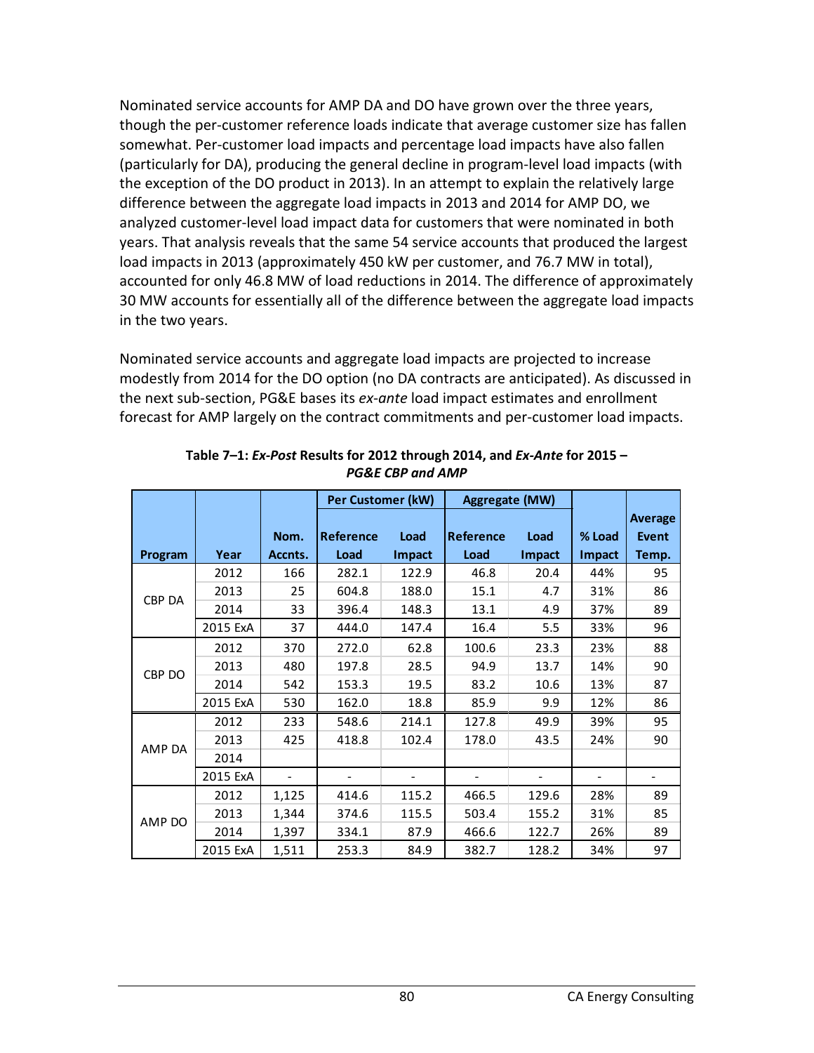Nominated service accounts for AMP DA and DO have grown over the three years, though the per-customer reference loads indicate that average customer size has fallen somewhat. Per-customer load impacts and percentage load impacts have also fallen (particularly for DA), producing the general decline in program-level load impacts (with the exception of the DO product in 2013). In an attempt to explain the relatively large difference between the aggregate load impacts in 2013 and 2014 for AMP DO, we analyzed customer-level load impact data for customers that were nominated in both years. That analysis reveals that the same 54 service accounts that produced the largest load impacts in 2013 (approximately 450 kW per customer, and 76.7 MW in total), accounted for only 46.8 MW of load reductions in 2014. The difference of approximately 30 MW accounts for essentially all of the difference between the aggregate load impacts in the two years.

Nominated service accounts and aggregate load impacts are projected to increase modestly from 2014 for the DO option (no DA contracts are anticipated). As discussed in the next sub-section, PG&E bases its *ex-ante* load impact estimates and enrollment forecast for AMP largely on the contract commitments and per-customer load impacts.

**Table 7–1: *Ex-Post* Results for 2012 through 2014, and *Ex-Ante* for 2015 – *PG&E CBP and AMP***

| | | | Per Customer (kW) | | Aggregate (MW) | | | |
|---|---|---|---|---|---|---|---|---|
| **Program** | **Year** | **Nom. Accnts.** | **Reference Load** | **Load Impact** | **Reference Load** | **Load Impact** | **% Load Impact** | **Average Event Temp.** |
| CBP DA | 2012 | 166 | 282.1 | 122.9 | 46.8 | 20.4 | 44% | 95 |
| | 2013 | 25 | 604.8 | 188.0 | 15.1 | 4.7 | 31% | 86 |
| | 2014 | 33 | 396.4 | 148.3 | 13.1 | 4.9 | 37% | 89 |
| | 2015 ExA | 37 | 444.0 | 147.4 | 16.4 | 5.5 | 33% | 96 |
| CBP DO | 2012 | 370 | 272.0 | 62.8 | 100.6 | 23.3 | 23% | 88 |
| | 2013 | 480 | 197.8 | 28.5 | 94.9 | 13.7 | 14% | 90 |
| | 2014 | 542 | 153.3 | 19.5 | 83.2 | 10.6 | 13% | 87 |
| | 2015 ExA | 530 | 162.0 | 18.8 | 85.9 | 9.9 | 12% | 86 |
| AMP DA | 2012 | 233 | 548.6 | 214.1 | 127.8 | 49.9 | 39% | 95 |
| | 2013 | 425 | 418.8 | 102.4 | 178.0 | 43.5 | 24% | 90 |
| | 2014 | | | | | | | |
| | 2015 ExA | - | - | - | - | - | - | - |
| AMP DO | 2012 | 1,125 | 414.6 | 115.2 | 466.5 | 129.6 | 28% | 89 |
| | 2013 | 1,344 | 374.6 | 115.5 | 503.4 | 155.2 | 31% | 85 |
| | 2014 | 1,397 | 334.1 | 87.9 | 466.6 | 122.7 | 26% | 89 |
| | 2015 ExA | 1,511 | 253.3 | 84.9 | 382.7 | 128.2 | 34% | 97 |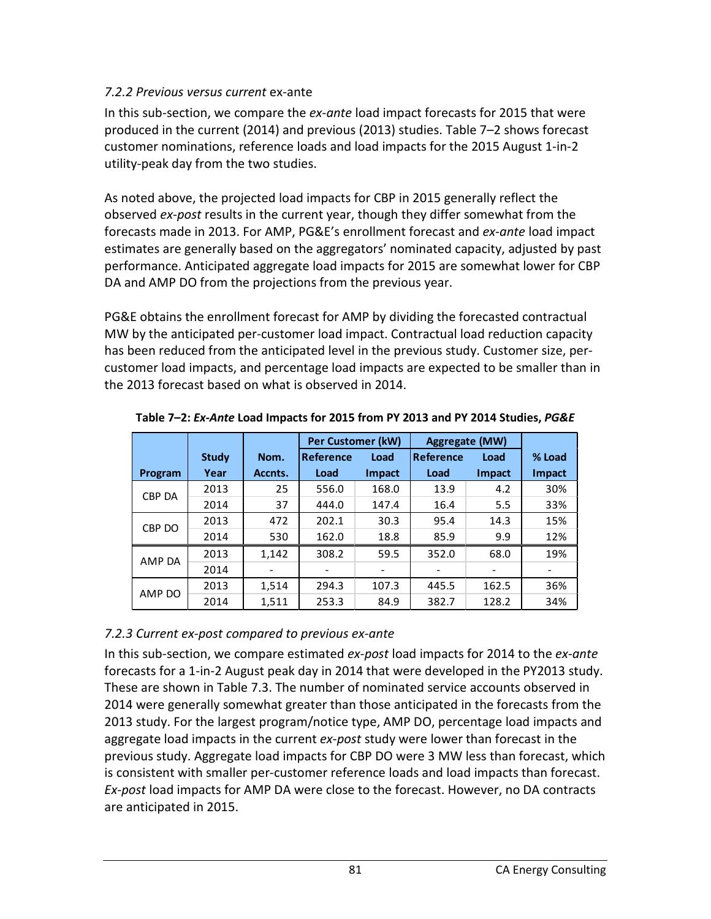### *7.2.2 Previous versus current* ex-ante

In this sub-section, we compare the *ex-ante* load impact forecasts for 2015 that were produced in the current (2014) and previous (2013) studies. Table 7–2 shows forecast customer nominations, reference loads and load impacts for the 2015 August 1-in-2 utility-peak day from the two studies.

As noted above, the projected load impacts for CBP in 2015 generally reflect the observed *ex-post* results in the current year, though they differ somewhat from the forecasts made in 2013. For AMP, PG&E's enrollment forecast and *ex-ante* load impact estimates are generally based on the aggregators' nominated capacity, adjusted by past performance. Anticipated aggregate load impacts for 2015 are somewhat lower for CBP DA and AMP DO from the projections from the previous year.

PG&E obtains the enrollment forecast for AMP by dividing the forecasted contractual MW by the anticipated per-customer load impact. Contractual load reduction capacity has been reduced from the anticipated level in the previous study. Customer size, per-customer load impacts, and percentage load impacts are expected to be smaller than in the 2013 forecast based on what is observed in 2014.

**Table 7–2: *Ex-Ante* Load Impacts for 2015 from PY 2013 and PY 2014 Studies, *PG&E***

| Program | Study Year | Nom. Accnts. | Per Customer (kW) Reference Load | Per Customer (kW) Load Impact | Aggregate (MW) Reference Load | Aggregate (MW) Load Impact | % Load Impact |
|---|---|---|---|---|---|---|---|
| CBP DA | 2013 | 25 | 556.0 | 168.0 | 13.9 | 4.2 | 30% |
| | 2014 | 37 | 444.0 | 147.4 | 16.4 | 5.5 | 33% |
| CBP DO | 2013 | 472 | 202.1 | 30.3 | 95.4 | 14.3 | 15% |
| | 2014 | 530 | 162.0 | 18.8 | 85.9 | 9.9 | 12% |
| AMP DA | 2013 | 1,142 | 308.2 | 59.5 | 352.0 | 68.0 | 19% |
| | 2014 | - | - | - | - | - | - |
| AMP DO | 2013 | 1,514 | 294.3 | 107.3 | 445.5 | 162.5 | 36% |
| | 2014 | 1,511 | 253.3 | 84.9 | 382.7 | 128.2 | 34% |

### *7.2.3 Current ex-post compared to previous ex-ante*

In this sub-section, we compare estimated *ex-post* load impacts for 2014 to the *ex-ante* forecasts for a 1-in-2 August peak day in 2014 that were developed in the PY2013 study. These are shown in Table 7.3. The number of nominated service accounts observed in 2014 were generally somewhat greater than those anticipated in the forecasts from the 2013 study. For the largest program/notice type, AMP DO, percentage load impacts and aggregate load impacts in the current *ex-post* study were lower than forecast in the previous study. Aggregate load impacts for CBP DO were 3 MW less than forecast, which is consistent with smaller per-customer reference loads and load impacts than forecast. *Ex-post* load impacts for AMP DA were close to the forecast. However, no DA contracts are anticipated in 2015.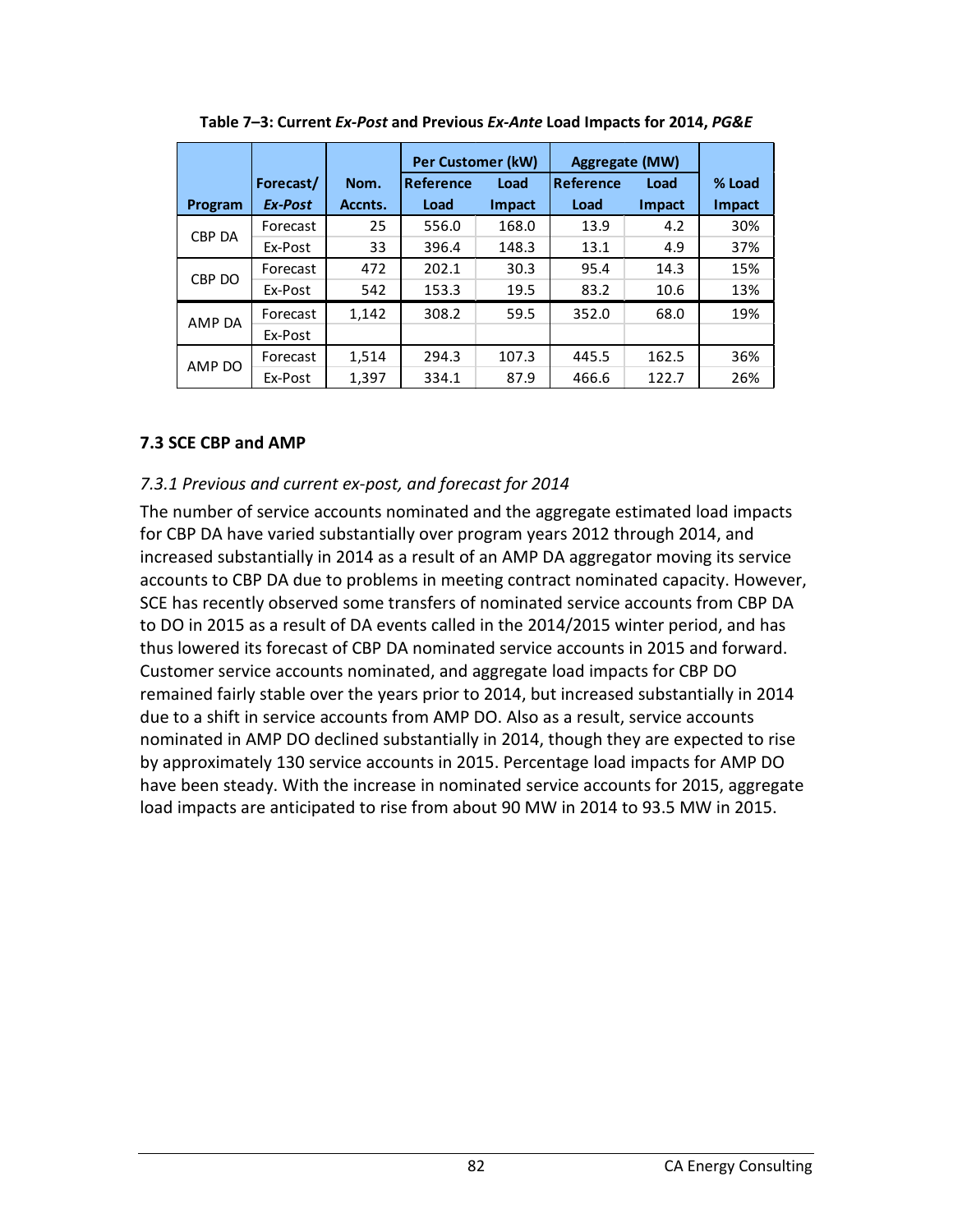**Table 7–3: Current *Ex-Post* and Previous *Ex-Ante* Load Impacts for 2014, *PG&E***

| Program | Forecast/ *Ex-Post* | Nom. Accnts. | Per Customer (kW) | | Aggregate (MW) | | % Load Impact |
|---|---|---|---|---|---|---|---|
| | | | Reference Load | Load Impact | Reference Load | Load Impact | |
| CBP DA | Forecast | 25 | 556.0 | 168.0 | 13.9 | 4.2 | 30% |
| | Ex-Post | 33 | 396.4 | 148.3 | 13.1 | 4.9 | 37% |
| CBP DO | Forecast | 472 | 202.1 | 30.3 | 95.4 | 14.3 | 15% |
| | Ex-Post | 542 | 153.3 | 19.5 | 83.2 | 10.6 | 13% |
| AMP DA | Forecast | 1,142 | 308.2 | 59.5 | 352.0 | 68.0 | 19% |
| | Ex-Post | | | | | | |
| AMP DO | Forecast | 1,514 | 294.3 | 107.3 | 445.5 | 162.5 | 36% |
| | Ex-Post | 1,397 | 334.1 | 87.9 | 466.6 | 122.7 | 26% |

### 7.3 SCE CBP and AMP

#### *7.3.1 Previous and current ex-post, and forecast for 2014*

The number of service accounts nominated and the aggregate estimated load impacts for CBP DA have varied substantially over program years 2012 through 2014, and increased substantially in 2014 as a result of an AMP DA aggregator moving its service accounts to CBP DA due to problems in meeting contract nominated capacity. However, SCE has recently observed some transfers of nominated service accounts from CBP DA to DO in 2015 as a result of DA events called in the 2014/2015 winter period, and has thus lowered its forecast of CBP DA nominated service accounts in 2015 and forward. Customer service accounts nominated, and aggregate load impacts for CBP DO remained fairly stable over the years prior to 2014, but increased substantially in 2014 due to a shift in service accounts from AMP DO. Also as a result, service accounts nominated in AMP DO declined substantially in 2014, though they are expected to rise by approximately 130 service accounts in 2015. Percentage load impacts for AMP DO have been steady. With the increase in nominated service accounts for 2015, aggregate load impacts are anticipated to rise from about 90 MW in 2014 to 93.5 MW in 2015.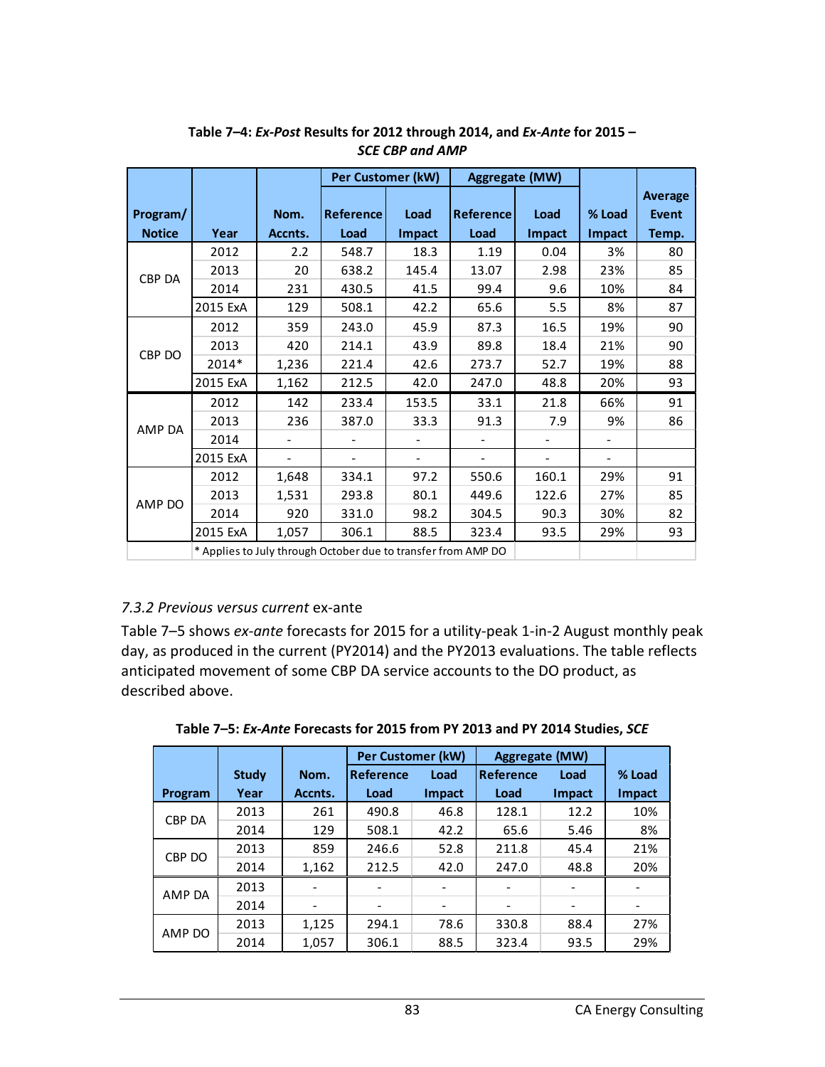**Table 7–4: *Ex-Post* Results for 2012 through 2014, and *Ex-Ante* for 2015 – *SCE CBP and AMP***

| Program/ Notice | Year | Nom. Accnts. | Per Customer (kW) | | Aggregate (MW) | | % Load Impact | Average Event Temp. |
|---|---|---|---|---|---|---|---|---|
| | | | Reference Load | Load Impact | Reference Load | Load Impact | | |
| CBP DA | 2012 | 2.2 | 548.7 | 18.3 | 1.19 | 0.04 | 3% | 80 |
| | 2013 | 20 | 638.2 | 145.4 | 13.07 | 2.98 | 23% | 85 |
| | 2014 | 231 | 430.5 | 41.5 | 99.4 | 9.6 | 10% | 84 |
| | 2015 ExA | 129 | 508.1 | 42.2 | 65.6 | 5.5 | 8% | 87 |
| CBP DO | 2012 | 359 | 243.0 | 45.9 | 87.3 | 16.5 | 19% | 90 |
| | 2013 | 420 | 214.1 | 43.9 | 89.8 | 18.4 | 21% | 90 |
| | 2014* | 1,236 | 221.4 | 42.6 | 273.7 | 52.7 | 19% | 88 |
| | 2015 ExA | 1,162 | 212.5 | 42.0 | 247.0 | 48.8 | 20% | 93 |
| AMP DA | 2012 | 142 | 233.4 | 153.5 | 33.1 | 21.8 | 66% | 91 |
| | 2013 | 236 | 387.0 | 33.3 | 91.3 | 7.9 | 9% | 86 |
| | 2014 | - | - | - | - | - | - | |
| | 2015 ExA | - | - | - | - | - | - | |
| AMP DO | 2012 | 1,648 | 334.1 | 97.2 | 550.6 | 160.1 | 29% | 91 |
| | 2013 | 1,531 | 293.8 | 80.1 | 449.6 | 122.6 | 27% | 85 |
| | 2014 | 920 | 331.0 | 98.2 | 304.5 | 90.3 | 30% | 82 |
| | 2015 ExA | 1,057 | 306.1 | 88.5 | 323.4 | 93.5 | 29% | 93 |

\* Applies to July through October due to transfer from AMP DO

### 7.3.2 *Previous versus current* ex-ante

Table 7–5 shows *ex-ante* forecasts for 2015 for a utility-peak 1-in-2 August monthly peak day, as produced in the current (PY2014) and the PY2013 evaluations. The table reflects anticipated movement of some CBP DA service accounts to the DO product, as described above.

**Table 7–5: *Ex-Ante* Forecasts for 2015 from PY 2013 and PY 2014 Studies, *SCE***

| Program | Study Year | Nom. Accnts. | Per Customer (kW) | | Aggregate (MW) | | % Load Impact |
|---|---|---|---|---|---|---|---|
| | | | Reference Load | Load Impact | Reference Load | Load Impact | |
| CBP DA | 2013 | 261 | 490.8 | 46.8 | 128.1 | 12.2 | 10% |
| | 2014 | 129 | 508.1 | 42.2 | 65.6 | 5.46 | 8% |
| CBP DO | 2013 | 859 | 246.6 | 52.8 | 211.8 | 45.4 | 21% |
| | 2014 | 1,162 | 212.5 | 42.0 | 247.0 | 48.8 | 20% |
| AMP DA | 2013 | - | - | - | - | - | - |
| | 2014 | - | - | - | - | - | - |
| AMP DO | 2013 | 1,125 | 294.1 | 78.6 | 330.8 | 88.4 | 27% |
| | 2014 | 1,057 | 306.1 | 88.5 | 323.4 | 93.5 | 29% |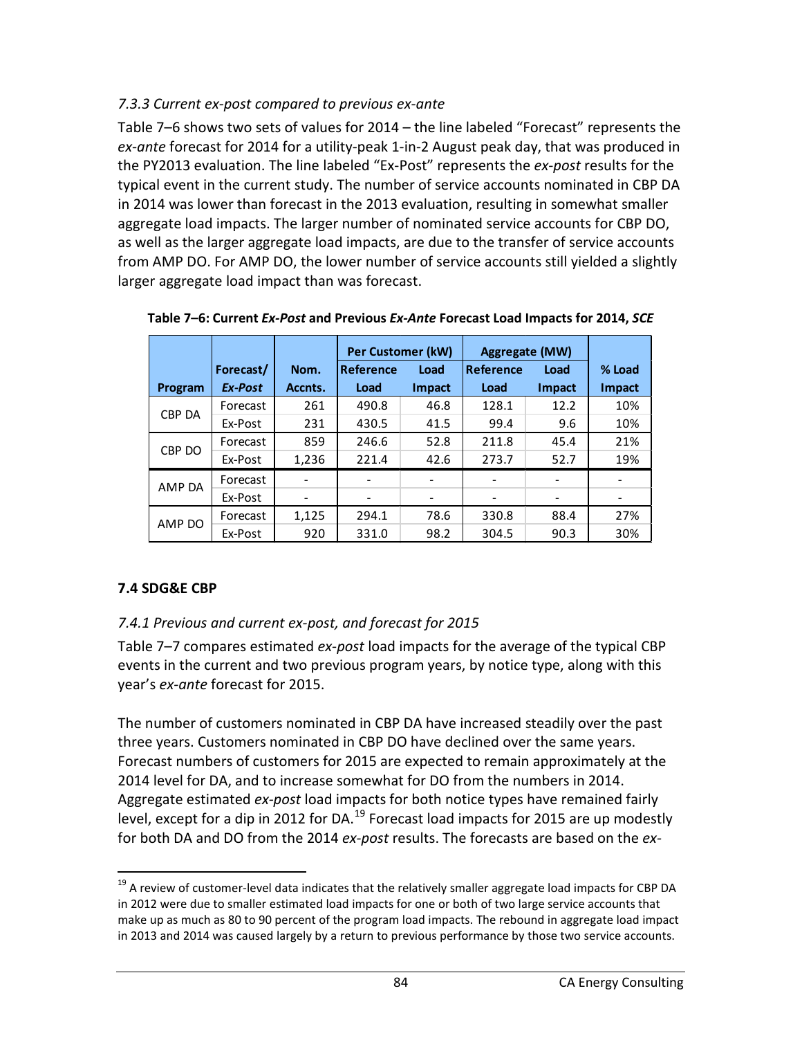### *7.3.3 Current ex-post compared to previous ex-ante*

Table 7–6 shows two sets of values for 2014 – the line labeled "Forecast" represents the *ex-ante* forecast for 2014 for a utility-peak 1-in-2 August peak day, that was produced in the PY2013 evaluation. The line labeled "Ex-Post" represents the *ex-post* results for the typical event in the current study. The number of service accounts nominated in CBP DA in 2014 was lower than forecast in the 2013 evaluation, resulting in somewhat smaller aggregate load impacts. The larger number of nominated service accounts for CBP DO, as well as the larger aggregate load impacts, are due to the transfer of service accounts from AMP DO. For AMP DO, the lower number of service accounts still yielded a slightly larger aggregate load impact than was forecast.

**Table 7–6: Current *Ex-Post* and Previous *Ex-Ante* Forecast Load Impacts for 2014, *SCE***

| | | | Per Customer (kW) | | Aggregate (MW) | | |
|---|---|---|---|---|---|---|---|
| Program | Forecast/ *Ex-Post* | Nom. Accnts. | Reference Load | Load Impact | Reference Load | Load Impact | % Load Impact |
| CBP DA | Forecast | 261 | 490.8 | 46.8 | 128.1 | 12.2 | 10% |
| | Ex-Post | 231 | 430.5 | 41.5 | 99.4 | 9.6 | 10% |
| CBP DO | Forecast | 859 | 246.6 | 52.8 | 211.8 | 45.4 | 21% |
| | Ex-Post | 1,236 | 221.4 | 42.6 | 273.7 | 52.7 | 19% |
| AMP DA | Forecast | - | - | - | - | - | - |
| | Ex-Post | - | - | - | - | - | - |
| AMP DO | Forecast | 1,125 | 294.1 | 78.6 | 330.8 | 88.4 | 27% |
| | Ex-Post | 920 | 331.0 | 98.2 | 304.5 | 90.3 | 30% |

## 7.4 SDG&E CBP

### *7.4.1 Previous and current ex-post, and forecast for 2015*

Table 7–7 compares estimated *ex-post* load impacts for the average of the typical CBP events in the current and two previous program years, by notice type, along with this year's *ex-ante* forecast for 2015.

The number of customers nominated in CBP DA have increased steadily over the past three years. Customers nominated in CBP DO have declined over the same years. Forecast numbers of customers for 2015 are expected to remain approximately at the 2014 level for DA, and to increase somewhat for DO from the numbers in 2014. Aggregate estimated *ex-post* load impacts for both notice types have remained fairly level, except for a dip in 2012 for DA.[19] Forecast load impacts for 2015 are up modestly for both DA and DO from the 2014 *ex-post* results. The forecasts are based on the *ex-*

[19] A review of customer-level data indicates that the relatively smaller aggregate load impacts for CBP DA in 2012 were due to smaller estimated load impacts for one or both of two large service accounts that make up as much as 80 to 90 percent of the program load impacts. The rebound in aggregate load impact in 2013 and 2014 was caused largely by a return to previous performance by those two service accounts.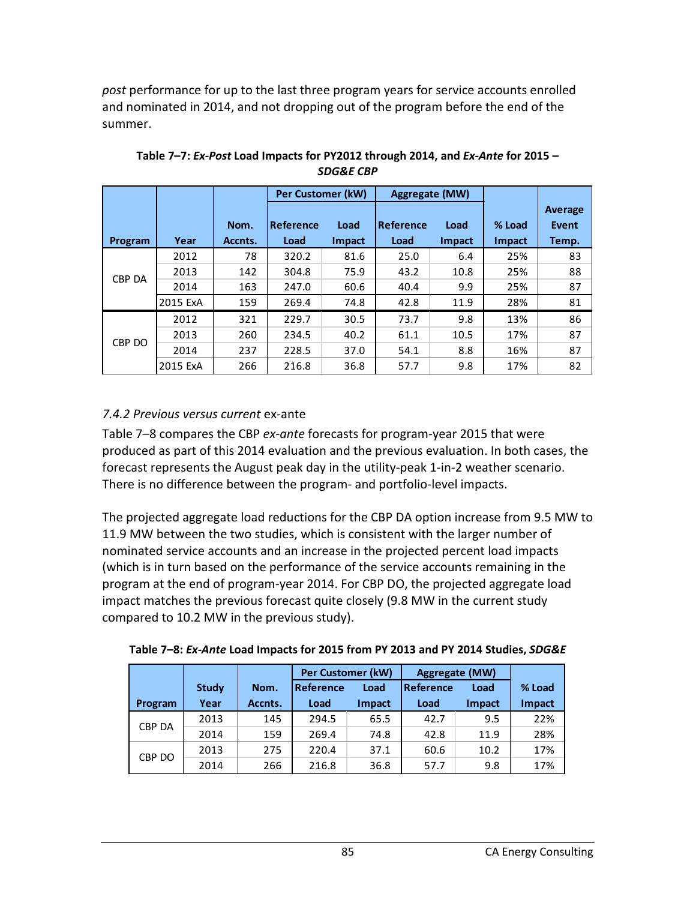*post* performance for up to the last three program years for service accounts enrolled and nominated in 2014, and not dropping out of the program before the end of the summer.

**Table 7–7: *Ex-Post* Load Impacts for PY2012 through 2014, and *Ex-Ante* for 2015 – *SDG&E CBP***

| Program | Year | Nom. Accnts. | Per Customer (kW) Reference Load | Per Customer (kW) Load Impact | Aggregate (MW) Reference Load | Aggregate (MW) Load Impact | % Load Impact | Average Event Temp. |
|---|---|---|---|---|---|---|---|---|
| CBP DA | 2012 | 78 | 320.2 | 81.6 | 25.0 | 6.4 | 25% | 83 |
| | 2013 | 142 | 304.8 | 75.9 | 43.2 | 10.8 | 25% | 88 |
| | 2014 | 163 | 247.0 | 60.6 | 40.4 | 9.9 | 25% | 87 |
| | 2015 ExA | 159 | 269.4 | 74.8 | 42.8 | 11.9 | 28% | 81 |
| CBP DO | 2012 | 321 | 229.7 | 30.5 | 73.7 | 9.8 | 13% | 86 |
| | 2013 | 260 | 234.5 | 40.2 | 61.1 | 10.5 | 17% | 87 |
| | 2014 | 237 | 228.5 | 37.0 | 54.1 | 8.8 | 16% | 87 |
| | 2015 ExA | 266 | 216.8 | 36.8 | 57.7 | 9.8 | 17% | 82 |

### *7.4.2 Previous versus current* ex-ante

Table 7–8 compares the CBP *ex-ante* forecasts for program-year 2015 that were produced as part of this 2014 evaluation and the previous evaluation. In both cases, the forecast represents the August peak day in the utility-peak 1-in-2 weather scenario. There is no difference between the program- and portfolio-level impacts.

The projected aggregate load reductions for the CBP DA option increase from 9.5 MW to 11.9 MW between the two studies, which is consistent with the larger number of nominated service accounts and an increase in the projected percent load impacts (which is in turn based on the performance of the service accounts remaining in the program at the end of program-year 2014. For CBP DO, the projected aggregate load impact matches the previous forecast quite closely (9.8 MW in the current study compared to 10.2 MW in the previous study).

**Table 7–8: *Ex-Ante* Load Impacts for 2015 from PY 2013 and PY 2014 Studies, *SDG&E***

| Program | Study Year | Nom. Accnts. | Per Customer (kW) Reference Load | Per Customer (kW) Load Impact | Aggregate (MW) Reference Load | Aggregate (MW) Load Impact | % Load Impact |
|---|---|---|---|---|---|---|---|
| CBP DA | 2013 | 145 | 294.5 | 65.5 | 42.7 | 9.5 | 22% |
| | 2014 | 159 | 269.4 | 74.8 | 42.8 | 11.9 | 28% |
| CBP DO | 2013 | 275 | 220.4 | 37.1 | 60.6 | 10.2 | 17% |
| | 2014 | 266 | 216.8 | 36.8 | 57.7 | 9.8 | 17% |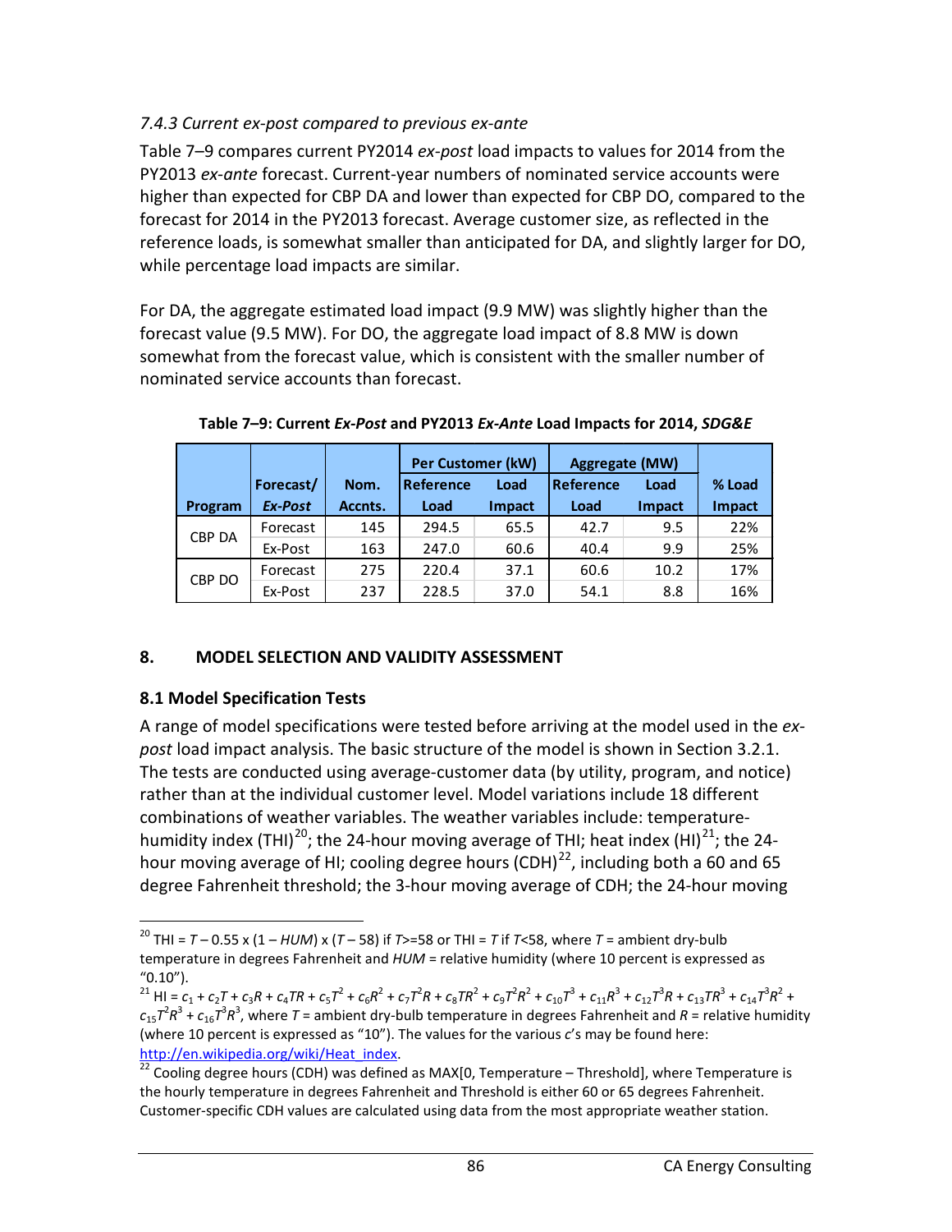### *7.4.3 Current ex-post compared to previous ex-ante*

Table 7–9 compares current PY2014 *ex-post* load impacts to values for 2014 from the PY2013 *ex-ante* forecast. Current-year numbers of nominated service accounts were higher than expected for CBP DA and lower than expected for CBP DO, compared to the forecast for 2014 in the PY2013 forecast. Average customer size, as reflected in the reference loads, is somewhat smaller than anticipated for DA, and slightly larger for DO, while percentage load impacts are similar.

For DA, the aggregate estimated load impact (9.9 MW) was slightly higher than the forecast value (9.5 MW). For DO, the aggregate load impact of 8.8 MW is down somewhat from the forecast value, which is consistent with the smaller number of nominated service accounts than forecast.

**Table 7–9: Current *Ex-Post* and PY2013 *Ex-Ante* Load Impacts for 2014, *SDG&E***

| Program | Forecast/ *Ex-Post* | Nom. Accnts. | Per Customer (kW) | | Aggregate (MW) | | % Load Impact |
|---|---|---|---|---|---|---|---|
| | | | Reference Load | Load Impact | Reference Load | Load Impact | |
| CBP DA | Forecast | 145 | 294.5 | 65.5 | 42.7 | 9.5 | 22% |
| | Ex-Post | 163 | 247.0 | 60.6 | 40.4 | 9.9 | 25% |
| CBP DO | Forecast | 275 | 220.4 | 37.1 | 60.6 | 10.2 | 17% |
| | Ex-Post | 237 | 228.5 | 37.0 | 54.1 | 8.8 | 16% |

## 8. MODEL SELECTION AND VALIDITY ASSESSMENT

### 8.1 Model Specification Tests

A range of model specifications were tested before arriving at the model used in the *ex-post* load impact analysis. The basic structure of the model is shown in Section 3.2.1. The tests are conducted using average-customer data (by utility, program, and notice) rather than at the individual customer level. Model variations include 18 different combinations of weather variables. The weather variables include: temperature-humidity index (THI)[20]; the 24-hour moving average of THI; heat index (HI)[21]; the 24-hour moving average of HI; cooling degree hours (CDH)[22], including both a 60 and 65 degree Fahrenheit threshold; the 3-hour moving average of CDH; the 24-hour moving

---

[20] THI = $T - 0.55 \times (1 - HUM) \times (T - 58)$ if $T>=58$ or THI = $T$ if $T<58$, where $T$ = ambient dry-bulb temperature in degrees Fahrenheit and $HUM$ = relative humidity (where 10 percent is expressed as "0.10").

[21] HI = $c_1 + c_2T + c_3R + c_4TR + c_5T^2 + c_6R^2 + c_7T^2R + c_8TR^2 + c_9T^2R^2 + c_{10}T^3 + c_{11}R^3 + c_{12}T^3R + c_{13}TR^3 + c_{14}T^3R^2 + c_{15}T^2R^3 + c_{16}T^3R^3$, where $T$ = ambient dry-bulb temperature in degrees Fahrenheit and $R$ = relative humidity (where 10 percent is expressed as "10"). The values for the various $c$'s may be found here: http://en.wikipedia.org/wiki/Heat_index.

[22] Cooling degree hours (CDH) was defined as MAX[0, Temperature – Threshold], where Temperature is the hourly temperature in degrees Fahrenheit and Threshold is either 60 or 65 degrees Fahrenheit. Customer-specific CDH values are calculated using data from the most appropriate weather station.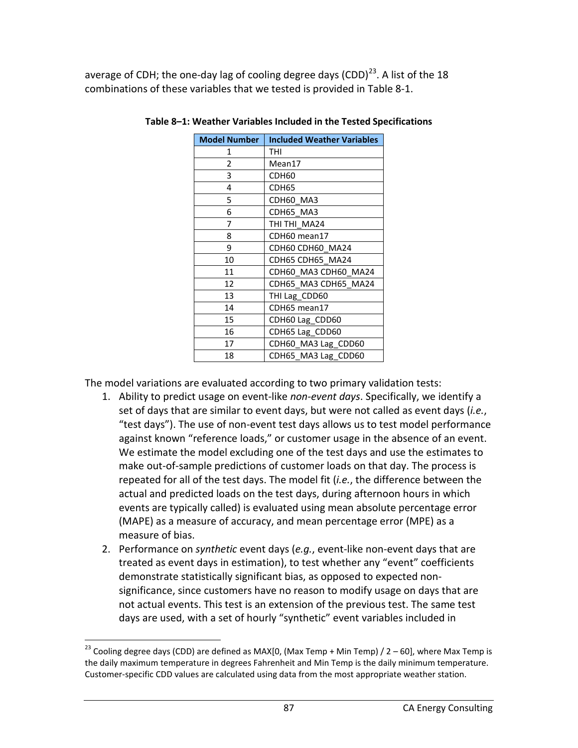average of CDH; the one-day lag of cooling degree days (CDD)[23]. A list of the 18 combinations of these variables that we tested is provided in Table 8-1.

**Table 8–1: Weather Variables Included in the Tested Specifications**

| Model Number | Included Weather Variables |
|---|---|
| 1 | THI |
| 2 | Mean17 |
| 3 | CDH60 |
| 4 | CDH65 |
| 5 | CDH60_MA3 |
| 6 | CDH65_MA3 |
| 7 | THI THI_MA24 |
| 8 | CDH60 mean17 |
| 9 | CDH60 CDH60_MA24 |
| 10 | CDH65 CDH65_MA24 |
| 11 | CDH60_MA3 CDH60_MA24 |
| 12 | CDH65_MA3 CDH65_MA24 |
| 13 | THI Lag_CDD60 |
| 14 | CDH65 mean17 |
| 15 | CDH60 Lag_CDD60 |
| 16 | CDH65 Lag_CDD60 |
| 17 | CDH60_MA3 Lag_CDD60 |
| 18 | CDH65_MA3 Lag_CDD60 |

The model variations are evaluated according to two primary validation tests:

1. Ability to predict usage on event-like *non-event days*. Specifically, we identify a set of days that are similar to event days, but were not called as event days (*i.e.*, "test days"). The use of non-event test days allows us to test model performance against known "reference loads," or customer usage in the absence of an event. We estimate the model excluding one of the test days and use the estimates to make out-of-sample predictions of customer loads on that day. The process is repeated for all of the test days. The model fit (*i.e.*, the difference between the actual and predicted loads on the test days, during afternoon hours in which events are typically called) is evaluated using mean absolute percentage error (MAPE) as a measure of accuracy, and mean percentage error (MPE) as a measure of bias.
2. Performance on *synthetic* event days (*e.g.*, event-like non-event days that are treated as event days in estimation), to test whether any "event" coefficients demonstrate statistically significant bias, as opposed to expected non-significance, since customers have no reason to modify usage on days that are not actual events. This test is an extension of the previous test. The same test days are used, with a set of hourly "synthetic" event variables included in

[23] Cooling degree days (CDD) are defined as MAX[0, (Max Temp + Min Temp) / 2 – 60], where Max Temp is the daily maximum temperature in degrees Fahrenheit and Min Temp is the daily minimum temperature. Customer-specific CDD values are calculated using data from the most appropriate weather station.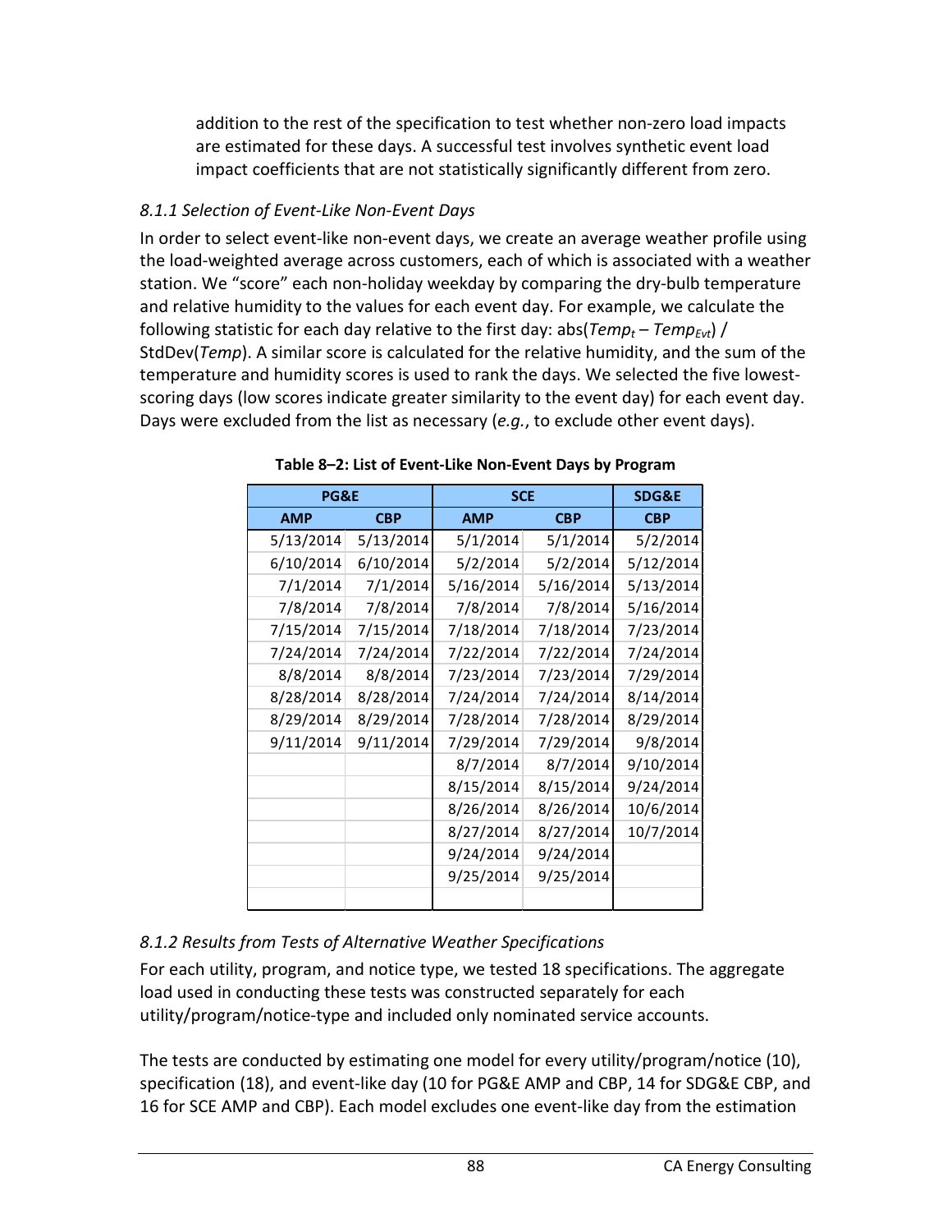addition to the rest of the specification to test whether non-zero load impacts are estimated for these days. A successful test involves synthetic event load impact coefficients that are not statistically significantly different from zero.

### *8.1.1 Selection of Event-Like Non-Event Days*

In order to select event-like non-event days, we create an average weather profile using the load-weighted average across customers, each of which is associated with a weather station. We "score" each non-holiday weekday by comparing the dry-bulb temperature and relative humidity to the values for each event day. For example, we calculate the following statistic for each day relative to the first day: abs($Temp_t$ – $Temp_{Evt}$) / StdDev($Temp$). A similar score is calculated for the relative humidity, and the sum of the temperature and humidity scores is used to rank the days. We selected the five lowest-scoring days (low scores indicate greater similarity to the event day) for each event day. Days were excluded from the list as necessary (*e.g.*, to exclude other event days).

**Table 8–2: List of Event-Like Non-Event Days by Program**

| PG&E | | SCE | | SDG&E |
|---|---|---|---|---|
| **AMP** | **CBP** | **AMP** | **CBP** | **CBP** |
| 5/13/2014 | 5/13/2014 | 5/1/2014 | 5/1/2014 | 5/2/2014 |
| 6/10/2014 | 6/10/2014 | 5/2/2014 | 5/2/2014 | 5/12/2014 |
| 7/1/2014 | 7/1/2014 | 5/16/2014 | 5/16/2014 | 5/13/2014 |
| 7/8/2014 | 7/8/2014 | 7/8/2014 | 7/8/2014 | 5/16/2014 |
| 7/15/2014 | 7/15/2014 | 7/18/2014 | 7/18/2014 | 7/23/2014 |
| 7/24/2014 | 7/24/2014 | 7/22/2014 | 7/22/2014 | 7/24/2014 |
| 8/8/2014 | 8/8/2014 | 7/23/2014 | 7/23/2014 | 7/29/2014 |
| 8/28/2014 | 8/28/2014 | 7/24/2014 | 7/24/2014 | 8/14/2014 |
| 8/29/2014 | 8/29/2014 | 7/28/2014 | 7/28/2014 | 8/29/2014 |
| 9/11/2014 | 9/11/2014 | 7/29/2014 | 7/29/2014 | 9/8/2014 |
| | | 8/7/2014 | 8/7/2014 | 9/10/2014 |
| | | 8/15/2014 | 8/15/2014 | 9/24/2014 |
| | | 8/26/2014 | 8/26/2014 | 10/6/2014 |
| | | 8/27/2014 | 8/27/2014 | 10/7/2014 |
| | | 9/24/2014 | 9/24/2014 | |
| | | 9/25/2014 | 9/25/2014 | |

### *8.1.2 Results from Tests of Alternative Weather Specifications*

For each utility, program, and notice type, we tested 18 specifications. The aggregate load used in conducting these tests was constructed separately for each utility/program/notice-type and included only nominated service accounts.

The tests are conducted by estimating one model for every utility/program/notice (10), specification (18), and event-like day (10 for PG&E AMP and CBP, 14 for SDG&E CBP, and 16 for SCE AMP and CBP). Each model excludes one event-like day from the estimation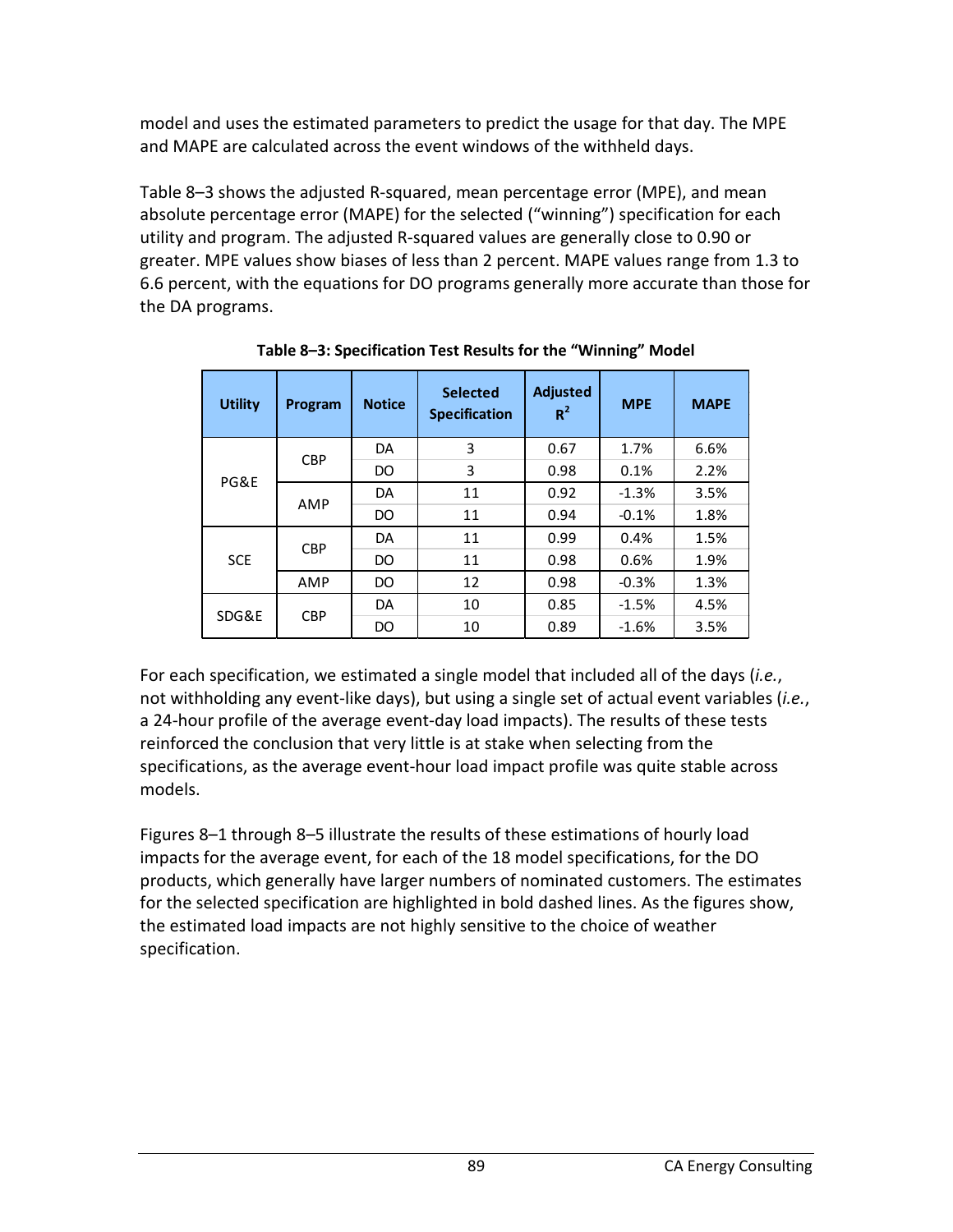model and uses the estimated parameters to predict the usage for that day. The MPE and MAPE are calculated across the event windows of the withheld days.

Table 8–3 shows the adjusted R-squared, mean percentage error (MPE), and mean absolute percentage error (MAPE) for the selected ("winning") specification for each utility and program. The adjusted R-squared values are generally close to 0.90 or greater. MPE values show biases of less than 2 percent. MAPE values range from 1.3 to 6.6 percent, with the equations for DO programs generally more accurate than those for the DA programs.

**Table 8–3: Specification Test Results for the "Winning" Model**

| Utility | Program | Notice | Selected Specification | Adjusted $R^2$ | MPE | MAPE |
|---|---|---|---|---|---|---|
| PG&E | CBP | DA | 3 | 0.67 | 1.7% | 6.6% |
| | | DO | 3 | 0.98 | 0.1% | 2.2% |
| | AMP | DA | 11 | 0.92 | -1.3% | 3.5% |
| | | DO | 11 | 0.94 | -0.1% | 1.8% |
| SCE | CBP | DA | 11 | 0.99 | 0.4% | 1.5% |
| | | DO | 11 | 0.98 | 0.6% | 1.9% |
| | AMP | DO | 12 | 0.98 | -0.3% | 1.3% |
| SDG&E | CBP | DA | 10 | 0.85 | -1.5% | 4.5% |
| | | DO | 10 | 0.89 | -1.6% | 3.5% |

For each specification, we estimated a single model that included all of the days (*i.e.*, not withholding any event-like days), but using a single set of actual event variables (*i.e.*, a 24-hour profile of the average event-day load impacts). The results of these tests reinforced the conclusion that very little is at stake when selecting from the specifications, as the average event-hour load impact profile was quite stable across models.

Figures 8–1 through 8–5 illustrate the results of these estimations of hourly load impacts for the average event, for each of the 18 model specifications, for the DO products, which generally have larger numbers of nominated customers. The estimates for the selected specification are highlighted in bold dashed lines. As the figures show, the estimated load impacts are not highly sensitive to the choice of weather specification.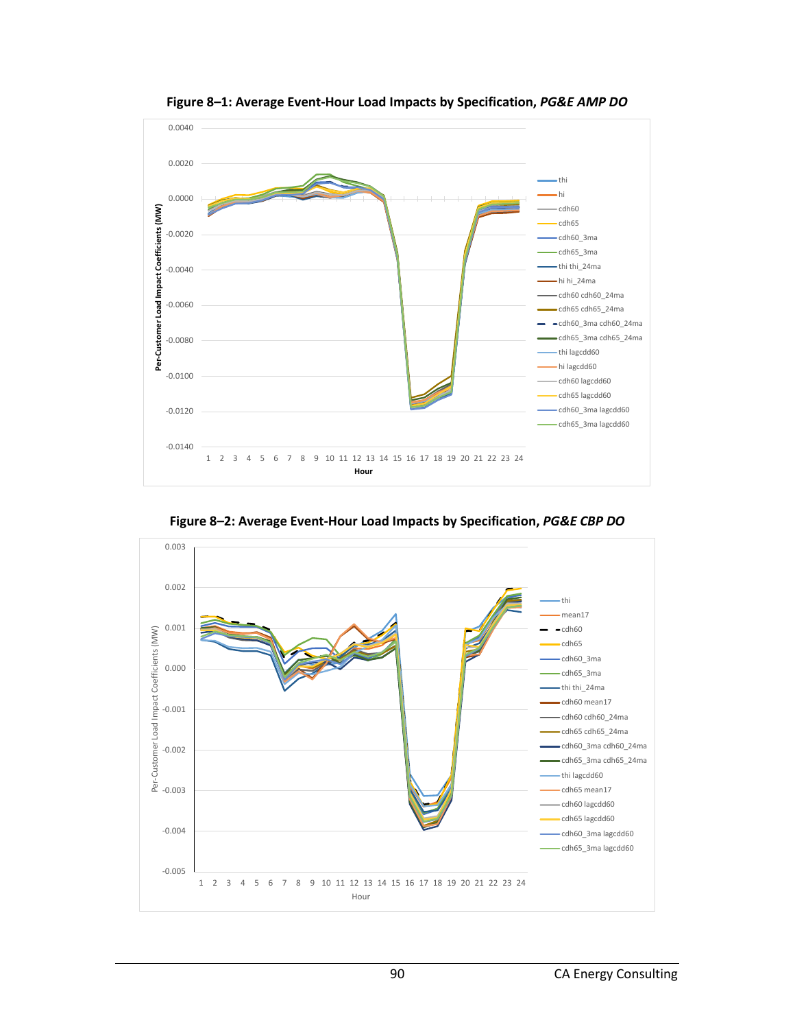**Figure 8–1: Average Event-Hour Load Impacts by Specification, *PG&E AMP DO***

**Figure 8–2: Average Event-Hour Load Impacts by Specification, *PG&E CBP DO***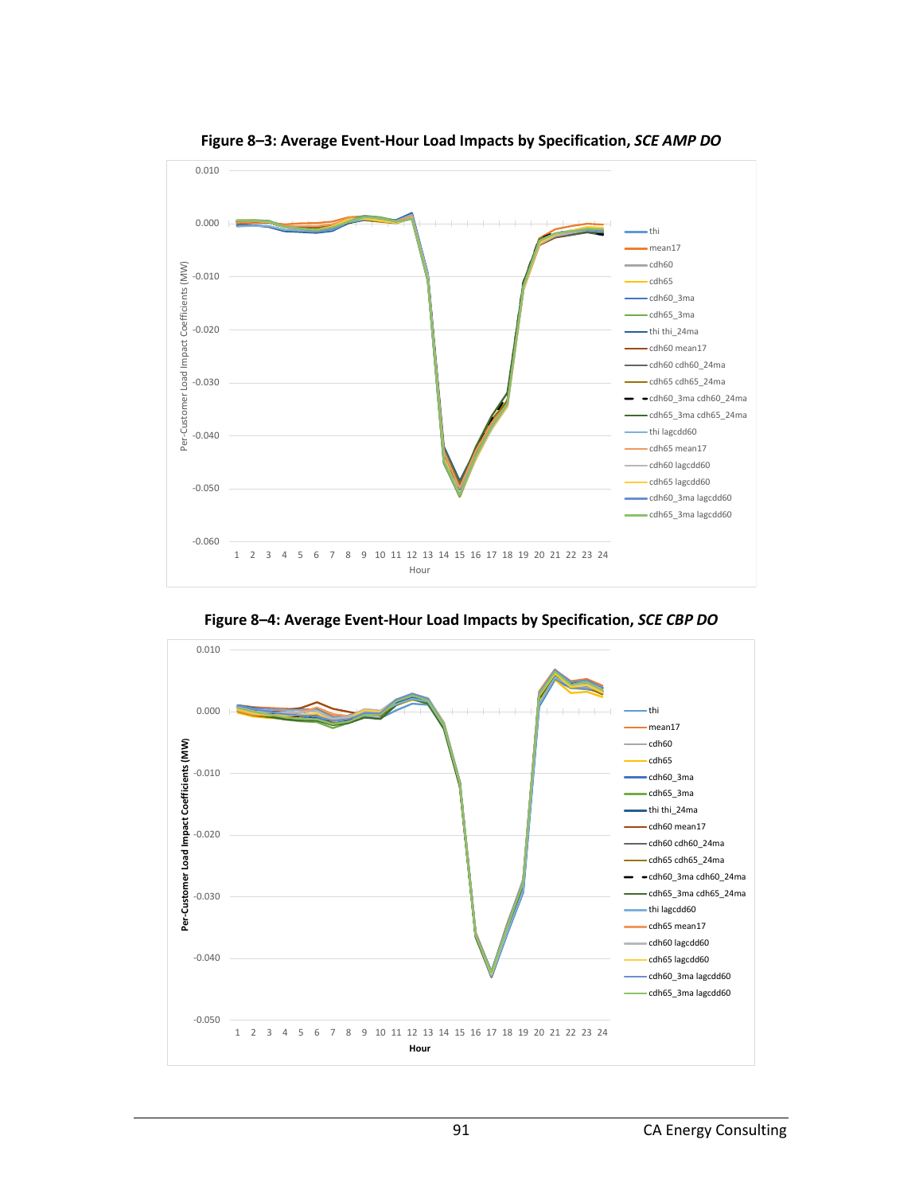**Figure 8–3: Average Event-Hour Load Impacts by Specification, *SCE AMP DO***

**Figure 8–4: Average Event-Hour Load Impacts by Specification, *SCE CBP DO***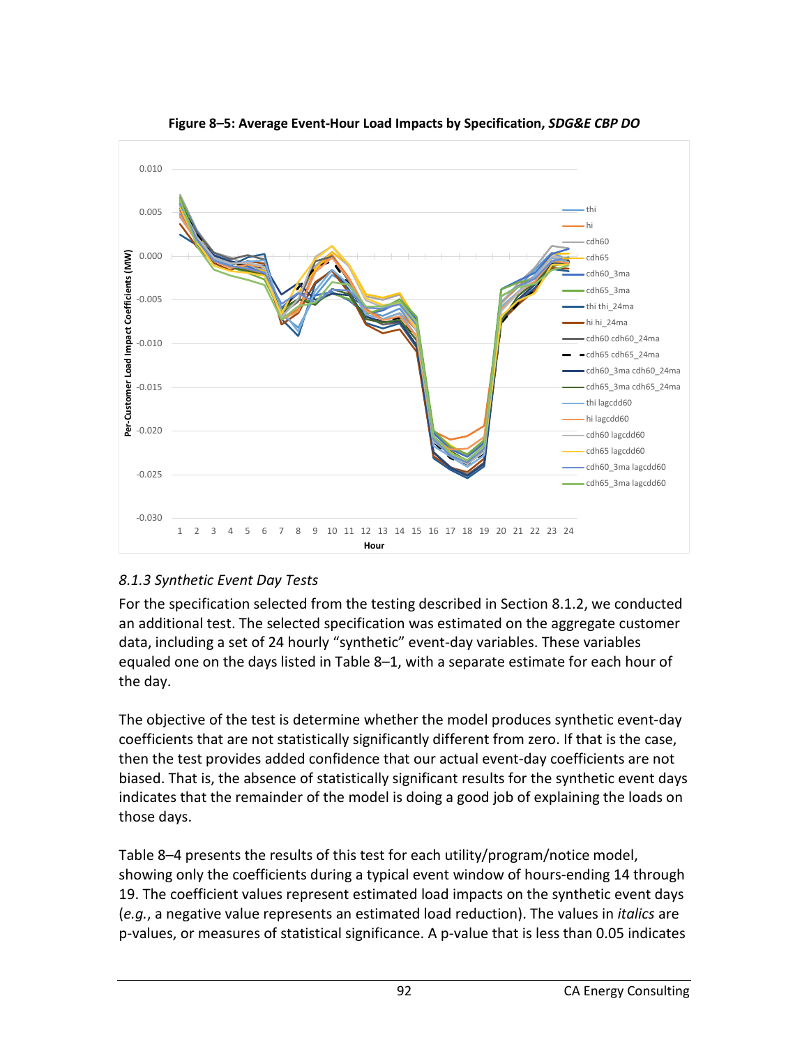**Figure 8–5: Average Event-Hour Load Impacts by Specification, *SDG&E CBP DO***

### *8.1.3 Synthetic Event Day Tests*

For the specification selected from the testing described in Section 8.1.2, we conducted an additional test. The selected specification was estimated on the aggregate customer data, including a set of 24 hourly "synthetic" event-day variables. These variables equaled one on the days listed in Table 8–1, with a separate estimate for each hour of the day.

The objective of the test is determine whether the model produces synthetic event-day coefficients that are not statistically significantly different from zero. If that is the case, then the test provides added confidence that our actual event-day coefficients are not biased. That is, the absence of statistically significant results for the synthetic event days indicates that the remainder of the model is doing a good job of explaining the loads on those days.

Table 8–4 presents the results of this test for each utility/program/notice model, showing only the coefficients during a typical event window of hours-ending 14 through 19. The coefficient values represent estimated load impacts on the synthetic event days (*e.g.*, a negative value represents an estimated load reduction). The values in *italics* are p-values, or measures of statistical significance. A p-value that is less than 0.05 indicates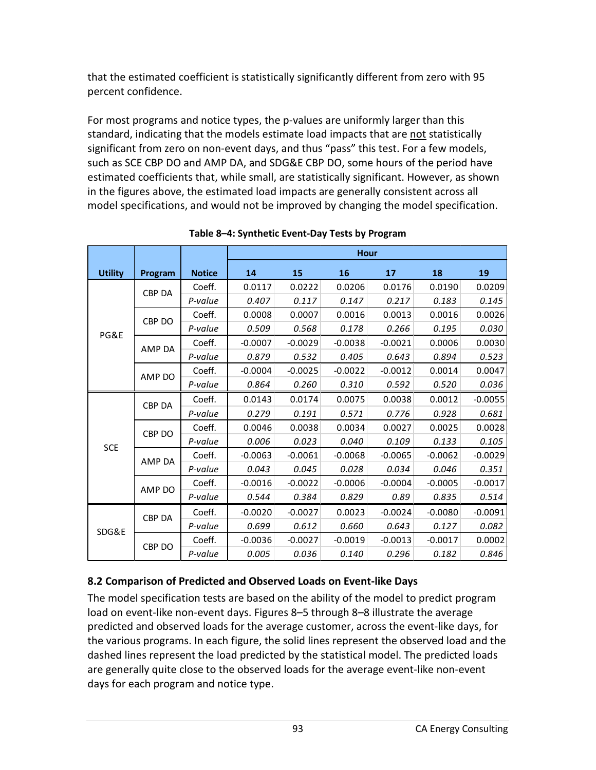that the estimated coefficient is statistically significantly different from zero with 95 percent confidence.

For most programs and notice types, the p-values are uniformly larger than this standard, indicating that the models estimate load impacts that are <u>not</u> statistically significant from zero on non-event days, and thus "pass" this test. For a few models, such as SCE CBP DO and AMP DA, and SDG&E CBP DO, some hours of the period have estimated coefficients that, while small, are statistically significant. However, as shown in the figures above, the estimated load impacts are generally consistent across all model specifications, and would not be improved by changing the model specification.

**Table 8–4: Synthetic Event-Day Tests by Program**

| Utility | Program | Notice | Hour | | | | | |
|---|---|---|---|---|---|---|---|---|
| | | | 14 | 15 | 16 | 17 | 18 | 19 |
| PG&E | CBP DA | Coeff. | 0.0117 | 0.0222 | 0.0206 | 0.0176 | 0.0190 | 0.0209 |
| | | *P-value* | *0.407* | *0.117* | *0.147* | *0.217* | *0.183* | *0.145* |
| | CBP DO | Coeff. | 0.0008 | 0.0007 | 0.0016 | 0.0013 | 0.0016 | 0.0026 |
| | | *P-value* | *0.509* | *0.568* | *0.178* | *0.266* | *0.195* | *0.030* |
| | AMP DA | Coeff. | -0.0007 | -0.0029 | -0.0038 | -0.0021 | 0.0006 | 0.0030 |
| | | *P-value* | *0.879* | *0.532* | *0.405* | *0.643* | *0.894* | *0.523* |
| | AMP DO | Coeff. | -0.0004 | -0.0025 | -0.0022 | -0.0012 | 0.0014 | 0.0047 |
| | | *P-value* | *0.864* | *0.260* | *0.310* | *0.592* | *0.520* | *0.036* |
| SCE | CBP DA | Coeff. | 0.0143 | 0.0174 | 0.0075 | 0.0038 | 0.0012 | -0.0055 |
| | | *P-value* | *0.279* | *0.191* | *0.571* | *0.776* | *0.928* | *0.681* |
| | CBP DO | Coeff. | 0.0046 | 0.0038 | 0.0034 | 0.0027 | 0.0025 | 0.0028 |
| | | *P-value* | *0.006* | *0.023* | *0.040* | *0.109* | *0.133* | *0.105* |
| | AMP DA | Coeff. | -0.0063 | -0.0061 | -0.0068 | -0.0065 | -0.0062 | -0.0029 |
| | | *P-value* | *0.043* | *0.045* | *0.028* | *0.034* | *0.046* | *0.351* |
| | AMP DO | Coeff. | -0.0016 | -0.0022 | -0.0006 | -0.0004 | -0.0005 | -0.0017 |
| | | *P-value* | *0.544* | *0.384* | *0.829* | *0.89* | *0.835* | *0.514* |
| SDG&E | CBP DA | Coeff. | -0.0020 | -0.0027 | 0.0023 | -0.0024 | -0.0080 | -0.0091 |
| | | *P-value* | *0.699* | *0.612* | *0.660* | *0.643* | *0.127* | *0.082* |
| | CBP DO | Coeff. | -0.0036 | -0.0027 | -0.0019 | -0.0013 | -0.0017 | 0.0002 |
| | | *P-value* | *0.005* | *0.036* | *0.140* | *0.296* | *0.182* | *0.846* |

## 8.2 Comparison of Predicted and Observed Loads on Event-like Days

The model specification tests are based on the ability of the model to predict program load on event-like non-event days. Figures 8–5 through 8–8 illustrate the average predicted and observed loads for the average customer, across the event-like days, for the various programs. In each figure, the solid lines represent the observed load and the dashed lines represent the load predicted by the statistical model. The predicted loads are generally quite close to the observed loads for the average event-like non-event days for each program and notice type.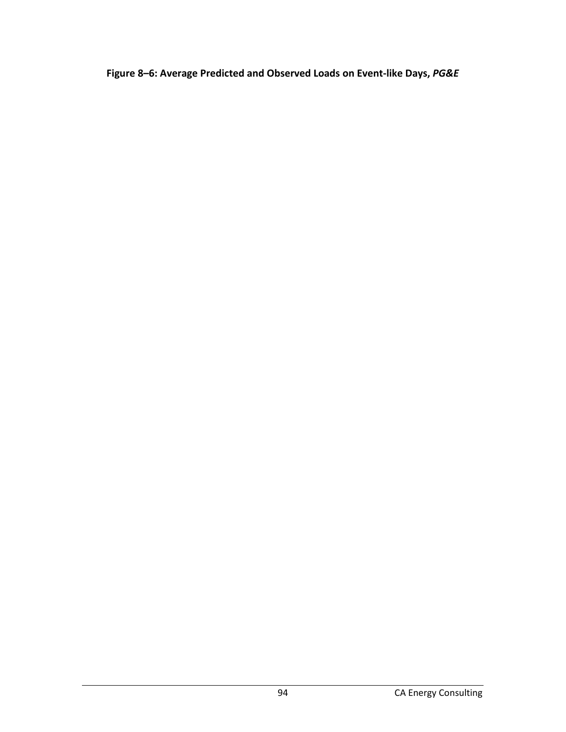**Figure 8–6: Average Predicted and Observed Loads on Event-like Days, *PG&E***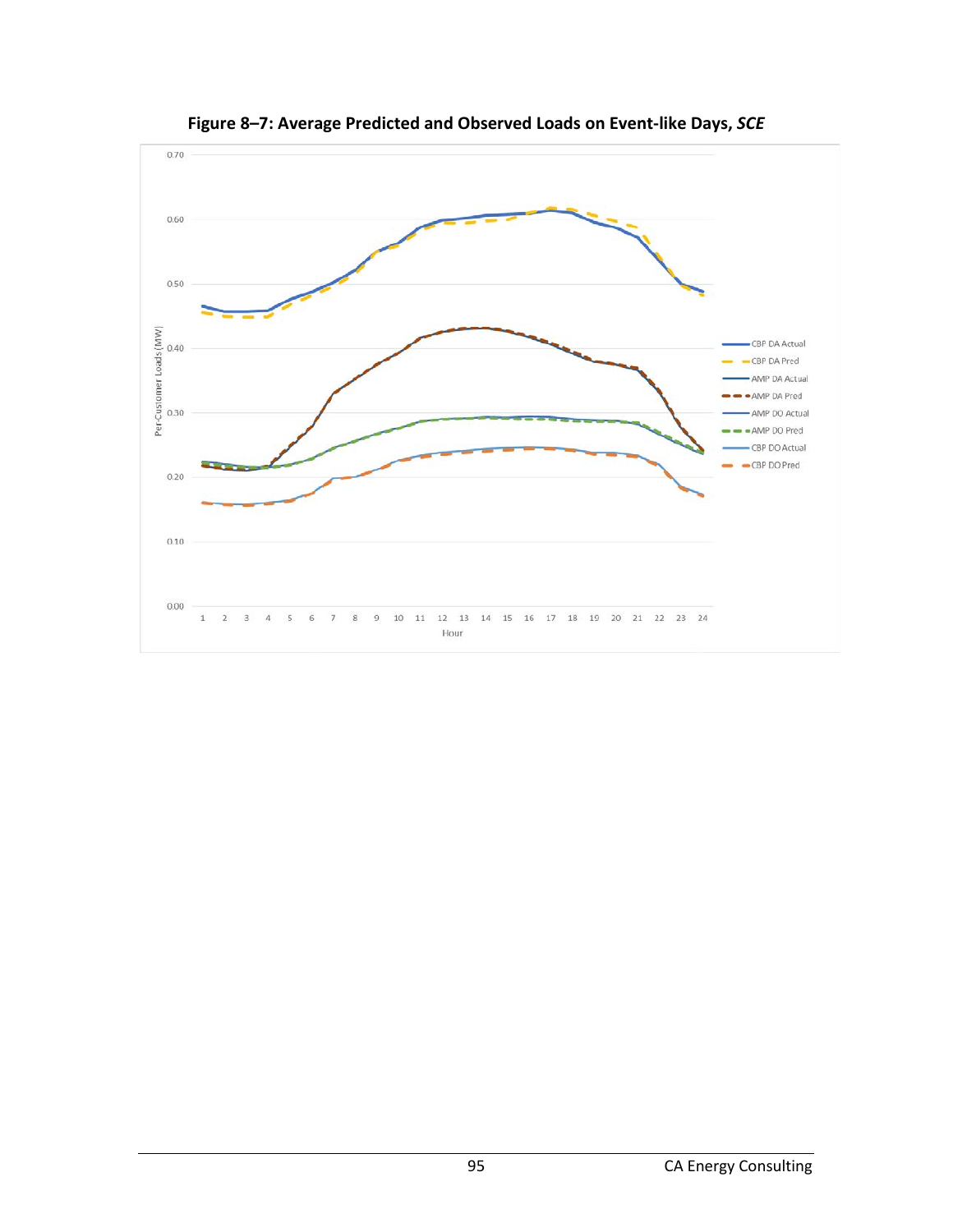**Figure 8–7: Average Predicted and Observed Loads on Event-like Days, *SCE***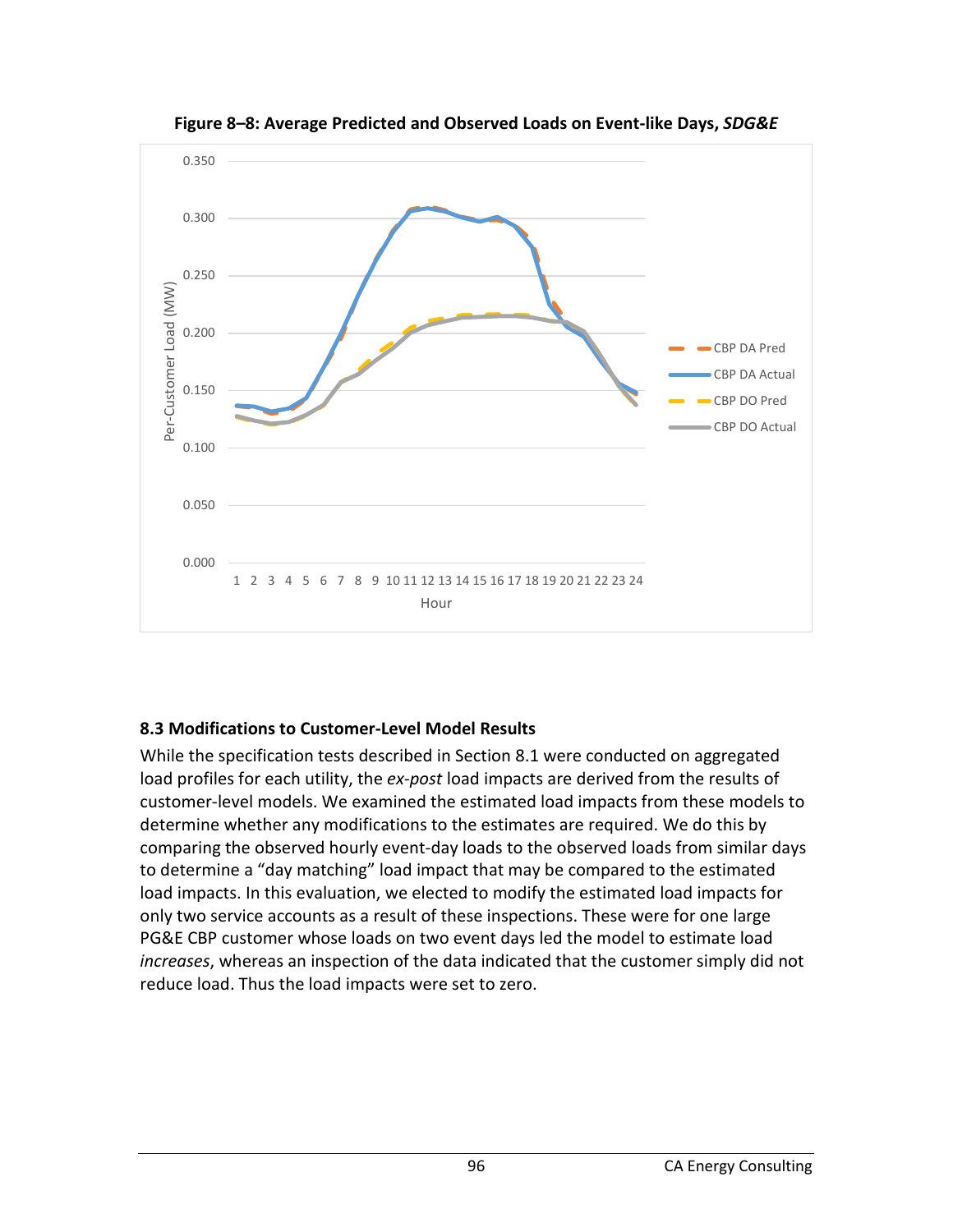**Figure 8–8: Average Predicted and Observed Loads on Event-like Days, *SDG&E***

### 8.3 Modifications to Customer-Level Model Results

While the specification tests described in Section 8.1 were conducted on aggregated load profiles for each utility, the *ex-post* load impacts are derived from the results of customer-level models. We examined the estimated load impacts from these models to determine whether any modifications to the estimates are required. We do this by comparing the observed hourly event-day loads to the observed loads from similar days to determine a "day matching" load impact that may be compared to the estimated load impacts. In this evaluation, we elected to modify the estimated load impacts for only two service accounts as a result of these inspections. These were for one large PG&E CBP customer whose loads on two event days led the model to estimate load *increases*, whereas an inspection of the data indicated that the customer simply did not reduce load. Thus the load impacts were set to zero.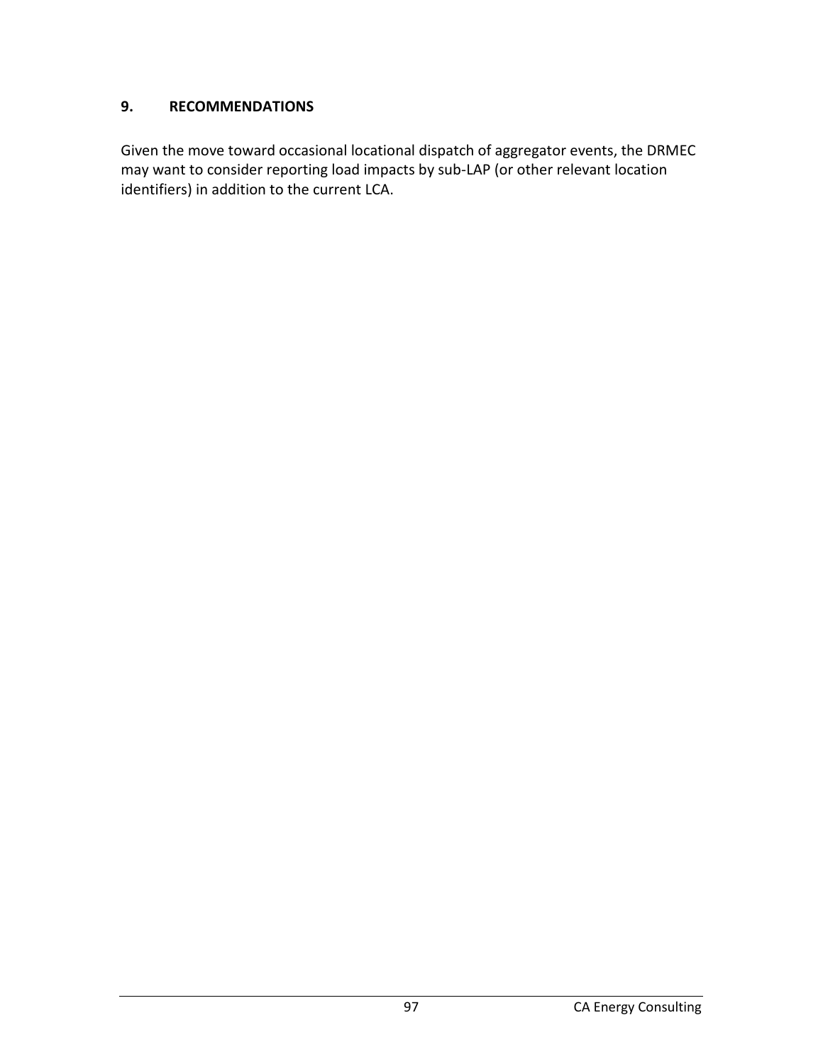# 9. RECOMMENDATIONS

Given the move toward occasional locational dispatch of aggregator events, the DRMEC may want to consider reporting load impacts by sub-LAP (or other relevant location identifiers) in addition to the current LCA.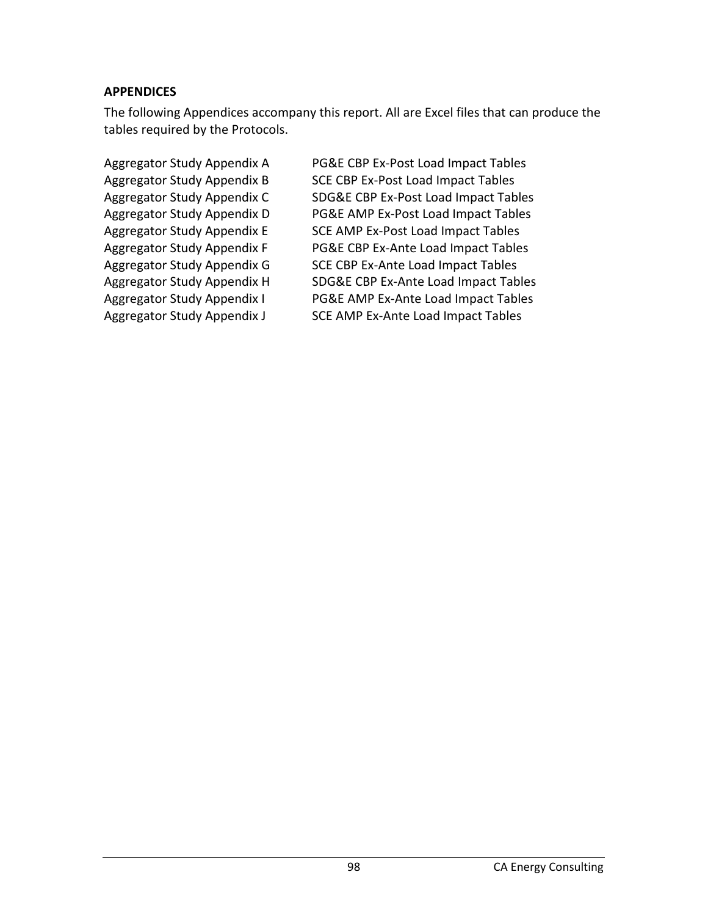## APPENDICES

The following Appendices accompany this report. All are Excel files that can produce the tables required by the Protocols.

| | |
|---|---|
| Aggregator Study Appendix A | PG&E CBP Ex-Post Load Impact Tables |
| Aggregator Study Appendix B | SCE CBP Ex-Post Load Impact Tables |
| Aggregator Study Appendix C | SDG&E CBP Ex-Post Load Impact Tables |
| Aggregator Study Appendix D | PG&E AMP Ex-Post Load Impact Tables |
| Aggregator Study Appendix E | SCE AMP Ex-Post Load Impact Tables |
| Aggregator Study Appendix F | PG&E CBP Ex-Ante Load Impact Tables |
| Aggregator Study Appendix G | SCE CBP Ex-Ante Load Impact Tables |
| Aggregator Study Appendix H | SDG&E CBP Ex-Ante Load Impact Tables |
| Aggregator Study Appendix I | PG&E AMP Ex-Ante Load Impact Tables |
| Aggregator Study Appendix J | SCE AMP Ex-Ante Load Impact Tables |